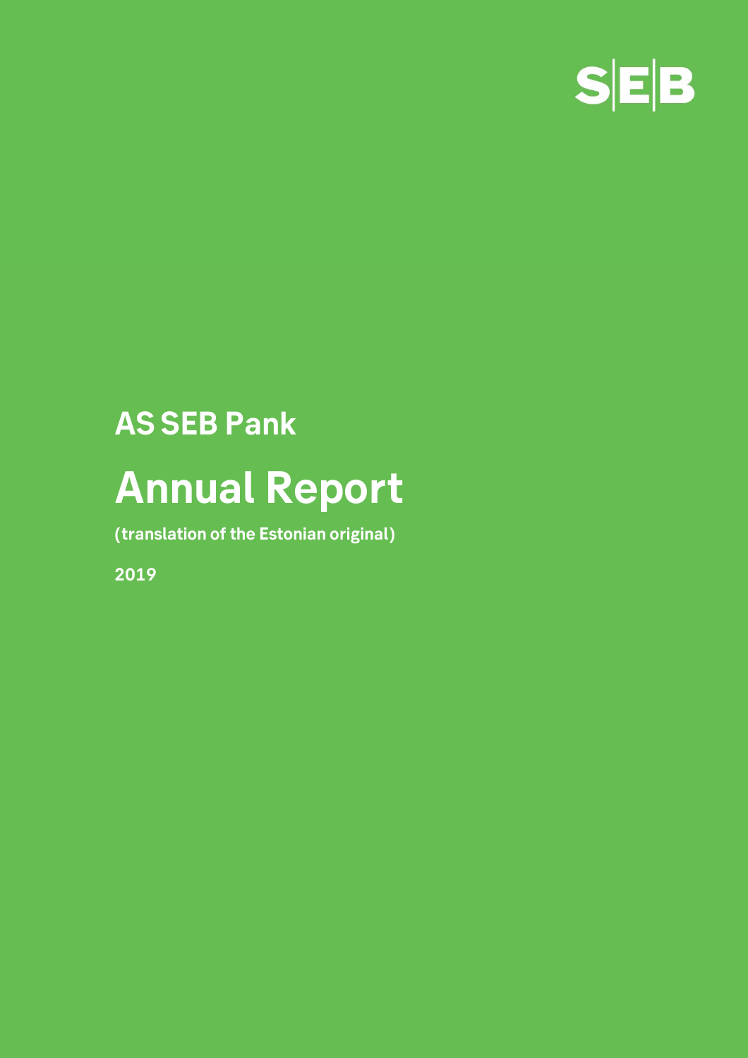SEB

## AS SEB Pank

# Annual Report

**(translation of the Estonian original)**

**2019**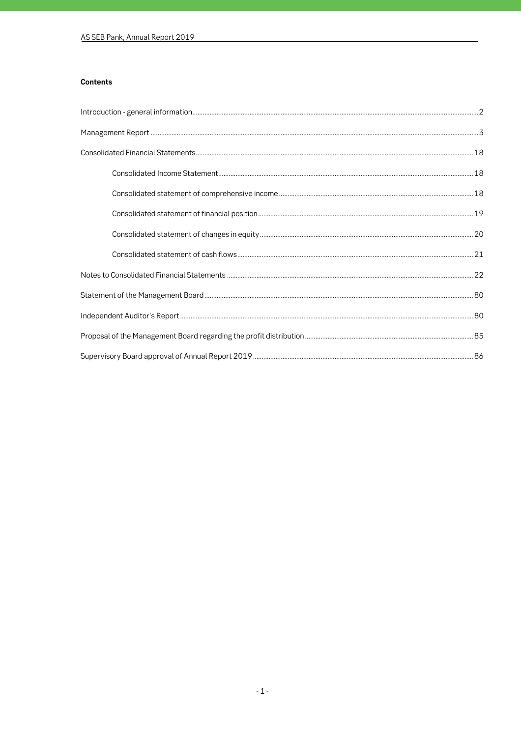**Contents**

- Introduction - general information ... 2
- Management Report ... 3
- Consolidated Financial Statements ... 18
  - Consolidated Income Statement ... 18
  - Consolidated statement of comprehensive income ... 18
  - Consolidated statement of financial position ... 19
  - Consolidated statement of changes in equity ... 20
  - Consolidated statement of cash flows ... 21
- Notes to Consolidated Financial Statements ... 22
- Statement of the Management Board ... 80
- Independent Auditor's Report ... 80
- Proposal of the Management Board regarding the profit distribution ... 85
- Supervisory Board approval of Annual Report 2019 ... 86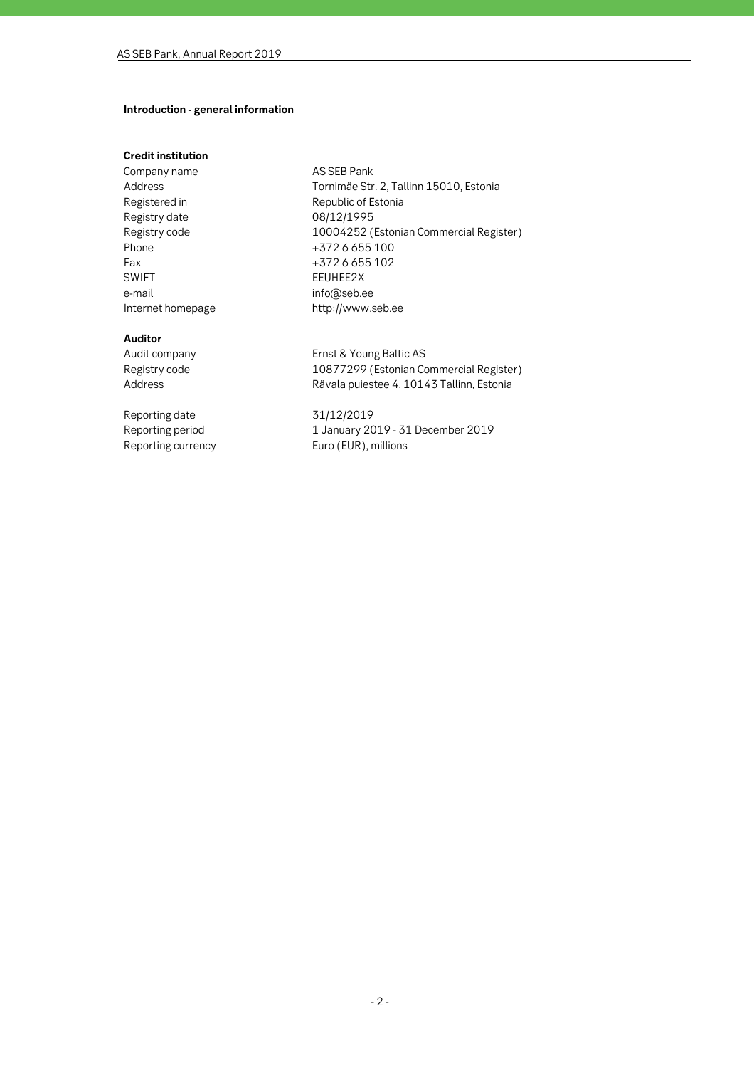## Introduction - general information

### Credit institution

| | |
|---|---|
| Company name | AS SEB Pank |
| Address | Tornimäe Str. 2, Tallinn 15010, Estonia |
| Registered in | Republic of Estonia |
| Registry date | 08/12/1995 |
| Registry code | 10004252 (Estonian Commercial Register) |
| Phone | +372 6 655 100 |
| Fax | +372 6 655 102 |
| SWIFT | EEUHEE2X |
| e-mail | info@seb.ee |
| Internet homepage | http://www.seb.ee |

### Auditor

| | |
|---|---|
| Audit company | Ernst & Young Baltic AS |
| Registry code | 10877299 (Estonian Commercial Register) |
| Address | Rävala puiestee 4, 10143 Tallinn, Estonia |

| | |
|---|---|
| Reporting date | 31/12/2019 |
| Reporting period | 1 January 2019 - 31 December 2019 |
| Reporting currency | Euro (EUR), millions |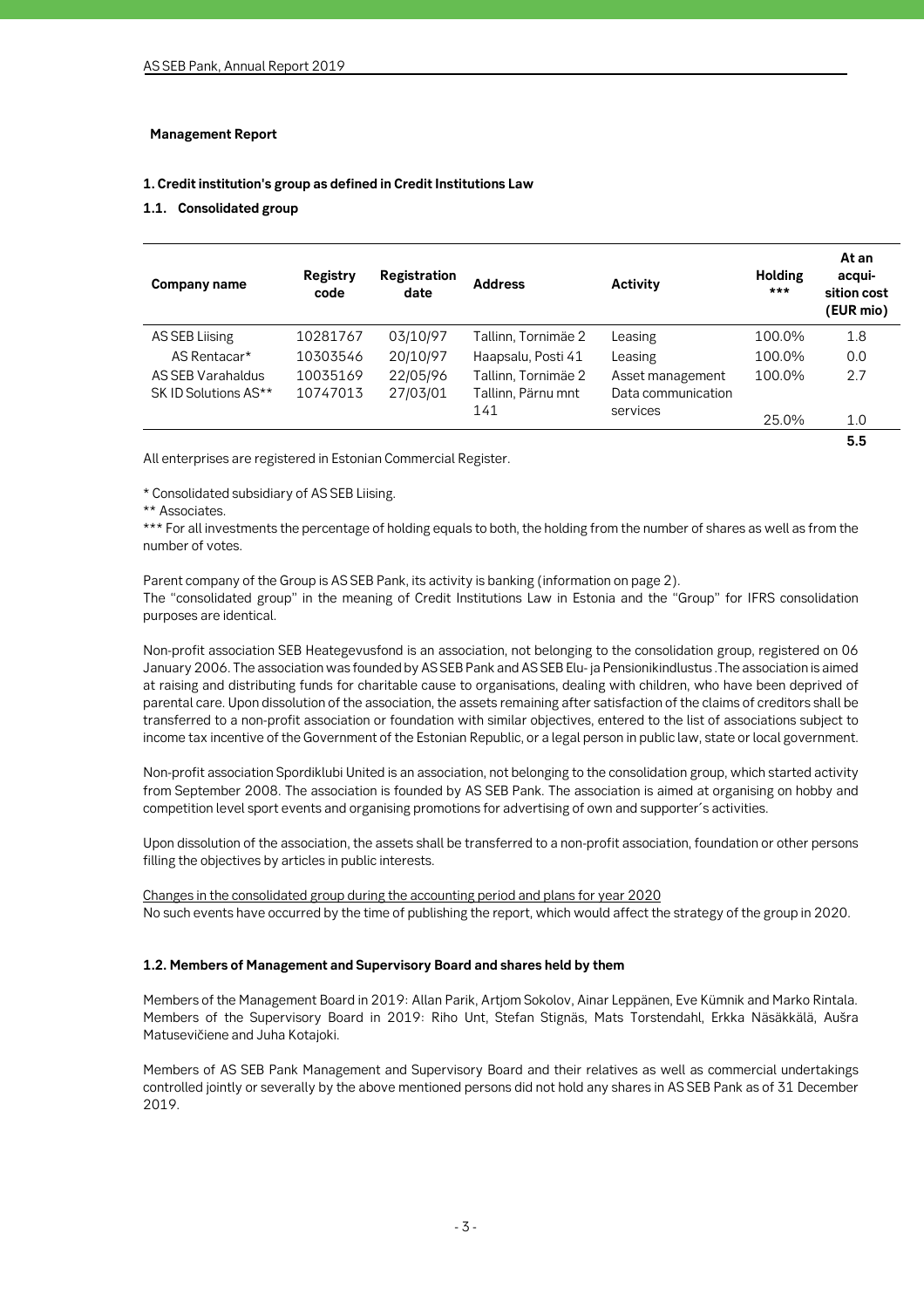## Management Report

### 1. Credit institution's group as defined in Credit Institutions Law

#### 1.1. Consolidated group

| Company name | Registry code | Registration date | Address | Activity | Holding *** | At an acqui-sition cost (EUR mio) |
|---|---|---|---|---|---|---|
| AS SEB Liising | 10281767 | 03/10/97 | Tallinn, Tornimäe 2 | Leasing | 100.0% | 1.8 |
| AS Rentacar* | 10303546 | 20/10/97 | Haapsalu, Posti 41 | Leasing | 100.0% | 0.0 |
| AS SEB Varahaldus | 10035169 | 22/05/96 | Tallinn, Tornimäe 2 | Asset management | 100.0% | 2.7 |
| SK ID Solutions AS** | 10747013 | 27/03/01 | Tallinn, Pärnu mnt 141 | Data communication services | 25.0% | 1.0 |
| | | | | | | **5.5** |

All enterprises are registered in Estonian Commercial Register.

* Consolidated subsidiary of AS SEB Liising.

** Associates.

*** For all investments the percentage of holding equals to both, the holding from the number of shares as well as from the number of votes.

Parent company of the Group is AS SEB Pank, its activity is banking (information on page 2).
The "consolidated group" in the meaning of Credit Institutions Law in Estonia and the "Group" for IFRS consolidation purposes are identical.

Non-profit association SEB Heategevusfond is an association, not belonging to the consolidation group, registered on 06 January 2006. The association was founded by AS SEB Pank and AS SEB Elu- ja Pensionikindlustus .The association is aimed at raising and distributing funds for charitable cause to organisations, dealing with children, who have been deprived of parental care. Upon dissolution of the association, the assets remaining after satisfaction of the claims of creditors shall be transferred to a non-profit association or foundation with similar objectives, entered to the list of associations subject to income tax incentive of the Government of the Estonian Republic, or a legal person in public law, state or local government.

Non-profit association Spordiklubi United is an association, not belonging to the consolidation group, which started activity from September 2008. The association is founded by AS SEB Pank. The association is aimed at organising on hobby and competition level sport events and organising promotions for advertising of own and supporter´s activities.

Upon dissolution of the association, the assets shall be transferred to a non-profit association, foundation or other persons filling the objectives by articles in public interests.

Changes in the consolidated group during the accounting period and plans for year 2020
No such events have occurred by the time of publishing the report, which would affect the strategy of the group in 2020.

#### 1.2. Members of Management and Supervisory Board and shares held by them

Members of the Management Board in 2019: Allan Parik, Artjom Sokolov, Ainar Leppänen, Eve Kümnik and Marko Rintala. Members of the Supervisory Board in 2019: Riho Unt, Stefan Stignäs, Mats Torstendahl, Erkka Näsäkkälä, Aušra Matusevičiene and Juha Kotajoki.

Members of AS SEB Pank Management and Supervisory Board and their relatives as well as commercial undertakings controlled jointly or severally by the above mentioned persons did not hold any shares in AS SEB Pank as of 31 December 2019.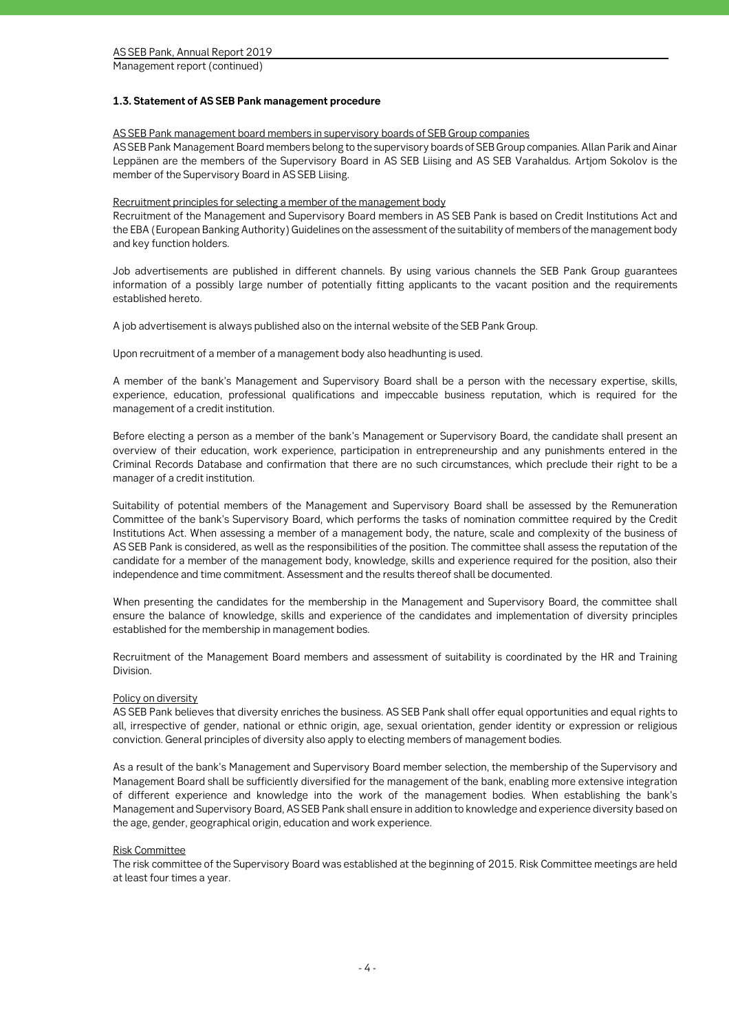## 1.3. Statement of AS SEB Pank management procedure

AS SEB Pank management board members in supervisory boards of SEB Group companies

AS SEB Pank Management Board members belong to the supervisory boards of SEB Group companies. Allan Parik and Ainar Leppänen are the members of the Supervisory Board in AS SEB Liising and AS SEB Varahaldus. Artjom Sokolov is the member of the Supervisory Board in AS SEB Liising.

Recruitment principles for selecting a member of the management body

Recruitment of the Management and Supervisory Board members in AS SEB Pank is based on Credit Institutions Act and the EBA (European Banking Authority) Guidelines on the assessment of the suitability of members of the management body and key function holders.

Job advertisements are published in different channels. By using various channels the SEB Pank Group guarantees information of a possibly large number of potentially fitting applicants to the vacant position and the requirements established hereto.

A job advertisement is always published also on the internal website of the SEB Pank Group.

Upon recruitment of a member of a management body also headhunting is used.

A member of the bank's Management and Supervisory Board shall be a person with the necessary expertise, skills, experience, education, professional qualifications and impeccable business reputation, which is required for the management of a credit institution.

Before electing a person as a member of the bank's Management or Supervisory Board, the candidate shall present an overview of their education, work experience, participation in entrepreneurship and any punishments entered in the Criminal Records Database and confirmation that there are no such circumstances, which preclude their right to be a manager of a credit institution.

Suitability of potential members of the Management and Supervisory Board shall be assessed by the Remuneration Committee of the bank's Supervisory Board, which performs the tasks of nomination committee required by the Credit Institutions Act. When assessing a member of a management body, the nature, scale and complexity of the business of AS SEB Pank is considered, as well as the responsibilities of the position. The committee shall assess the reputation of the candidate for a member of the management body, knowledge, skills and experience required for the position, also their independence and time commitment. Assessment and the results thereof shall be documented.

When presenting the candidates for the membership in the Management and Supervisory Board, the committee shall ensure the balance of knowledge, skills and experience of the candidates and implementation of diversity principles established for the membership in management bodies.

Recruitment of the Management Board members and assessment of suitability is coordinated by the HR and Training Division.

Policy on diversity

AS SEB Pank believes that diversity enriches the business. AS SEB Pank shall offer equal opportunities and equal rights to all, irrespective of gender, national or ethnic origin, age, sexual orientation, gender identity or expression or religious conviction. General principles of diversity also apply to electing members of management bodies.

As a result of the bank's Management and Supervisory Board member selection, the membership of the Supervisory and Management Board shall be sufficiently diversified for the management of the bank, enabling more extensive integration of different experience and knowledge into the work of the management bodies. When establishing the bank's Management and Supervisory Board, AS SEB Pank shall ensure in addition to knowledge and experience diversity based on the age, gender, geographical origin, education and work experience.

Risk Committee

The risk committee of the Supervisory Board was established at the beginning of 2015. Risk Committee meetings are held at least four times a year.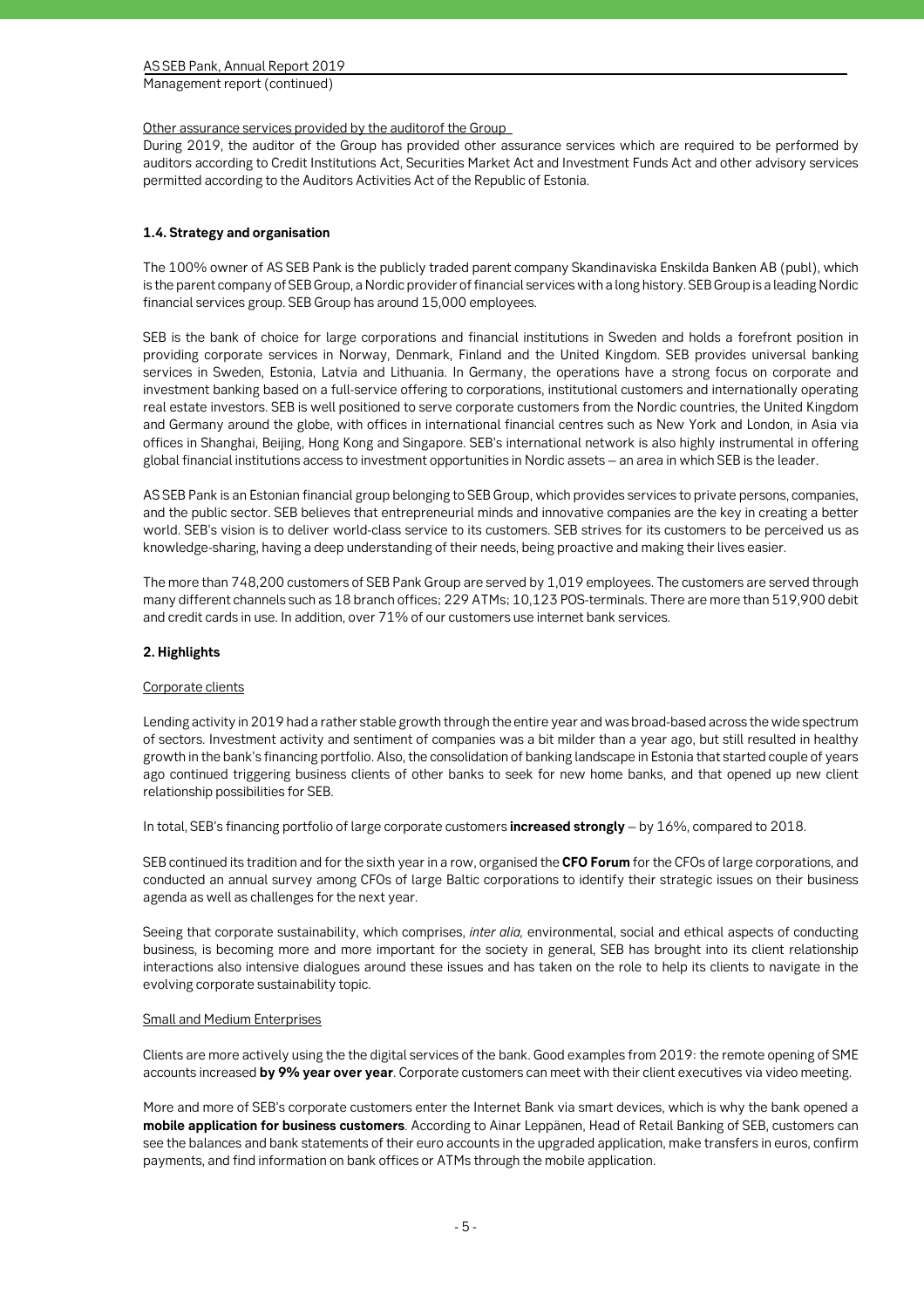Other assurance services provided by the auditorof the Group

During 2019, the auditor of the Group has provided other assurance services which are required to be performed by auditors according to Credit Institutions Act, Securities Market Act and Investment Funds Act and other advisory services permitted according to the Auditors Activities Act of the Republic of Estonia.

### 1.4. Strategy and organisation

The 100% owner of AS SEB Pank is the publicly traded parent company Skandinaviska Enskilda Banken AB (publ), which is the parent company of SEB Group, a Nordic provider of financial services with a long history. SEB Group is a leading Nordic financial services group. SEB Group has around 15,000 employees.

SEB is the bank of choice for large corporations and financial institutions in Sweden and holds a forefront position in providing corporate services in Norway, Denmark, Finland and the United Kingdom. SEB provides universal banking services in Sweden, Estonia, Latvia and Lithuania. In Germany, the operations have a strong focus on corporate and investment banking based on a full-service offering to corporations, institutional customers and internationally operating real estate investors. SEB is well positioned to serve corporate customers from the Nordic countries, the United Kingdom and Germany around the globe, with offices in international financial centres such as New York and London, in Asia via offices in Shanghai, Beijing, Hong Kong and Singapore. SEB's international network is also highly instrumental in offering global financial institutions access to investment opportunities in Nordic assets – an area in which SEB is the leader.

AS SEB Pank is an Estonian financial group belonging to SEB Group, which provides services to private persons, companies, and the public sector. SEB believes that entrepreneurial minds and innovative companies are the key in creating a better world. SEB's vision is to deliver world-class service to its customers. SEB strives for its customers to be perceived us as knowledge-sharing, having a deep understanding of their needs, being proactive and making their lives easier.

The more than 748,200 customers of SEB Pank Group are served by 1,019 employees. The customers are served through many different channels such as 18 branch offices; 229 ATMs; 10,123 POS-terminals. There are more than 519,900 debit and credit cards in use. In addition, over 71% of our customers use internet bank services.

## 2. Highlights

Corporate clients

Lending activity in 2019 had a rather stable growth through the entire year and was broad-based across the wide spectrum of sectors. Investment activity and sentiment of companies was a bit milder than a year ago, but still resulted in healthy growth in the bank's financing portfolio. Also, the consolidation of banking landscape in Estonia that started couple of years ago continued triggering business clients of other banks to seek for new home banks, and that opened up new client relationship possibilities for SEB.

In total, SEB's financing portfolio of large corporate customers **increased strongly** – by 16%, compared to 2018.

SEB continued its tradition and for the sixth year in a row, organised the **CFO Forum** for the CFOs of large corporations, and conducted an annual survey among CFOs of large Baltic corporations to identify their strategic issues on their business agenda as well as challenges for the next year.

Seeing that corporate sustainability, which comprises, *inter alia,* environmental, social and ethical aspects of conducting business, is becoming more and more important for the society in general, SEB has brought into its client relationship interactions also intensive dialogues around these issues and has taken on the role to help its clients to navigate in the evolving corporate sustainability topic.

Small and Medium Enterprises

Clients are more actively using the the digital services of the bank. Good examples from 2019: the remote opening of SME accounts increased **by 9% year over year**. Corporate customers can meet with their client executives via video meeting.

More and more of SEB's corporate customers enter the Internet Bank via smart devices, which is why the bank opened a **mobile application for business customers**. According to Ainar Leppänen, Head of Retail Banking of SEB, customers can see the balances and bank statements of their euro accounts in the upgraded application, make transfers in euros, confirm payments, and find information on bank offices or ATMs through the mobile application.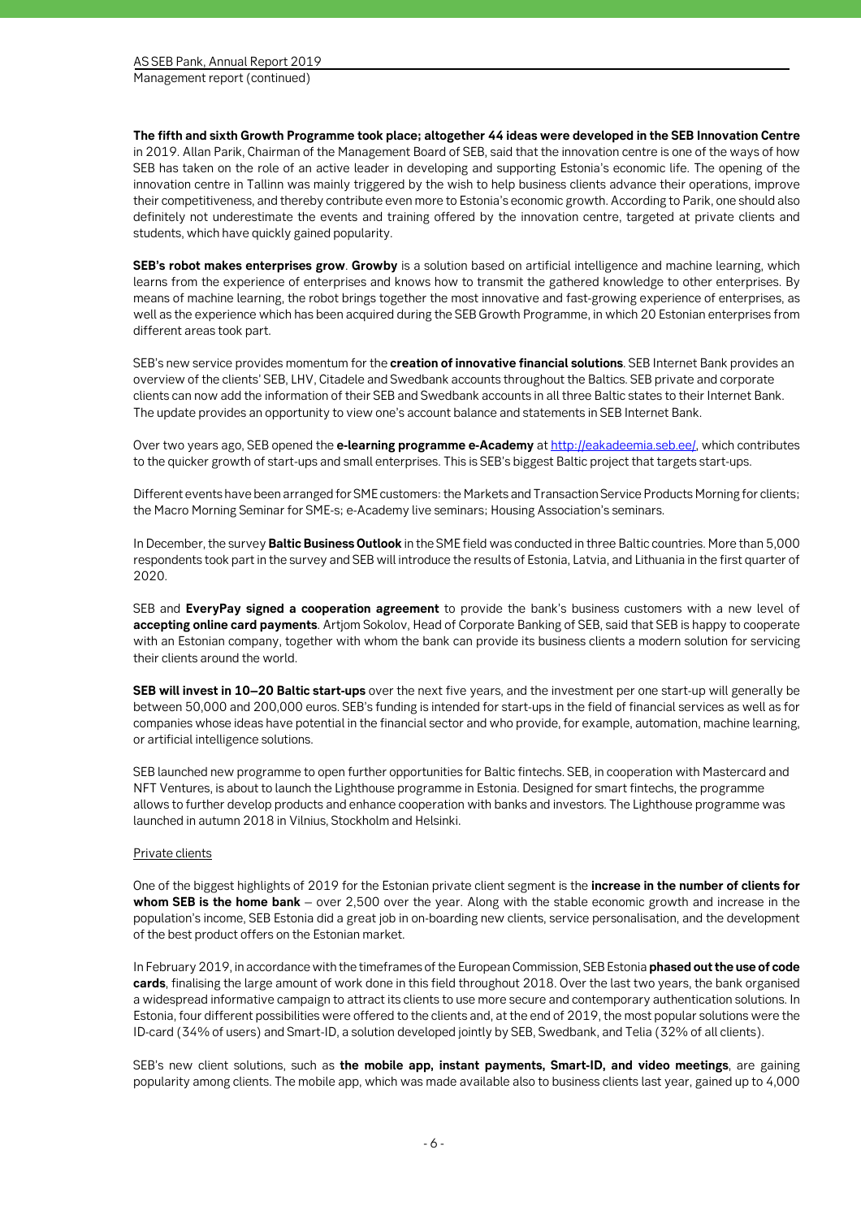**The fifth and sixth Growth Programme took place; altogether 44 ideas were developed in the SEB Innovation Centre** in 2019. Allan Parik, Chairman of the Management Board of SEB, said that the innovation centre is one of the ways of how SEB has taken on the role of an active leader in developing and supporting Estonia's economic life. The opening of the innovation centre in Tallinn was mainly triggered by the wish to help business clients advance their operations, improve their competitiveness, and thereby contribute even more to Estonia's economic growth. According to Parik, one should also definitely not underestimate the events and training offered by the innovation centre, targeted at private clients and students, which have quickly gained popularity.

**SEB's robot makes enterprises grow**. **Growby** is a solution based on artificial intelligence and machine learning, which learns from the experience of enterprises and knows how to transmit the gathered knowledge to other enterprises. By means of machine learning, the robot brings together the most innovative and fast-growing experience of enterprises, as well as the experience which has been acquired during the SEB Growth Programme, in which 20 Estonian enterprises from different areas took part.

SEB's new service provides momentum for the **creation of innovative financial solutions**. SEB Internet Bank provides an overview of the clients' SEB, LHV, Citadele and Swedbank accounts throughout the Baltics. SEB private and corporate clients can now add the information of their SEB and Swedbank accounts in all three Baltic states to their Internet Bank. The update provides an opportunity to view one's account balance and statements in SEB Internet Bank.

Over two years ago, SEB opened the **e-learning programme e-Academy** at [http://eakadeemia.seb.ee/](http://eakadeemia.seb.ee/), which contributes to the quicker growth of start-ups and small enterprises. This is SEB's biggest Baltic project that targets start-ups.

Different events have been arranged for SME customers: the Markets and Transaction Service Products Morning for clients; the Macro Morning Seminar for SME-s; e-Academy live seminars; Housing Association's seminars.

In December, the survey **Baltic Business Outlook** in the SME field was conducted in three Baltic countries. More than 5,000 respondents took part in the survey and SEB will introduce the results of Estonia, Latvia, and Lithuania in the first quarter of 2020.

SEB and **EveryPay signed a cooperation agreement** to provide the bank's business customers with a new level of **accepting online card payments**. Artjom Sokolov, Head of Corporate Banking of SEB, said that SEB is happy to cooperate with an Estonian company, together with whom the bank can provide its business clients a modern solution for servicing their clients around the world.

**SEB will invest in 10–20 Baltic start-ups** over the next five years, and the investment per one start-up will generally be between 50,000 and 200,000 euros. SEB's funding is intended for start-ups in the field of financial services as well as for companies whose ideas have potential in the financial sector and who provide, for example, automation, machine learning, or artificial intelligence solutions.

SEB launched new programme to open further opportunities for Baltic fintechs. SEB, in cooperation with Mastercard and NFT Ventures, is about to launch the Lighthouse programme in Estonia. Designed for smart fintechs, the programme allows to further develop products and enhance cooperation with banks and investors. The Lighthouse programme was launched in autumn 2018 in Vilnius, Stockholm and Helsinki.

Private clients

One of the biggest highlights of 2019 for the Estonian private client segment is the **increase in the number of clients for whom SEB is the home bank** – over 2,500 over the year. Along with the stable economic growth and increase in the population's income, SEB Estonia did a great job in on-boarding new clients, service personalisation, and the development of the best product offers on the Estonian market.

In February 2019, in accordance with the timeframes of the European Commission, SEB Estonia **phased out the use of code cards**, finalising the large amount of work done in this field throughout 2018. Over the last two years, the bank organised a widespread informative campaign to attract its clients to use more secure and contemporary authentication solutions. In Estonia, four different possibilities were offered to the clients and, at the end of 2019, the most popular solutions were the ID-card (34% of users) and Smart-ID, a solution developed jointly by SEB, Swedbank, and Telia (32% of all clients).

SEB's new client solutions, such as **the mobile app, instant payments, Smart-ID, and video meetings**, are gaining popularity among clients. The mobile app, which was made available also to business clients last year, gained up to 4,000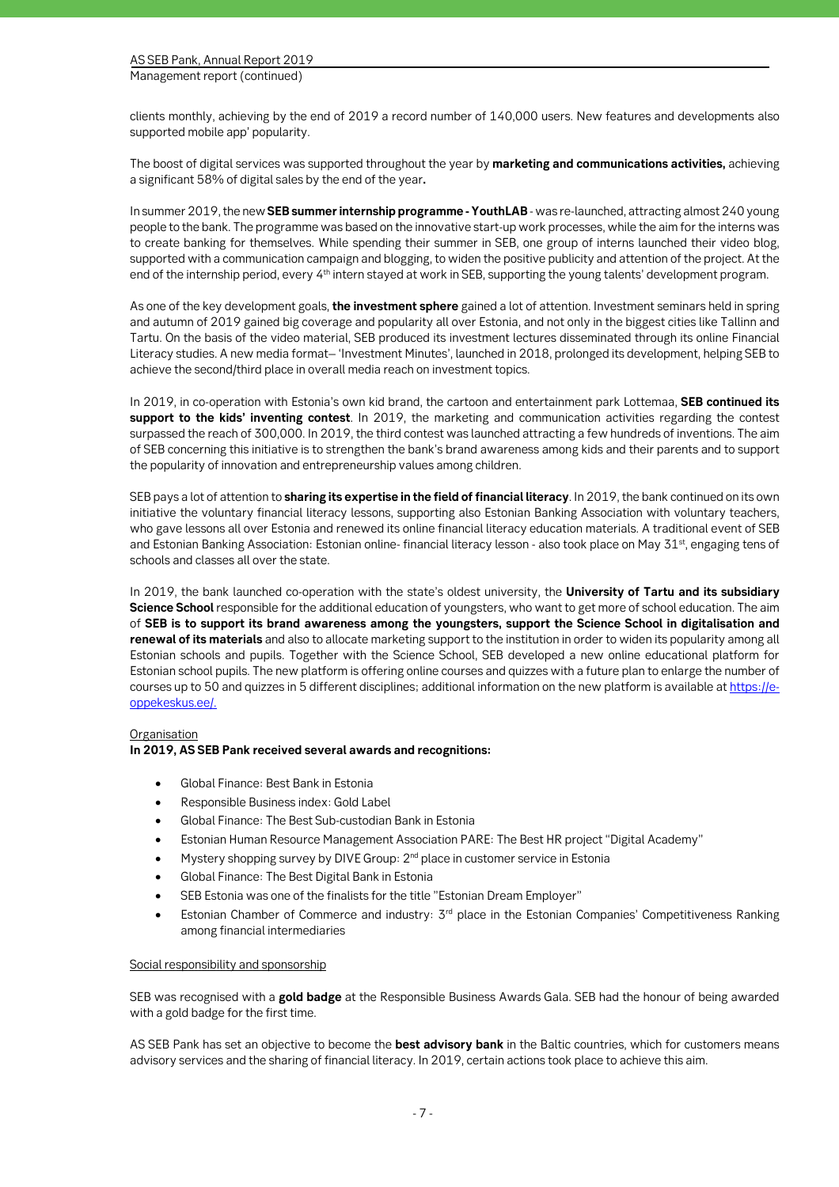clients monthly, achieving by the end of 2019 a record number of 140,000 users. New features and developments also supported mobile app' popularity.

The boost of digital services was supported throughout the year by **marketing and communications activities,** achieving a significant 58% of digital sales by the end of the year**.**

In summer 2019, the new **SEB summer internship programme - YouthLAB** - was re-launched, attracting almost 240 young people to the bank. The programme was based on the innovative start-up work processes, while the aim for the interns was to create banking for themselves. While spending their summer in SEB, one group of interns launched their video blog, supported with a communication campaign and blogging, to widen the positive publicity and attention of the project. At the end of the internship period, every 4th intern stayed at work in SEB, supporting the young talents' development program.

As one of the key development goals, **the investment sphere** gained a lot of attention. Investment seminars held in spring and autumn of 2019 gained big coverage and popularity all over Estonia, and not only in the biggest cities like Tallinn and Tartu. On the basis of the video material, SEB produced its investment lectures disseminated through its online Financial Literacy studies. A new media format– 'Investment Minutes', launched in 2018, prolonged its development, helping SEB to achieve the second/third place in overall media reach on investment topics.

In 2019, in co-operation with Estonia's own kid brand, the cartoon and entertainment park Lottemaa, **SEB continued its support to the kids' inventing contest**. In 2019, the marketing and communication activities regarding the contest surpassed the reach of 300,000. In 2019, the third contest was launched attracting a few hundreds of inventions. The aim of SEB concerning this initiative is to strengthen the bank's brand awareness among kids and their parents and to support the popularity of innovation and entrepreneurship values among children.

SEB pays a lot of attention to **sharing its expertise in the field of financial literacy**. In 2019, the bank continued on its own initiative the voluntary financial literacy lessons, supporting also Estonian Banking Association with voluntary teachers, who gave lessons all over Estonia and renewed its online financial literacy education materials. A traditional event of SEB and Estonian Banking Association: Estonian online- financial literacy lesson - also took place on May 31st, engaging tens of schools and classes all over the state.

In 2019, the bank launched co-operation with the state's oldest university, the **University of Tartu and its subsidiary Science School** responsible for the additional education of youngsters, who want to get more of school education. The aim of **SEB is to support its brand awareness among the youngsters, support the Science School in digitalisation and renewal of its materials** and also to allocate marketing support to the institution in order to widen its popularity among all Estonian schools and pupils. Together with the Science School, SEB developed a new online educational platform for Estonian school pupils. The new platform is offering online courses and quizzes with a future plan to enlarge the number of courses up to 50 and quizzes in 5 different disciplines; additional information on the new platform is available at [https://e-oppekeskus.ee/.](https://e-oppekeskus.ee/)

Organisation

**In 2019, AS SEB Pank received several awards and recognitions:**

- Global Finance: Best Bank in Estonia
- Responsible Business index: Gold Label
- Global Finance: The Best Sub-custodian Bank in Estonia
- Estonian Human Resource Management Association PARE: The Best HR project "Digital Academy"
- Mystery shopping survey by DIVE Group: 2nd place in customer service in Estonia
- Global Finance: The Best Digital Bank in Estonia
- SEB Estonia was one of the finalists for the title "Estonian Dream Employer"
- Estonian Chamber of Commerce and industry: 3rd place in the Estonian Companies' Competitiveness Ranking among financial intermediaries

Social responsibility and sponsorship

SEB was recognised with a **gold badge** at the Responsible Business Awards Gala. SEB had the honour of being awarded with a gold badge for the first time.

AS SEB Pank has set an objective to become the **best advisory bank** in the Baltic countries, which for customers means advisory services and the sharing of financial literacy. In 2019, certain actions took place to achieve this aim.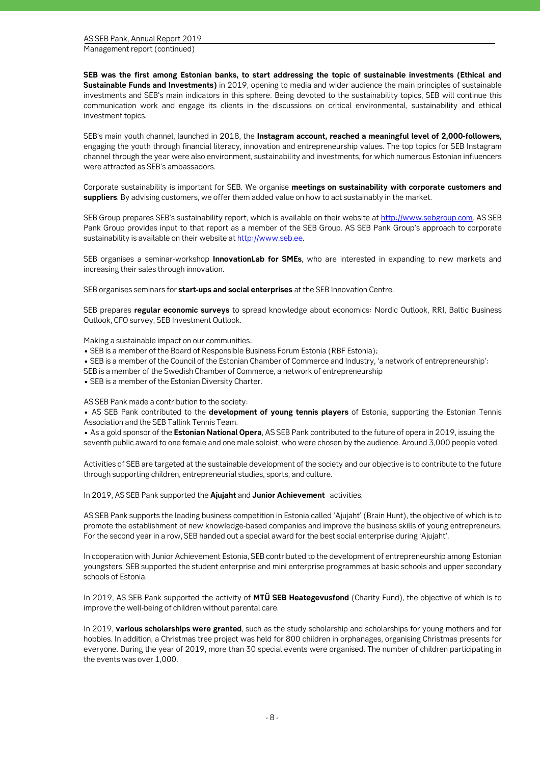**SEB was the first among Estonian banks, to start addressing the topic of sustainable investments (Ethical and Sustainable Funds and Investments)** in 2019, opening to media and wider audience the main principles of sustainable investments and SEB's main indicators in this sphere. Being devoted to the sustainability topics, SEB will continue this communication work and engage its clients in the discussions on critical environmental, sustainability and ethical investment topics.

SEB's main youth channel, launched in 2018, the **Instagram account, reached a meaningful level of 2,000-followers,** engaging the youth through financial literacy, innovation and entrepreneurship values. The top topics for SEB Instagram channel through the year were also environment, sustainability and investments, for which numerous Estonian influencers were attracted as SEB's ambassadors.

Corporate sustainability is important for SEB. We organise **meetings on sustainability with corporate customers and suppliers**. By advising customers, we offer them added value on how to act sustainably in the market.

SEB Group prepares SEB's sustainability report, which is available on their website at http://www.sebgroup.com. AS SEB Pank Group provides input to that report as a member of the SEB Group. AS SEB Pank Group's approach to corporate sustainability is available on their website at http://www.seb.ee.

SEB organises a seminar-workshop **InnovationLab for SMEs**, who are interested in expanding to new markets and increasing their sales through innovation.

SEB organises seminars for **start-ups and social enterprises** at the SEB Innovation Centre.

SEB prepares **regular economic surveys** to spread knowledge about economics: Nordic Outlook, RRI, Baltic Business Outlook, CFO survey, SEB Investment Outlook.

Making a sustainable impact on our communities:

- SEB is a member of the Board of Responsible Business Forum Estonia (RBF Estonia);
- SEB is a member of the Council of the Estonian Chamber of Commerce and Industry, 'a network of entrepreneurship';
SEB is a member of the Swedish Chamber of Commerce, a network of entrepreneurship
- SEB is a member of the Estonian Diversity Charter.

AS SEB Pank made a contribution to the society:

- AS SEB Pank contributed to the **development of young tennis players** of Estonia, supporting the Estonian Tennis Association and the SEB Tallink Tennis Team.
- As a gold sponsor of the **Estonian National Opera**, AS SEB Pank contributed to the future of opera in 2019, issuing the seventh public award to one female and one male soloist, who were chosen by the audience. Around 3,000 people voted.

Activities of SEB are targeted at the sustainable development of the society and our objective is to contribute to the future through supporting children, entrepreneurial studies, sports, and culture.

In 2019, AS SEB Pank supported the **Ajujaht** and **Junior Achievement** activities.

AS SEB Pank supports the leading business competition in Estonia called 'Ajujaht' (Brain Hunt), the objective of which is to promote the establishment of new knowledge-based companies and improve the business skills of young entrepreneurs. For the second year in a row, SEB handed out a special award for the best social enterprise during 'Ajujaht'.

In cooperation with Junior Achievement Estonia, SEB contributed to the development of entrepreneurship among Estonian youngsters. SEB supported the student enterprise and mini enterprise programmes at basic schools and upper secondary schools of Estonia.

In 2019, AS SEB Pank supported the activity of **MTÜ SEB Heategevusfond** (Charity Fund), the objective of which is to improve the well-being of children without parental care.

In 2019, **various scholarships were granted**, such as the study scholarship and scholarships for young mothers and for hobbies. In addition, a Christmas tree project was held for 800 children in orphanages, organising Christmas presents for everyone. During the year of 2019, more than 30 special events were organised. The number of children participating in the events was over 1,000.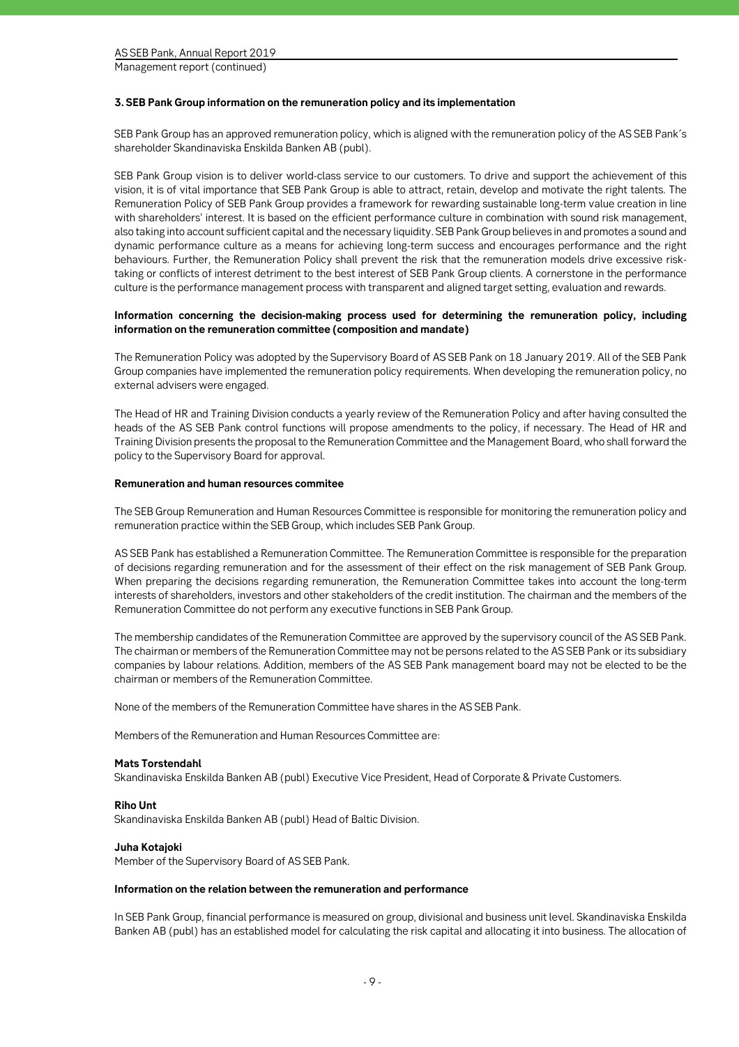### 3. SEB Pank Group information on the remuneration policy and its implementation

SEB Pank Group has an approved remuneration policy, which is aligned with the remuneration policy of the AS SEB Pank´s shareholder Skandinaviska Enskilda Banken AB (publ).

SEB Pank Group vision is to deliver world-class service to our customers. To drive and support the achievement of this vision, it is of vital importance that SEB Pank Group is able to attract, retain, develop and motivate the right talents. The Remuneration Policy of SEB Pank Group provides a framework for rewarding sustainable long-term value creation in line with shareholders' interest. It is based on the efficient performance culture in combination with sound risk management, also taking into account sufficient capital and the necessary liquidity. SEB Pank Group believes in and promotes a sound and dynamic performance culture as a means for achieving long-term success and encourages performance and the right behaviours. Further, the Remuneration Policy shall prevent the risk that the remuneration models drive excessive risk-taking or conflicts of interest detriment to the best interest of SEB Pank Group clients. A cornerstone in the performance culture is the performance management process with transparent and aligned target setting, evaluation and rewards.

**Information concerning the decision-making process used for determining the remuneration policy, including information on the remuneration committee (composition and mandate)**

The Remuneration Policy was adopted by the Supervisory Board of AS SEB Pank on 18 January 2019. All of the SEB Pank Group companies have implemented the remuneration policy requirements. When developing the remuneration policy, no external advisers were engaged.

The Head of HR and Training Division conducts a yearly review of the Remuneration Policy and after having consulted the heads of the AS SEB Pank control functions will propose amendments to the policy, if necessary. The Head of HR and Training Division presents the proposal to the Remuneration Committee and the Management Board, who shall forward the policy to the Supervisory Board for approval.

**Remuneration and human resources commitee**

The SEB Group Remuneration and Human Resources Committee is responsible for monitoring the remuneration policy and remuneration practice within the SEB Group, which includes SEB Pank Group.

AS SEB Pank has established a Remuneration Committee. The Remuneration Committee is responsible for the preparation of decisions regarding remuneration and for the assessment of their effect on the risk management of SEB Pank Group. When preparing the decisions regarding remuneration, the Remuneration Committee takes into account the long-term interests of shareholders, investors and other stakeholders of the credit institution. The chairman and the members of the Remuneration Committee do not perform any executive functions in SEB Pank Group.

The membership candidates of the Remuneration Committee are approved by the supervisory council of the AS SEB Pank. The chairman or members of the Remuneration Committee may not be persons related to the AS SEB Pank or its subsidiary companies by labour relations. Addition, members of the AS SEB Pank management board may not be elected to be the chairman or members of the Remuneration Committee.

None of the members of the Remuneration Committee have shares in the AS SEB Pank.

Members of the Remuneration and Human Resources Committee are:

**Mats Torstendahl**
Skandinaviska Enskilda Banken AB (publ) Executive Vice President, Head of Corporate & Private Customers.

**Riho Unt**
Skandinaviska Enskilda Banken AB (publ) Head of Baltic Division.

**Juha Kotajoki**
Member of the Supervisory Board of AS SEB Pank.

**Information on the relation between the remuneration and performance**

In SEB Pank Group, financial performance is measured on group, divisional and business unit level. Skandinaviska Enskilda Banken AB (publ) has an established model for calculating the risk capital and allocating it into business. The allocation of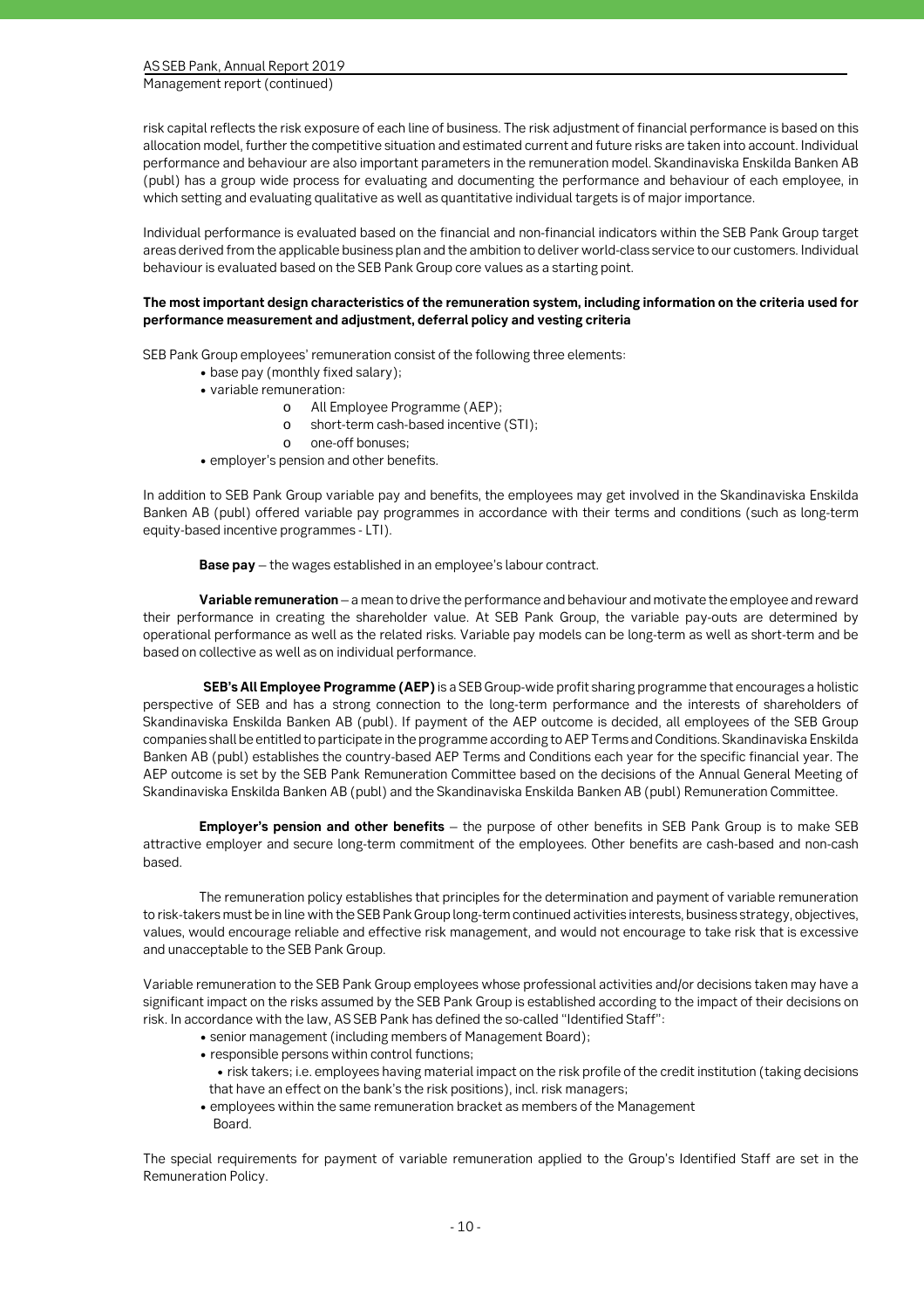risk capital reflects the risk exposure of each line of business. The risk adjustment of financial performance is based on this allocation model, further the competitive situation and estimated current and future risks are taken into account. Individual performance and behaviour are also important parameters in the remuneration model. Skandinaviska Enskilda Banken AB (publ) has a group wide process for evaluating and documenting the performance and behaviour of each employee, in which setting and evaluating qualitative as well as quantitative individual targets is of major importance.

Individual performance is evaluated based on the financial and non-financial indicators within the SEB Pank Group target areas derived from the applicable business plan and the ambition to deliver world-class service to our customers. Individual behaviour is evaluated based on the SEB Pank Group core values as a starting point.

**The most important design characteristics of the remuneration system, including information on the criteria used for performance measurement and adjustment, deferral policy and vesting criteria**

SEB Pank Group employees' remuneration consist of the following three elements:

- base pay (monthly fixed salary);
- variable remuneration:
  - All Employee Programme (AEP);
  - short-term cash-based incentive (STI);
  - one-off bonuses;
- employer's pension and other benefits.

In addition to SEB Pank Group variable pay and benefits, the employees may get involved in the Skandinaviska Enskilda Banken AB (publ) offered variable pay programmes in accordance with their terms and conditions (such as long-term equity-based incentive programmes - LTI).

**Base pay** – the wages established in an employee's labour contract.

**Variable remuneration** – a mean to drive the performance and behaviour and motivate the employee and reward their performance in creating the shareholder value. At SEB Pank Group, the variable pay-outs are determined by operational performance as well as the related risks. Variable pay models can be long-term as well as short-term and be based on collective as well as on individual performance.

**SEB's All Employee Programme (AEP)** is a SEB Group-wide profit sharing programme that encourages a holistic perspective of SEB and has a strong connection to the long-term performance and the interests of shareholders of Skandinaviska Enskilda Banken AB (publ). If payment of the AEP outcome is decided, all employees of the SEB Group companies shall be entitled to participate in the programme according to AEP Terms and Conditions. Skandinaviska Enskilda Banken AB (publ) establishes the country-based AEP Terms and Conditions each year for the specific financial year. The AEP outcome is set by the SEB Pank Remuneration Committee based on the decisions of the Annual General Meeting of Skandinaviska Enskilda Banken AB (publ) and the Skandinaviska Enskilda Banken AB (publ) Remuneration Committee.

**Employer's pension and other benefits** – the purpose of other benefits in SEB Pank Group is to make SEB attractive employer and secure long-term commitment of the employees. Other benefits are cash-based and non-cash based.

The remuneration policy establishes that principles for the determination and payment of variable remuneration to risk-takers must be in line with the SEB Pank Group long-term continued activities interests, business strategy, objectives, values, would encourage reliable and effective risk management, and would not encourage to take risk that is excessive and unacceptable to the SEB Pank Group.

Variable remuneration to the SEB Pank Group employees whose professional activities and/or decisions taken may have a significant impact on the risks assumed by the SEB Pank Group is established according to the impact of their decisions on risk. In accordance with the law, AS SEB Pank has defined the so-called "Identified Staff":

- senior management (including members of Management Board);
- responsible persons within control functions;
- risk takers; i.e. employees having material impact on the risk profile of the credit institution (taking decisions that have an effect on the bank's the risk positions), incl. risk managers;
- employees within the same remuneration bracket as members of the Management Board.

The special requirements for payment of variable remuneration applied to the Group's Identified Staff are set in the Remuneration Policy.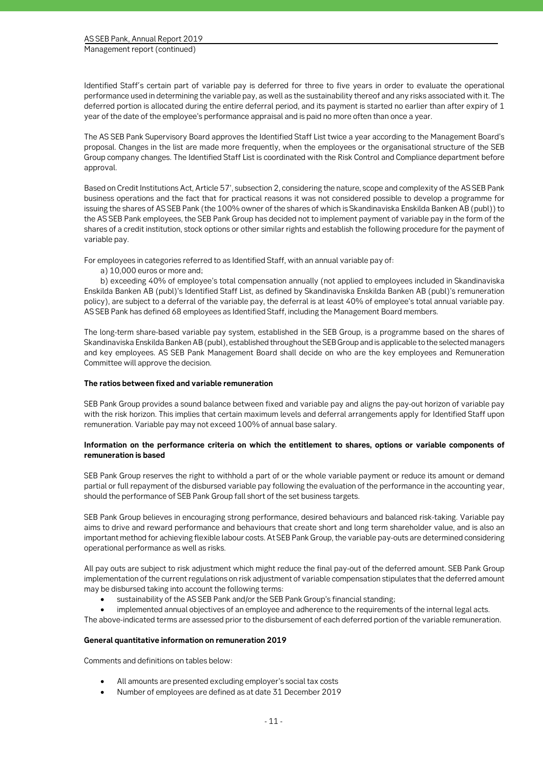Identified Staff´s certain part of variable pay is deferred for three to five years in order to evaluate the operational performance used in determining the variable pay, as well as the sustainability thereof and any risks associated with it. The deferred portion is allocated during the entire deferral period, and its payment is started no earlier than after expiry of 1 year of the date of the employee's performance appraisal and is paid no more often than once a year.

The AS SEB Pank Supervisory Board approves the Identified Staff List twice a year according to the Management Board's proposal. Changes in the list are made more frequently, when the employees or the organisational structure of the SEB Group company changes. The Identified Staff List is coordinated with the Risk Control and Compliance department before approval.

Based on Credit Institutions Act, Article 57', subsection 2, considering the nature, scope and complexity of the AS SEB Pank business operations and the fact that for practical reasons it was not considered possible to develop a programme for issuing the shares of AS SEB Pank (the 100% owner of the shares of which is Skandinaviska Enskilda Banken AB (publ)) to the AS SEB Pank employees, the SEB Pank Group has decided not to implement payment of variable pay in the form of the shares of a credit institution, stock options or other similar rights and establish the following procedure for the payment of variable pay.

For employees in categories referred to as Identified Staff, with an annual variable pay of:

a) 10,000 euros or more and;

b) exceeding 40% of employee's total compensation annually (not applied to employees included in Skandinaviska Enskilda Banken AB (publ)'s Identified Staff List, as defined by Skandinaviska Enskilda Banken AB (publ)'s remuneration policy), are subject to a deferral of the variable pay, the deferral is at least 40% of employee's total annual variable pay. AS SEB Pank has defined 68 employees as Identified Staff, including the Management Board members.

The long-term share-based variable pay system, established in the SEB Group, is a programme based on the shares of Skandinaviska Enskilda Banken AB (publ), established throughout the SEB Group and is applicable to the selected managers and key employees. AS SEB Pank Management Board shall decide on who are the key employees and Remuneration Committee will approve the decision.

**The ratios between fixed and variable remuneration**

SEB Pank Group provides a sound balance between fixed and variable pay and aligns the pay-out horizon of variable pay with the risk horizon. This implies that certain maximum levels and deferral arrangements apply for Identified Staff upon remuneration. Variable pay may not exceed 100% of annual base salary.

**Information on the performance criteria on which the entitlement to shares, options or variable components of remuneration is based**

SEB Pank Group reserves the right to withhold a part of or the whole variable payment or reduce its amount or demand partial or full repayment of the disbursed variable pay following the evaluation of the performance in the accounting year, should the performance of SEB Pank Group fall short of the set business targets.

SEB Pank Group believes in encouraging strong performance, desired behaviours and balanced risk-taking. Variable pay aims to drive and reward performance and behaviours that create short and long term shareholder value, and is also an important method for achieving flexible labour costs. At SEB Pank Group, the variable pay-outs are determined considering operational performance as well as risks.

All pay outs are subject to risk adjustment which might reduce the final pay-out of the deferred amount. SEB Pank Group implementation of the current regulations on risk adjustment of variable compensation stipulates that the deferred amount may be disbursed taking into account the following terms:

- sustainability of the AS SEB Pank and/or the SEB Pank Group's financial standing;
- implemented annual objectives of an employee and adherence to the requirements of the internal legal acts.

The above-indicated terms are assessed prior to the disbursement of each deferred portion of the variable remuneration.

**General quantitative information on remuneration 2019**

Comments and definitions on tables below:

- All amounts are presented excluding employer's social tax costs
- Number of employees are defined as at date 31 December 2019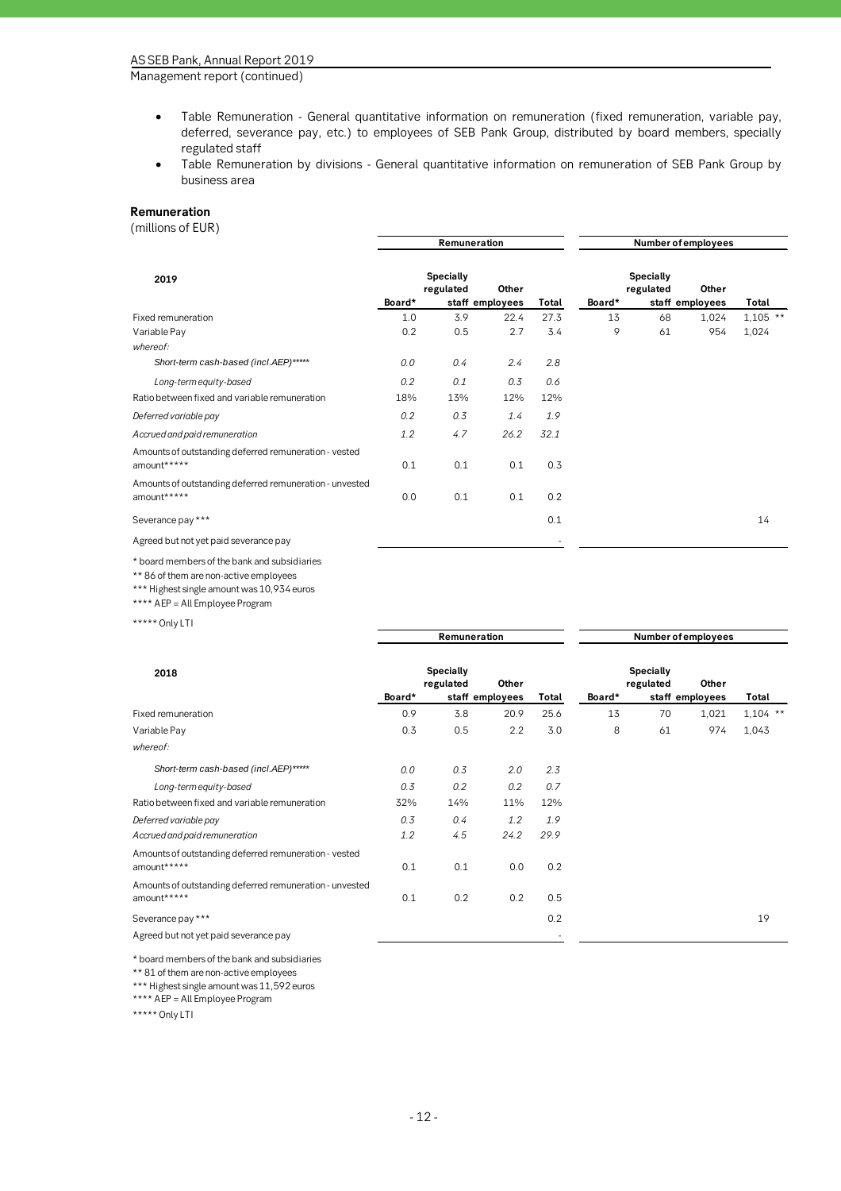- Table Remuneration - General quantitative information on remuneration (fixed remuneration, variable pay, deferred, severance pay, etc.) to employees of SEB Pank Group, distributed by board members, specially regulated staff
- Table Remuneration by divisions - General quantitative information on remuneration of SEB Pank Group by business area

**Remuneration**

(millions of EUR)

| 2019 | Remuneration | | | | Number of employees | | | |
|---|---|---|---|---|---|---|---|---|
| | Board* | Specially regulated staff | Other employees | Total | Board* | Specially regulated staff | Other employees | Total |
| Fixed remuneration | 1.0 | 3.9 | 22.4 | 27.3 | 13 | 68 | 1,024 | 1,105 ** |
| Variable Pay | 0.2 | 0.5 | 2.7 | 3.4 | 9 | 61 | 954 | 1,024 |
| *whereof:* | | | | | | | | |
| *Short-term cash-based (incl.AEP)\*\*\*\** | *0.0* | *0.4* | *2.4* | *2.8* | | | | |
| *Long-term equity-based* | *0.2* | *0.1* | *0.3* | *0.6* | | | | |
| Ratio between fixed and variable remuneration | 18% | 13% | 12% | 12% | | | | |
| *Deferred variable pay* | *0.2* | *0.3* | *1.4* | *1.9* | | | | |
| *Accrued and paid remuneration* | *1.2* | *4.7* | *26.2* | *32.1* | | | | |
| Amounts of outstanding deferred remuneration - vested amount***** | 0.1 | 0.1 | 0.1 | 0.3 | | | | |
| Amounts of outstanding deferred remuneration - unvested amount***** | 0.0 | 0.1 | 0.1 | 0.2 | | | | |
| Severance pay *** | | | | 0.1 | | | | 14 |
| Agreed but not yet paid severance pay | | | | - | | | | |

\* board members of the bank and subsidiaries

\*\* 86 of them are non-active employees

\*\*\* Highest single amount was 10,934 euros

\*\*\*\* AEP = All Employee Program

\*\*\*\*\* Only LTI

| 2018 | Remuneration | | | | Number of employees | | | |
|---|---|---|---|---|---|---|---|---|
| | Board* | Specially regulated staff | Other employees | Total | Board* | Specially regulated staff | Other employees | Total |
| Fixed remuneration | 0.9 | 3.8 | 20.9 | 25.6 | 13 | 70 | 1,021 | 1,104 ** |
| Variable Pay | 0.3 | 0.5 | 2.2 | 3.0 | 8 | 61 | 974 | 1,043 |
| *whereof:* | | | | | | | | |
| *Short-term cash-based (incl.AEP)\*\*\*\** | *0.0* | *0.3* | *2.0* | *2.3* | | | | |
| *Long-term equity-based* | *0.3* | *0.2* | *0.2* | *0.7* | | | | |
| Ratio between fixed and variable remuneration | 32% | 14% | 11% | 12% | | | | |
| *Deferred variable pay* | *0.3* | *0.4* | *1.2* | *1.9* | | | | |
| *Accrued and paid remuneration* | *1.2* | *4.5* | *24.2* | *29.9* | | | | |
| Amounts of outstanding deferred remuneration - vested amount***** | 0.1 | 0.1 | 0.0 | 0.2 | | | | |
| Amounts of outstanding deferred remuneration - unvested amount***** | 0.1 | 0.2 | 0.2 | 0.5 | | | | |
| Severance pay *** | | | | 0.2 | | | | 19 |
| Agreed but not yet paid severance pay | | | | - | | | | |

\* board members of the bank and subsidiaries

\*\* 81 of them are non-active employees

\*\*\* Highest single amount was 11,592 euros

\*\*\*\* AEP = All Employee Program

\*\*\*\*\* Only LTI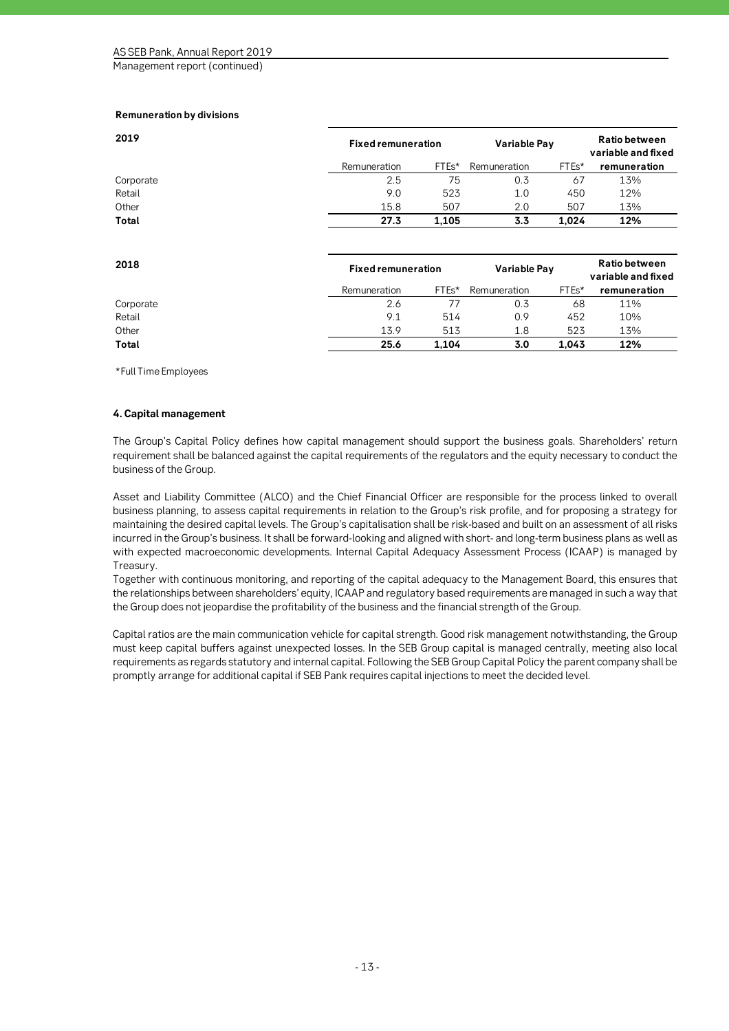**Remuneration by divisions**

| 2019 | Fixed remuneration | | Variable Pay | | Ratio between variable and fixed |
|---|---|---|---|---|---|
| | Remuneration | FTEs* | Remuneration | FTEs* | remuneration |
| Corporate | 2.5 | 75 | 0.3 | 67 | 13% |
| Retail | 9.0 | 523 | 1.0 | 450 | 12% |
| Other | 15.8 | 507 | 2.0 | 507 | 13% |
| **Total** | **27.3** | **1,105** | **3.3** | **1,024** | **12%** |

| 2018 | Fixed remuneration | | Variable Pay | | Ratio between variable and fixed |
|---|---|---|---|---|---|
| | Remuneration | FTEs* | Remuneration | FTEs* | remuneration |
| Corporate | 2.6 | 77 | 0.3 | 68 | 11% |
| Retail | 9.1 | 514 | 0.9 | 452 | 10% |
| Other | 13.9 | 513 | 1.8 | 523 | 13% |
| **Total** | **25.6** | **1,104** | **3.0** | **1,043** | **12%** |

*Full Time Employees

### 4. Capital management

The Group's Capital Policy defines how capital management should support the business goals. Shareholders' return requirement shall be balanced against the capital requirements of the regulators and the equity necessary to conduct the business of the Group.

Asset and Liability Committee (ALCO) and the Chief Financial Officer are responsible for the process linked to overall business planning, to assess capital requirements in relation to the Group's risk profile, and for proposing a strategy for maintaining the desired capital levels. The Group's capitalisation shall be risk-based and built on an assessment of all risks incurred in the Group's business. It shall be forward-looking and aligned with short- and long-term business plans as well as with expected macroeconomic developments. Internal Capital Adequacy Assessment Process (ICAAP) is managed by Treasury.
Together with continuous monitoring, and reporting of the capital adequacy to the Management Board, this ensures that the relationships between shareholders' equity, ICAAP and regulatory based requirements are managed in such a way that the Group does not jeopardise the profitability of the business and the financial strength of the Group.

Capital ratios are the main communication vehicle for capital strength. Good risk management notwithstanding, the Group must keep capital buffers against unexpected losses. In the SEB Group capital is managed centrally, meeting also local requirements as regards statutory and internal capital. Following the SEB Group Capital Policy the parent company shall be promptly arrange for additional capital if SEB Pank requires capital injections to meet the decided level.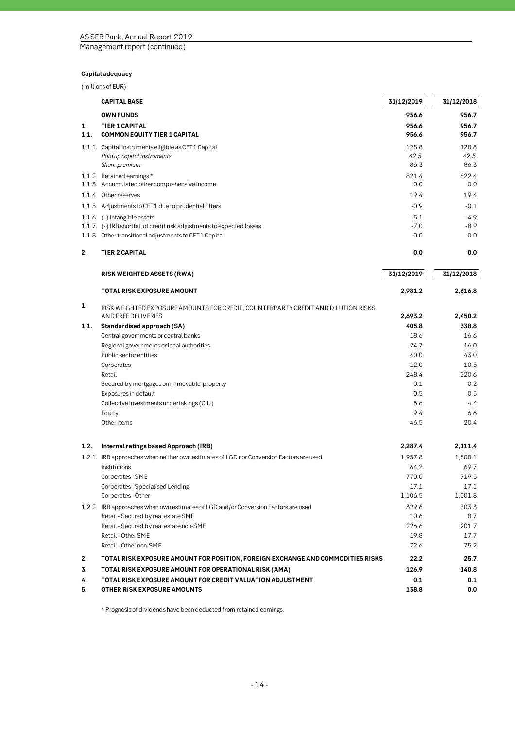**Capital adequacy**

(millions of EUR)

| | CAPITAL BASE | 31/12/2019 | 31/12/2018 |
|---|---|---|---|
| | **OWN FUNDS** | **956.6** | **956.7** |
| **1.** | **TIER 1 CAPITAL** | **956.6** | **956.7** |
| **1.1.** | **COMMON EQUITY TIER 1 CAPITAL** | **956.6** | **956.7** |
| 1.1.1. | Capital instruments eligible as CET1 Capital | 128.8 | 128.8 |
| | *Paid up capital instruments* | *42.5* | *42.5* |
| | *Share premium* | 86.3 | 86.3 |
| 1.1.2. | Retained earnings* | 821.4 | 822.4 |
| 1.1.3. | Accumulated other comprehensive income | 0.0 | 0.0 |
| 1.1.4. | Other reserves | 19.4 | 19.4 |
| 1.1.5. | Adjustments to CET1 due to prudential filters | -0.9 | -0.1 |
| 1.1.6. | (-) Intangible assets | -5.1 | -4.9 |
| 1.1.7. | (-) IRB shortfall of credit risk adjustments to expected losses | -7.0 | -8.9 |
| 1.1.8. | Other transitional adjustments to CET1 Capital | 0.0 | 0.0 |
| **2.** | **TIER 2 CAPITAL** | **0.0** | **0.0** |

| | RISK WEIGHTED ASSETS (RWA) | 31/12/2019 | 31/12/2018 |
|---|---|---|---|
| | **TOTAL RISK EXPOSURE AMOUNT** | **2,981.2** | **2,616.8** |
| **1.** | RISK WEIGHTED EXPOSURE AMOUNTS FOR CREDIT, COUNTERPARTY CREDIT AND DILUTION RISKS AND FREE DELIVERIES | **2,693.2** | **2,450.2** |
| **1.1.** | **Standardised approach (SA)** | **405.8** | **338.8** |
| | Central governments or central banks | 18.6 | 16.6 |
| | Regional governments or local authorities | 24.7 | 16.0 |
| | Public sector entities | 40.0 | 43.0 |
| | Corporates | 12.0 | 10.5 |
| | Retail | 248.4 | 220.6 |
| | Secured by mortgages on immovable property | 0.1 | 0.2 |
| | Exposures in default | 0.5 | 0.5 |
| | Collective investments undertakings (CIU) | 5.6 | 4.4 |
| | Equity | 9.4 | 6.6 |
| | Other items | 46.5 | 20.4 |
| **1.2.** | **Internal ratings based Approach (IRB)** | **2,287.4** | **2,111.4** |
| 1.2.1. | IRB approaches when neither own estimates of LGD nor Conversion Factors are used | 1,957.8 | 1,808.1 |
| | Institutions | 64.2 | 69.7 |
| | Corporates - SME | 770.0 | 719.5 |
| | Corporates - Specialised Lending | 17.1 | 17.1 |
| | Corporates - Other | 1,106.5 | 1,001.8 |
| 1.2.2. | IRB approaches when own estimates of LGD and/or Conversion Factors are used | 329.6 | 303.3 |
| | Retail - Secured by real estate SME | 10.6 | 8.7 |
| | Retail - Secured by real estate non-SME | 226.6 | 201.7 |
| | Retail - Other SME | 19.8 | 17.7 |
| | Retail - Other non-SME | 72.6 | 75.2 |
| **2.** | **TOTAL RISK EXPOSURE AMOUNT FOR POSITION, FOREIGN EXCHANGE AND COMMODITIES RISKS** | **22.2** | **25.7** |
| **3.** | **TOTAL RISK EXPOSURE AMOUNT FOR OPERATIONAL RISK (AMA)** | **126.9** | **140.8** |
| **4.** | **TOTAL RISK EXPOSURE AMOUNT FOR CREDIT VALUATION ADJUSTMENT** | **0.1** | **0.1** |
| **5.** | **OTHER RISK EXPOSURE AMOUNTS** | **138.8** | **0.0** |

* Prognosis of dividends have been deducted from retained earnings.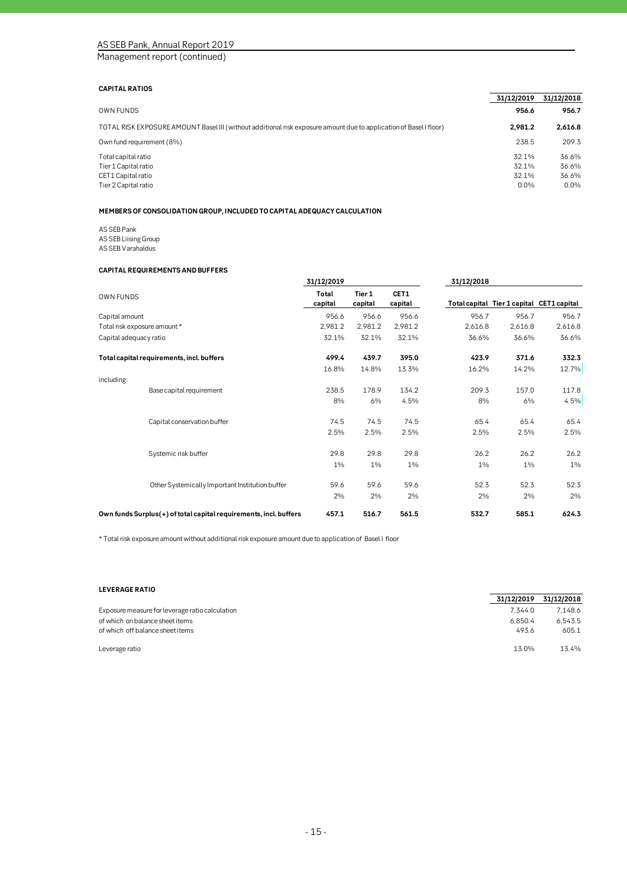## CAPITAL RATIOS

| | 31/12/2019 | 31/12/2018 |
|---|---|---|
| OWN FUNDS | **956.6** | **956.7** |
| TOTAL RISK EXPOSURE AMOUNT Basel III (without additional risk exposure amount due to application of Basel I floor) | **2,981.2** | **2,616.8** |
| Own fund requirement (8%) | 238.5 | 209.3 |
| Total capital ratio | 32.1% | 36.6% |
| Tier 1 Capital ratio | 32.1% | 36.6% |
| CET1 Capital ratio | 32.1% | 36.6% |
| Tier 2 Capital ratio | 0.0% | 0.0% |

## MEMBERS OF CONSOLIDATION GROUP, INCLUDED TO CAPITAL ADEQUACY CALCULATION

AS SEB Pank
AS SEB Liising Group
AS SEB Varahaldus

## CAPITAL REQUIREMENTS AND BUFFERS

| | 31/12/2019 | | | 31/12/2018 | | |
|---|---|---|---|---|---|---|
| OWN FUNDS | Total capital | Tier 1 capital | CET1 capital | Total capital | Tier 1 capital | CET1 capital |
| Capital amount | 956.6 | 956.6 | 956.6 | 956.7 | 956.7 | 956.7 |
| Total risk exposure amount * | 2,981.2 | 2,981.2 | 2,981.2 | 2,616.8 | 2,616.8 | 2,616.8 |
| Capital adequacy ratio | 32.1% | 32.1% | 32.1% | 36.6% | 36.6% | 36.6% |
| **Total capital requirements, incl. buffers** | **499.4** | **439.7** | **395.0** | **423.9** | **371.6** | **332.3** |
| | 16.8% | 14.8% | 13.3% | 16.2% | 14.2% | 12.7% |
| including: | | | | | | |
| Base capital requirement | 238.5 | 178.9 | 134.2 | 209.3 | 157.0 | 117.8 |
| | 8% | 6% | 4.5% | 8% | 6% | 4.5% |
| Capital conservation buffer | 74.5 | 74.5 | 74.5 | 65.4 | 65.4 | 65.4 |
| | 2.5% | 2.5% | 2.5% | 2.5% | 2.5% | 2.5% |
| Systemic risk buffer | 29.8 | 29.8 | 29.8 | 26.2 | 26.2 | 26.2 |
| | 1% | 1% | 1% | 1% | 1% | 1% |
| Other Systemically Important Institution buffer | 59.6 | 59.6 | 59.6 | 52.3 | 52.3 | 52.3 |
| | 2% | 2% | 2% | 2% | 2% | 2% |
| **Own funds Surplus(+) of total capital requirements, incl. buffers** | **457.1** | **516.7** | **561.5** | **532.7** | **585.1** | **624.3** |

\* Total risk exposure amount without additional risk exposure amount due to application of Basel I floor

## LEVERAGE RATIO

| | 31/12/2019 | 31/12/2018 |
|---|---|---|
| Exposure measure for leverage ratio calculation | 7,344.0 | 7,148.6 |
| of which on balance sheet items | 6,850.4 | 6,543.5 |
| of which off balance sheet items | 493.6 | 605.1 |
| Leverage ratio | 13.0% | 13.4% |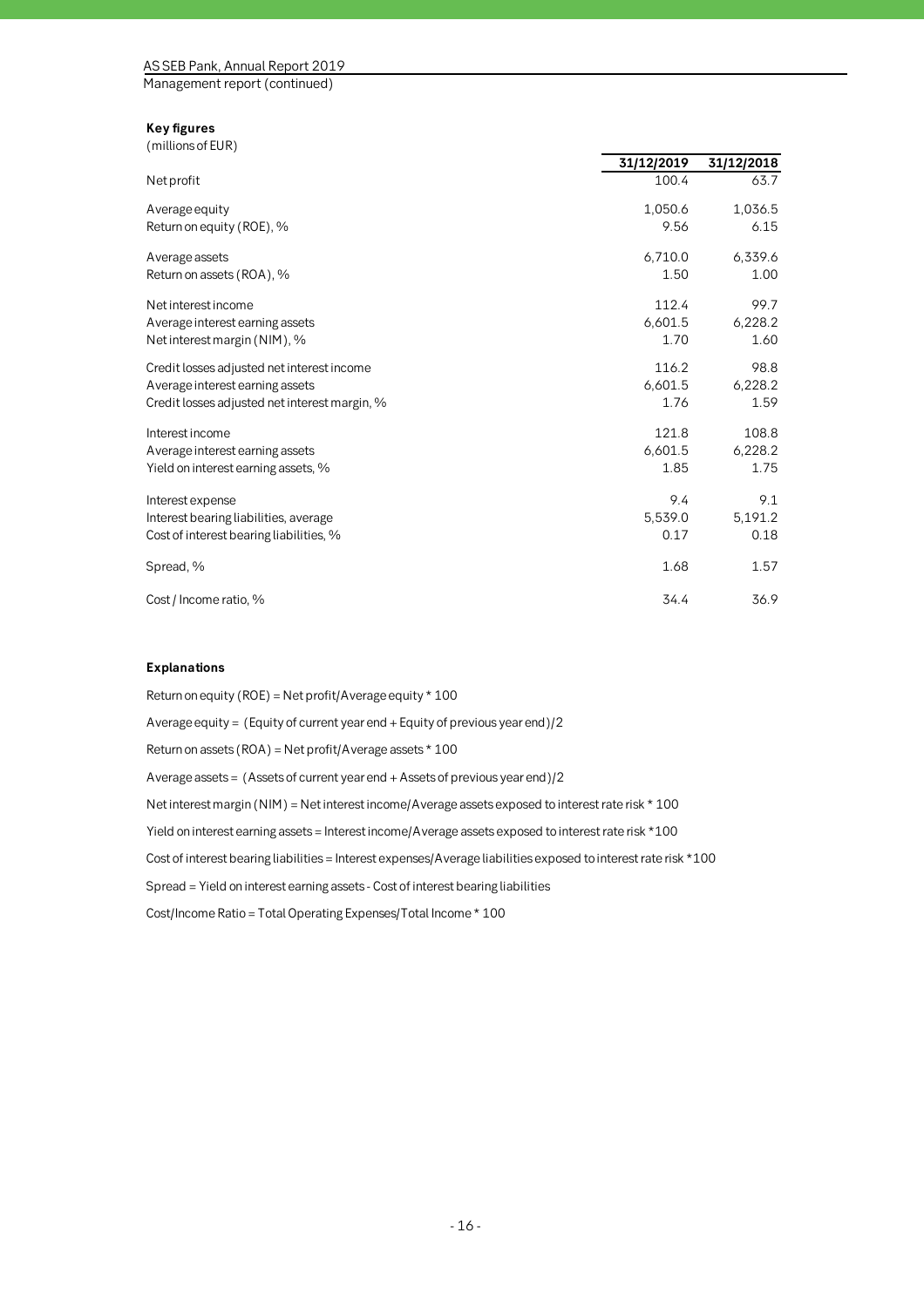### Key figures

(millions of EUR)

| | 31/12/2019 | 31/12/2018 |
|---|---|---|
| Net profit | 100.4 | 63.7 |
| Average equity | 1,050.6 | 1,036.5 |
| Return on equity (ROE), % | 9.56 | 6.15 |
| Average assets | 6,710.0 | 6,339.6 |
| Return on assets (ROA), % | 1.50 | 1.00 |
| Net interest income | 112.4 | 99.7 |
| Average interest earning assets | 6,601.5 | 6,228.2 |
| Net interest margin (NIM), % | 1.70 | 1.60 |
| Credit losses adjusted net interest income | 116.2 | 98.8 |
| Average interest earning assets | 6,601.5 | 6,228.2 |
| Credit losses adjusted net interest margin, % | 1.76 | 1.59 |
| Interest income | 121.8 | 108.8 |
| Average interest earning assets | 6,601.5 | 6,228.2 |
| Yield on interest earning assets, % | 1.85 | 1.75 |
| Interest expense | 9.4 | 9.1 |
| Interest bearing liabilities, average | 5,539.0 | 5,191.2 |
| Cost of interest bearing liabilities, % | 0.17 | 0.18 |
| Spread, % | 1.68 | 1.57 |
| Cost / Income ratio, % | 34.4 | 36.9 |

### Explanations

Return on equity (ROE) = Net profit/Average equity * 100

Average equity = (Equity of current year end + Equity of previous year end)/2

Return on assets (ROA) = Net profit/Average assets * 100

Average assets = (Assets of current year end + Assets of previous year end)/2

Net interest margin (NIM) = Net interest income/Average assets exposed to interest rate risk * 100

Yield on interest earning assets = Interest income/Average assets exposed to interest rate risk *100

Cost of interest bearing liabilities = Interest expenses/Average liabilities exposed to interest rate risk *100

Spread = Yield on interest earning assets - Cost of interest bearing liabilities

Cost/Income Ratio = Total Operating Expenses/Total Income * 100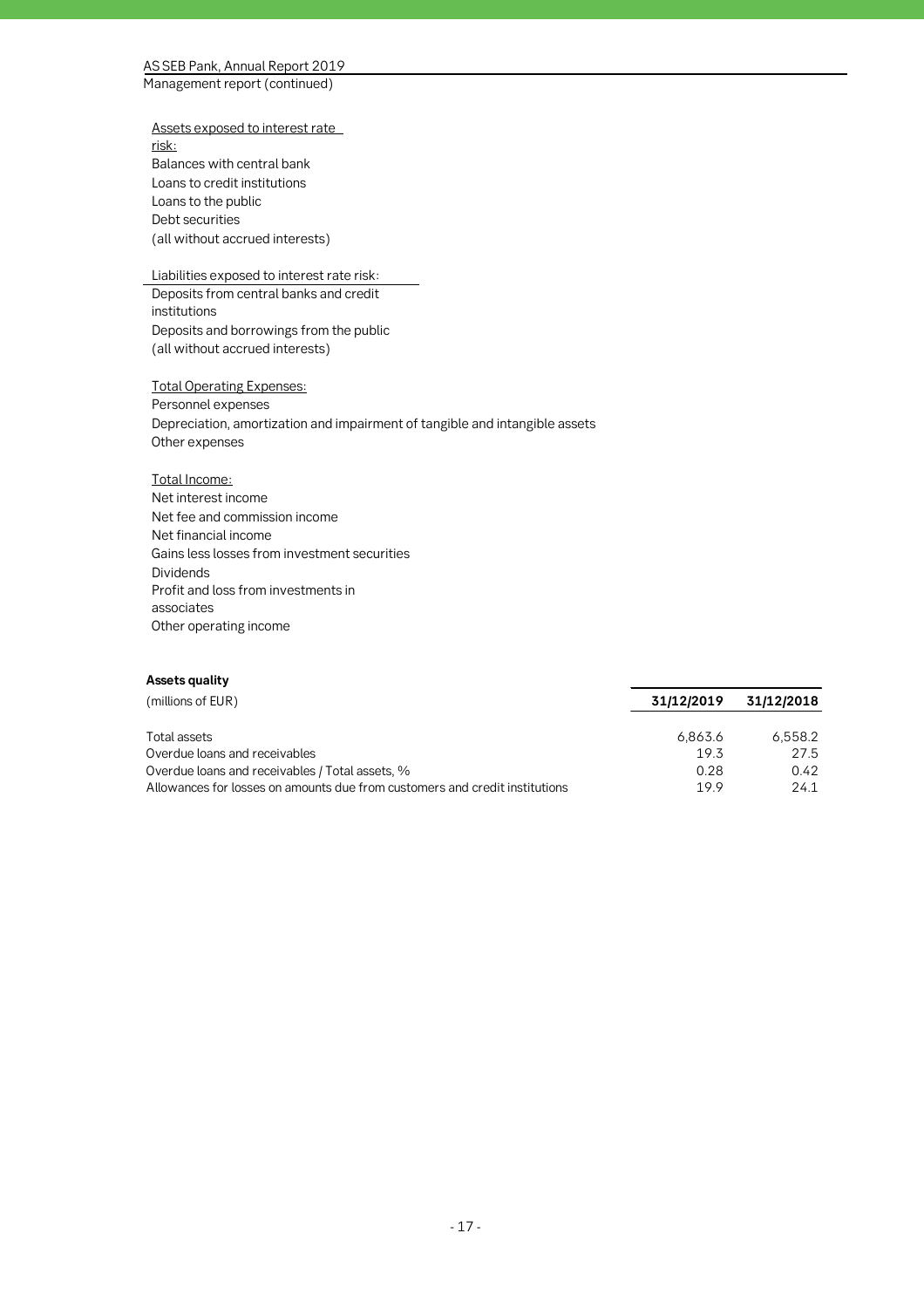Assets exposed to interest rate risk:
Balances with central bank
Loans to credit institutions
Loans to the public
Debt securities
(all without accrued interests)

Liabilities exposed to interest rate risk:
Deposits from central banks and credit institutions
Deposits and borrowings from the public
(all without accrued interests)

Total Operating Expenses:
Personnel expenses
Depreciation, amortization and impairment of tangible and intangible assets
Other expenses

Total Income:
Net interest income
Net fee and commission income
Net financial income
Gains less losses from investment securities
Dividends
Profit and loss from investments in associates
Other operating income

**Assets quality**

| (millions of EUR) | 31/12/2019 | 31/12/2018 |
|---|---|---|
| Total assets | 6,863.6 | 6,558.2 |
| Overdue loans and receivables | 19.3 | 27.5 |
| Overdue loans and receivables / Total assets, % | 0.28 | 0.42 |
| Allowances for losses on amounts due from customers and credit institutions | 19.9 | 24.1 |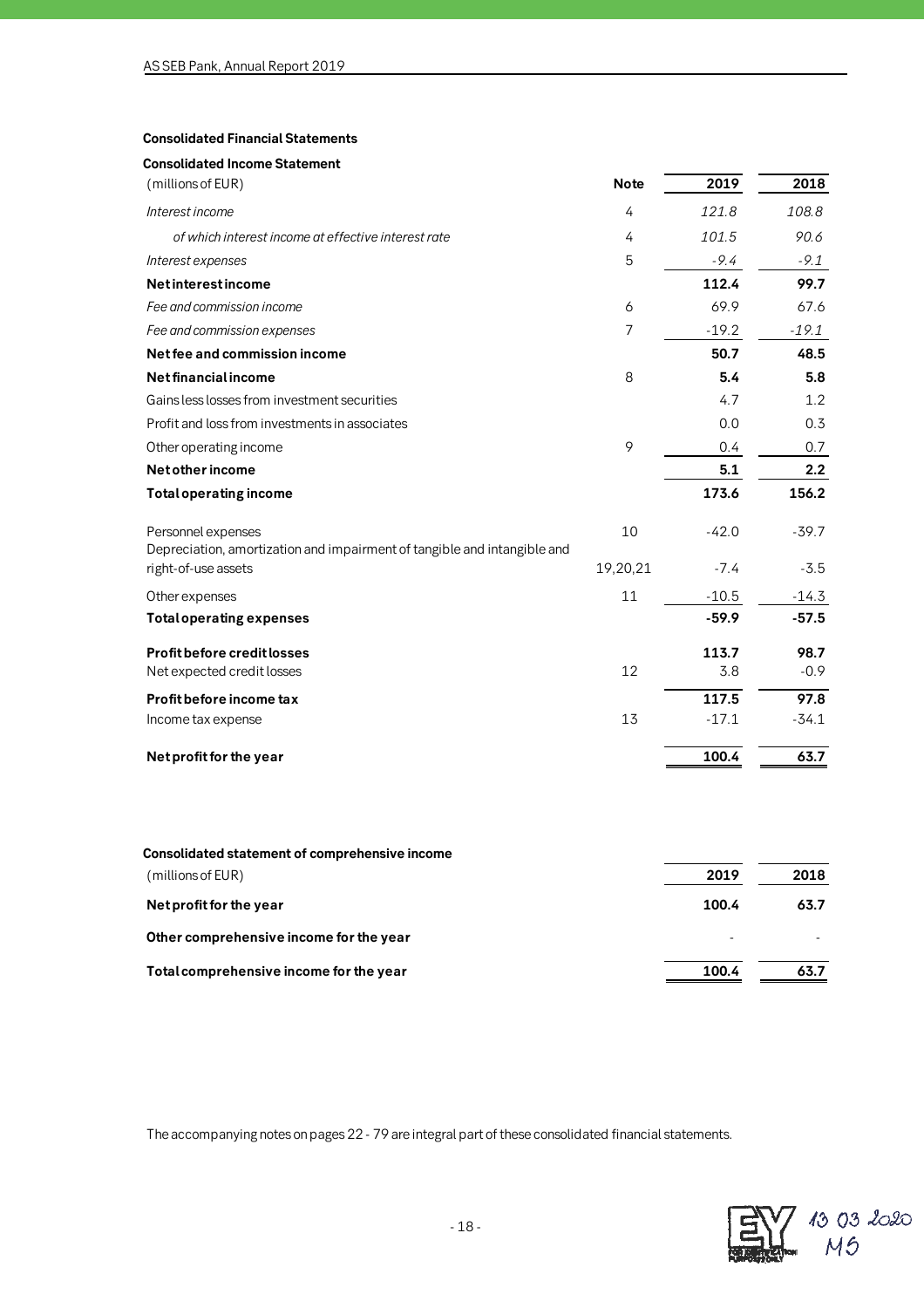## Consolidated Financial Statements

### Consolidated Income Statement

| (millions of EUR) | Note | 2019 | 2018 |
|---|---|---|---|
| *Interest income* | 4 | *121.8* | *108.8* |
| *of which interest income at effective interest rate* | 4 | *101.5* | *90.6* |
| *Interest expenses* | 5 | *-9.4* | *-9.1* |
| **Net interest income** | | **112.4** | **99.7** |
| *Fee and commission income* | 6 | 69.9 | 67.6 |
| *Fee and commission expenses* | 7 | -19.2 | *-19.1* |
| **Net fee and commission income** | | **50.7** | **48.5** |
| **Net financial income** | 8 | **5.4** | **5.8** |
| Gains less losses from investment securities | | 4.7 | 1.2 |
| Profit and loss from investments in associates | | 0.0 | 0.3 |
| Other operating income | 9 | 0.4 | 0.7 |
| **Net other income** | | **5.1** | **2.2** |
| **Total operating income** | | **173.6** | **156.2** |
| Personnel expenses | 10 | -42.0 | -39.7 |
| Depreciation, amortization and impairment of tangible and intangible and right-of-use assets | 19,20,21 | -7.4 | -3.5 |
| Other expenses | 11 | -10.5 | -14.3 |
| **Total operating expenses** | | **-59.9** | **-57.5** |
| **Profit before credit losses** | | **113.7** | **98.7** |
| Net expected credit losses | 12 | 3.8 | -0.9 |
| **Profit before income tax** | | **117.5** | **97.8** |
| Income tax expense | 13 | -17.1 | -34.1 |
| **Net profit for the year** | | **100.4** | **63.7** |

### Consolidated statement of comprehensive income

| (millions of EUR) | 2019 | 2018 |
|---|---|---|
| **Net profit for the year** | **100.4** | **63.7** |
| **Other comprehensive income for the year** | - | - |
| **Total comprehensive income for the year** | **100.4** | **63.7** |

The accompanying notes on pages 22 - 79 are integral part of these consolidated financial statements.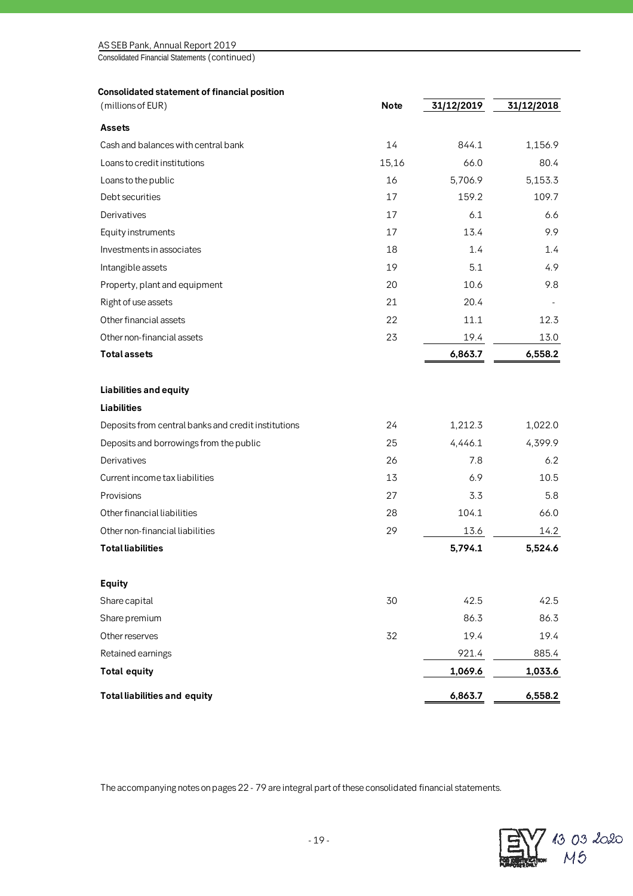## Consolidated statement of financial position

| (millions of EUR) | Note | 31/12/2019 | 31/12/2018 |
|---|---|---|---|
| **Assets** | | | |
| Cash and balances with central bank | 14 | 844.1 | 1,156.9 |
| Loans to credit institutions | 15,16 | 66.0 | 80.4 |
| Loans to the public | 16 | 5,706.9 | 5,153.3 |
| Debt securities | 17 | 159.2 | 109.7 |
| Derivatives | 17 | 6.1 | 6.6 |
| Equity instruments | 17 | 13.4 | 9.9 |
| Investments in associates | 18 | 1.4 | 1.4 |
| Intangible assets | 19 | 5.1 | 4.9 |
| Property, plant and equipment | 20 | 10.6 | 9.8 |
| Right of use assets | 21 | 20.4 | - |
| Other financial assets | 22 | 11.1 | 12.3 |
| Other non-financial assets | 23 | 19.4 | 13.0 |
| **Total assets** | | **6,863.7** | **6,558.2** |
| | | | |
| **Liabilities and equity** | | | |
| **Liabilities** | | | |
| Deposits from central banks and credit institutions | 24 | 1,212.3 | 1,022.0 |
| Deposits and borrowings from the public | 25 | 4,446.1 | 4,399.9 |
| Derivatives | 26 | 7.8 | 6.2 |
| Current income tax liabilities | 13 | 6.9 | 10.5 |
| Provisions | 27 | 3.3 | 5.8 |
| Other financial liabilities | 28 | 104.1 | 66.0 |
| Other non-financial liabilities | 29 | 13.6 | 14.2 |
| **Total liabilities** | | **5,794.1** | **5,524.6** |
| | | | |
| **Equity** | | | |
| Share capital | 30 | 42.5 | 42.5 |
| Share premium | | 86.3 | 86.3 |
| Other reserves | 32 | 19.4 | 19.4 |
| Retained earnings | | 921.4 | 885.4 |
| **Total equity** | | **1,069.6** | **1,033.6** |
| **Total liabilities and equity** | | **6,863.7** | **6,558.2** |

The accompanying notes on pages 22 - 79 are integral part of these consolidated financial statements.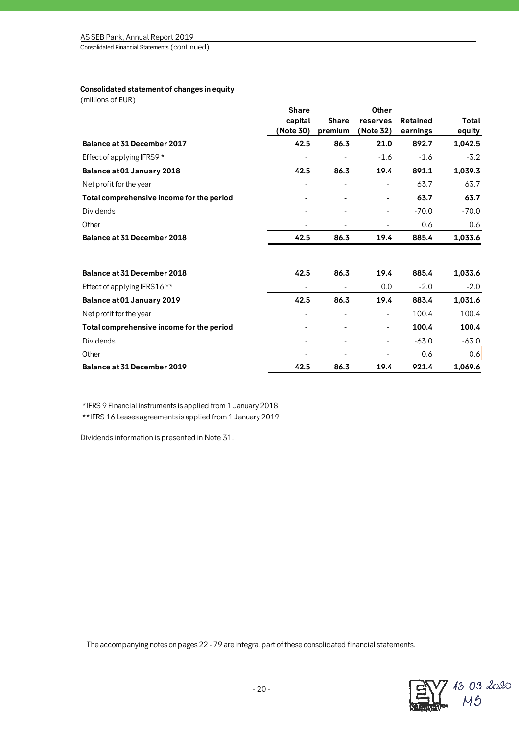**Consolidated statement of changes in equity**

(millions of EUR)

| | Share capital (Note 30) | Share premium | Other reserves (Note 32) | Retained earnings | Total equity |
|---|---|---|---|---|---|
| **Balance at 31 December 2017** | **42.5** | **86.3** | **21.0** | **892.7** | **1,042.5** |
| Effect of applying IFRS9 * | - | - | -1.6 | -1.6 | -3.2 |
| **Balance at 01 January 2018** | **42.5** | **86.3** | **19.4** | **891.1** | **1,039.3** |
| Net profit for the year | - | - | - | 63.7 | 63.7 |
| **Total comprehensive income for the period** | **-** | **-** | **-** | **63.7** | **63.7** |
| Dividends | - | - | - | -70.0 | -70.0 |
| Other | - | - | - | 0.6 | 0.6 |
| **Balance at 31 December 2018** | **42.5** | **86.3** | **19.4** | **885.4** | **1,033.6** |
| | | | | | |
| **Balance at 31 December 2018** | **42.5** | **86.3** | **19.4** | **885.4** | **1,033.6** |
| Effect of applying IFRS16 ** | - | - | 0.0 | -2.0 | -2.0 |
| **Balance at 01 January 2019** | **42.5** | **86.3** | **19.4** | **883.4** | **1,031.6** |
| Net profit for the year | - | - | - | 100.4 | 100.4 |
| **Total comprehensive income for the period** | **-** | **-** | **-** | **100.4** | **100.4** |
| Dividends | - | - | - | -63.0 | -63.0 |
| Other | - | - | - | 0.6 | 0.6 |
| **Balance at 31 December 2019** | **42.5** | **86.3** | **19.4** | **921.4** | **1,069.6** |

*IFRS 9 Financial instruments is applied from 1 January 2018

**IFRS 16 Leases agreements is applied from 1 January 2019

Dividends information is presented in Note 31.

The accompanying notes on pages 22 - 79 are integral part of these consolidated financial statements.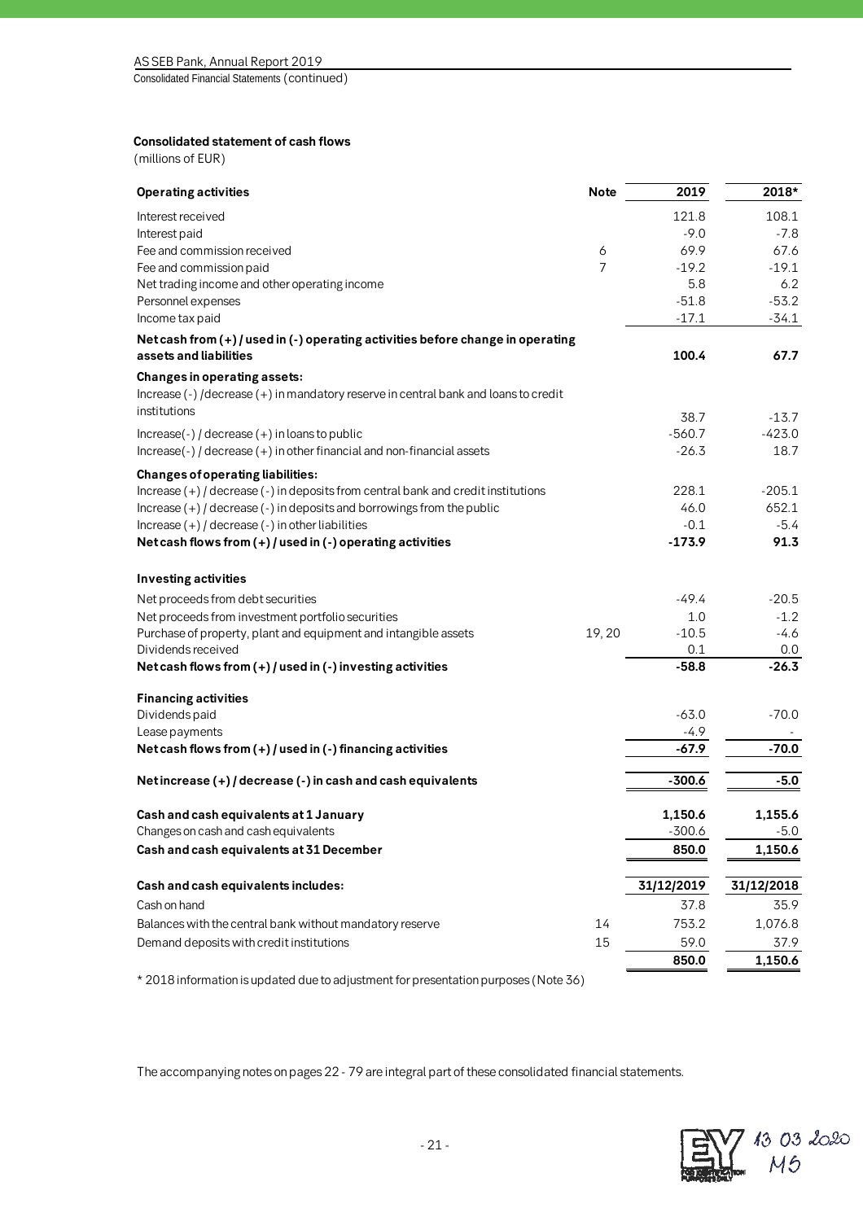Consolidated Financial Statements (continued)

### Consolidated statement of cash flows

(millions of EUR)

| **Operating activities** | **Note** | **2019** | **2018*** |
|---|---|---|---|
| Interest received | | 121.8 | 108.1 |
| Interest paid | | -9.0 | -7.8 |
| Fee and commission received | 6 | 69.9 | 67.6 |
| Fee and commission paid | 7 | -19.2 | -19.1 |
| Net trading income and other operating income | | 5.8 | 6.2 |
| Personnel expenses | | -51.8 | -53.2 |
| Income tax paid | | -17.1 | -34.1 |
| **Net cash from (+) / used in (-) operating activities before change in operating assets and liabilities** | | **100.4** | **67.7** |
| **Changes in operating assets:** | | | |
| Increase (-) /decrease (+) in mandatory reserve in central bank and loans to credit institutions | | 38.7 | -13.7 |
| Increase(-) / decrease (+) in loans to public | | -560.7 | -423.0 |
| Increase(-) / decrease (+) in other financial and non-financial assets | | -26.3 | 18.7 |
| **Changes of operating liabilities:** | | | |
| Increase (+) / decrease (-) in deposits from central bank and credit institutions | | 228.1 | -205.1 |
| Increase (+) / decrease (-) in deposits and borrowings from the public | | 46.0 | 652.1 |
| Increase (+) / decrease (-) in other liabilities | | -0.1 | -5.4 |
| **Net cash flows from (+) / used in (-) operating activities** | | **-173.9** | **91.3** |
| | | | |
| **Investing activities** | | | |
| Net proceeds from debt securities | | -49.4 | -20.5 |
| Net proceeds from investment portfolio securities | | 1.0 | -1.2 |
| Purchase of property, plant and equipment and intangible assets | 19, 20 | -10.5 | -4.6 |
| Dividends received | | 0.1 | 0.0 |
| **Net cash flows from (+) / used in (-) investing activities** | | **-58.8** | **-26.3** |
| | | | |
| **Financing activities** | | | |
| Dividends paid | | -63.0 | -70.0 |
| Lease payments | | -4.9 | - |
| **Net cash flows from (+) / used in (-) financing activities** | | **-67.9** | **-70.0** |
| | | | |
| **Net increase (+) / decrease (-) in cash and cash equivalents** | | **-300.6** | **-5.0** |
| | | | |
| **Cash and cash equivalents at 1 January** | | **1,150.6** | **1,155.6** |
| Changes on cash and cash equivalents | | -300.6 | -5.0 |
| **Cash and cash equivalents at 31 December** | | **850.0** | **1,150.6** |

| **Cash and cash equivalents includes:** | | **31/12/2019** | **31/12/2018** |
|---|---|---|---|
| Cash on hand | | 37.8 | 35.9 |
| Balances with the central bank without mandatory reserve | 14 | 753.2 | 1,076.8 |
| Demand deposits with credit institutions | 15 | 59.0 | 37.9 |
| | | **850.0** | **1,150.6** |

* 2018 information is updated due to adjustment for presentation purposes (Note 36)

The accompanying notes on pages 22 - 79 are integral part of these consolidated financial statements.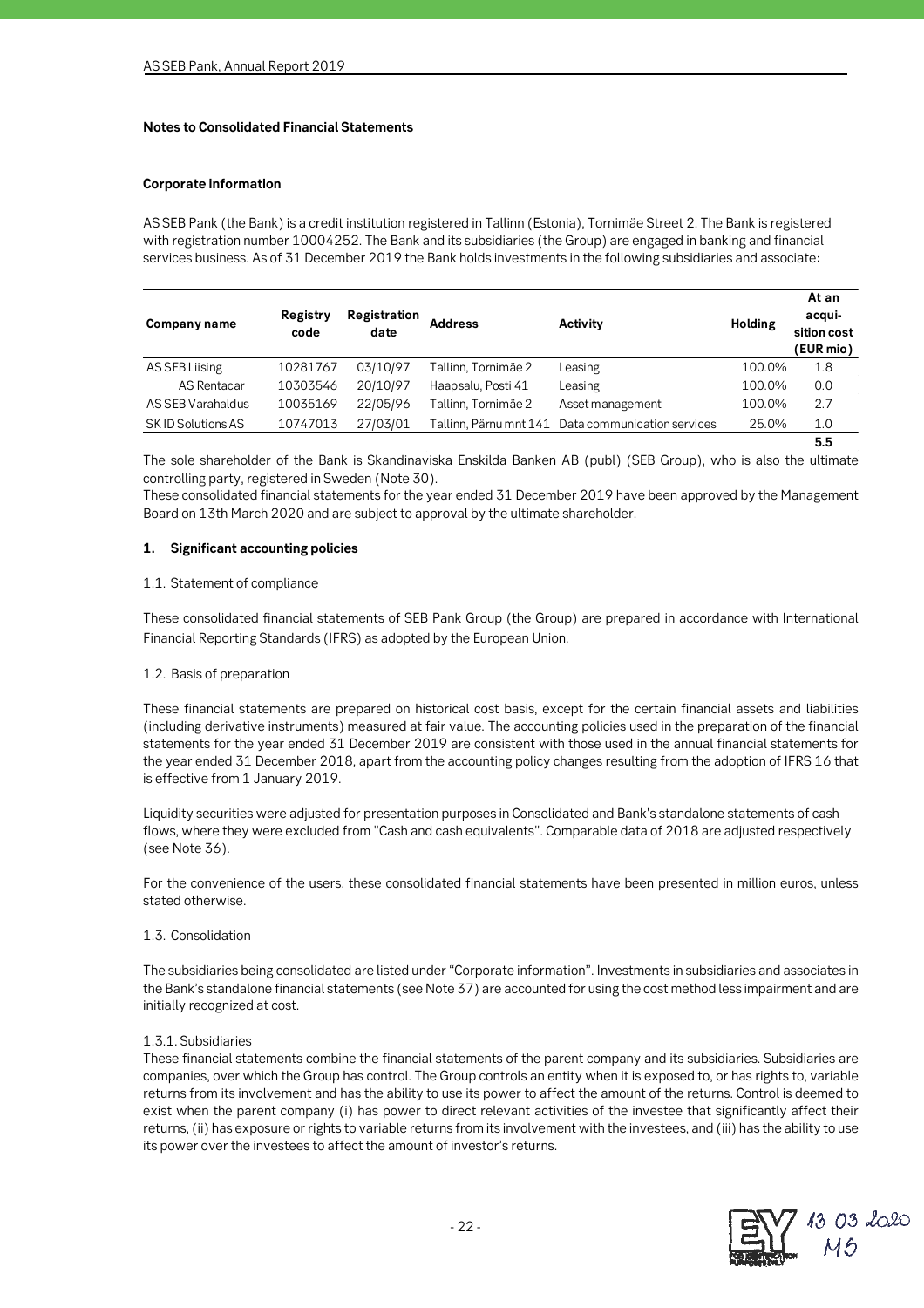## Notes to Consolidated Financial Statements

### Corporate information

AS SEB Pank (the Bank) is a credit institution registered in Tallinn (Estonia), Tornimäe Street 2. The Bank is registered with registration number 10004252. The Bank and its subsidiaries (the Group) are engaged in banking and financial services business. As of 31 December 2019 the Bank holds investments in the following subsidiaries and associate:

| Company name | Registry code | Registration date | Address | Activity | Holding | At an acqui-sition cost (EUR mio) |
|---|---|---|---|---|---|---|
| AS SEB Liising | 10281767 | 03/10/97 | Tallinn, Tornimäe 2 | Leasing | 100.0% | 1.8 |
| AS Rentacar | 10303546 | 20/10/97 | Haapsalu, Posti 41 | Leasing | 100.0% | 0.0 |
| AS SEB Varahaldus | 10035169 | 22/05/96 | Tallinn, Tornimäe 2 | Asset management | 100.0% | 2.7 |
| SK ID Solutions AS | 10747013 | 27/03/01 | Tallinn, Pärnu mnt 141 | Data communication services | 25.0% | 1.0 |
| | | | | | | **5.5** |

The sole shareholder of the Bank is Skandinaviska Enskilda Banken AB (publ) (SEB Group), who is also the ultimate controlling party, registered in Sweden (Note 30).
These consolidated financial statements for the year ended 31 December 2019 have been approved by the Management Board on 13th March 2020 and are subject to approval by the ultimate shareholder.

### 1. Significant accounting policies

1.1. Statement of compliance

These consolidated financial statements of SEB Pank Group (the Group) are prepared in accordance with International Financial Reporting Standards (IFRS) as adopted by the European Union.

1.2. Basis of preparation

These financial statements are prepared on historical cost basis, except for the certain financial assets and liabilities (including derivative instruments) measured at fair value. The accounting policies used in the preparation of the financial statements for the year ended 31 December 2019 are consistent with those used in the annual financial statements for the year ended 31 December 2018, apart from the accounting policy changes resulting from the adoption of IFRS 16 that is effective from 1 January 2019.

Liquidity securities were adjusted for presentation purposes in Consolidated and Bank's standalone statements of cash flows, where they were excluded from "Cash and cash equivalents". Comparable data of 2018 are adjusted respectively (see Note 36).

For the convenience of the users, these consolidated financial statements have been presented in million euros, unless stated otherwise.

1.3. Consolidation

The subsidiaries being consolidated are listed under "Corporate information". Investments in subsidiaries and associates in the Bank's standalone financial statements (see Note 37) are accounted for using the cost method less impairment and are initially recognized at cost.

1.3.1. Subsidiaries

These financial statements combine the financial statements of the parent company and its subsidiaries. Subsidiaries are companies, over which the Group has control. The Group controls an entity when it is exposed to, or has rights to, variable returns from its involvement and has the ability to use its power to affect the amount of the returns. Control is deemed to exist when the parent company (i) has power to direct relevant activities of the investee that significantly affect their returns, (ii) has exposure or rights to variable returns from its involvement with the investees, and (iii) has the ability to use its power over the investees to affect the amount of investor's returns.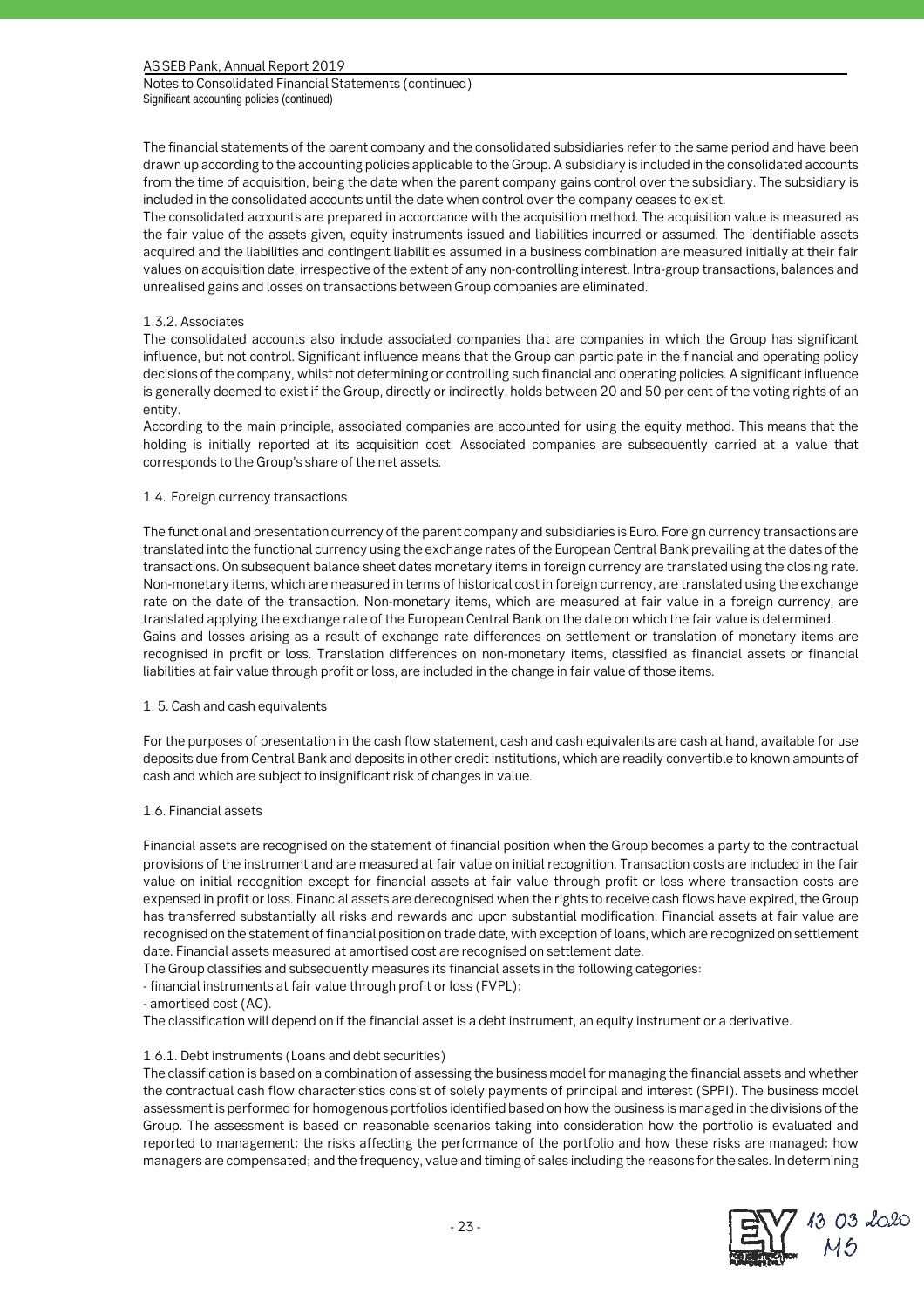The financial statements of the parent company and the consolidated subsidiaries refer to the same period and have been drawn up according to the accounting policies applicable to the Group. A subsidiary is included in the consolidated accounts from the time of acquisition, being the date when the parent company gains control over the subsidiary. The subsidiary is included in the consolidated accounts until the date when control over the company ceases to exist.
The consolidated accounts are prepared in accordance with the acquisition method. The acquisition value is measured as the fair value of the assets given, equity instruments issued and liabilities incurred or assumed. The identifiable assets acquired and the liabilities and contingent liabilities assumed in a business combination are measured initially at their fair values on acquisition date, irrespective of the extent of any non-controlling interest. Intra-group transactions, balances and unrealised gains and losses on transactions between Group companies are eliminated.

#### 1.3.2. Associates

The consolidated accounts also include associated companies that are companies in which the Group has significant influence, but not control. Significant influence means that the Group can participate in the financial and operating policy decisions of the company, whilst not determining or controlling such financial and operating policies. A significant influence is generally deemed to exist if the Group, directly or indirectly, holds between 20 and 50 per cent of the voting rights of an entity.
According to the main principle, associated companies are accounted for using the equity method. This means that the holding is initially reported at its acquisition cost. Associated companies are subsequently carried at a value that corresponds to the Group's share of the net assets.

### 1.4. Foreign currency transactions

The functional and presentation currency of the parent company and subsidiaries is Euro. Foreign currency transactions are translated into the functional currency using the exchange rates of the European Central Bank prevailing at the dates of the transactions. On subsequent balance sheet dates monetary items in foreign currency are translated using the closing rate. Non-monetary items, which are measured in terms of historical cost in foreign currency, are translated using the exchange rate on the date of the transaction. Non-monetary items, which are measured at fair value in a foreign currency, are translated applying the exchange rate of the European Central Bank on the date on which the fair value is determined.
Gains and losses arising as a result of exchange rate differences on settlement or translation of monetary items are recognised in profit or loss. Translation differences on non-monetary items, classified as financial assets or financial liabilities at fair value through profit or loss, are included in the change in fair value of those items.

### 1. 5. Cash and cash equivalents

For the purposes of presentation in the cash flow statement, cash and cash equivalents are cash at hand, available for use deposits due from Central Bank and deposits in other credit institutions, which are readily convertible to known amounts of cash and which are subject to insignificant risk of changes in value.

### 1.6. Financial assets

Financial assets are recognised on the statement of financial position when the Group becomes a party to the contractual provisions of the instrument and are measured at fair value on initial recognition. Transaction costs are included in the fair value on initial recognition except for financial assets at fair value through profit or loss where transaction costs are expensed in profit or loss. Financial assets are derecognised when the rights to receive cash flows have expired, the Group has transferred substantially all risks and rewards and upon substantial modification. Financial assets at fair value are recognised on the statement of financial position on trade date, with exception of loans, which are recognized on settlement date. Financial assets measured at amortised cost are recognised on settlement date.
The Group classifies and subsequently measures its financial assets in the following categories:
- financial instruments at fair value through profit or loss (FVPL);
- amortised cost (AC).

The classification will depend on if the financial asset is a debt instrument, an equity instrument or a derivative.

#### 1.6.1. Debt instruments (Loans and debt securities)

The classification is based on a combination of assessing the business model for managing the financial assets and whether the contractual cash flow characteristics consist of solely payments of principal and interest (SPPI). The business model assessment is performed for homogenous portfolios identified based on how the business is managed in the divisions of the Group. The assessment is based on reasonable scenarios taking into consideration how the portfolio is evaluated and reported to management; the risks affecting the performance of the portfolio and how these risks are managed; how managers are compensated; and the frequency, value and timing of sales including the reasons for the sales. In determining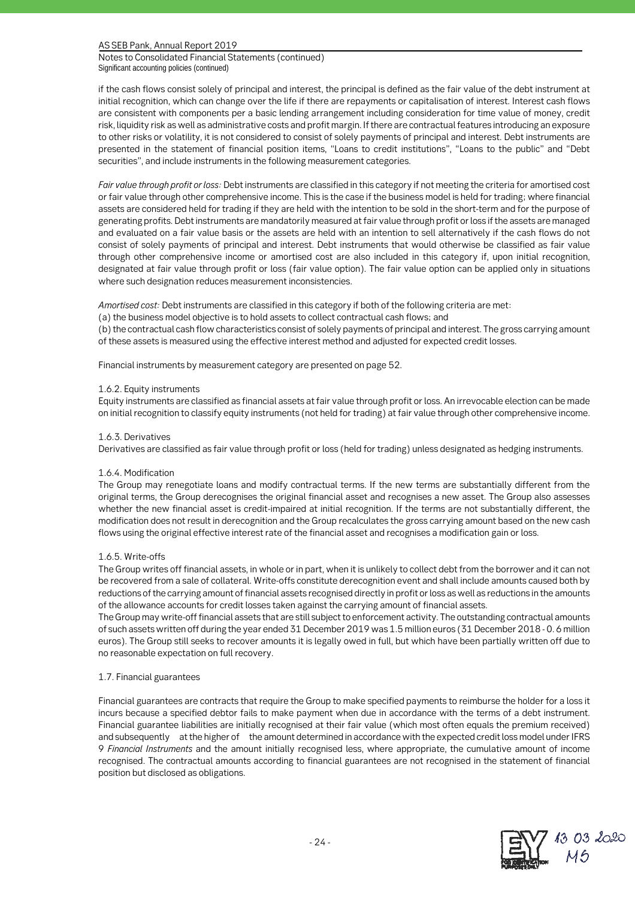if the cash flows consist solely of principal and interest, the principal is defined as the fair value of the debt instrument at initial recognition, which can change over the life if there are repayments or capitalisation of interest. Interest cash flows are consistent with components per a basic lending arrangement including consideration for time value of money, credit risk, liquidity risk as well as administrative costs and profit margin. If there are contractual features introducing an exposure to other risks or volatility, it is not considered to consist of solely payments of principal and interest. Debt instruments are presented in the statement of financial position items, "Loans to credit institutions", "Loans to the public" and "Debt securities", and include instruments in the following measurement categories.

*Fair value through profit or loss:* Debt instruments are classified in this category if not meeting the criteria for amortised cost or fair value through other comprehensive income. This is the case if the business model is held for trading; where financial assets are considered held for trading if they are held with the intention to be sold in the short-term and for the purpose of generating profits. Debt instruments are mandatorily measured at fair value through profit or loss if the assets are managed and evaluated on a fair value basis or the assets are held with an intention to sell alternatively if the cash flows do not consist of solely payments of principal and interest. Debt instruments that would otherwise be classified as fair value through other comprehensive income or amortised cost are also included in this category if, upon initial recognition, designated at fair value through profit or loss (fair value option). The fair value option can be applied only in situations where such designation reduces measurement inconsistencies.

*Amortised cost:* Debt instruments are classified in this category if both of the following criteria are met:
(a) the business model objective is to hold assets to collect contractual cash flows; and
(b) the contractual cash flow characteristics consist of solely payments of principal and interest. The gross carrying amount of these assets is measured using the effective interest method and adjusted for expected credit losses.

Financial instruments by measurement category are presented on page 52.

### 1.6.2. Equity instruments

Equity instruments are classified as financial assets at fair value through profit or loss. An irrevocable election can be made on initial recognition to classify equity instruments (not held for trading) at fair value through other comprehensive income.

### 1.6.3. Derivatives

Derivatives are classified as fair value through profit or loss (held for trading) unless designated as hedging instruments.

### 1.6.4. Modification

The Group may renegotiate loans and modify contractual terms. If the new terms are substantially different from the original terms, the Group derecognises the original financial asset and recognises a new asset. The Group also assesses whether the new financial asset is credit-impaired at initial recognition. If the terms are not substantially different, the modification does not result in derecognition and the Group recalculates the gross carrying amount based on the new cash flows using the original effective interest rate of the financial asset and recognises a modification gain or loss.

### 1.6.5. Write-offs

The Group writes off financial assets, in whole or in part, when it is unlikely to collect debt from the borrower and it can not be recovered from a sale of collateral. Write-offs constitute derecognition event and shall include amounts caused both by reductions of the carrying amount of financial assets recognised directly in profit or loss as well as reductions in the amounts of the allowance accounts for credit losses taken against the carrying amount of financial assets.
The Group may write-off financial assets that are still subject to enforcement activity. The outstanding contractual amounts of such assets written off during the year ended 31 December 2019 was 1.5 million euros (31 December 2018 - 0. 6 million euros). The Group still seeks to recover amounts it is legally owed in full, but which have been partially written off due to no reasonable expectation on full recovery.

## 1.7. Financial guarantees

Financial guarantees are contracts that require the Group to make specified payments to reimburse the holder for a loss it incurs because a specified debtor fails to make payment when due in accordance with the terms of a debt instrument. Financial guarantee liabilities are initially recognised at their fair value (which most often equals the premium received) and subsequently at the higher of the amount determined in accordance with the expected credit loss model under IFRS 9 *Financial Instruments* and the amount initially recognised less, where appropriate, the cumulative amount of income recognised. The contractual amounts according to financial guarantees are not recognised in the statement of financial position but disclosed as obligations.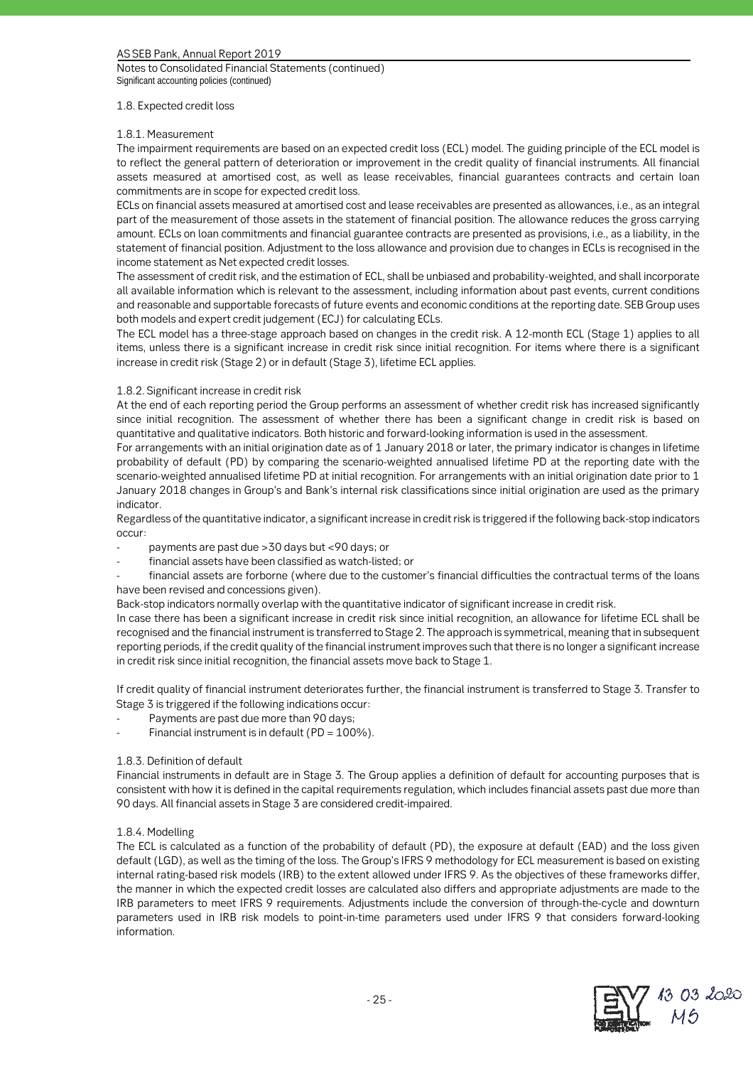### 1.8. Expected credit loss

#### 1.8.1. Measurement

The impairment requirements are based on an expected credit loss (ECL) model. The guiding principle of the ECL model is to reflect the general pattern of deterioration or improvement in the credit quality of financial instruments. All financial assets measured at amortised cost, as well as lease receivables, financial guarantees contracts and certain loan commitments are in scope for expected credit loss.

ECLs on financial assets measured at amortised cost and lease receivables are presented as allowances, i.e., as an integral part of the measurement of those assets in the statement of financial position. The allowance reduces the gross carrying amount. ECLs on loan commitments and financial guarantee contracts are presented as provisions, i.e., as a liability, in the statement of financial position. Adjustment to the loss allowance and provision due to changes in ECLs is recognised in the income statement as Net expected credit losses.

The assessment of credit risk, and the estimation of ECL, shall be unbiased and probability-weighted, and shall incorporate all available information which is relevant to the assessment, including information about past events, current conditions and reasonable and supportable forecasts of future events and economic conditions at the reporting date. SEB Group uses both models and expert credit judgement (ECJ) for calculating ECLs.

The ECL model has a three-stage approach based on changes in the credit risk. A 12-month ECL (Stage 1) applies to all items, unless there is a significant increase in credit risk since initial recognition. For items where there is a significant increase in credit risk (Stage 2) or in default (Stage 3), lifetime ECL applies.

#### 1.8.2. Significant increase in credit risk

At the end of each reporting period the Group performs an assessment of whether credit risk has increased significantly since initial recognition. The assessment of whether there has been a significant change in credit risk is based on quantitative and qualitative indicators. Both historic and forward-looking information is used in the assessment.

For arrangements with an initial origination date as of 1 January 2018 or later, the primary indicator is changes in lifetime probability of default (PD) by comparing the scenario-weighted annualised lifetime PD at the reporting date with the scenario-weighted annualised lifetime PD at initial recognition. For arrangements with an initial origination date prior to 1 January 2018 changes in Group's and Bank's internal risk classifications since initial origination are used as the primary indicator.

Regardless of the quantitative indicator, a significant increase in credit risk is triggered if the following back-stop indicators occur:

- payments are past due >30 days but <90 days; or
- financial assets have been classified as watch-listed; or
- financial assets are forborne (where due to the customer's financial difficulties the contractual terms of the loans have been revised and concessions given).

Back-stop indicators normally overlap with the quantitative indicator of significant increase in credit risk.

In case there has been a significant increase in credit risk since initial recognition, an allowance for lifetime ECL shall be recognised and the financial instrument is transferred to Stage 2. The approach is symmetrical, meaning that in subsequent reporting periods, if the credit quality of the financial instrument improves such that there is no longer a significant increase in credit risk since initial recognition, the financial assets move back to Stage 1.

If credit quality of financial instrument deteriorates further, the financial instrument is transferred to Stage 3. Transfer to Stage 3 is triggered if the following indications occur:

- Payments are past due more than 90 days;
- Financial instrument is in default (PD = 100%).

#### 1.8.3. Definition of default

Financial instruments in default are in Stage 3. The Group applies a definition of default for accounting purposes that is consistent with how it is defined in the capital requirements regulation, which includes financial assets past due more than 90 days. All financial assets in Stage 3 are considered credit-impaired.

#### 1.8.4. Modelling

The ECL is calculated as a function of the probability of default (PD), the exposure at default (EAD) and the loss given default (LGD), as well as the timing of the loss. The Group's IFRS 9 methodology for ECL measurement is based on existing internal rating-based risk models (IRB) to the extent allowed under IFRS 9. As the objectives of these frameworks differ, the manner in which the expected credit losses are calculated also differs and appropriate adjustments are made to the IRB parameters to meet IFRS 9 requirements. Adjustments include the conversion of through-the-cycle and downturn parameters used in IRB risk models to point-in-time parameters used under IFRS 9 that considers forward-looking information.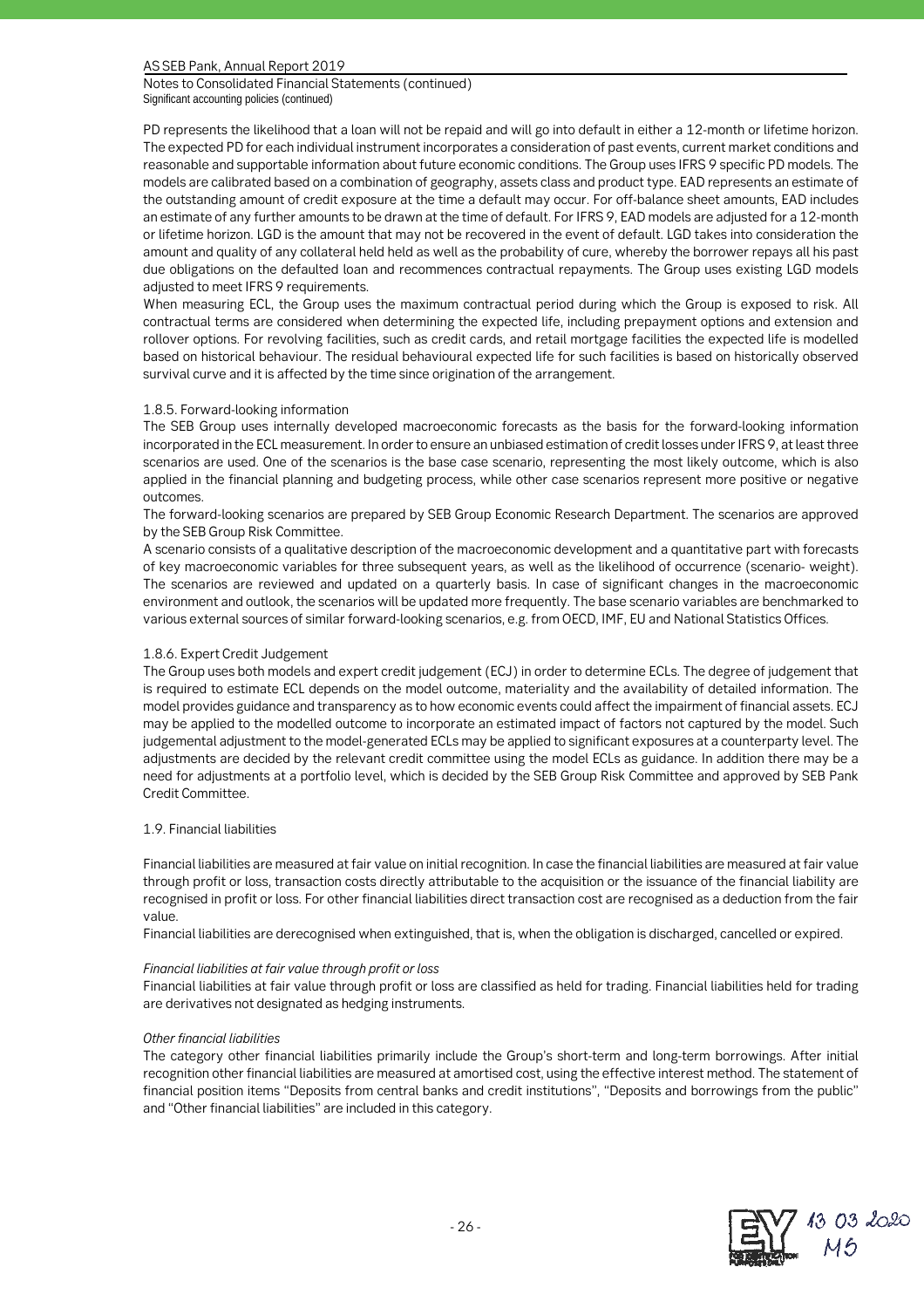PD represents the likelihood that a loan will not be repaid and will go into default in either a 12-month or lifetime horizon. The expected PD for each individual instrument incorporates a consideration of past events, current market conditions and reasonable and supportable information about future economic conditions. The Group uses IFRS 9 specific PD models. The models are calibrated based on a combination of geography, assets class and product type. EAD represents an estimate of the outstanding amount of credit exposure at the time a default may occur. For off-balance sheet amounts, EAD includes an estimate of any further amounts to be drawn at the time of default. For IFRS 9, EAD models are adjusted for a 12-month or lifetime horizon. LGD is the amount that may not be recovered in the event of default. LGD takes into consideration the amount and quality of any collateral held held as well as the probability of cure, whereby the borrower repays all his past due obligations on the defaulted loan and recommences contractual repayments. The Group uses existing LGD models adjusted to meet IFRS 9 requirements.

When measuring ECL, the Group uses the maximum contractual period during which the Group is exposed to risk. All contractual terms are considered when determining the expected life, including prepayment options and extension and rollover options. For revolving facilities, such as credit cards, and retail mortgage facilities the expected life is modelled based on historical behaviour. The residual behavioural expected life for such facilities is based on historically observed survival curve and it is affected by the time since origination of the arrangement.

#### 1.8.5. Forward-looking information

The SEB Group uses internally developed macroeconomic forecasts as the basis for the forward-looking information incorporated in the ECL measurement. In order to ensure an unbiased estimation of credit losses under IFRS 9, at least three scenarios are used. One of the scenarios is the base case scenario, representing the most likely outcome, which is also applied in the financial planning and budgeting process, while other case scenarios represent more positive or negative outcomes.

The forward-looking scenarios are prepared by SEB Group Economic Research Department. The scenarios are approved by the SEB Group Risk Committee.

A scenario consists of a qualitative description of the macroeconomic development and a quantitative part with forecasts of key macroeconomic variables for three subsequent years, as well as the likelihood of occurrence (scenario- weight). The scenarios are reviewed and updated on a quarterly basis. In case of significant changes in the macroeconomic environment and outlook, the scenarios will be updated more frequently. The base scenario variables are benchmarked to various external sources of similar forward-looking scenarios, e.g. from OECD, IMF, EU and National Statistics Offices.

#### 1.8.6. Expert Credit Judgement

The Group uses both models and expert credit judgement (ECJ) in order to determine ECLs. The degree of judgement that is required to estimate ECL depends on the model outcome, materiality and the availability of detailed information. The model provides guidance and transparency as to how economic events could affect the impairment of financial assets. ECJ may be applied to the modelled outcome to incorporate an estimated impact of factors not captured by the model. Such judgemental adjustment to the model-generated ECLs may be applied to significant exposures at a counterparty level. The adjustments are decided by the relevant credit committee using the model ECLs as guidance. In addition there may be a need for adjustments at a portfolio level, which is decided by the SEB Group Risk Committee and approved by SEB Pank Credit Committee.

### 1.9. Financial liabilities

Financial liabilities are measured at fair value on initial recognition. In case the financial liabilities are measured at fair value through profit or loss, transaction costs directly attributable to the acquisition or the issuance of the financial liability are recognised in profit or loss. For other financial liabilities direct transaction cost are recognised as a deduction from the fair value.

Financial liabilities are derecognised when extinguished, that is, when the obligation is discharged, cancelled or expired.

*Financial liabilities at fair value through profit or loss*

Financial liabilities at fair value through profit or loss are classified as held for trading. Financial liabilities held for trading are derivatives not designated as hedging instruments.

*Other financial liabilities*

The category other financial liabilities primarily include the Group's short-term and long-term borrowings. After initial recognition other financial liabilities are measured at amortised cost, using the effective interest method. The statement of financial position items "Deposits from central banks and credit institutions", "Deposits and borrowings from the public" and "Other financial liabilities" are included in this category.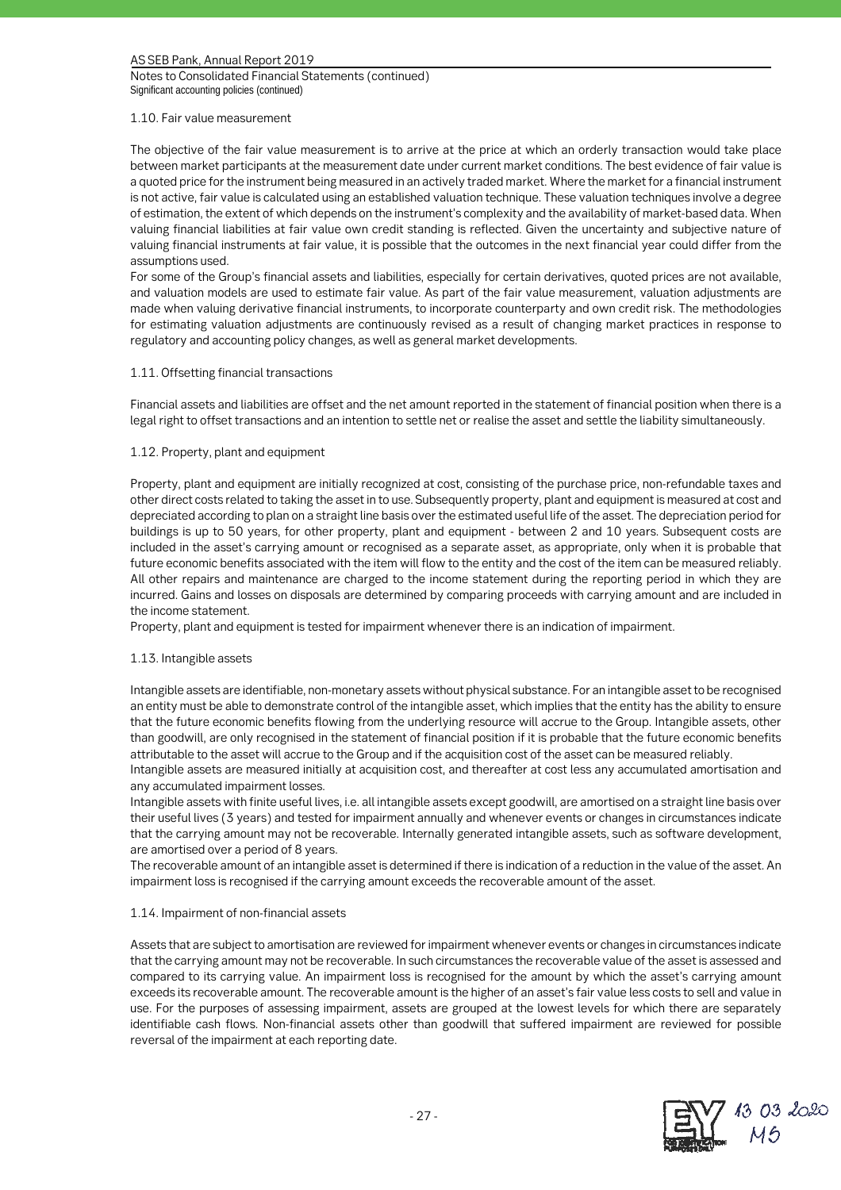### 1.10. Fair value measurement

The objective of the fair value measurement is to arrive at the price at which an orderly transaction would take place between market participants at the measurement date under current market conditions. The best evidence of fair value is a quoted price for the instrument being measured in an actively traded market. Where the market for a financial instrument is not active, fair value is calculated using an established valuation technique. These valuation techniques involve a degree of estimation, the extent of which depends on the instrument's complexity and the availability of market-based data. When valuing financial liabilities at fair value own credit standing is reflected. Given the uncertainty and subjective nature of valuing financial instruments at fair value, it is possible that the outcomes in the next financial year could differ from the assumptions used.
For some of the Group's financial assets and liabilities, especially for certain derivatives, quoted prices are not available, and valuation models are used to estimate fair value. As part of the fair value measurement, valuation adjustments are made when valuing derivative financial instruments, to incorporate counterparty and own credit risk. The methodologies for estimating valuation adjustments are continuously revised as a result of changing market practices in response to regulatory and accounting policy changes, as well as general market developments.

### 1.11. Offsetting financial transactions

Financial assets and liabilities are offset and the net amount reported in the statement of financial position when there is a legal right to offset transactions and an intention to settle net or realise the asset and settle the liability simultaneously.

### 1.12. Property, plant and equipment

Property, plant and equipment are initially recognized at cost, consisting of the purchase price, non-refundable taxes and other direct costs related to taking the asset in to use. Subsequently property, plant and equipment is measured at cost and depreciated according to plan on a straight line basis over the estimated useful life of the asset. The depreciation period for buildings is up to 50 years, for other property, plant and equipment - between 2 and 10 years. Subsequent costs are included in the asset's carrying amount or recognised as a separate asset, as appropriate, only when it is probable that future economic benefits associated with the item will flow to the entity and the cost of the item can be measured reliably. All other repairs and maintenance are charged to the income statement during the reporting period in which they are incurred. Gains and losses on disposals are determined by comparing proceeds with carrying amount and are included in the income statement.
Property, plant and equipment is tested for impairment whenever there is an indication of impairment.

### 1.13. Intangible assets

Intangible assets are identifiable, non-monetary assets without physical substance. For an intangible asset to be recognised an entity must be able to demonstrate control of the intangible asset, which implies that the entity has the ability to ensure that the future economic benefits flowing from the underlying resource will accrue to the Group. Intangible assets, other than goodwill, are only recognised in the statement of financial position if it is probable that the future economic benefits attributable to the asset will accrue to the Group and if the acquisition cost of the asset can be measured reliably.
Intangible assets are measured initially at acquisition cost, and thereafter at cost less any accumulated amortisation and any accumulated impairment losses.
Intangible assets with finite useful lives, i.e. all intangible assets except goodwill, are amortised on a straight line basis over their useful lives (3 years) and tested for impairment annually and whenever events or changes in circumstances indicate that the carrying amount may not be recoverable. Internally generated intangible assets, such as software development, are amortised over a period of 8 years.
The recoverable amount of an intangible asset is determined if there is indication of a reduction in the value of the asset. An impairment loss is recognised if the carrying amount exceeds the recoverable amount of the asset.

### 1.14. Impairment of non-financial assets

Assets that are subject to amortisation are reviewed for impairment whenever events or changes in circumstances indicate that the carrying amount may not be recoverable. In such circumstances the recoverable value of the asset is assessed and compared to its carrying value. An impairment loss is recognised for the amount by which the asset's carrying amount exceeds its recoverable amount. The recoverable amount is the higher of an asset's fair value less costs to sell and value in use. For the purposes of assessing impairment, assets are grouped at the lowest levels for which there are separately identifiable cash flows. Non-financial assets other than goodwill that suffered impairment are reviewed for possible reversal of the impairment at each reporting date.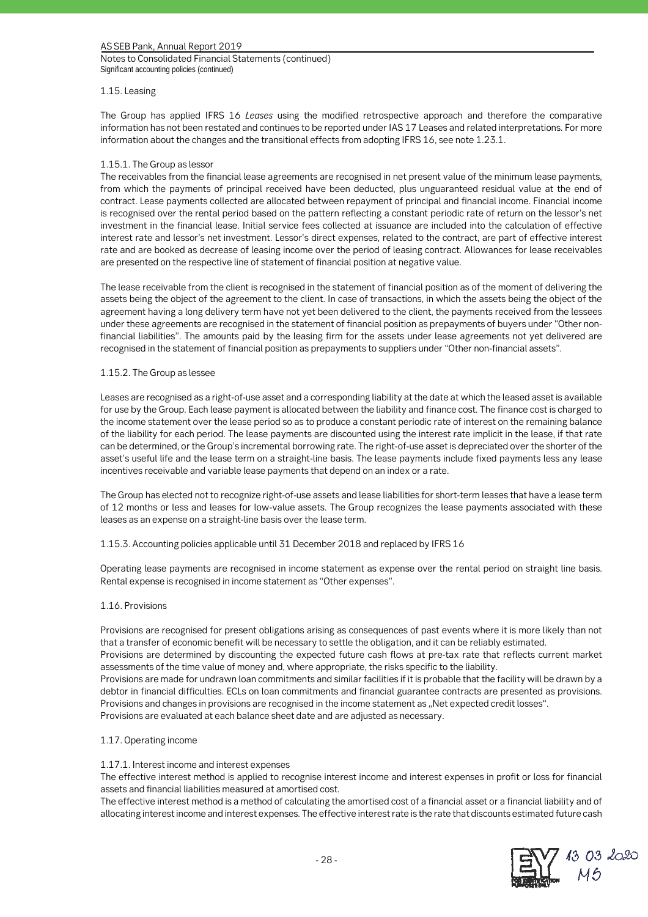### 1.15. Leasing

The Group has applied IFRS 16 *Leases* using the modified retrospective approach and therefore the comparative information has not been restated and continues to be reported under IAS 17 Leases and related interpretations. For more information about the changes and the transitional effects from adopting IFRS 16, see note 1.23.1.

#### 1.15.1. The Group as lessor

The receivables from the financial lease agreements are recognised in net present value of the minimum lease payments, from which the payments of principal received have been deducted, plus unguaranteed residual value at the end of contract. Lease payments collected are allocated between repayment of principal and financial income. Financial income is recognised over the rental period based on the pattern reflecting a constant periodic rate of return on the lessor's net investment in the financial lease. Initial service fees collected at issuance are included into the calculation of effective interest rate and lessor's net investment. Lessor's direct expenses, related to the contract, are part of effective interest rate and are booked as decrease of leasing income over the period of leasing contract. Allowances for lease receivables are presented on the respective line of statement of financial position at negative value.

The lease receivable from the client is recognised in the statement of financial position as of the moment of delivering the assets being the object of the agreement to the client. In case of transactions, in which the assets being the object of the agreement having a long delivery term have not yet been delivered to the client, the payments received from the lessees under these agreements are recognised in the statement of financial position as prepayments of buyers under "Other non-financial liabilities". The amounts paid by the leasing firm for the assets under lease agreements not yet delivered are recognised in the statement of financial position as prepayments to suppliers under "Other non-financial assets".

#### 1.15.2. The Group as lessee

Leases are recognised as a right-of-use asset and a corresponding liability at the date at which the leased asset is available for use by the Group. Each lease payment is allocated between the liability and finance cost. The finance cost is charged to the income statement over the lease period so as to produce a constant periodic rate of interest on the remaining balance of the liability for each period. The lease payments are discounted using the interest rate implicit in the lease, if that rate can be determined, or the Group's incremental borrowing rate. The right-of-use asset is depreciated over the shorter of the asset's useful life and the lease term on a straight-line basis. The lease payments include fixed payments less any lease incentives receivable and variable lease payments that depend on an index or a rate.

The Group has elected not to recognize right-of-use assets and lease liabilities for short-term leases that have a lease term of 12 months or less and leases for low-value assets. The Group recognizes the lease payments associated with these leases as an expense on a straight-line basis over the lease term.

#### 1.15.3. Accounting policies applicable until 31 December 2018 and replaced by IFRS 16

Operating lease payments are recognised in income statement as expense over the rental period on straight line basis. Rental expense is recognised in income statement as "Other expenses".

### 1.16. Provisions

Provisions are recognised for present obligations arising as consequences of past events where it is more likely than not that a transfer of economic benefit will be necessary to settle the obligation, and it can be reliably estimated.
Provisions are determined by discounting the expected future cash flows at pre-tax rate that reflects current market assessments of the time value of money and, where appropriate, the risks specific to the liability.
Provisions are made for undrawn loan commitments and similar facilities if it is probable that the facility will be drawn by a debtor in financial difficulties. ECLs on loan commitments and financial guarantee contracts are presented as provisions. Provisions and changes in provisions are recognised in the income statement as „Net expected credit losses".
Provisions are evaluated at each balance sheet date and are adjusted as necessary.

### 1.17. Operating income

#### 1.17.1. Interest income and interest expenses

The effective interest method is applied to recognise interest income and interest expenses in profit or loss for financial assets and financial liabilities measured at amortised cost.
The effective interest method is a method of calculating the amortised cost of a financial asset or a financial liability and of allocating interest income and interest expenses. The effective interest rate is the rate that discounts estimated future cash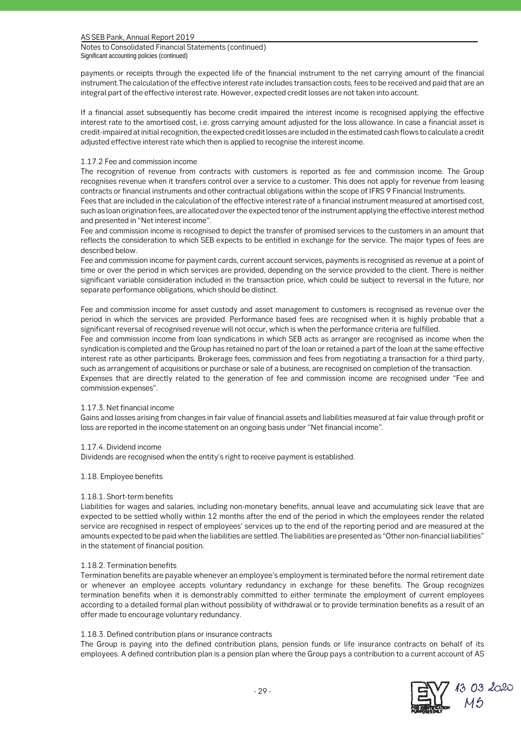payments or receipts through the expected life of the financial instrument to the net carrying amount of the financial instrument.The calculation of the effective interest rate includes transaction costs, fees to be received and paid that are an integral part of the effective interest rate. However, expected credit losses are not taken into account.

If a financial asset subsequently has become credit impaired the interest income is recognised applying the effective interest rate to the amortised cost, i.e. gross carrying amount adjusted for the loss allowance. In case a financial asset is credit-impaired at initial recognition, the expected credit losses are included in the estimated cash flows to calculate a credit adjusted effective interest rate which then is applied to recognise the interest income.

#### 1.17.2 Fee and commission income

The recognition of revenue from contracts with customers is reported as fee and commission income. The Group recognises revenue when it transfers control over a service to a customer. This does not apply for revenue from leasing contracts or financial instruments and other contractual obligations within the scope of IFRS 9 Financial Instruments.

Fees that are included in the calculation of the effective interest rate of a financial instrument measured at amortised cost, such as loan origination fees, are allocated over the expected tenor of the instrument applying the effective interest method and presented in "Net interest income".

Fee and commission income is recognised to depict the transfer of promised services to the customers in an amount that reflects the consideration to which SEB expects to be entitled in exchange for the service. The major types of fees are described below.

Fee and commission income for payment cards, current account services, payments is recognised as revenue at a point of time or over the period in which services are provided, depending on the service provided to the client. There is neither significant variable consideration included in the transaction price, which could be subject to reversal in the future, nor separate performance obligations, which should be distinct.

Fee and commission income for asset custody and asset management to customers is recognised as revenue over the period in which the services are provided. Performance based fees are recognised when it is highly probable that a significant reversal of recognised revenue will not occur, which is when the performance criteria are fulfilled.

Fee and commission income from loan syndications in which SEB acts as arranger are recognised as income when the syndication is completed and the Group has retained no part of the loan or retained a part of the loan at the same effective interest rate as other participants. Brokerage fees, commission and fees from negotiating a transaction for a third party, such as arrangement of acquisitions or purchase or sale of a business, are recognised on completion of the transaction.

Expenses that are directly related to the generation of fee and commission income are recognised under "Fee and commission expenses".

#### 1.17.3. Net financial income

Gains and losses arising from changes in fair value of financial assets and liabilities measured at fair value through profit or loss are reported in the income statement on an ongoing basis under "Net financial income".

#### 1.17.4. Dividend income

Dividends are recognised when the entity's right to receive payment is established.

### 1.18. Employee benefits

#### 1.18.1. Short-term benefits

Liabilities for wages and salaries, including non-monetary benefits, annual leave and accumulating sick leave that are expected to be settled wholly within 12 months after the end of the period in which the employees render the related service are recognised in respect of employees' services up to the end of the reporting period and are measured at the amounts expected to be paid when the liabilities are settled. The liabilities are presented as "Other non-financial liabilities" in the statement of financial position.

#### 1.18.2. Termination benefits

Termination benefits are payable whenever an employee's employment is terminated before the normal retirement date or whenever an employee accepts voluntary redundancy in exchange for these benefits. The Group recognizes termination benefits when it is demonstrably committed to either terminate the employment of current employees according to a detailed formal plan without possibility of withdrawal or to provide termination benefits as a result of an offer made to encourage voluntary redundancy.

#### 1.18.3. Defined contribution plans or insurance contracts

The Group is paying into the defined contribution plans, pension funds or life insurance contracts on behalf of its employees. A defined contribution plan is a pension plan where the Group pays a contribution to a current account of AS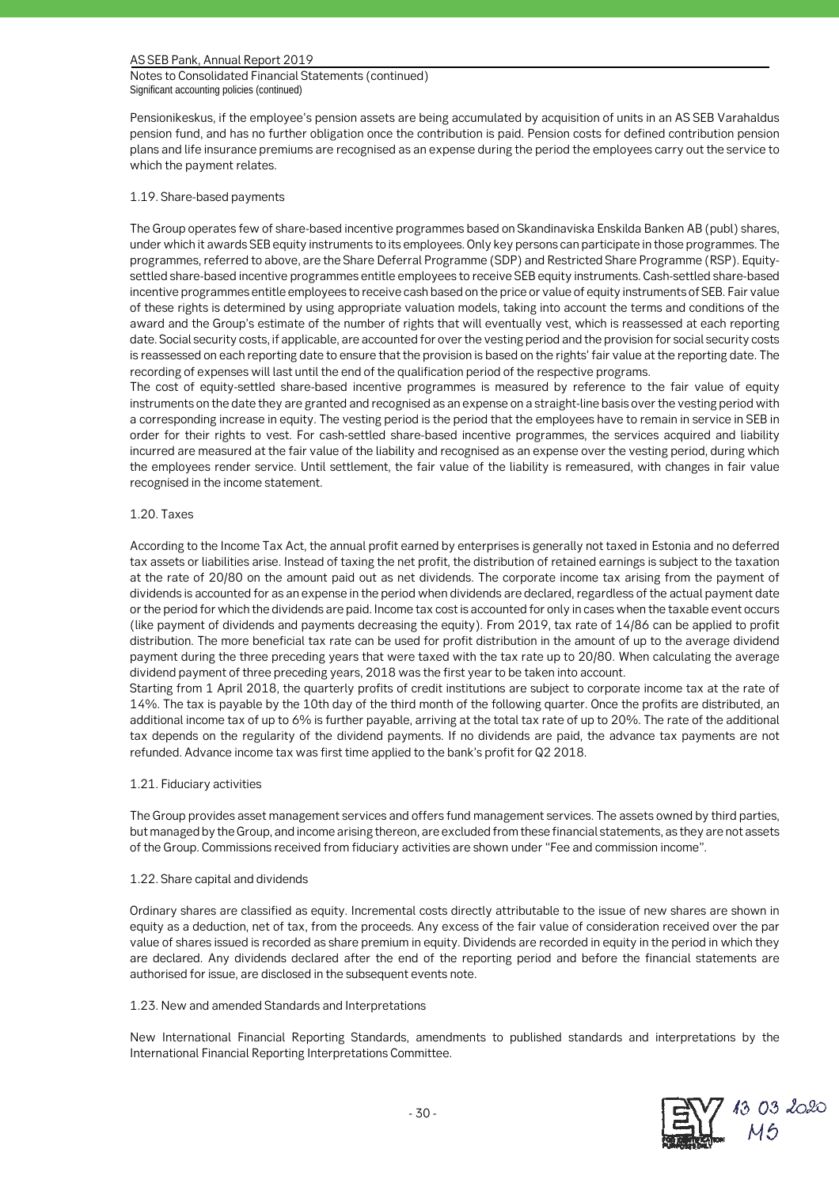Pensionikeskus, if the employee's pension assets are being accumulated by acquisition of units in an AS SEB Varahaldus pension fund, and has no further obligation once the contribution is paid. Pension costs for defined contribution pension plans and life insurance premiums are recognised as an expense during the period the employees carry out the service to which the payment relates.

### 1.19. Share-based payments

The Group operates few of share-based incentive programmes based on Skandinaviska Enskilda Banken AB (publ) shares, under which it awards SEB equity instruments to its employees. Only key persons can participate in those programmes. The programmes, referred to above, are the Share Deferral Programme (SDP) and Restricted Share Programme (RSP). Equity-settled share-based incentive programmes entitle employees to receive SEB equity instruments. Cash-settled share-based incentive programmes entitle employees to receive cash based on the price or value of equity instruments of SEB. Fair value of these rights is determined by using appropriate valuation models, taking into account the terms and conditions of the award and the Group's estimate of the number of rights that will eventually vest, which is reassessed at each reporting date. Social security costs, if applicable, are accounted for over the vesting period and the provision for social security costs is reassessed on each reporting date to ensure that the provision is based on the rights' fair value at the reporting date. The recording of expenses will last until the end of the qualification period of the respective programs.
The cost of equity-settled share-based incentive programmes is measured by reference to the fair value of equity instruments on the date they are granted and recognised as an expense on a straight-line basis over the vesting period with a corresponding increase in equity. The vesting period is the period that the employees have to remain in service in SEB in order for their rights to vest. For cash-settled share-based incentive programmes, the services acquired and liability incurred are measured at the fair value of the liability and recognised as an expense over the vesting period, during which the employees render service. Until settlement, the fair value of the liability is remeasured, with changes in fair value recognised in the income statement.

### 1.20. Taxes

According to the Income Tax Act, the annual profit earned by enterprises is generally not taxed in Estonia and no deferred tax assets or liabilities arise. Instead of taxing the net profit, the distribution of retained earnings is subject to the taxation at the rate of 20/80 on the amount paid out as net dividends. The corporate income tax arising from the payment of dividends is accounted for as an expense in the period when dividends are declared, regardless of the actual payment date or the period for which the dividends are paid. Income tax cost is accounted for only in cases when the taxable event occurs (like payment of dividends and payments decreasing the equity). From 2019, tax rate of 14/86 can be applied to profit distribution. The more beneficial tax rate can be used for profit distribution in the amount of up to the average dividend payment during the three preceding years that were taxed with the tax rate up to 20/80. When calculating the average dividend payment of three preceding years, 2018 was the first year to be taken into account.
Starting from 1 April 2018, the quarterly profits of credit institutions are subject to corporate income tax at the rate of 14%. The tax is payable by the 10th day of the third month of the following quarter. Once the profits are distributed, an additional income tax of up to 6% is further payable, arriving at the total tax rate of up to 20%. The rate of the additional tax depends on the regularity of the dividend payments. If no dividends are paid, the advance tax payments are not refunded. Advance income tax was first time applied to the bank's profit for Q2 2018.

### 1.21. Fiduciary activities

The Group provides asset management services and offers fund management services. The assets owned by third parties, but managed by the Group, and income arising thereon, are excluded from these financial statements, as they are not assets of the Group. Commissions received from fiduciary activities are shown under "Fee and commission income".

### 1.22. Share capital and dividends

Ordinary shares are classified as equity. Incremental costs directly attributable to the issue of new shares are shown in equity as a deduction, net of tax, from the proceeds. Any excess of the fair value of consideration received over the par value of shares issued is recorded as share premium in equity. Dividends are recorded in equity in the period in which they are declared. Any dividends declared after the end of the reporting period and before the financial statements are authorised for issue, are disclosed in the subsequent events note.

### 1.23. New and amended Standards and Interpretations

New International Financial Reporting Standards, amendments to published standards and interpretations by the International Financial Reporting Interpretations Committee.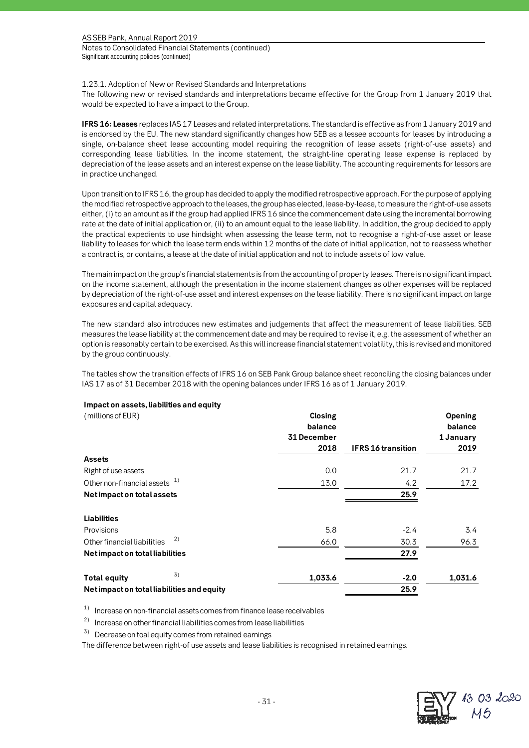1.23.1. Adoption of New or Revised Standards and Interpretations

The following new or revised standards and interpretations became effective for the Group from 1 January 2019 that would be expected to have a impact to the Group.

**IFRS 16: Leases** replaces IAS 17 Leases and related interpretations. The standard is effective as from 1 January 2019 and is endorsed by the EU. The new standard significantly changes how SEB as a lessee accounts for leases by introducing a single, on-balance sheet lease accounting model requiring the recognition of lease assets (right-of-use assets) and corresponding lease liabilities. In the income statement, the straight-line operating lease expense is replaced by depreciation of the lease assets and an interest expense on the lease liability. The accounting requirements for lessors are in practice unchanged.

Upon transition to IFRS 16, the group has decided to apply the modified retrospective approach. For the purpose of applying the modified retrospective approach to the leases, the group has elected, lease-by-lease, to measure the right-of-use assets either, (i) to an amount as if the group had applied IFRS 16 since the commencement date using the incremental borrowing rate at the date of initial application or, (ii) to an amount equal to the lease liability. In addition, the group decided to apply the practical expedients to use hindsight when assessing the lease term, not to recognise a right-of-use asset or lease liability to leases for which the lease term ends within 12 months of the date of initial application, not to reassess whether a contract is, or contains, a lease at the date of initial application and not to include assets of low value.

The main impact on the group's financial statements is from the accounting of property leases. There is no significant impact on the income statement, although the presentation in the income statement changes as other expenses will be replaced by depreciation of the right-of-use asset and interest expenses on the lease liability. There is no significant impact on large exposures and capital adequacy.

The new standard also introduces new estimates and judgements that affect the measurement of lease liabilities. SEB measures the lease liability at the commencement date and may be required to revise it, e.g. the assessment of whether an option is reasonably certain to be exercised. As this will increase financial statement volatility, this is revised and monitored by the group continuously.

The tables show the transition effects of IFRS 16 on SEB Pank Group balance sheet reconciling the closing balances under IAS 17 as of 31 December 2018 with the opening balances under IFRS 16 as of 1 January 2019.

**Impact on assets, liabilities and equity**

| (millions of EUR) | Closing balance 31 December 2018 | IFRS 16 transition | Opening balance 1 January 2019 |
|---|---|---|---|
| **Assets** | | | |
| Right of use assets | 0.0 | 21.7 | 21.7 |
| Other non-financial assets [1] | 13.0 | 4.2 | 17.2 |
| **Net impact on total assets** | | **25.9** | |
| **Liabilities** | | | |
| Provisions | 5.8 | -2.4 | 3.4 |
| Other financial liabilities [2] | 66.0 | 30.3 | 96.3 |
| **Net impact on total liabilities** | | **27.9** | |
| **Total equity** [3] | **1,033.6** | **-2.0** | **1,031.6** |
| **Net impact on total liabilities and equity** | | **25.9** | |

[1] Increase on non-financial assets comes from finance lease receivables

[2] Increase on other financial liabilities comes from lease liabilities

[3] Decrease on toal equity comes from retained earnings

The difference between right-of use assets and lease liabilities is recognised in retained earnings.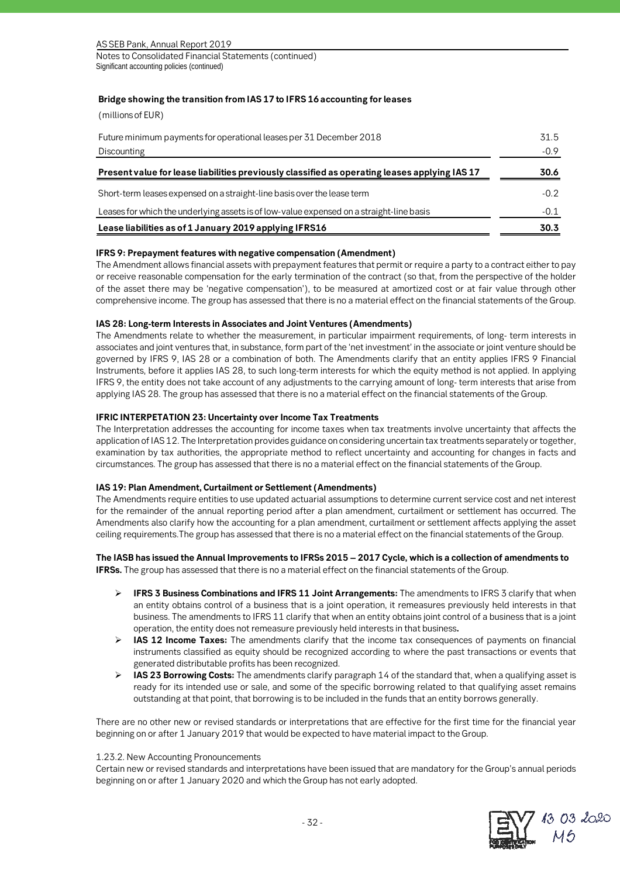### Bridge showing the transition from IAS 17 to IFRS 16 accounting for leases

(millions of EUR)

| | |
|---|---|
| Future minimum payments for operational leases per 31 December 2018 | 31.5 |
| Discounting | -0.9 |
| **Present value for lease liabilities previously classified as operating leases applying IAS 17** | **30.6** |
| Short-term leases expensed on a straight-line basis over the lease term | -0.2 |
| Leases for which the underlying assets is of low-value expensed on a straight-line basis | -0.1 |
| **Lease liabilities as of 1 January 2019 applying IFRS16** | **30.3** |

**IFRS 9: Prepayment features with negative compensation (Amendment)**
The Amendment allows financial assets with prepayment features that permit or require a party to a contract either to pay or receive reasonable compensation for the early termination of the contract (so that, from the perspective of the holder of the asset there may be 'negative compensation'), to be measured at amortized cost or at fair value through other comprehensive income. The group has assessed that there is no a material effect on the financial statements of the Group.

**IAS 28: Long-term Interests in Associates and Joint Ventures (Amendments)**
The Amendments relate to whether the measurement, in particular impairment requirements, of long- term interests in associates and joint ventures that, in substance, form part of the 'net investment' in the associate or joint venture should be governed by IFRS 9, IAS 28 or a combination of both. The Amendments clarify that an entity applies IFRS 9 Financial Instruments, before it applies IAS 28, to such long-term interests for which the equity method is not applied. In applying IFRS 9, the entity does not take account of any adjustments to the carrying amount of long- term interests that arise from applying IAS 28. The group has assessed that there is no a material effect on the financial statements of the Group.

**IFRIC INTERPETATION 23: Uncertainty over Income Tax Treatments**
The Interpretation addresses the accounting for income taxes when tax treatments involve uncertainty that affects the application of IAS 12. The Interpretation provides guidance on considering uncertain tax treatments separately or together, examination by tax authorities, the appropriate method to reflect uncertainty and accounting for changes in facts and circumstances. The group has assessed that there is no a material effect on the financial statements of the Group.

**IAS 19: Plan Amendment, Curtailment or Settlement (Amendments)**
The Amendments require entities to use updated actuarial assumptions to determine current service cost and net interest for the remainder of the annual reporting period after a plan amendment, curtailment or settlement has occurred. The Amendments also clarify how the accounting for a plan amendment, curtailment or settlement affects applying the asset ceiling requirements.The group has assessed that there is no a material effect on the financial statements of the Group.

**The IASB has issued the Annual Improvements to IFRSs 2015 – 2017 Cycle, which is a collection of amendments to IFRSs.** The group has assessed that there is no a material effect on the financial statements of the Group.

- **IFRS 3 Business Combinations and IFRS 11 Joint Arrangements:** The amendments to IFRS 3 clarify that when an entity obtains control of a business that is a joint operation, it remeasures previously held interests in that business. The amendments to IFRS 11 clarify that when an entity obtains joint control of a business that is a joint operation, the entity does not remeasure previously held interests in that business**.**
- **IAS 12 Income Taxes:** The amendments clarify that the income tax consequences of payments on financial instruments classified as equity should be recognized according to where the past transactions or events that generated distributable profits has been recognized.
- **IAS 23 Borrowing Costs:** The amendments clarify paragraph 14 of the standard that, when a qualifying asset is ready for its intended use or sale, and some of the specific borrowing related to that qualifying asset remains outstanding at that point, that borrowing is to be included in the funds that an entity borrows generally.

There are no other new or revised standards or interpretations that are effective for the first time for the financial year beginning on or after 1 January 2019 that would be expected to have material impact to the Group.

1.23.2. New Accounting Pronouncements
Certain new or revised standards and interpretations have been issued that are mandatory for the Group's annual periods beginning on or after 1 January 2020 and which the Group has not early adopted.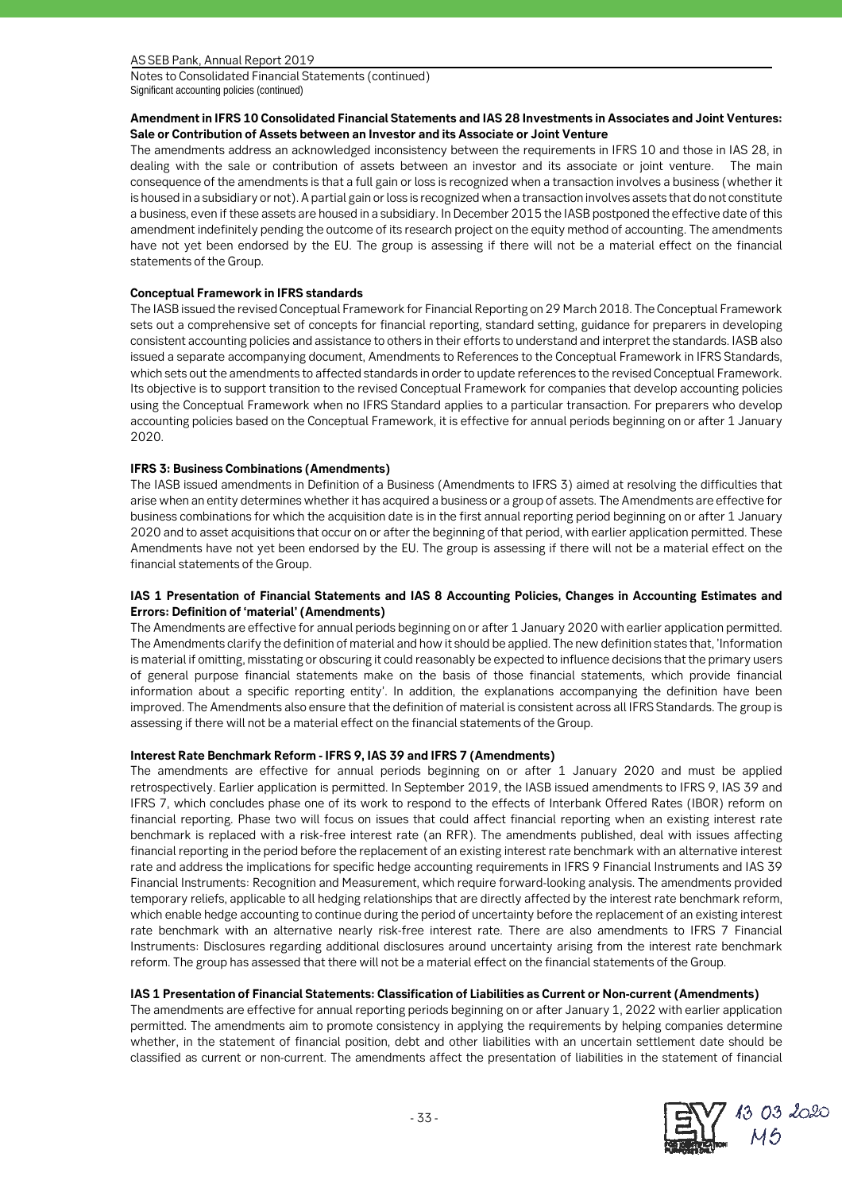**Amendment in IFRS 10 Consolidated Financial Statements and IAS 28 Investments in Associates and Joint Ventures: Sale or Contribution of Assets between an Investor and its Associate or Joint Venture**

The amendments address an acknowledged inconsistency between the requirements in IFRS 10 and those in IAS 28, in dealing with the sale or contribution of assets between an investor and its associate or joint venture. The main consequence of the amendments is that a full gain or loss is recognized when a transaction involves a business (whether it is housed in a subsidiary or not). A partial gain or loss is recognized when a transaction involves assets that do not constitute a business, even if these assets are housed in a subsidiary. In December 2015 the IASB postponed the effective date of this amendment indefinitely pending the outcome of its research project on the equity method of accounting. The amendments have not yet been endorsed by the EU. The group is assessing if there will not be a material effect on the financial statements of the Group.

**Conceptual Framework in IFRS standards**

The IASB issued the revised Conceptual Framework for Financial Reporting on 29 March 2018. The Conceptual Framework sets out a comprehensive set of concepts for financial reporting, standard setting, guidance for preparers in developing consistent accounting policies and assistance to others in their efforts to understand and interpret the standards. IASB also issued a separate accompanying document, Amendments to References to the Conceptual Framework in IFRS Standards, which sets out the amendments to affected standards in order to update references to the revised Conceptual Framework. Its objective is to support transition to the revised Conceptual Framework for companies that develop accounting policies using the Conceptual Framework when no IFRS Standard applies to a particular transaction. For preparers who develop accounting policies based on the Conceptual Framework, it is effective for annual periods beginning on or after 1 January 2020.

**IFRS 3: Business Combinations (Amendments)**

The IASB issued amendments in Definition of a Business (Amendments to IFRS 3) aimed at resolving the difficulties that arise when an entity determines whether it has acquired a business or a group of assets. The Amendments are effective for business combinations for which the acquisition date is in the first annual reporting period beginning on or after 1 January 2020 and to asset acquisitions that occur on or after the beginning of that period, with earlier application permitted. These Amendments have not yet been endorsed by the EU. The group is assessing if there will not be a material effect on the financial statements of the Group.

**IAS 1 Presentation of Financial Statements and IAS 8 Accounting Policies, Changes in Accounting Estimates and Errors: Definition of 'material' (Amendments)**

The Amendments are effective for annual periods beginning on or after 1 January 2020 with earlier application permitted. The Amendments clarify the definition of material and how it should be applied. The new definition states that, 'Information is material if omitting, misstating or obscuring it could reasonably be expected to influence decisions that the primary users of general purpose financial statements make on the basis of those financial statements, which provide financial information about a specific reporting entity'. In addition, the explanations accompanying the definition have been improved. The Amendments also ensure that the definition of material is consistent across all IFRS Standards. The group is assessing if there will not be a material effect on the financial statements of the Group.

**Interest Rate Benchmark Reform - IFRS 9, IAS 39 and IFRS 7 (Amendments)**

The amendments are effective for annual periods beginning on or after 1 January 2020 and must be applied retrospectively. Earlier application is permitted. In September 2019, the IASB issued amendments to IFRS 9, IAS 39 and IFRS 7, which concludes phase one of its work to respond to the effects of Interbank Offered Rates (IBOR) reform on financial reporting. Phase two will focus on issues that could affect financial reporting when an existing interest rate benchmark is replaced with a risk-free interest rate (an RFR). The amendments published, deal with issues affecting financial reporting in the period before the replacement of an existing interest rate benchmark with an alternative interest rate and address the implications for specific hedge accounting requirements in IFRS 9 Financial Instruments and IAS 39 Financial Instruments: Recognition and Measurement, which require forward-looking analysis. The amendments provided temporary reliefs, applicable to all hedging relationships that are directly affected by the interest rate benchmark reform, which enable hedge accounting to continue during the period of uncertainty before the replacement of an existing interest rate benchmark with an alternative nearly risk-free interest rate. There are also amendments to IFRS 7 Financial Instruments: Disclosures regarding additional disclosures around uncertainty arising from the interest rate benchmark reform. The group has assessed that there will not be a material effect on the financial statements of the Group.

**IAS 1 Presentation of Financial Statements: Classification of Liabilities as Current or Non-current (Amendments)**

The amendments are effective for annual reporting periods beginning on or after January 1, 2022 with earlier application permitted. The amendments aim to promote consistency in applying the requirements by helping companies determine whether, in the statement of financial position, debt and other liabilities with an uncertain settlement date should be classified as current or non-current. The amendments affect the presentation of liabilities in the statement of financial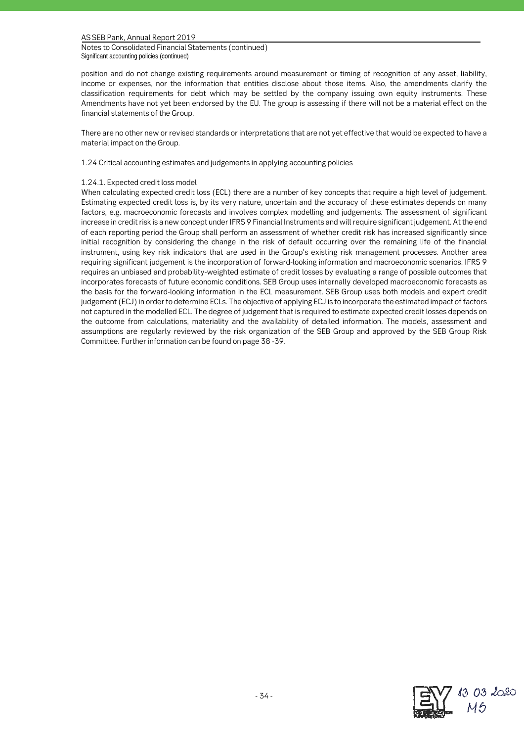position and do not change existing requirements around measurement or timing of recognition of any asset, liability, income or expenses, nor the information that entities disclose about those items. Also, the amendments clarify the classification requirements for debt which may be settled by the company issuing own equity instruments. These Amendments have not yet been endorsed by the EU. The group is assessing if there will not be a material effect on the financial statements of the Group.

There are no other new or revised standards or interpretations that are not yet effective that would be expected to have a material impact on the Group.

## 1.24 Critical accounting estimates and judgements in applying accounting policies

### 1.24.1. Expected credit loss model

When calculating expected credit loss (ECL) there are a number of key concepts that require a high level of judgement. Estimating expected credit loss is, by its very nature, uncertain and the accuracy of these estimates depends on many factors, e.g. macroeconomic forecasts and involves complex modelling and judgements. The assessment of significant increase in credit risk is a new concept under IFRS 9 Financial Instruments and will require significant judgement. At the end of each reporting period the Group shall perform an assessment of whether credit risk has increased significantly since initial recognition by considering the change in the risk of default occurring over the remaining life of the financial instrument, using key risk indicators that are used in the Group's existing risk management processes. Another area requiring significant judgement is the incorporation of forward-looking information and macroeconomic scenarios. IFRS 9 requires an unbiased and probability-weighted estimate of credit losses by evaluating a range of possible outcomes that incorporates forecasts of future economic conditions. SEB Group uses internally developed macroeconomic forecasts as the basis for the forward-looking information in the ECL measurement. SEB Group uses both models and expert credit judgement (ECJ) in order to determine ECLs. The objective of applying ECJ is to incorporate the estimated impact of factors not captured in the modelled ECL. The degree of judgement that is required to estimate expected credit losses depends on the outcome from calculations, materiality and the availability of detailed information. The models, assessment and assumptions are regularly reviewed by the risk organization of the SEB Group and approved by the SEB Group Risk Committee. Further information can be found on page 38 -39.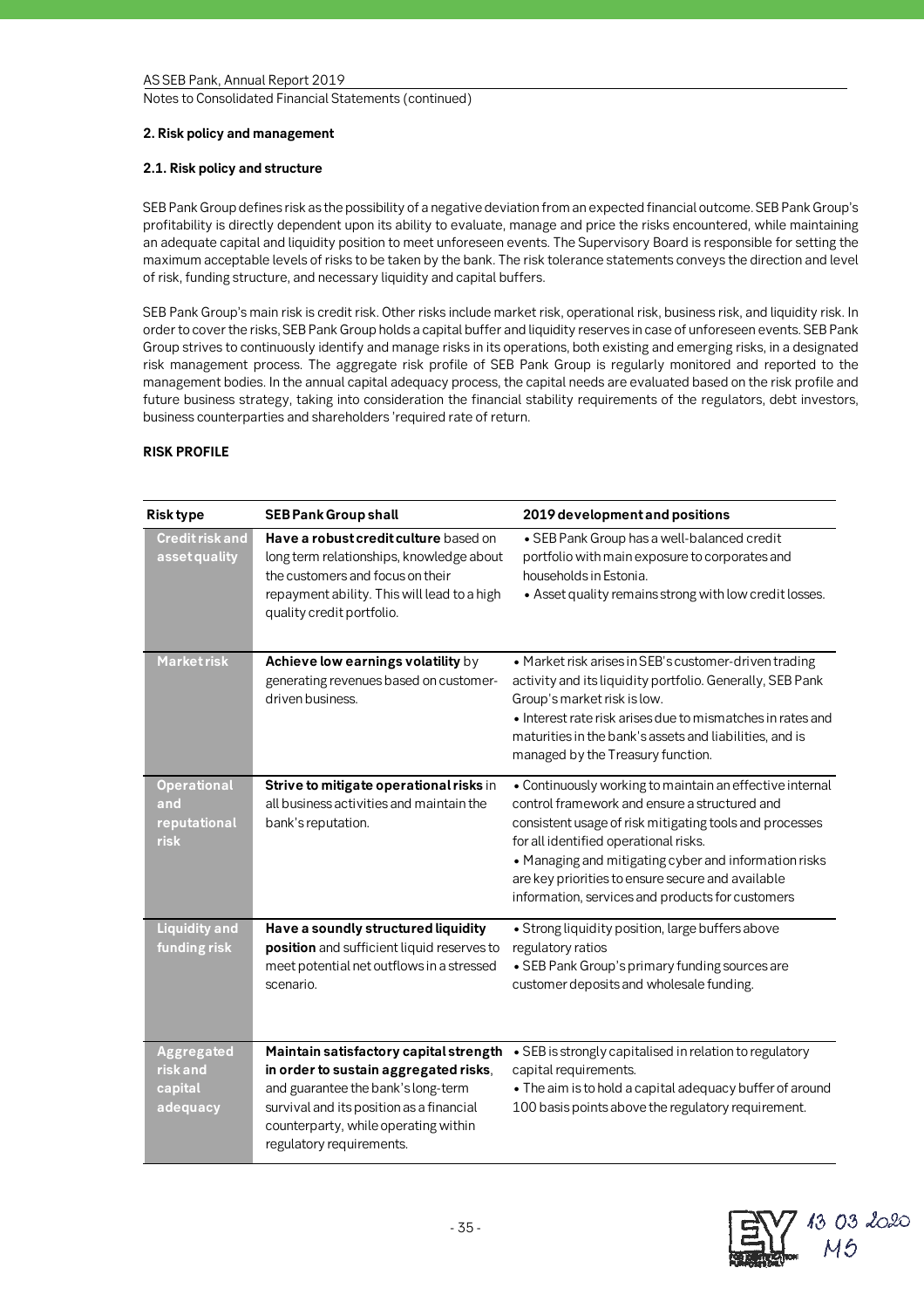## 2. Risk policy and management

### 2.1. Risk policy and structure

SEB Pank Group defines risk as the possibility of a negative deviation from an expected financial outcome. SEB Pank Group's profitability is directly dependent upon its ability to evaluate, manage and price the risks encountered, while maintaining an adequate capital and liquidity position to meet unforeseen events. The Supervisory Board is responsible for setting the maximum acceptable levels of risks to be taken by the bank. The risk tolerance statements conveys the direction and level of risk, funding structure, and necessary liquidity and capital buffers.

SEB Pank Group's main risk is credit risk. Other risks include market risk, operational risk, business risk, and liquidity risk. In order to cover the risks, SEB Pank Group holds a capital buffer and liquidity reserves in case of unforeseen events. SEB Pank Group strives to continuously identify and manage risks in its operations, both existing and emerging risks, in a designated risk management process. The aggregate risk profile of SEB Pank Group is regularly monitored and reported to the management bodies. In the annual capital adequacy process, the capital needs are evaluated based on the risk profile and future business strategy, taking into consideration the financial stability requirements of the regulators, debt investors, business counterparties and shareholders 'required rate of return.

**RISK PROFILE**

| Risk type | SEB Pank Group shall | 2019 development and positions |
|---|---|---|
| **Credit risk and asset quality** | **Have a robust credit culture** based on long term relationships, knowledge about the customers and focus on their repayment ability. This will lead to a high quality credit portfolio. | • SEB Pank Group has a well-balanced credit portfolio with main exposure to corporates and households in Estonia.<br>• Asset quality remains strong with low credit losses. |
| **Market risk** | **Achieve low earnings volatility** by generating revenues based on customer-driven business. | • Market risk arises in SEB's customer-driven trading activity and its liquidity portfolio. Generally, SEB Pank Group's market risk is low.<br>• Interest rate risk arises due to mismatches in rates and maturities in the bank's assets and liabilities, and is managed by the Treasury function. |
| **Operational and reputational risk** | **Strive to mitigate operational risks** in all business activities and maintain the bank's reputation. | • Continuously working to maintain an effective internal control framework and ensure a structured and consistent usage of risk mitigating tools and processes for all identified operational risks.<br>• Managing and mitigating cyber and information risks are key priorities to ensure secure and available information, services and products for customers |
| **Liquidity and funding risk** | **Have a soundly structured liquidity position** and sufficient liquid reserves to meet potential net outflows in a stressed scenario. | • Strong liquidity position, large buffers above regulatory ratios<br>• SEB Pank Group's primary funding sources are customer deposits and wholesale funding. |
| **Aggregated risk and capital adequacy** | **Maintain satisfactory capital strength in order to sustain aggregated risks**, and guarantee the bank's long-term survival and its position as a financial counterparty, while operating within regulatory requirements. | • SEB is strongly capitalised in relation to regulatory capital requirements.<br>• The aim is to hold a capital adequacy buffer of around 100 basis points above the regulatory requirement. |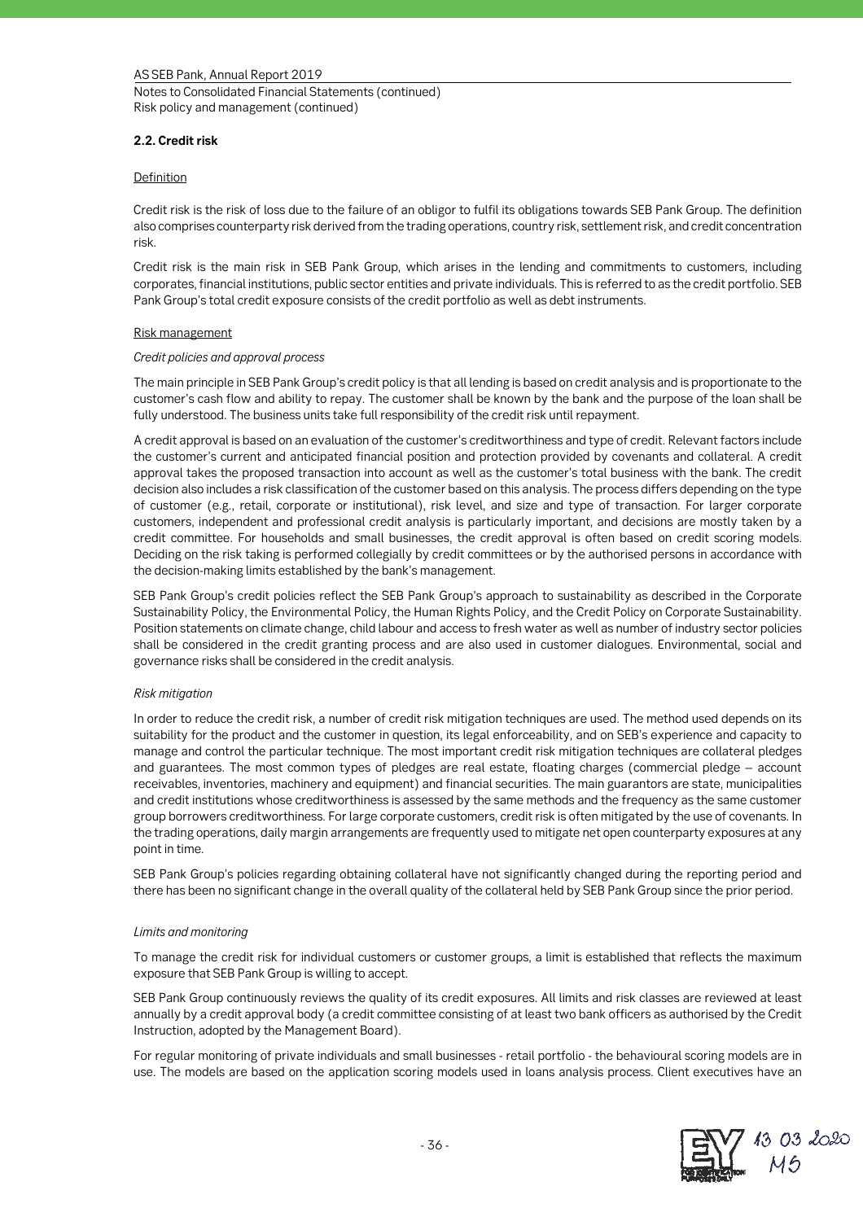## 2.2. Credit risk

Definition

Credit risk is the risk of loss due to the failure of an obligor to fulfil its obligations towards SEB Pank Group. The definition also comprises counterparty risk derived from the trading operations, country risk, settlement risk, and credit concentration risk.

Credit risk is the main risk in SEB Pank Group, which arises in the lending and commitments to customers, including corporates, financial institutions, public sector entities and private individuals. This is referred to as the credit portfolio. SEB Pank Group's total credit exposure consists of the credit portfolio as well as debt instruments.

Risk management

*Credit policies and approval process*

The main principle in SEB Pank Group's credit policy is that all lending is based on credit analysis and is proportionate to the customer's cash flow and ability to repay. The customer shall be known by the bank and the purpose of the loan shall be fully understood. The business units take full responsibility of the credit risk until repayment.

A credit approval is based on an evaluation of the customer's creditworthiness and type of credit. Relevant factors include the customer's current and anticipated financial position and protection provided by covenants and collateral. A credit approval takes the proposed transaction into account as well as the customer's total business with the bank. The credit decision also includes a risk classification of the customer based on this analysis. The process differs depending on the type of customer (e.g., retail, corporate or institutional), risk level, and size and type of transaction. For larger corporate customers, independent and professional credit analysis is particularly important, and decisions are mostly taken by a credit committee. For households and small businesses, the credit approval is often based on credit scoring models. Deciding on the risk taking is performed collegially by credit committees or by the authorised persons in accordance with the decision-making limits established by the bank's management.

SEB Pank Group's credit policies reflect the SEB Pank Group's approach to sustainability as described in the Corporate Sustainability Policy, the Environmental Policy, the Human Rights Policy, and the Credit Policy on Corporate Sustainability. Position statements on climate change, child labour and access to fresh water as well as number of industry sector policies shall be considered in the credit granting process and are also used in customer dialogues. Environmental, social and governance risks shall be considered in the credit analysis.

*Risk mitigation*

In order to reduce the credit risk, a number of credit risk mitigation techniques are used. The method used depends on its suitability for the product and the customer in question, its legal enforceability, and on SEB's experience and capacity to manage and control the particular technique. The most important credit risk mitigation techniques are collateral pledges and guarantees. The most common types of pledges are real estate, floating charges (commercial pledge – account receivables, inventories, machinery and equipment) and financial securities. The main guarantors are state, municipalities and credit institutions whose creditworthiness is assessed by the same methods and the frequency as the same customer group borrowers creditworthiness. For large corporate customers, credit risk is often mitigated by the use of covenants. In the trading operations, daily margin arrangements are frequently used to mitigate net open counterparty exposures at any point in time.

SEB Pank Group's policies regarding obtaining collateral have not significantly changed during the reporting period and there has been no significant change in the overall quality of the collateral held by SEB Pank Group since the prior period.

*Limits and monitoring*

To manage the credit risk for individual customers or customer groups, a limit is established that reflects the maximum exposure that SEB Pank Group is willing to accept.

SEB Pank Group continuously reviews the quality of its credit exposures. All limits and risk classes are reviewed at least annually by a credit approval body (a credit committee consisting of at least two bank officers as authorised by the Credit Instruction, adopted by the Management Board).

For regular monitoring of private individuals and small businesses - retail portfolio - the behavioural scoring models are in use. The models are based on the application scoring models used in loans analysis process. Client executives have an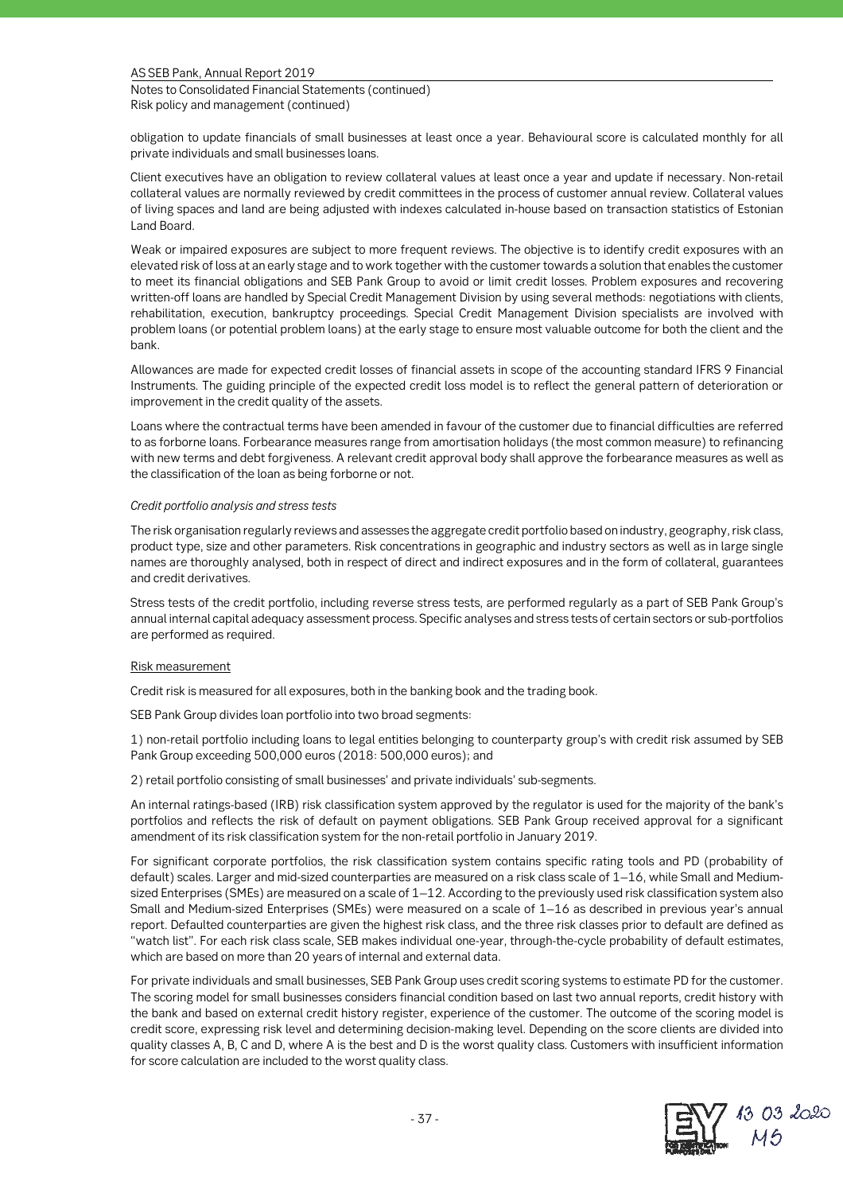obligation to update financials of small businesses at least once a year. Behavioural score is calculated monthly for all private individuals and small businesses loans.

Client executives have an obligation to review collateral values at least once a year and update if necessary. Non-retail collateral values are normally reviewed by credit committees in the process of customer annual review. Collateral values of living spaces and land are being adjusted with indexes calculated in-house based on transaction statistics of Estonian Land Board.

Weak or impaired exposures are subject to more frequent reviews. The objective is to identify credit exposures with an elevated risk of loss at an early stage and to work together with the customer towards a solution that enables the customer to meet its financial obligations and SEB Pank Group to avoid or limit credit losses. Problem exposures and recovering written-off loans are handled by Special Credit Management Division by using several methods: negotiations with clients, rehabilitation, execution, bankruptcy proceedings. Special Credit Management Division specialists are involved with problem loans (or potential problem loans) at the early stage to ensure most valuable outcome for both the client and the bank.

Allowances are made for expected credit losses of financial assets in scope of the accounting standard IFRS 9 Financial Instruments. The guiding principle of the expected credit loss model is to reflect the general pattern of deterioration or improvement in the credit quality of the assets.

Loans where the contractual terms have been amended in favour of the customer due to financial difficulties are referred to as forborne loans. Forbearance measures range from amortisation holidays (the most common measure) to refinancing with new terms and debt forgiveness. A relevant credit approval body shall approve the forbearance measures as well as the classification of the loan as being forborne or not.

*Credit portfolio analysis and stress tests*

The risk organisation regularly reviews and assesses the aggregate credit portfolio based on industry, geography, risk class, product type, size and other parameters. Risk concentrations in geographic and industry sectors as well as in large single names are thoroughly analysed, both in respect of direct and indirect exposures and in the form of collateral, guarantees and credit derivatives.

Stress tests of the credit portfolio, including reverse stress tests, are performed regularly as a part of SEB Pank Group's annual internal capital adequacy assessment process. Specific analyses and stress tests of certain sectors or sub-portfolios are performed as required.

<u>Risk measurement</u>

Credit risk is measured for all exposures, both in the banking book and the trading book.

SEB Pank Group divides loan portfolio into two broad segments:

1) non-retail portfolio including loans to legal entities belonging to counterparty group's with credit risk assumed by SEB Pank Group exceeding 500,000 euros (2018: 500,000 euros); and

2) retail portfolio consisting of small businesses' and private individuals' sub-segments.

An internal ratings-based (IRB) risk classification system approved by the regulator is used for the majority of the bank's portfolios and reflects the risk of default on payment obligations. SEB Pank Group received approval for a significant amendment of its risk classification system for the non-retail portfolio in January 2019.

For significant corporate portfolios, the risk classification system contains specific rating tools and PD (probability of default) scales. Larger and mid-sized counterparties are measured on a risk class scale of 1–16, while Small and Medium-sized Enterprises (SMEs) are measured on a scale of 1–12. According to the previously used risk classification system also Small and Medium-sized Enterprises (SMEs) were measured on a scale of 1–16 as described in previous year's annual report. Defaulted counterparties are given the highest risk class, and the three risk classes prior to default are defined as "watch list". For each risk class scale, SEB makes individual one-year, through-the-cycle probability of default estimates, which are based on more than 20 years of internal and external data.

For private individuals and small businesses, SEB Pank Group uses credit scoring systems to estimate PD for the customer. The scoring model for small businesses considers financial condition based on last two annual reports, credit history with the bank and based on external credit history register, experience of the customer. The outcome of the scoring model is credit score, expressing risk level and determining decision-making level. Depending on the score clients are divided into quality classes A, B, C and D, where A is the best and D is the worst quality class. Customers with insufficient information for score calculation are included to the worst quality class.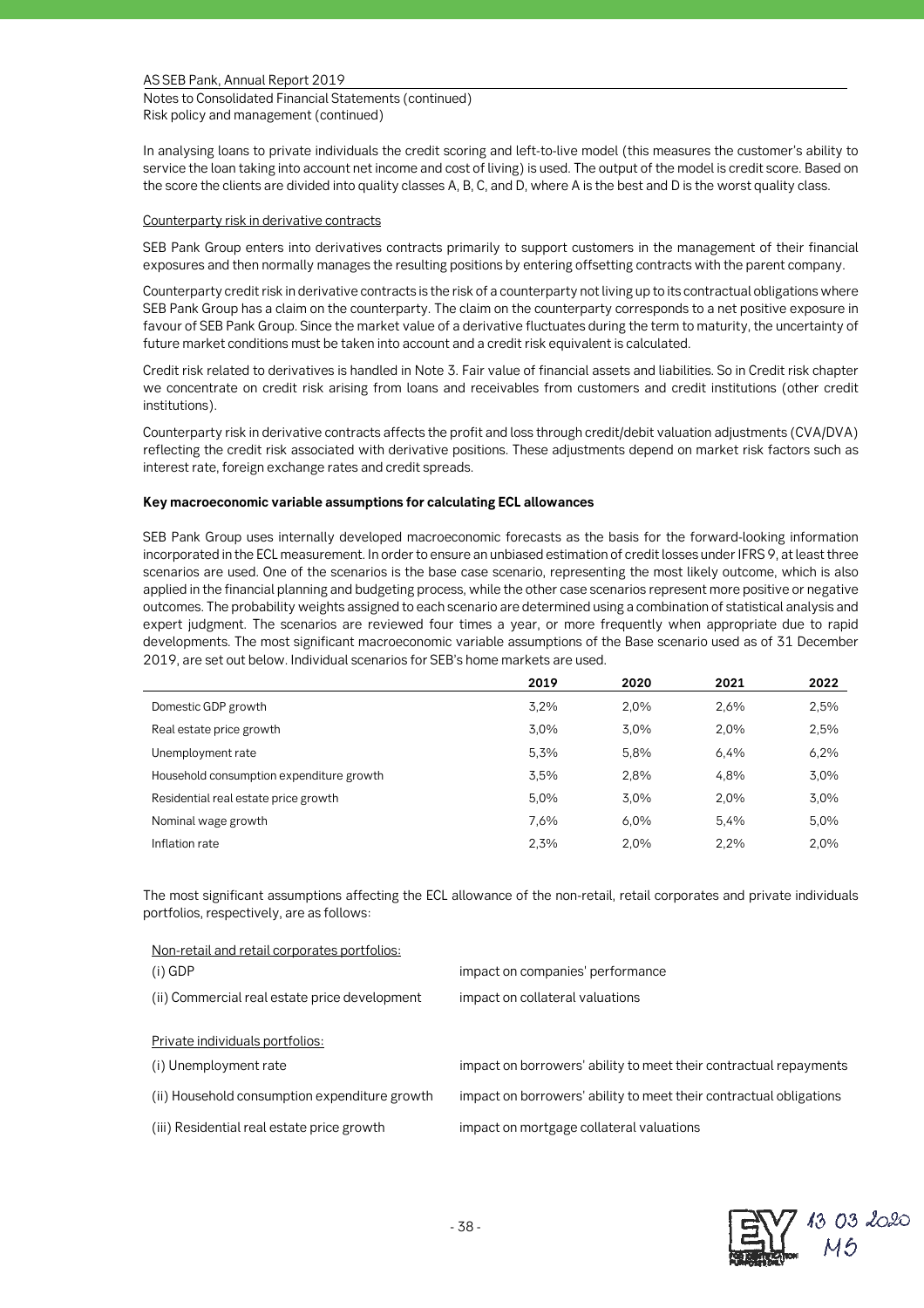In analysing loans to private individuals the credit scoring and left-to-live model (this measures the customer's ability to service the loan taking into account net income and cost of living) is used. The output of the model is credit score. Based on the score the clients are divided into quality classes A, B, C, and D, where A is the best and D is the worst quality class.

Counterparty risk in derivative contracts

SEB Pank Group enters into derivatives contracts primarily to support customers in the management of their financial exposures and then normally manages the resulting positions by entering offsetting contracts with the parent company.

Counterparty credit risk in derivative contracts is the risk of a counterparty not living up to its contractual obligations where SEB Pank Group has a claim on the counterparty. The claim on the counterparty corresponds to a net positive exposure in favour of SEB Pank Group. Since the market value of a derivative fluctuates during the term to maturity, the uncertainty of future market conditions must be taken into account and a credit risk equivalent is calculated.

Credit risk related to derivatives is handled in Note 3. Fair value of financial assets and liabilities. So in Credit risk chapter we concentrate on credit risk arising from loans and receivables from customers and credit institutions (other credit institutions).

Counterparty risk in derivative contracts affects the profit and loss through credit/debit valuation adjustments (CVA/DVA) reflecting the credit risk associated with derivative positions. These adjustments depend on market risk factors such as interest rate, foreign exchange rates and credit spreads.

**Key macroeconomic variable assumptions for calculating ECL allowances**

SEB Pank Group uses internally developed macroeconomic forecasts as the basis for the forward-looking information incorporated in the ECL measurement. In order to ensure an unbiased estimation of credit losses under IFRS 9, at least three scenarios are used. One of the scenarios is the base case scenario, representing the most likely outcome, which is also applied in the financial planning and budgeting process, while the other case scenarios represent more positive or negative outcomes. The probability weights assigned to each scenario are determined using a combination of statistical analysis and expert judgment. The scenarios are reviewed four times a year, or more frequently when appropriate due to rapid developments. The most significant macroeconomic variable assumptions of the Base scenario used as of 31 December 2019, are set out below. Individual scenarios for SEB's home markets are used.

| | 2019 | 2020 | 2021 | 2022 |
|---|---|---|---|---|
| Domestic GDP growth | 3,2% | 2,0% | 2,6% | 2,5% |
| Real estate price growth | 3,0% | 3,0% | 2,0% | 2,5% |
| Unemployment rate | 5,3% | 5,8% | 6,4% | 6,2% |
| Household consumption expenditure growth | 3,5% | 2,8% | 4,8% | 3,0% |
| Residential real estate price growth | 5,0% | 3,0% | 2,0% | 3,0% |
| Nominal wage growth | 7,6% | 6,0% | 5,4% | 5,0% |
| Inflation rate | 2,3% | 2,0% | 2,2% | 2,0% |

The most significant assumptions affecting the ECL allowance of the non-retail, retail corporates and private individuals portfolios, respectively, are as follows:

Non-retail and retail corporates portfolios:

| | |
|---|---|
| (i) GDP | impact on companies' performance |
| (ii) Commercial real estate price development | impact on collateral valuations |

Private individuals portfolios:

| | |
|---|---|
| (i) Unemployment rate | impact on borrowers' ability to meet their contractual repayments |
| (ii) Household consumption expenditure growth | impact on borrowers' ability to meet their contractual obligations |
| (iii) Residential real estate price growth | impact on mortgage collateral valuations |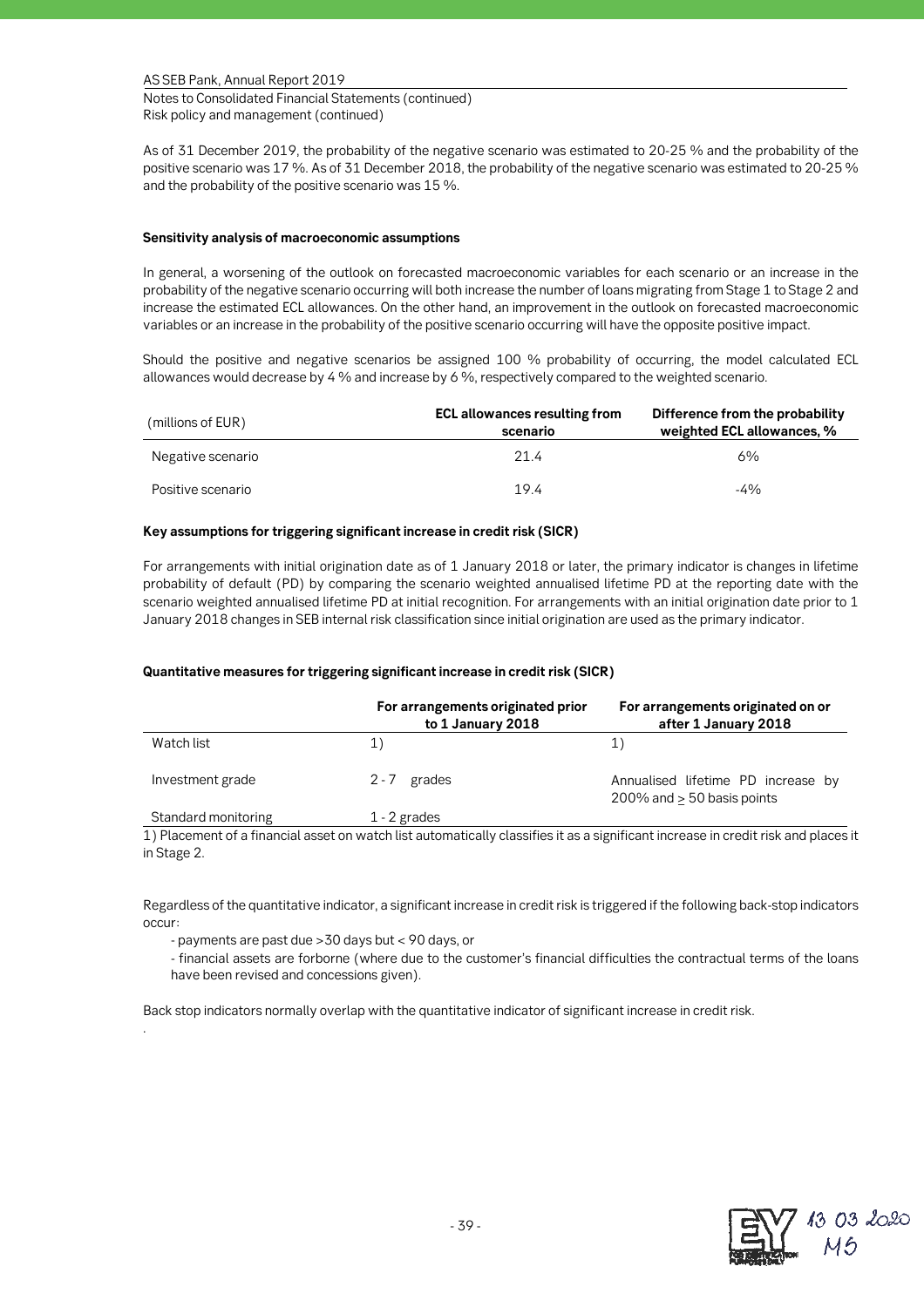As of 31 December 2019, the probability of the negative scenario was estimated to 20-25 % and the probability of the positive scenario was 17 %. As of 31 December 2018, the probability of the negative scenario was estimated to 20-25 % and the probability of the positive scenario was 15 %.

**Sensitivity analysis of macroeconomic assumptions**

In general, a worsening of the outlook on forecasted macroeconomic variables for each scenario or an increase in the probability of the negative scenario occurring will both increase the number of loans migrating from Stage 1 to Stage 2 and increase the estimated ECL allowances. On the other hand, an improvement in the outlook on forecasted macroeconomic variables or an increase in the probability of the positive scenario occurring will have the opposite positive impact.

Should the positive and negative scenarios be assigned 100 % probability of occurring, the model calculated ECL allowances would decrease by 4 % and increase by 6 %, respectively compared to the weighted scenario.

| (millions of EUR) | ECL allowances resulting from scenario | Difference from the probability weighted ECL allowances, % |
|---|---|---|
| Negative scenario | 21.4 | 6% |
| Positive scenario | 19.4 | -4% |

**Key assumptions for triggering significant increase in credit risk (SICR)**

For arrangements with initial origination date as of 1 January 2018 or later, the primary indicator is changes in lifetime probability of default (PD) by comparing the scenario weighted annualised lifetime PD at the reporting date with the scenario weighted annualised lifetime PD at initial recognition. For arrangements with an initial origination date prior to 1 January 2018 changes in SEB internal risk classification since initial origination are used as the primary indicator.

**Quantitative measures for triggering significant increase in credit risk (SICR)**

| | For arrangements originated prior to 1 January 2018 | For arrangements originated on or after 1 January 2018 |
|---|---|---|
| Watch list | 1) | 1) |
| Investment grade | 2 - 7 grades | Annualised lifetime PD increase by 200% and ≥ 50 basis points |
| Standard monitoring | 1 - 2 grades | |

1) Placement of a financial asset on watch list automatically classifies it as a significant increase in credit risk and places it in Stage 2.

Regardless of the quantitative indicator, a significant increase in credit risk is triggered if the following back-stop indicators occur:

- payments are past due >30 days but < 90 days, or
- financial assets are forborne (where due to the customer's financial difficulties the contractual terms of the loans have been revised and concessions given).

Back stop indicators normally overlap with the quantitative indicator of significant increase in credit risk.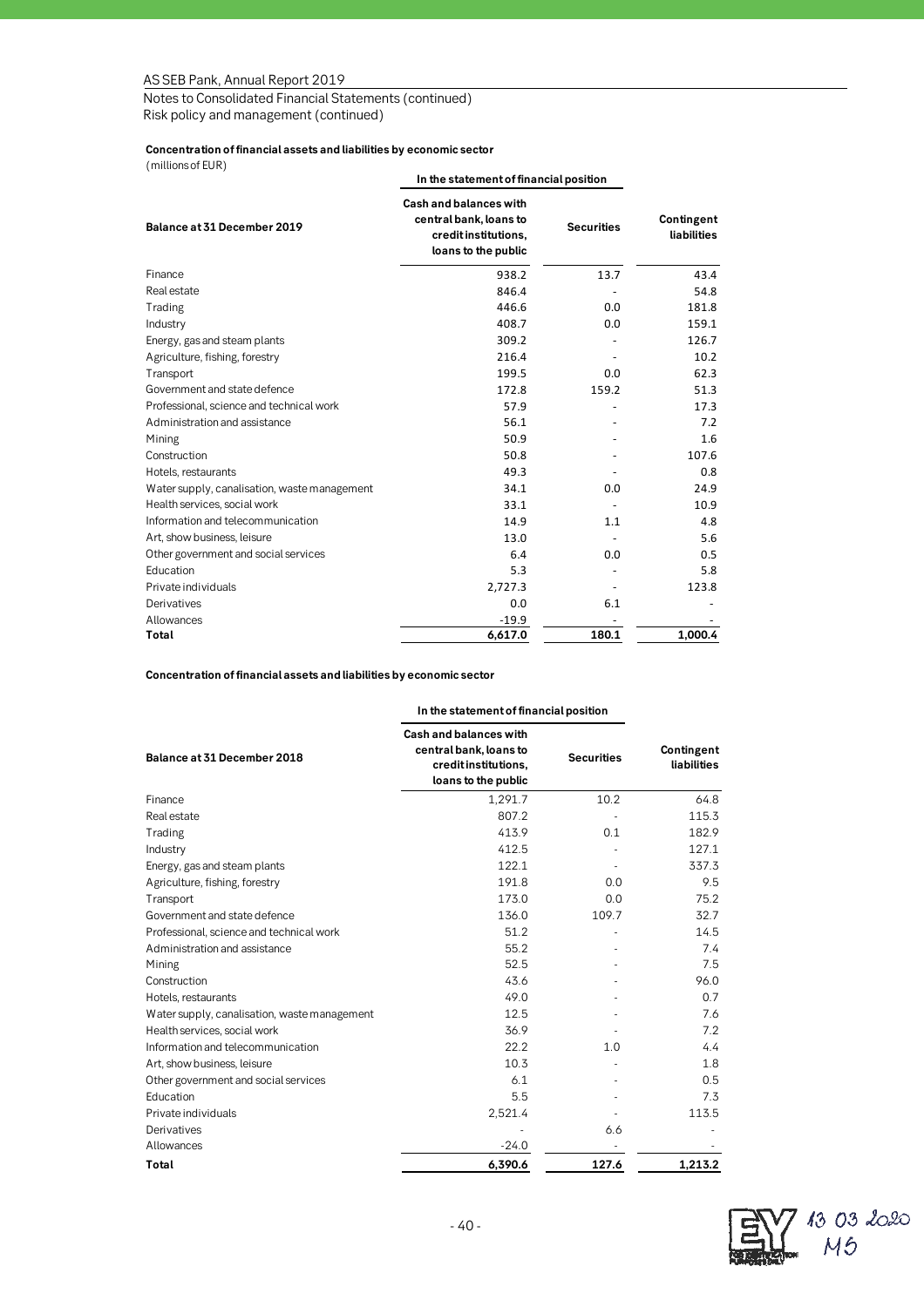Notes to Consolidated Financial Statements (continued)
Risk policy and management (continued)

**Concentration of financial assets and liabilities by economic sector**
(millions of EUR)

| Balance at 31 December 2019 | In the statement of financial position: Cash and balances with central bank, loans to credit institutions, loans to the public | In the statement of financial position: Securities | Contingent liabilities |
|---|---|---|---|
| Finance | 938.2 | 13.7 | 43.4 |
| Real estate | 846.4 | - | 54.8 |
| Trading | 446.6 | 0.0 | 181.8 |
| Industry | 408.7 | 0.0 | 159.1 |
| Energy, gas and steam plants | 309.2 | - | 126.7 |
| Agriculture, fishing, forestry | 216.4 | - | 10.2 |
| Transport | 199.5 | 0.0 | 62.3 |
| Government and state defence | 172.8 | 159.2 | 51.3 |
| Professional, science and technical work | 57.9 | - | 17.3 |
| Administration and assistance | 56.1 | - | 7.2 |
| Mining | 50.9 | - | 1.6 |
| Construction | 50.8 | - | 107.6 |
| Hotels, restaurants | 49.3 | - | 0.8 |
| Water supply, canalisation, waste management | 34.1 | 0.0 | 24.9 |
| Health services, social work | 33.1 | - | 10.9 |
| Information and telecommunication | 14.9 | 1.1 | 4.8 |
| Art, show business, leisure | 13.0 | - | 5.6 |
| Other government and social services | 6.4 | 0.0 | 0.5 |
| Education | 5.3 | - | 5.8 |
| Private individuals | 2,727.3 | - | 123.8 |
| Derivatives | 0.0 | 6.1 | - |
| Allowances | -19.9 | - | - |
| **Total** | **6,617.0** | **180.1** | **1,000.4** |

**Concentration of financial assets and liabilities by economic sector**

| Balance at 31 December 2018 | In the statement of financial position: Cash and balances with central bank, loans to credit institutions, loans to the public | In the statement of financial position: Securities | Contingent liabilities |
|---|---|---|---|
| Finance | 1,291.7 | 10.2 | 64.8 |
| Real estate | 807.2 | - | 115.3 |
| Trading | 413.9 | 0.1 | 182.9 |
| Industry | 412.5 | - | 127.1 |
| Energy, gas and steam plants | 122.1 | - | 337.3 |
| Agriculture, fishing, forestry | 191.8 | 0.0 | 9.5 |
| Transport | 173.0 | 0.0 | 75.2 |
| Government and state defence | 136.0 | 109.7 | 32.7 |
| Professional, science and technical work | 51.2 | - | 14.5 |
| Administration and assistance | 55.2 | - | 7.4 |
| Mining | 52.5 | - | 7.5 |
| Construction | 43.6 | - | 96.0 |
| Hotels, restaurants | 49.0 | - | 0.7 |
| Water supply, canalisation, waste management | 12.5 | - | 7.6 |
| Health services, social work | 36.9 | - | 7.2 |
| Information and telecommunication | 22.2 | 1.0 | 4.4 |
| Art, show business, leisure | 10.3 | - | 1.8 |
| Other government and social services | 6.1 | - | 0.5 |
| Education | 5.5 | - | 7.3 |
| Private individuals | 2,521.4 | - | 113.5 |
| Derivatives | - | 6.6 | - |
| Allowances | -24.0 | - | - |
| **Total** | **6,390.6** | **127.6** | **1,213.2** |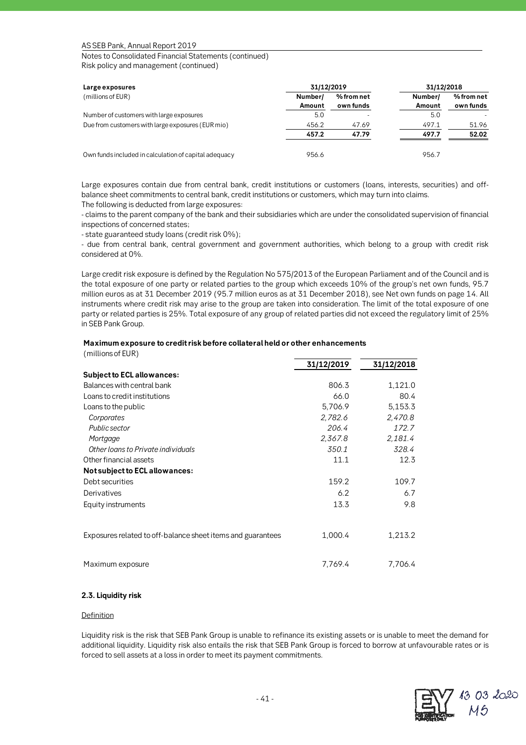| Large exposures | 31/12/2019 | | 31/12/2018 | |
|---|---|---|---|---|
| (millions of EUR) | Number/ Amount | % from net own funds | Number/ Amount | % from net own funds |
| Number of customers with large exposures | 5.0 | - | 5.0 | - |
| Due from customers with large exposures (EUR mio) | 456.2 | 47.69 | 497.1 | 51.96 |
| | **457.2** | **47.79** | **497.7** | **52.02** |
| Own funds included in calculation of capital adequacy | 956.6 | | 956.7 | |

Large exposures contain due from central bank, credit institutions or customers (loans, interests, securities) and off-balance sheet commitments to central bank, credit institutions or customers, which may turn into claims.
The following is deducted from large exposures:

- claims to the parent company of the bank and their subsidiaries which are under the consolidated supervision of financial inspections of concerned states;
- state guaranteed study loans (credit risk 0%);
- due from central bank, central government and government authorities, which belong to a group with credit risk considered at 0%.

Large credit risk exposure is defined by the Regulation No 575/2013 of the European Parliament and of the Council and is the total exposure of one party or related parties to the group which exceeds 10% of the group's net own funds, 95.7 million euros as at 31 December 2019 (95.7 million euros as at 31 December 2018), see Net own funds on page 14. All instruments where credit risk may arise to the group are taken into consideration. The limit of the total exposure of one party or related parties is 25%. Total exposure of any group of related parties did not exceed the regulatory limit of 25% in SEB Pank Group.

**Maximum exposure to credit risk before collateral held or other enhancements**
(millions of EUR)

| | 31/12/2019 | 31/12/2018 |
|---|---|---|
| **Subject to ECL allowances:** | | |
| Balances with central bank | 806.3 | 1,121.0 |
| Loans to credit institutions | 66.0 | 80.4 |
| Loans to the public | 5,706.9 | 5,153.3 |
| *Corporates* | *2,782.6* | *2,470.8* |
| *Public sector* | *206.4* | *172.7* |
| *Mortgage* | *2,367.8* | *2,181.4* |
| *Other loans to Private individuals* | *350.1* | *328.4* |
| Other financial assets | 11.1 | 12.3 |
| **Not subject to ECL allowances:** | | |
| Debt securities | 159.2 | 109.7 |
| Derivatives | 6.2 | 6.7 |
| Equity instruments | 13.3 | 9.8 |
| Exposures related to off-balance sheet items and guarantees | 1,000.4 | 1,213.2 |
| Maximum exposure | 7,769.4 | 7,706.4 |

### 2.3. Liquidity risk

Definition

Liquidity risk is the risk that SEB Pank Group is unable to refinance its existing assets or is unable to meet the demand for additional liquidity. Liquidity risk also entails the risk that SEB Pank Group is forced to borrow at unfavourable rates or is forced to sell assets at a loss in order to meet its payment commitments.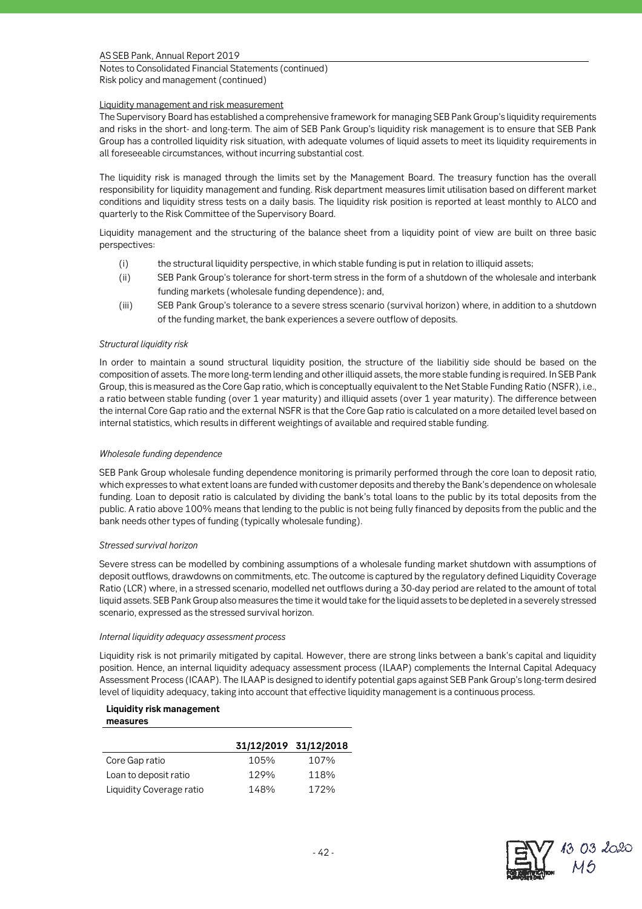Notes to Consolidated Financial Statements (continued)
Risk policy and management (continued)

Liquidity management and risk measurement

The Supervisory Board has established a comprehensive framework for managing SEB Pank Group's liquidity requirements and risks in the short- and long-term. The aim of SEB Pank Group's liquidity risk management is to ensure that SEB Pank Group has a controlled liquidity risk situation, with adequate volumes of liquid assets to meet its liquidity requirements in all foreseeable circumstances, without incurring substantial cost.

The liquidity risk is managed through the limits set by the Management Board. The treasury function has the overall responsibility for liquidity management and funding. Risk department measures limit utilisation based on different market conditions and liquidity stress tests on a daily basis. The liquidity risk position is reported at least monthly to ALCO and quarterly to the Risk Committee of the Supervisory Board.

Liquidity management and the structuring of the balance sheet from a liquidity point of view are built on three basic perspectives:

(i) the structural liquidity perspective, in which stable funding is put in relation to illiquid assets;

(ii) SEB Pank Group's tolerance for short-term stress in the form of a shutdown of the wholesale and interbank funding markets (wholesale funding dependence); and,

(iii) SEB Pank Group's tolerance to a severe stress scenario (survival horizon) where, in addition to a shutdown of the funding market, the bank experiences a severe outflow of deposits.

*Structural liquidity risk*

In order to maintain a sound structural liquidity position, the structure of the liabilitiy side should be based on the composition of assets. The more long-term lending and other illiquid assets, the more stable funding is required. In SEB Pank Group, this is measured as the Core Gap ratio, which is conceptually equivalent to the Net Stable Funding Ratio (NSFR), i.e., a ratio between stable funding (over 1 year maturity) and illiquid assets (over 1 year maturity). The difference between the internal Core Gap ratio and the external NSFR is that the Core Gap ratio is calculated on a more detailed level based on internal statistics, which results in different weightings of available and required stable funding.

*Wholesale funding dependence*

SEB Pank Group wholesale funding dependence monitoring is primarily performed through the core loan to deposit ratio, which expresses to what extent loans are funded with customer deposits and thereby the Bank's dependence on wholesale funding. Loan to deposit ratio is calculated by dividing the bank's total loans to the public by its total deposits from the public. A ratio above 100% means that lending to the public is not being fully financed by deposits from the public and the bank needs other types of funding (typically wholesale funding).

*Stressed survival horizon*

Severe stress can be modelled by combining assumptions of a wholesale funding market shutdown with assumptions of deposit outflows, drawdowns on commitments, etc. The outcome is captured by the regulatory defined Liquidity Coverage Ratio (LCR) where, in a stressed scenario, modelled net outflows during a 30-day period are related to the amount of total liquid assets. SEB Pank Group also measures the time it would take for the liquid assets to be depleted in a severely stressed scenario, expressed as the stressed survival horizon.

*Internal liquidity adequacy assessment process*

Liquidity risk is not primarily mitigated by capital. However, there are strong links between a bank's capital and liquidity position. Hence, an internal liquidity adequacy assessment process (ILAAP) complements the Internal Capital Adequacy Assessment Process (ICAAP). The ILAAP is designed to identify potential gaps against SEB Pank Group's long-term desired level of liquidity adequacy, taking into account that effective liquidity management is a continuous process.

**Liquidity risk management measures**

| | 31/12/2019 | 31/12/2018 |
|---|---|---|
| Core Gap ratio | 105% | 107% |
| Loan to deposit ratio | 129% | 118% |
| Liquidity Coverage ratio | 148% | 172% |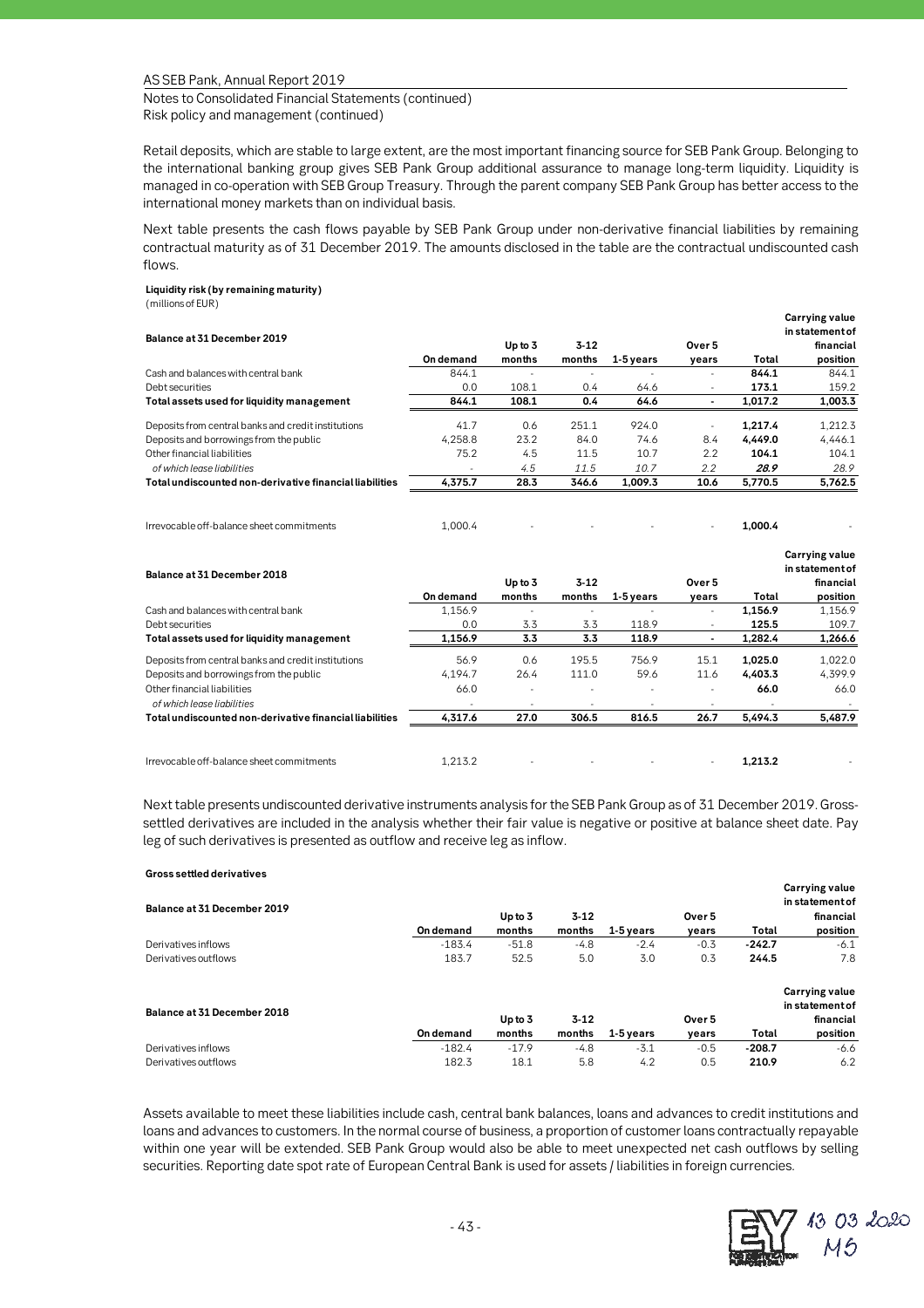AS SEB Pank, Annual Report 2019

Notes to Consolidated Financial Statements (continued)
Risk policy and management (continued)

Retail deposits, which are stable to large extent, are the most important financing source for SEB Pank Group. Belonging to the international banking group gives SEB Pank Group additional assurance to manage long-term liquidity. Liquidity is managed in co-operation with SEB Group Treasury. Through the parent company SEB Pank Group has better access to the international money markets than on individual basis.

Next table presents the cash flows payable by SEB Pank Group under non-derivative financial liabilities by remaining contractual maturity as of 31 December 2019. The amounts disclosed in the table are the contractual undiscounted cash flows.

**Liquidity risk (by remaining maturity)**
(millions of EUR)

| Balance at 31 December 2019 | On demand | Up to 3 months | 3-12 months | 1-5 years | Over 5 years | Total | Carrying value in statement of financial position |
|---|---|---|---|---|---|---|---|
| Cash and balances with central bank | 844.1 | - | - | - | - | **844.1** | 844.1 |
| Debt securities | 0.0 | 108.1 | 0.4 | 64.6 | - | **173.1** | 159.2 |
| **Total assets used for liquidity management** | **844.1** | **108.1** | **0.4** | **64.6** | **-** | **1,017.2** | **1,003.3** |
| Deposits from central banks and credit institutions | 41.7 | 0.6 | 251.1 | 924.0 | - | **1,217.4** | 1,212.3 |
| Deposits and borrowings from the public | 4,258.8 | 23.2 | 84.0 | 74.6 | 8.4 | **4,449.0** | 4,446.1 |
| Other financial liabilities | 75.2 | 4.5 | 11.5 | 10.7 | 2.2 | **104.1** | 104.1 |
| *of which lease liabilities* | - | *4.5* | *11.5* | *10.7* | *2.2* | ***28.9*** | *28.9* |
| **Total undiscounted non-derivative financial liabilities** | **4,375.7** | **28.3** | **346.6** | **1,009.3** | **10.6** | **5,770.5** | **5,762.5** |
| Irrevocable off-balance sheet commitments | 1,000.4 | - | - | - | - | **1,000.4** | - |

| Balance at 31 December 2018 | On demand | Up to 3 months | 3-12 months | 1-5 years | Over 5 years | Total | Carrying value in statement of financial position |
|---|---|---|---|---|---|---|---|
| Cash and balances with central bank | 1,156.9 | - | - | - | - | **1,156.9** | 1,156.9 |
| Debt securities | 0.0 | 3.3 | 3.3 | 118.9 | - | **125.5** | 109.7 |
| **Total assets used for liquidity management** | **1,156.9** | **3.3** | **3.3** | **118.9** | **-** | **1,282.4** | **1,266.6** |
| Deposits from central banks and credit institutions | 56.9 | 0.6 | 195.5 | 756.9 | 15.1 | **1,025.0** | 1,022.0 |
| Deposits and borrowings from the public | 4,194.7 | 26.4 | 111.0 | 59.6 | 11.6 | **4,403.3** | 4,399.9 |
| Other financial liabilities | 66.0 | - | - | - | - | **66.0** | 66.0 |
| *of which lease liabilities* | - | - | - | - | - | - | - |
| **Total undiscounted non-derivative financial liabilities** | **4,317.6** | **27.0** | **306.5** | **816.5** | **26.7** | **5,494.3** | **5,487.9** |
| Irrevocable off-balance sheet commitments | 1,213.2 | - | - | - | - | **1,213.2** | - |

Next table presents undiscounted derivative instruments analysis for the SEB Pank Group as of 31 December 2019. Gross-settled derivatives are included in the analysis whether their fair value is negative or positive at balance sheet date. Pay leg of such derivatives is presented as outflow and receive leg as inflow.

**Gross settled derivatives**

| Balance at 31 December 2019 | On demand | Up to 3 months | 3-12 months | 1-5 years | Over 5 years | Total | Carrying value in statement of financial position |
|---|---|---|---|---|---|---|---|
| Derivatives inflows | -183.4 | -51.8 | -4.8 | -2.4 | -0.3 | **-242.7** | -6.1 |
| Derivatives outflows | 183.7 | 52.5 | 5.0 | 3.0 | 0.3 | **244.5** | 7.8 |

| Balance at 31 December 2018 | On demand | Up to 3 months | 3-12 months | 1-5 years | Over 5 years | Total | Carrying value in statement of financial position |
|---|---|---|---|---|---|---|---|
| Derivatives inflows | -182.4 | -17.9 | -4.8 | -3.1 | -0.5 | **-208.7** | -6.6 |
| Derivatives outflows | 182.3 | 18.1 | 5.8 | 4.2 | 0.5 | **210.9** | 6.2 |

Assets available to meet these liabilities include cash, central bank balances, loans and advances to credit institutions and loans and advances to customers. In the normal course of business, a proportion of customer loans contractually repayable within one year will be extended. SEB Pank Group would also be able to meet unexpected net cash outflows by selling securities. Reporting date spot rate of European Central Bank is used for assets / liabilities in foreign currencies.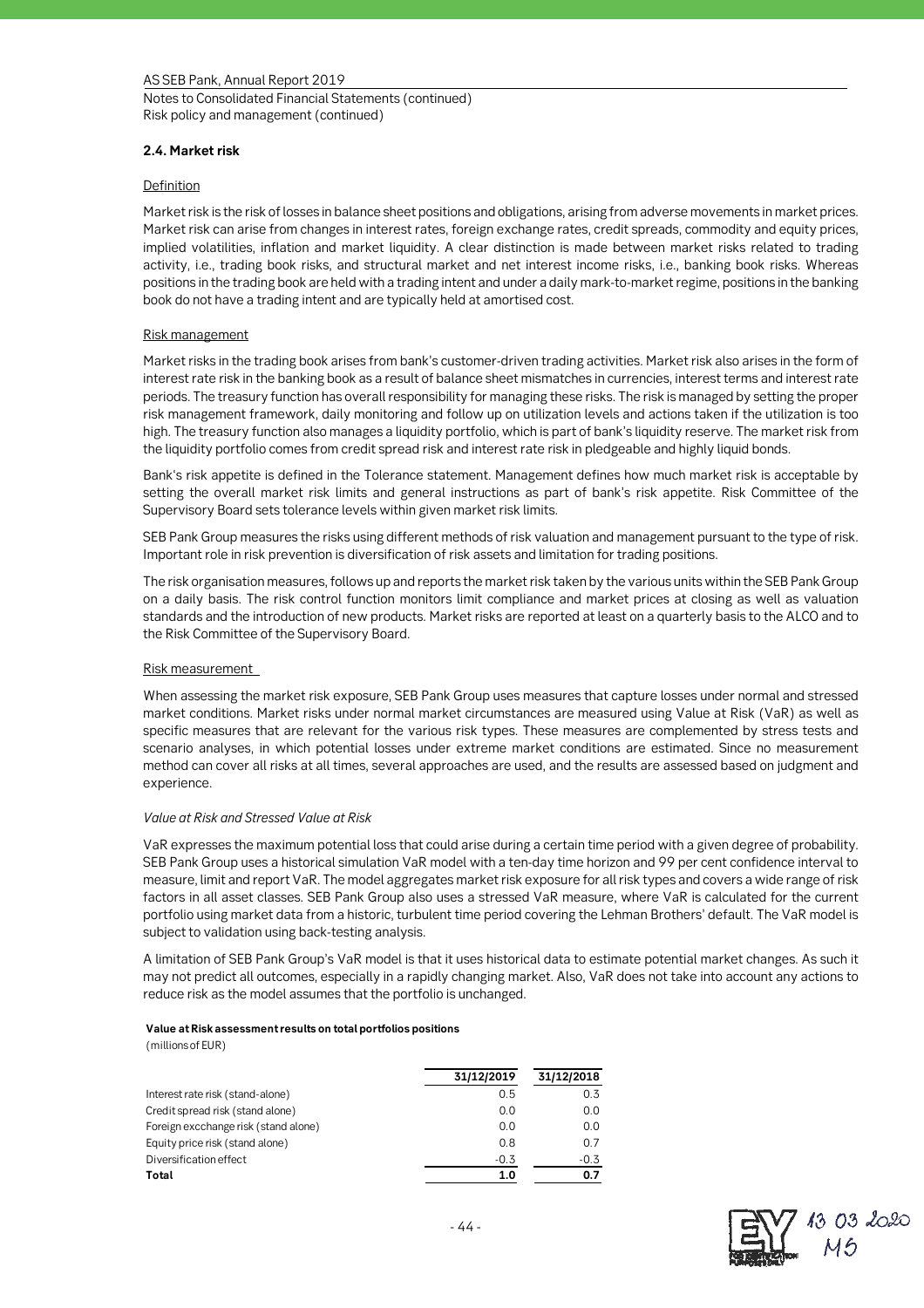## 2.4. Market risk

Definition

Market risk is the risk of losses in balance sheet positions and obligations, arising from adverse movements in market prices. Market risk can arise from changes in interest rates, foreign exchange rates, credit spreads, commodity and equity prices, implied volatilities, inflation and market liquidity. A clear distinction is made between market risks related to trading activity, i.e., trading book risks, and structural market and net interest income risks, i.e., banking book risks. Whereas positions in the trading book are held with a trading intent and under a daily mark-to-market regime, positions in the banking book do not have a trading intent and are typically held at amortised cost.

Risk management

Market risks in the trading book arises from bank's customer-driven trading activities. Market risk also arises in the form of interest rate risk in the banking book as a result of balance sheet mismatches in currencies, interest terms and interest rate periods. The treasury function has overall responsibility for managing these risks. The risk is managed by setting the proper risk management framework, daily monitoring and follow up on utilization levels and actions taken if the utilization is too high. The treasury function also manages a liquidity portfolio, which is part of bank's liquidity reserve. The market risk from the liquidity portfolio comes from credit spread risk and interest rate risk in pledgeable and highly liquid bonds.

Bank's risk appetite is defined in the Tolerance statement. Management defines how much market risk is acceptable by setting the overall market risk limits and general instructions as part of bank's risk appetite. Risk Committee of the Supervisory Board sets tolerance levels within given market risk limits.

SEB Pank Group measures the risks using different methods of risk valuation and management pursuant to the type of risk. Important role in risk prevention is diversification of risk assets and limitation for trading positions.

The risk organisation measures, follows up and reports the market risk taken by the various units within the SEB Pank Group on a daily basis. The risk control function monitors limit compliance and market prices at closing as well as valuation standards and the introduction of new products. Market risks are reported at least on a quarterly basis to the ALCO and to the Risk Committee of the Supervisory Board.

Risk measurement

When assessing the market risk exposure, SEB Pank Group uses measures that capture losses under normal and stressed market conditions. Market risks under normal market circumstances are measured using Value at Risk (VaR) as well as specific measures that are relevant for the various risk types. These measures are complemented by stress tests and scenario analyses, in which potential losses under extreme market conditions are estimated. Since no measurement method can cover all risks at all times, several approaches are used, and the results are assessed based on judgment and experience.

*Value at Risk and Stressed Value at Risk*

VaR expresses the maximum potential loss that could arise during a certain time period with a given degree of probability. SEB Pank Group uses a historical simulation VaR model with a ten-day time horizon and 99 per cent confidence interval to measure, limit and report VaR. The model aggregates market risk exposure for all risk types and covers a wide range of risk factors in all asset classes. SEB Pank Group also uses a stressed VaR measure, where VaR is calculated for the current portfolio using market data from a historic, turbulent time period covering the Lehman Brothers' default. The VaR model is subject to validation using back-testing analysis.

A limitation of SEB Pank Group's VaR model is that it uses historical data to estimate potential market changes. As such it may not predict all outcomes, especially in a rapidly changing market. Also, VaR does not take into account any actions to reduce risk as the model assumes that the portfolio is unchanged.

**Value at Risk assessment results on total portfolios positions**
(millions of EUR)

| | 31/12/2019 | 31/12/2018 |
|---|---|---|
| Interest rate risk (stand-alone) | 0.5 | 0.3 |
| Credit spread risk (stand alone) | 0.0 | 0.0 |
| Foreign excchange risk (stand alone) | 0.0 | 0.0 |
| Equity price risk (stand alone) | 0.8 | 0.7 |
| Diversification effect | -0.3 | -0.3 |
| **Total** | **1.0** | **0.7** |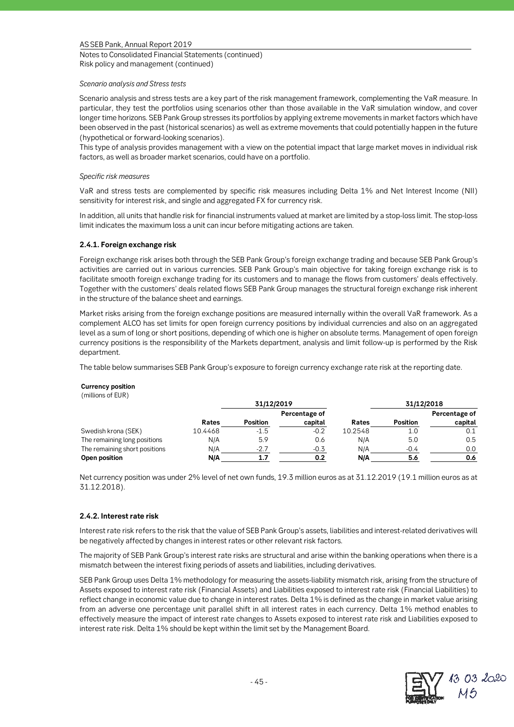*Scenario analysis and Stress tests*

Scenario analysis and stress tests are a key part of the risk management framework, complementing the VaR measure. In particular, they test the portfolios using scenarios other than those available in the VaR simulation window, and cover longer time horizons. SEB Pank Group stresses its portfolios by applying extreme movements in market factors which have been observed in the past (historical scenarios) as well as extreme movements that could potentially happen in the future (hypothetical or forward-looking scenarios).
This type of analysis provides management with a view on the potential impact that large market moves in individual risk factors, as well as broader market scenarios, could have on a portfolio.

*Specific risk measures*

VaR and stress tests are complemented by specific risk measures including Delta 1% and Net Interest Income (NII) sensitivity for interest risk, and single and aggregated FX for currency risk.

In addition, all units that handle risk for financial instruments valued at market are limited by a stop-loss limit. The stop-loss limit indicates the maximum loss a unit can incur before mitigating actions are taken.

### 2.4.1. Foreign exchange risk

Foreign exchange risk arises both through the SEB Pank Group's foreign exchange trading and because SEB Pank Group's activities are carried out in various currencies. SEB Pank Group's main objective for taking foreign exchange risk is to facilitate smooth foreign exchange trading for its customers and to manage the flows from customers' deals effectively. Together with the customers' deals related flows SEB Pank Group manages the structural foreign exchange risk inherent in the structure of the balance sheet and earnings.

Market risks arising from the foreign exchange positions are measured internally within the overall VaR framework. As a complement ALCO has set limits for open foreign currency positions by individual currencies and also on an aggregated level as a sum of long or short positions, depending of which one is higher on absolute terms. Management of open foreign currency positions is the responsibility of the Markets department, analysis and limit follow-up is performed by the Risk department.

The table below summarises SEB Pank Group's exposure to foreign currency exchange rate risk at the reporting date.

**Currency position**
(millions of EUR)

| | 31/12/2019 | | | 31/12/2018 | | |
|---|---|---|---|---|---|---|
| | **Rates** | **Position** | **Percentage of capital** | **Rates** | **Position** | **Percentage of capital** |
| Swedish krona (SEK) | 10.4468 | -1.5 | -0.2 | 10.2548 | 1.0 | 0.1 |
| The remaining long positions | N/A | 5.9 | 0.6 | N/A | 5.0 | 0.5 |
| The remaining short positions | N/A | -2.7 | -0.3 | N/A | -0.4 | 0.0 |
| **Open position** | **N/A** | **1.7** | **0.2** | **N/A** | **5.6** | **0.6** |

Net currency position was under 2% level of net own funds, 19.3 million euros as at 31.12.2019 (19.1 million euros as at 31.12.2018).

### 2.4.2. Interest rate risk

Interest rate risk refers to the risk that the value of SEB Pank Group's assets, liabilities and interest-related derivatives will be negatively affected by changes in interest rates or other relevant risk factors.

The majority of SEB Pank Group's interest rate risks are structural and arise within the banking operations when there is a mismatch between the interest fixing periods of assets and liabilities, including derivatives.

SEB Pank Group uses Delta 1% methodology for measuring the assets-liability mismatch risk, arising from the structure of Assets exposed to interest rate risk (Financial Assets) and Liabilities exposed to interest rate risk (Financial Liabilities) to reflect change in economic value due to change in interest rates. Delta 1% is defined as the change in market value arising from an adverse one percentage unit parallel shift in all interest rates in each currency. Delta 1% method enables to effectively measure the impact of interest rate changes to Assets exposed to interest rate risk and Liabilities exposed to interest rate risk. Delta 1% should be kept within the limit set by the Management Board.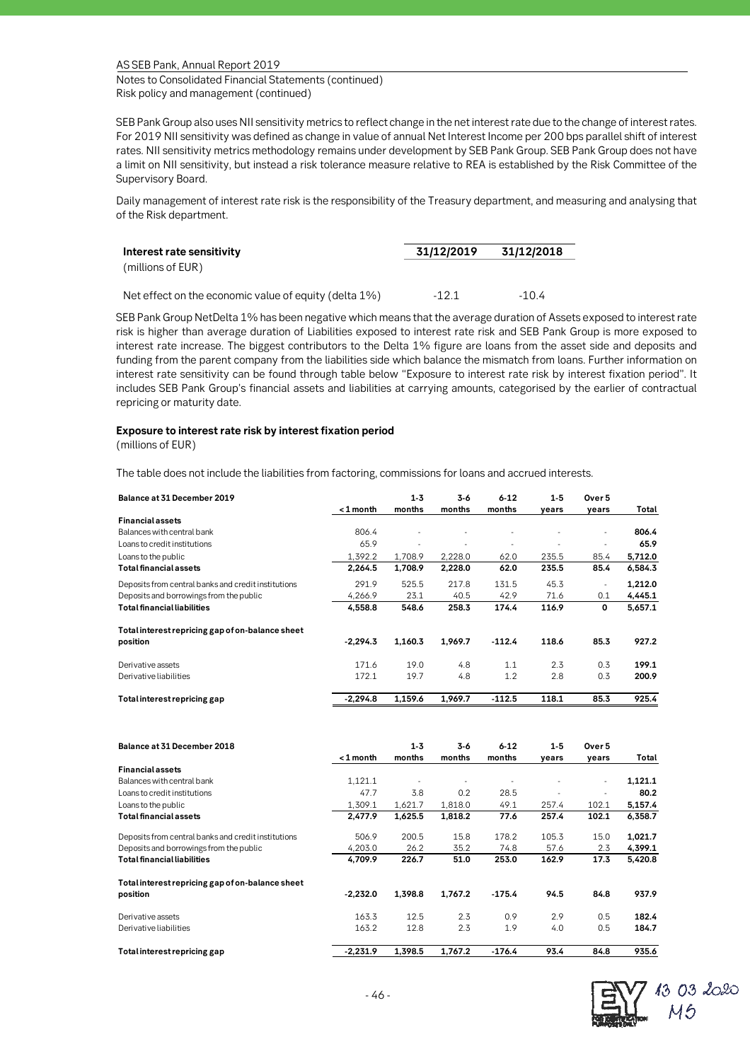SEB Pank Group also uses NII sensitivity metrics to reflect change in the net interest rate due to the change of interest rates. For 2019 NII sensitivity was defined as change in value of annual Net Interest Income per 200 bps parallel shift of interest rates. NII sensitivity metrics methodology remains under development by SEB Pank Group. SEB Pank Group does not have a limit on NII sensitivity, but instead a risk tolerance measure relative to REA is established by the Risk Committee of the Supervisory Board.

Daily management of interest rate risk is the responsibility of the Treasury department, and measuring and analysing that of the Risk department.

| **Interest rate sensitivity** (millions of EUR) | **31/12/2019** | **31/12/2018** |
|---|---|---|
| Net effect on the economic value of equity (delta 1%) | -12.1 | -10.4 |

SEB Pank Group NetDelta 1% has been negative which means that the average duration of Assets exposed to interest rate risk is higher than average duration of Liabilities exposed to interest rate risk and SEB Pank Group is more exposed to interest rate increase. The biggest contributors to the Delta 1% figure are loans from the asset side and deposits and funding from the parent company from the liabilities side which balance the mismatch from loans. Further information on interest rate sensitivity can be found through table below "Exposure to interest rate risk by interest fixation period". It includes SEB Pank Group's financial assets and liabilities at carrying amounts, categorised by the earlier of contractual repricing or maturity date.

**Exposure to interest rate risk by interest fixation period**

(millions of EUR)

The table does not include the liabilities from factoring, commissions for loans and accrued interests.

| **Balance at 31 December 2019** | < 1 month | 1-3 months | 3-6 months | 6-12 months | 1-5 years | Over 5 years | Total |
|---|---|---|---|---|---|---|---|
| **Financial assets** | | | | | | | |
| Balances with central bank | 806.4 | - | - | - | - | - | **806.4** |
| Loans to credit institutions | 65.9 | - | - | - | - | - | **65.9** |
| Loans to the public | 1,392.2 | 1,708.9 | 2,228.0 | 62.0 | 235.5 | 85.4 | **5,712.0** |
| **Total financial assets** | **2,264.5** | **1,708.9** | **2,228.0** | **62.0** | **235.5** | **85.4** | **6,584.3** |
| Deposits from central banks and credit institutions | 291.9 | 525.5 | 217.8 | 131.5 | 45.3 | - | **1,212.0** |
| Deposits and borrowings from the public | 4,266.9 | 23.1 | 40.5 | 42.9 | 71.6 | 0.1 | **4,445.1** |
| **Total financial liabilities** | **4,558.8** | **548.6** | **258.3** | **174.4** | **116.9** | **0** | **5,657.1** |
| **Total interest repricing gap of on-balance sheet position** | **-2,294.3** | **1,160.3** | **1,969.7** | **-112.4** | **118.6** | **85.3** | **927.2** |
| Derivative assets | 171.6 | 19.0 | 4.8 | 1.1 | 2.3 | 0.3 | **199.1** |
| Derivative liabilities | 172.1 | 19.7 | 4.8 | 1.2 | 2.8 | 0.3 | **200.9** |
| **Total interest repricing gap** | **-2,294.8** | **1,159.6** | **1,969.7** | **-112.5** | **118.1** | **85.3** | **925.4** |

| **Balance at 31 December 2018** | < 1 month | 1-3 months | 3-6 months | 6-12 months | 1-5 years | Over 5 years | Total |
|---|---|---|---|---|---|---|---|
| **Financial assets** | | | | | | | |
| Balances with central bank | 1,121.1 | - | - | - | - | - | **1,121.1** |
| Loans to credit institutions | 47.7 | 3.8 | 0.2 | 28.5 | - | - | **80.2** |
| Loans to the public | 1,309.1 | 1,621.7 | 1,818.0 | 49.1 | 257.4 | 102.1 | **5,157.4** |
| **Total financial assets** | **2,477.9** | **1,625.5** | **1,818.2** | **77.6** | **257.4** | **102.1** | **6,358.7** |
| Deposits from central banks and credit institutions | 506.9 | 200.5 | 15.8 | 178.2 | 105.3 | 15.0 | **1,021.7** |
| Deposits and borrowings from the public | 4,203.0 | 26.2 | 35.2 | 74.8 | 57.6 | 2.3 | **4,399.1** |
| **Total financial liabilities** | **4,709.9** | **226.7** | **51.0** | **253.0** | **162.9** | **17.3** | **5,420.8** |
| **Total interest repricing gap of on-balance sheet position** | **-2,232.0** | **1,398.8** | **1,767.2** | **-175.4** | **94.5** | **84.8** | **937.9** |
| Derivative assets | 163.3 | 12.5 | 2.3 | 0.9 | 2.9 | 0.5 | **182.4** |
| Derivative liabilities | 163.2 | 12.8 | 2.3 | 1.9 | 4.0 | 0.5 | **184.7** |
| **Total interest repricing gap** | **-2,231.9** | **1,398.5** | **1,767.2** | **-176.4** | **93.4** | **84.8** | **935.6** |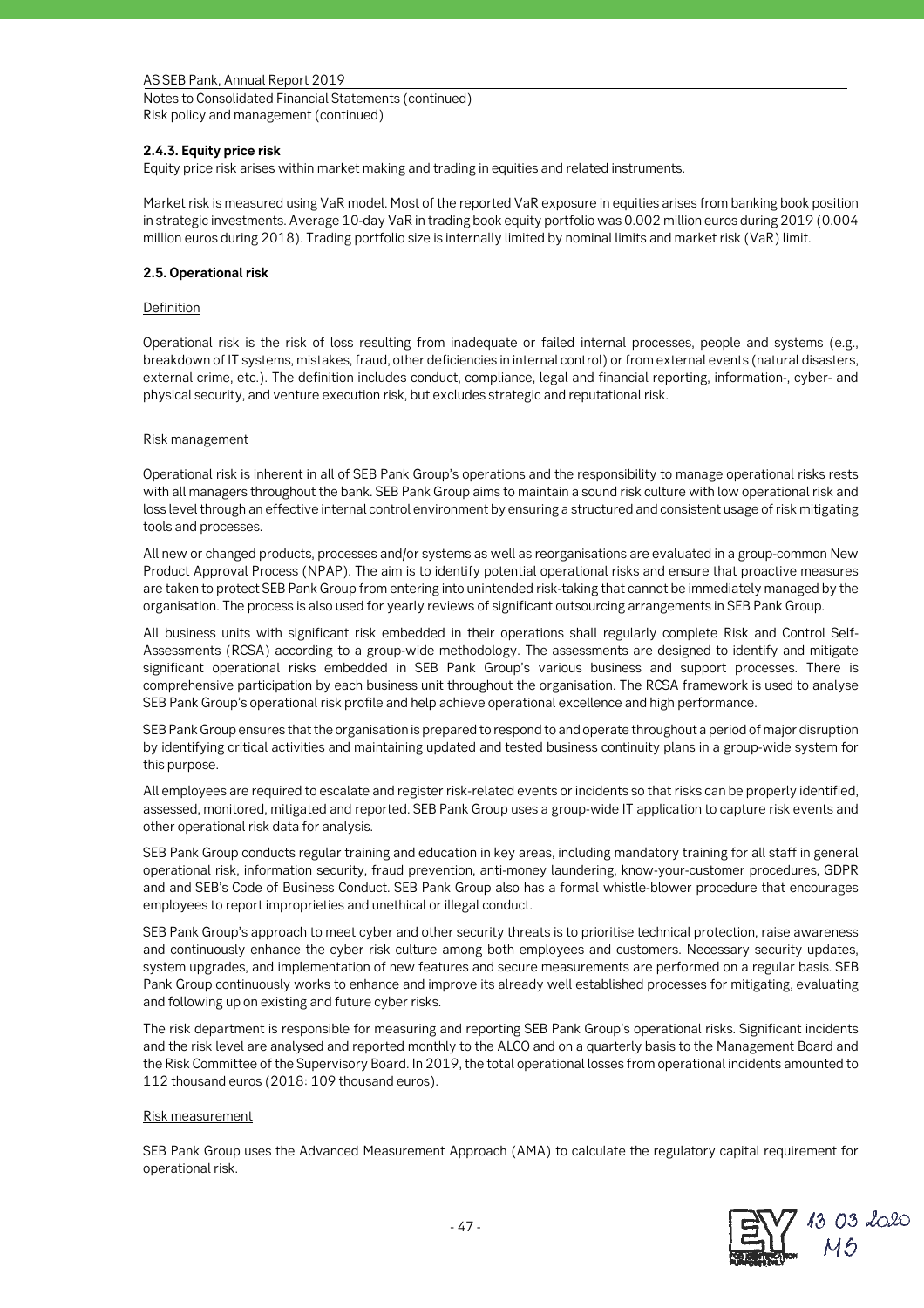### 2.4.3. Equity price risk

Equity price risk arises within market making and trading in equities and related instruments.

Market risk is measured using VaR model. Most of the reported VaR exposure in equities arises from banking book position in strategic investments. Average 10-day VaR in trading book equity portfolio was 0.002 million euros during 2019 (0.004 million euros during 2018). Trading portfolio size is internally limited by nominal limits and market risk (VaR) limit.

## 2.5. Operational risk

Definition

Operational risk is the risk of loss resulting from inadequate or failed internal processes, people and systems (e.g., breakdown of IT systems, mistakes, fraud, other deficiencies in internal control) or from external events (natural disasters, external crime, etc.). The definition includes conduct, compliance, legal and financial reporting, information-, cyber- and physical security, and venture execution risk, but excludes strategic and reputational risk.

Risk management

Operational risk is inherent in all of SEB Pank Group's operations and the responsibility to manage operational risks rests with all managers throughout the bank. SEB Pank Group aims to maintain a sound risk culture with low operational risk and loss level through an effective internal control environment by ensuring a structured and consistent usage of risk mitigating tools and processes.

All new or changed products, processes and/or systems as well as reorganisations are evaluated in a group-common New Product Approval Process (NPAP). The aim is to identify potential operational risks and ensure that proactive measures are taken to protect SEB Pank Group from entering into unintended risk-taking that cannot be immediately managed by the organisation. The process is also used for yearly reviews of significant outsourcing arrangements in SEB Pank Group.

All business units with significant risk embedded in their operations shall regularly complete Risk and Control Self-Assessments (RCSA) according to a group-wide methodology. The assessments are designed to identify and mitigate significant operational risks embedded in SEB Pank Group's various business and support processes. There is comprehensive participation by each business unit throughout the organisation. The RCSA framework is used to analyse SEB Pank Group's operational risk profile and help achieve operational excellence and high performance.

SEB Pank Group ensures that the organisation is prepared to respond to and operate throughout a period of major disruption by identifying critical activities and maintaining updated and tested business continuity plans in a group-wide system for this purpose.

All employees are required to escalate and register risk-related events or incidents so that risks can be properly identified, assessed, monitored, mitigated and reported. SEB Pank Group uses a group-wide IT application to capture risk events and other operational risk data for analysis.

SEB Pank Group conducts regular training and education in key areas, including mandatory training for all staff in general operational risk, information security, fraud prevention, anti-money laundering, know-your-customer procedures, GDPR and and SEB's Code of Business Conduct. SEB Pank Group also has a formal whistle-blower procedure that encourages employees to report improprieties and unethical or illegal conduct.

SEB Pank Group's approach to meet cyber and other security threats is to prioritise technical protection, raise awareness and continuously enhance the cyber risk culture among both employees and customers. Necessary security updates, system upgrades, and implementation of new features and secure measurements are performed on a regular basis. SEB Pank Group continuously works to enhance and improve its already well established processes for mitigating, evaluating and following up on existing and future cyber risks.

The risk department is responsible for measuring and reporting SEB Pank Group's operational risks. Significant incidents and the risk level are analysed and reported monthly to the ALCO and on a quarterly basis to the Management Board and the Risk Committee of the Supervisory Board. In 2019, the total operational losses from operational incidents amounted to 112 thousand euros (2018: 109 thousand euros).

Risk measurement

SEB Pank Group uses the Advanced Measurement Approach (AMA) to calculate the regulatory capital requirement for operational risk.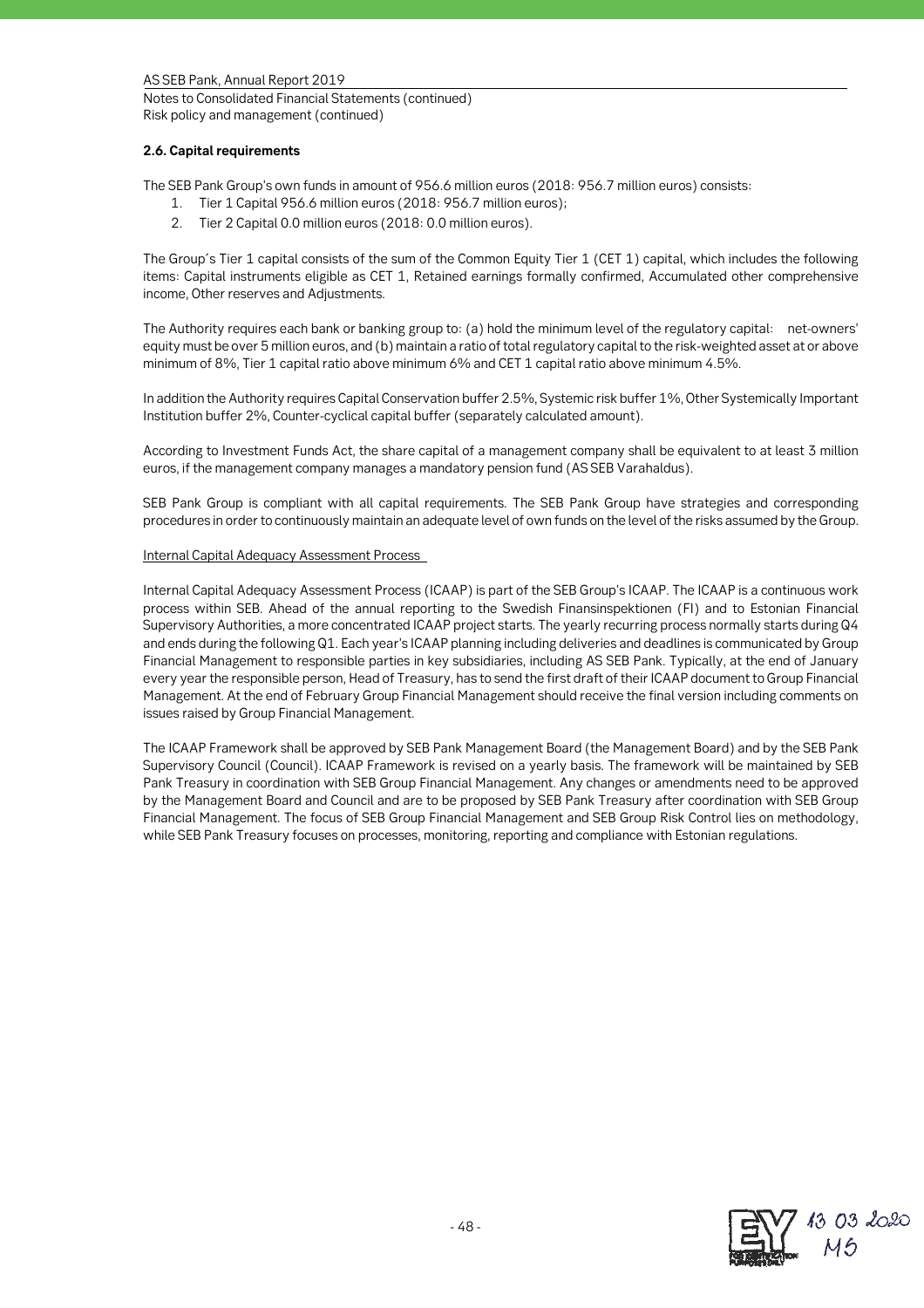### 2.6. Capital requirements

The SEB Pank Group's own funds in amount of 956.6 million euros (2018: 956.7 million euros) consists:

1. Tier 1 Capital 956.6 million euros (2018: 956.7 million euros);
2. Tier 2 Capital 0.0 million euros (2018: 0.0 million euros).

The Group´s Tier 1 capital consists of the sum of the Common Equity Tier 1 (CET 1) capital, which includes the following items: Capital instruments eligible as CET 1, Retained earnings formally confirmed, Accumulated other comprehensive income, Other reserves and Adjustments.

The Authority requires each bank or banking group to: (a) hold the minimum level of the regulatory capital: net-owners' equity must be over 5 million euros, and (b) maintain a ratio of total regulatory capital to the risk-weighted asset at or above minimum of 8%, Tier 1 capital ratio above minimum 6% and CET 1 capital ratio above minimum 4.5%.

In addition the Authority requires Capital Conservation buffer 2.5%, Systemic risk buffer 1%, Other Systemically Important Institution buffer 2%, Counter-cyclical capital buffer (separately calculated amount).

According to Investment Funds Act, the share capital of a management company shall be equivalent to at least 3 million euros, if the management company manages a mandatory pension fund (AS SEB Varahaldus).

SEB Pank Group is compliant with all capital requirements. The SEB Pank Group have strategies and corresponding procedures in order to continuously maintain an adequate level of own funds on the level of the risks assumed by the Group.

Internal Capital Adequacy Assessment Process

Internal Capital Adequacy Assessment Process (ICAAP) is part of the SEB Group's ICAAP. The ICAAP is a continuous work process within SEB. Ahead of the annual reporting to the Swedish Finansinspektionen (FI) and to Estonian Financial Supervisory Authorities, a more concentrated ICAAP project starts. The yearly recurring process normally starts during Q4 and ends during the following Q1. Each year's ICAAP planning including deliveries and deadlines is communicated by Group Financial Management to responsible parties in key subsidiaries, including AS SEB Pank. Typically, at the end of January every year the responsible person, Head of Treasury, has to send the first draft of their ICAAP document to Group Financial Management. At the end of February Group Financial Management should receive the final version including comments on issues raised by Group Financial Management.

The ICAAP Framework shall be approved by SEB Pank Management Board (the Management Board) and by the SEB Pank Supervisory Council (Council). ICAAP Framework is revised on a yearly basis. The framework will be maintained by SEB Pank Treasury in coordination with SEB Group Financial Management. Any changes or amendments need to be approved by the Management Board and Council and are to be proposed by SEB Pank Treasury after coordination with SEB Group Financial Management. The focus of SEB Group Financial Management and SEB Group Risk Control lies on methodology, while SEB Pank Treasury focuses on processes, monitoring, reporting and compliance with Estonian regulations.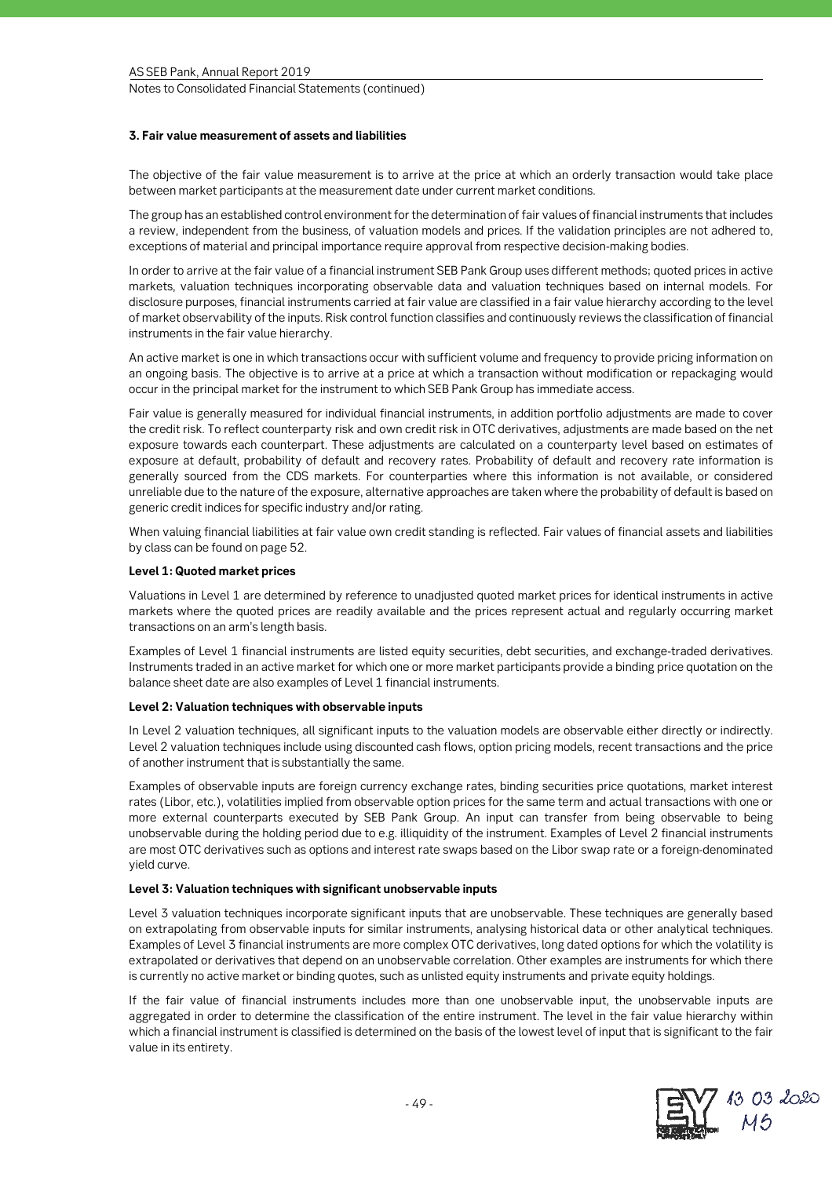### 3. Fair value measurement of assets and liabilities

The objective of the fair value measurement is to arrive at the price at which an orderly transaction would take place between market participants at the measurement date under current market conditions.

The group has an established control environment for the determination of fair values of financial instruments that includes a review, independent from the business, of valuation models and prices. If the validation principles are not adhered to, exceptions of material and principal importance require approval from respective decision-making bodies.

In order to arrive at the fair value of a financial instrument SEB Pank Group uses different methods; quoted prices in active markets, valuation techniques incorporating observable data and valuation techniques based on internal models. For disclosure purposes, financial instruments carried at fair value are classified in a fair value hierarchy according to the level of market observability of the inputs. Risk control function classifies and continuously reviews the classification of financial instruments in the fair value hierarchy.

An active market is one in which transactions occur with sufficient volume and frequency to provide pricing information on an ongoing basis. The objective is to arrive at a price at which a transaction without modification or repackaging would occur in the principal market for the instrument to which SEB Pank Group has immediate access.

Fair value is generally measured for individual financial instruments, in addition portfolio adjustments are made to cover the credit risk. To reflect counterparty risk and own credit risk in OTC derivatives, adjustments are made based on the net exposure towards each counterpart. These adjustments are calculated on a counterparty level based on estimates of exposure at default, probability of default and recovery rates. Probability of default and recovery rate information is generally sourced from the CDS markets. For counterparties where this information is not available, or considered unreliable due to the nature of the exposure, alternative approaches are taken where the probability of default is based on generic credit indices for specific industry and/or rating.

When valuing financial liabilities at fair value own credit standing is reflected. Fair values of financial assets and liabilities by class can be found on page 52.

**Level 1: Quoted market prices**

Valuations in Level 1 are determined by reference to unadjusted quoted market prices for identical instruments in active markets where the quoted prices are readily available and the prices represent actual and regularly occurring market transactions on an arm's length basis.

Examples of Level 1 financial instruments are listed equity securities, debt securities, and exchange-traded derivatives. Instruments traded in an active market for which one or more market participants provide a binding price quotation on the balance sheet date are also examples of Level 1 financial instruments.

**Level 2: Valuation techniques with observable inputs**

In Level 2 valuation techniques, all significant inputs to the valuation models are observable either directly or indirectly. Level 2 valuation techniques include using discounted cash flows, option pricing models, recent transactions and the price of another instrument that is substantially the same.

Examples of observable inputs are foreign currency exchange rates, binding securities price quotations, market interest rates (Libor, etc.), volatilities implied from observable option prices for the same term and actual transactions with one or more external counterparts executed by SEB Pank Group. An input can transfer from being observable to being unobservable during the holding period due to e.g. illiquidity of the instrument. Examples of Level 2 financial instruments are most OTC derivatives such as options and interest rate swaps based on the Libor swap rate or a foreign-denominated yield curve.

**Level 3: Valuation techniques with significant unobservable inputs**

Level 3 valuation techniques incorporate significant inputs that are unobservable. These techniques are generally based on extrapolating from observable inputs for similar instruments, analysing historical data or other analytical techniques. Examples of Level 3 financial instruments are more complex OTC derivatives, long dated options for which the volatility is extrapolated or derivatives that depend on an unobservable correlation. Other examples are instruments for which there is currently no active market or binding quotes, such as unlisted equity instruments and private equity holdings.

If the fair value of financial instruments includes more than one unobservable input, the unobservable inputs are aggregated in order to determine the classification of the entire instrument. The level in the fair value hierarchy within which a financial instrument is classified is determined on the basis of the lowest level of input that is significant to the fair value in its entirety.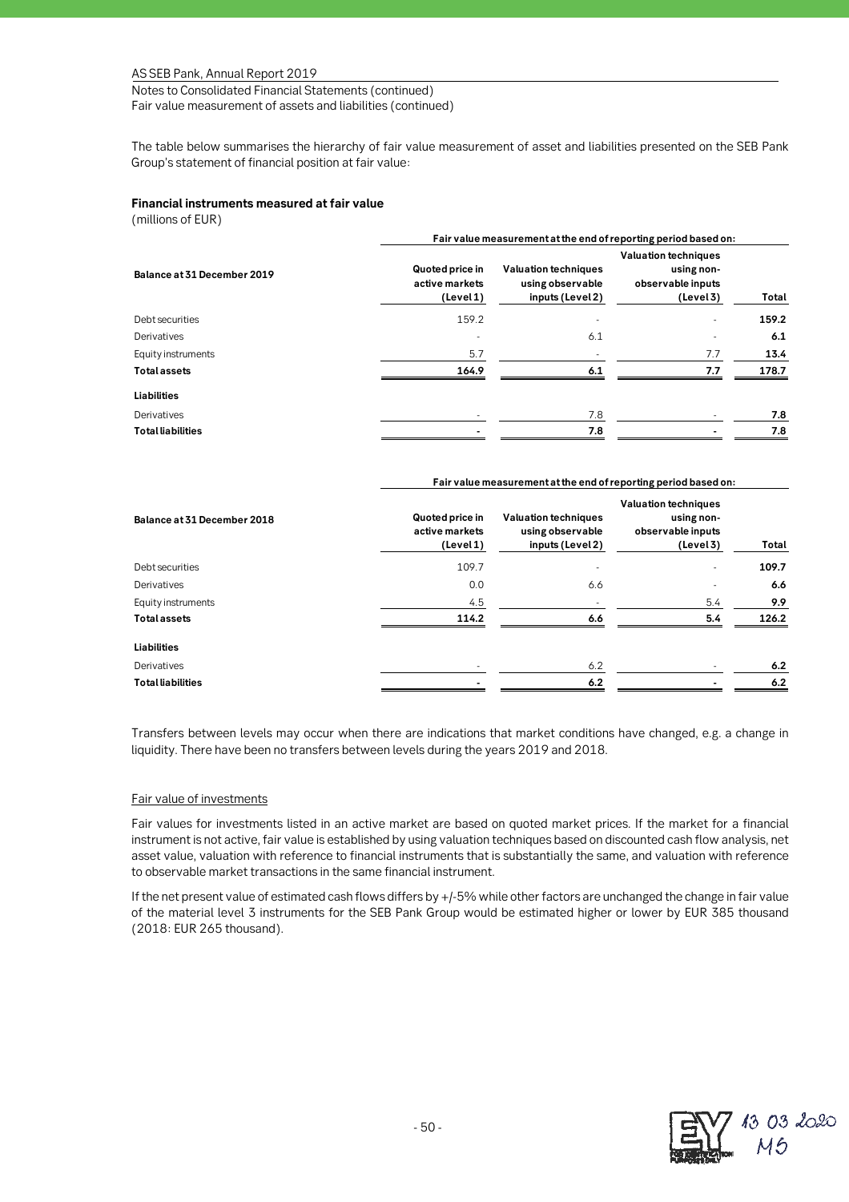The table below summarises the hierarchy of fair value measurement of asset and liabilities presented on the SEB Pank Group's statement of financial position at fair value:

**Financial instruments measured at fair value**
(millions of EUR)

| | Fair value measurement at the end of reporting period based on: | | | |
|---|---|---|---|---|
| **Balance at 31 December 2019** | **Quoted price in active markets (Level 1)** | **Valuation techniques using observable inputs (Level 2)** | **Valuation techniques using non-observable inputs (Level 3)** | **Total** |
| Debt securities | 159.2 | - | - | **159.2** |
| Derivatives | - | 6.1 | - | **6.1** |
| Equity instruments | 5.7 | - | 7.7 | **13.4** |
| **Total assets** | **164.9** | **6.1** | **7.7** | **178.7** |
| **Liabilities** | | | | |
| Derivatives | - | 7.8 | - | **7.8** |
| **Total liabilities** | **-** | **7.8** | **-** | **7.8** |

| | Fair value measurement at the end of reporting period based on: | | | |
|---|---|---|---|---|
| **Balance at 31 December 2018** | **Quoted price in active markets (Level 1)** | **Valuation techniques using observable inputs (Level 2)** | **Valuation techniques using non-observable inputs (Level 3)** | **Total** |
| Debt securities | 109.7 | - | - | **109.7** |
| Derivatives | 0.0 | 6.6 | - | **6.6** |
| Equity instruments | 4.5 | - | 5.4 | **9.9** |
| **Total assets** | **114.2** | **6.6** | **5.4** | **126.2** |
| **Liabilities** | | | | |
| Derivatives | - | 6.2 | - | **6.2** |
| **Total liabilities** | **-** | **6.2** | **-** | **6.2** |

Transfers between levels may occur when there are indications that market conditions have changed, e.g. a change in liquidity. There have been no transfers between levels during the years 2019 and 2018.

Fair value of investments

Fair values for investments listed in an active market are based on quoted market prices. If the market for a financial instrument is not active, fair value is established by using valuation techniques based on discounted cash flow analysis, net asset value, valuation with reference to financial instruments that is substantially the same, and valuation with reference to observable market transactions in the same financial instrument.

If the net present value of estimated cash flows differs by +/-5% while other factors are unchanged the change in fair value of the material level 3 instruments for the SEB Pank Group would be estimated higher or lower by EUR 385 thousand (2018: EUR 265 thousand).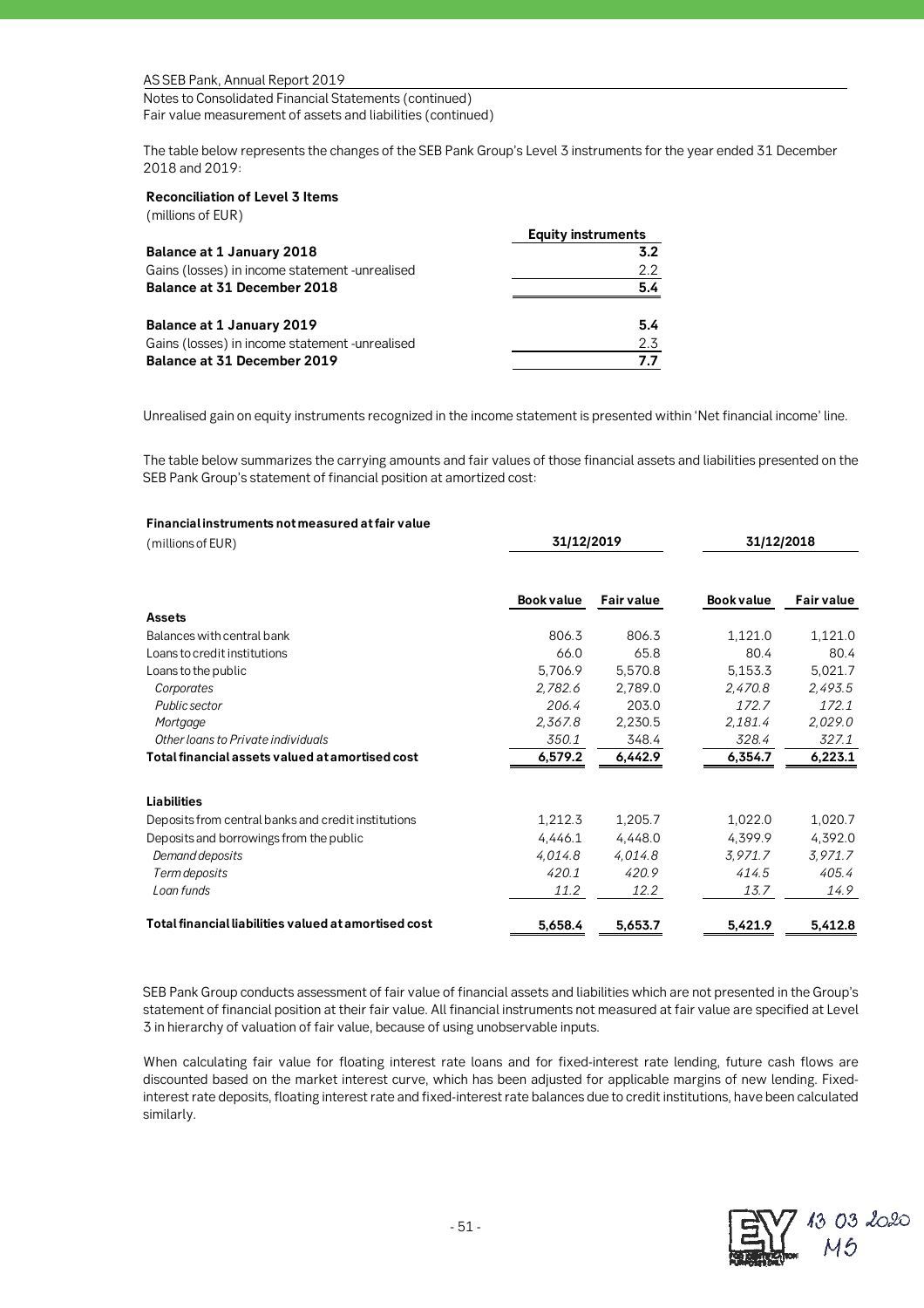Notes to Consolidated Financial Statements (continued)
Fair value measurement of assets and liabilities (continued)

The table below represents the changes of the SEB Pank Group's Level 3 instruments for the year ended 31 December 2018 and 2019:

**Reconciliation of Level 3 Items**
(millions of EUR)

| | Equity instruments |
|---|---|
| **Balance at 1 January 2018** | **3.2** |
| Gains (losses) in income statement -unrealised | 2.2 |
| **Balance at 31 December 2018** | **5.4** |
| | |
| **Balance at 1 January 2019** | **5.4** |
| Gains (losses) in income statement -unrealised | 2.3 |
| **Balance at 31 December 2019** | **7.7** |

Unrealised gain on equity instruments recognized in the income statement is presented within 'Net financial income' line.

The table below summarizes the carrying amounts and fair values of those financial assets and liabilities presented on the SEB Pank Group's statement of financial position at amortized cost:

**Financial instruments not measured at fair value**

| (millions of EUR) | 31/12/2019 | | 31/12/2018 | |
|---|---|---|---|---|
| | **Book value** | **Fair value** | **Book value** | **Fair value** |
| **Assets** | | | | |
| Balances with central bank | 806.3 | 806.3 | 1,121.0 | 1,121.0 |
| Loans to credit institutions | 66.0 | 65.8 | 80.4 | 80.4 |
| Loans to the public | 5,706.9 | 5,570.8 | 5,153.3 | 5,021.7 |
| *Corporates* | *2,782.6* | 2,789.0 | *2,470.8* | *2,493.5* |
| *Public sector* | *206.4* | 203.0 | *172.7* | *172.1* |
| *Mortgage* | *2,367.8* | 2,230.5 | *2,181.4* | *2,029.0* |
| *Other loans to Private individuals* | *350.1* | 348.4 | *328.4* | *327.1* |
| **Total financial assets valued at amortised cost** | **6,579.2** | **6,442.9** | **6,354.7** | **6,223.1** |
| | | | | |
| **Liabilities** | | | | |
| Deposits from central banks and credit institutions | 1,212.3 | 1,205.7 | 1,022.0 | 1,020.7 |
| Deposits and borrowings from the public | 4,446.1 | 4,448.0 | 4,399.9 | 4,392.0 |
| *Demand deposits* | *4,014.8* | *4,014.8* | *3,971.7* | *3,971.7* |
| *Term deposits* | *420.1* | *420.9* | *414.5* | *405.4* |
| *Loan funds* | *11.2* | *12.2* | *13.7* | *14.9* |
| **Total financial liabilities valued at amortised cost** | **5,658.4** | **5,653.7** | **5,421.9** | **5,412.8** |

SEB Pank Group conducts assessment of fair value of financial assets and liabilities which are not presented in the Group's statement of financial position at their fair value. All financial instruments not measured at fair value are specified at Level 3 in hierarchy of valuation of fair value, because of using unobservable inputs.

When calculating fair value for floating interest rate loans and for fixed-interest rate lending, future cash flows are discounted based on the market interest curve, which has been adjusted for applicable margins of new lending. Fixed-interest rate deposits, floating interest rate and fixed-interest rate balances due to credit institutions, have been calculated similarly.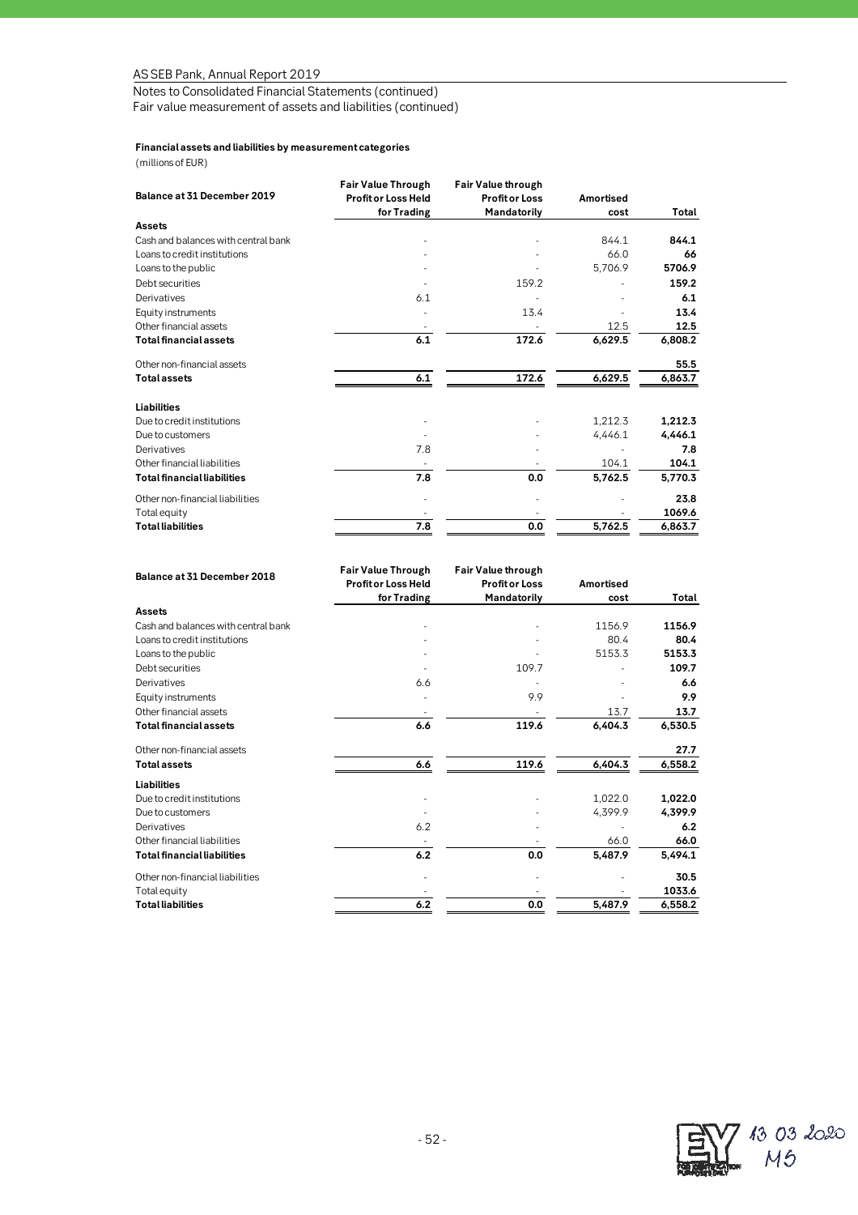Notes to Consolidated Financial Statements (continued)

Fair value measurement of assets and liabilities (continued)

**Financial assets and liabilities by measurement categories**

(millions of EUR)

| Balance at 31 December 2019 | Fair Value Through Profit or Loss Held for Trading | Fair Value through Profit or Loss Mandatorily | Amortised cost | Total |
|---|---|---|---|---|
| **Assets** | | | | |
| Cash and balances with central bank | - | - | 844.1 | **844.1** |
| Loans to credit institutions | - | - | 66.0 | **66** |
| Loans to the public | - | - | 5,706.9 | **5706.9** |
| Debt securities | - | 159.2 | - | **159.2** |
| Derivatives | 6.1 | - | - | **6.1** |
| Equity instruments | - | 13.4 | - | **13.4** |
| Other financial assets | - | - | 12.5 | **12.5** |
| **Total financial assets** | **6.1** | **172.6** | **6,629.5** | **6,808.2** |
| Other non-financial assets | | | | **55.5** |
| **Total assets** | **6.1** | **172.6** | **6,629.5** | **6,863.7** |
| **Liabilities** | | | | |
| Due to credit institutions | - | - | 1,212.3 | **1,212.3** |
| Due to customers | - | - | 4,446.1 | **4,446.1** |
| Derivatives | 7.8 | - | - | **7.8** |
| Other financial liabilities | - | - | 104.1 | **104.1** |
| **Total financial liabilities** | **7.8** | **0.0** | **5,762.5** | **5,770.3** |
| Other non-financial liabilities | - | - | - | **23.8** |
| Total equity | - | - | - | **1069.6** |
| **Total liabilities** | **7.8** | **0.0** | **5,762.5** | **6,863.7** |

| Balance at 31 December 2018 | Fair Value Through Profit or Loss Held for Trading | Fair Value through Profit or Loss Mandatorily | Amortised cost | Total |
|---|---|---|---|---|
| **Assets** | | | | |
| Cash and balances with central bank | - | - | 1156.9 | **1156.9** |
| Loans to credit institutions | - | - | 80.4 | **80.4** |
| Loans to the public | - | - | 5153.3 | **5153.3** |
| Debt securities | - | 109.7 | - | **109.7** |
| Derivatives | 6.6 | - | - | **6.6** |
| Equity instruments | - | 9.9 | - | **9.9** |
| Other financial assets | - | - | 13.7 | **13.7** |
| **Total financial assets** | **6.6** | **119.6** | **6,404.3** | **6,530.5** |
| Other non-financial assets | | | | **27.7** |
| **Total assets** | **6.6** | **119.6** | **6,404.3** | **6,558.2** |
| **Liabilities** | | | | |
| Due to credit institutions | - | - | 1,022.0 | **1,022.0** |
| Due to customers | - | - | 4,399.9 | **4,399.9** |
| Derivatives | 6.2 | - | - | **6.2** |
| Other financial liabilities | - | - | 66.0 | **66.0** |
| **Total financial liabilities** | **6.2** | **0.0** | **5,487.9** | **5,494.1** |
| Other non-financial liabilities | - | - | - | **30.5** |
| Total equity | - | - | - | **1033.6** |
| **Total liabilities** | **6.2** | **0.0** | **5,487.9** | **6,558.2** |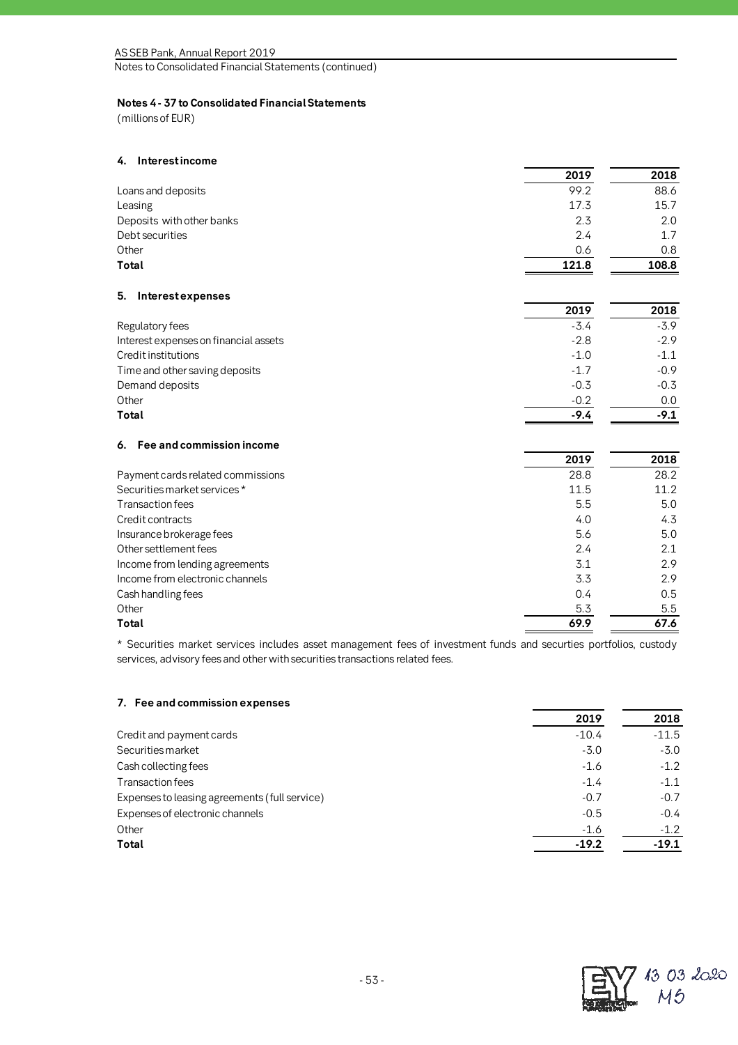**Notes 4 - 37 to Consolidated Financial Statements**
(millions of EUR)

#### 4. Interest income

| | 2019 | 2018 |
|---|---|---|
| Loans and deposits | 99.2 | 88.6 |
| Leasing | 17.3 | 15.7 |
| Deposits with other banks | 2.3 | 2.0 |
| Debt securities | 2.4 | 1.7 |
| Other | 0.6 | 0.8 |
| **Total** | **121.8** | **108.8** |

#### 5. Interest expenses

| | 2019 | 2018 |
|---|---|---|
| Regulatory fees | -3.4 | -3.9 |
| Interest expenses on financial assets | -2.8 | -2.9 |
| Credit institutions | -1.0 | -1.1 |
| Time and other saving deposits | -1.7 | -0.9 |
| Demand deposits | -0.3 | -0.3 |
| Other | -0.2 | 0.0 |
| **Total** | **-9.4** | **-9.1** |

#### 6. Fee and commission income

| | 2019 | 2018 |
|---|---|---|
| Payment cards related commissions | 28.8 | 28.2 |
| Securities market services * | 11.5 | 11.2 |
| Transaction fees | 5.5 | 5.0 |
| Credit contracts | 4.0 | 4.3 |
| Insurance brokerage fees | 5.6 | 5.0 |
| Other settlement fees | 2.4 | 2.1 |
| Income from lending agreements | 3.1 | 2.9 |
| Income from electronic channels | 3.3 | 2.9 |
| Cash handling fees | 0.4 | 0.5 |
| Other | 5.3 | 5.5 |
| **Total** | **69.9** | **67.6** |

* Securities market services includes asset management fees of investment funds and securties portfolios, custody services, advisory fees and other with securities transactions related fees.

#### 7. Fee and commission expenses

| | 2019 | 2018 |
|---|---|---|
| Credit and payment cards | -10.4 | -11.5 |
| Securities market | -3.0 | -3.0 |
| Cash collecting fees | -1.6 | -1.2 |
| Transaction fees | -1.4 | -1.1 |
| Expenses to leasing agreements (full service) | -0.7 | -0.7 |
| Expenses of electronic channels | -0.5 | -0.4 |
| Other | -1.6 | -1.2 |
| **Total** | **-19.2** | **-19.1** |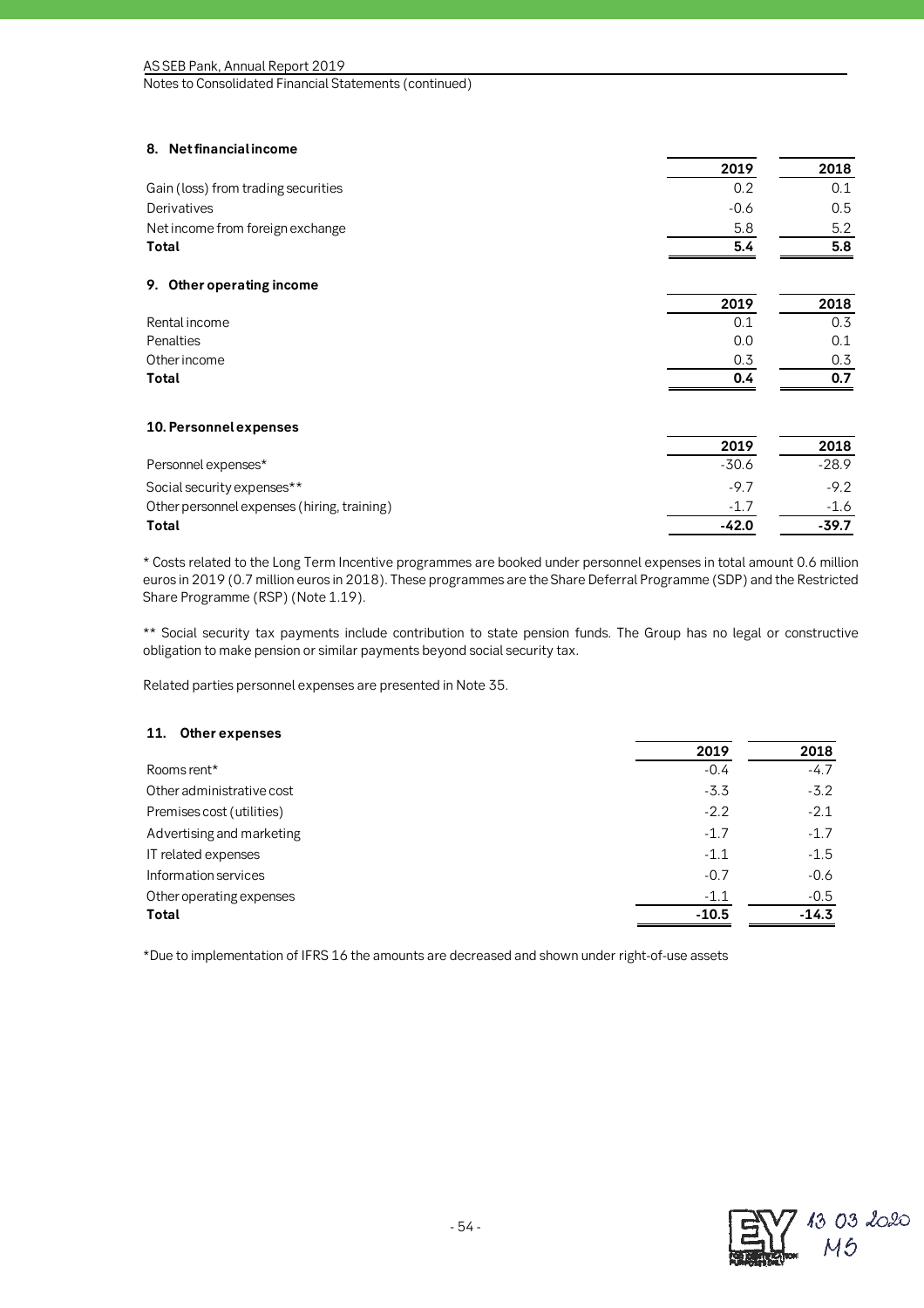## 8. Net financial income

| | 2019 | 2018 |
|---|---|---|
| Gain (loss) from trading securities | 0.2 | 0.1 |
| Derivatives | -0.6 | 0.5 |
| Net income from foreign exchange | 5.8 | 5.2 |
| **Total** | **5.4** | **5.8** |

## 9. Other operating income

| | 2019 | 2018 |
|---|---|---|
| Rental income | 0.1 | 0.3 |
| Penalties | 0.0 | 0.1 |
| Other income | 0.3 | 0.3 |
| **Total** | **0.4** | **0.7** |

## 10. Personnel expenses

| | 2019 | 2018 |
|---|---|---|
| Personnel expenses* | -30.6 | -28.9 |
| Social security expenses** | -9.7 | -9.2 |
| Other personnel expenses (hiring, training) | -1.7 | -1.6 |
| **Total** | **-42.0** | **-39.7** |

* Costs related to the Long Term Incentive programmes are booked under personnel expenses in total amount 0.6 million euros in 2019 (0.7 million euros in 2018). These programmes are the Share Deferral Programme (SDP) and the Restricted Share Programme (RSP) (Note 1.19).

** Social security tax payments include contribution to state pension funds. The Group has no legal or constructive obligation to make pension or similar payments beyond social security tax.

Related parties personnel expenses are presented in Note 35.

## 11. Other expenses

| | 2019 | 2018 |
|---|---|---|
| Rooms rent* | -0.4 | -4.7 |
| Other administrative cost | -3.3 | -3.2 |
| Premises cost (utilities) | -2.2 | -2.1 |
| Advertising and marketing | -1.7 | -1.7 |
| IT related expenses | -1.1 | -1.5 |
| Information services | -0.7 | -0.6 |
| Other operating expenses | -1.1 | -0.5 |
| **Total** | **-10.5** | **-14.3** |

*Due to implementation of IFRS 16 the amounts are decreased and shown under right-of-use assets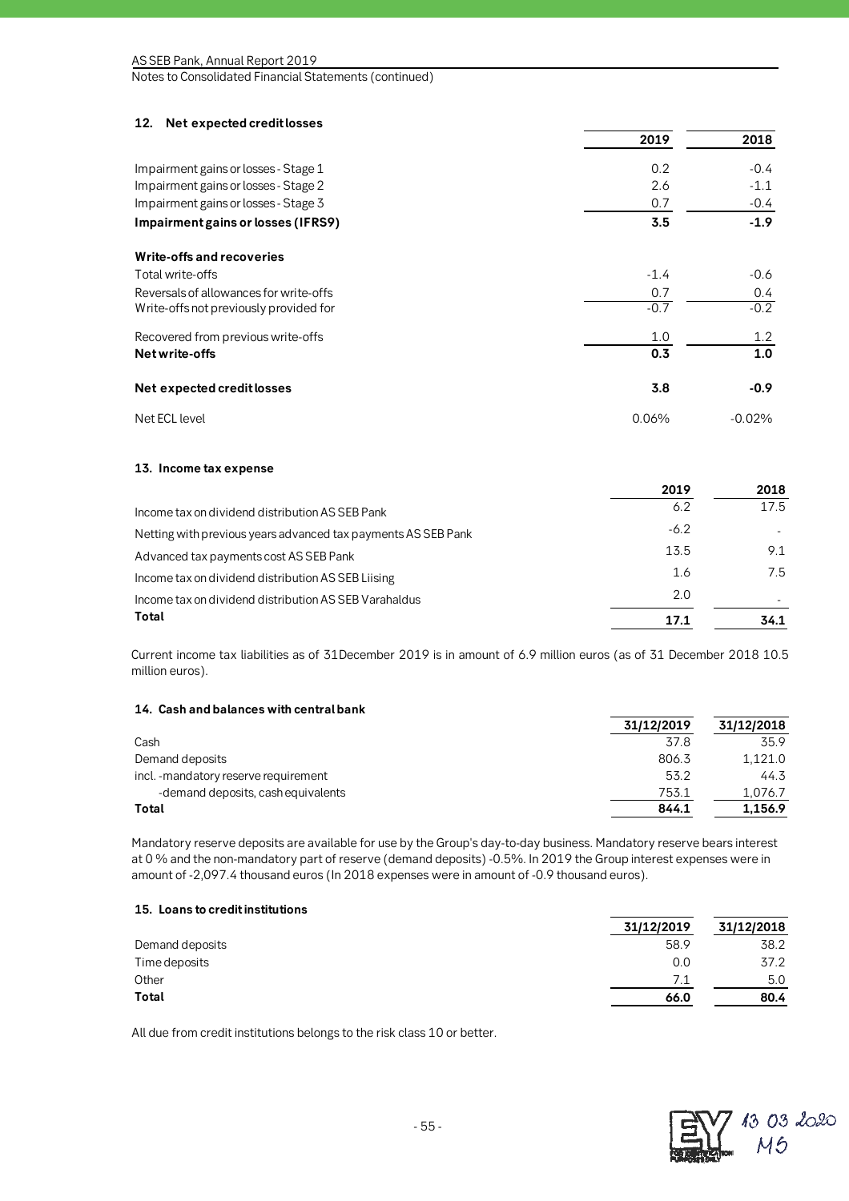## 12. Net expected credit losses

| | 2019 | 2018 |
|---|---|---|
| Impairment gains or losses - Stage 1 | 0.2 | -0.4 |
| Impairment gains or losses - Stage 2 | 2.6 | -1.1 |
| Impairment gains or losses - Stage 3 | 0.7 | -0.4 |
| **Impairment gains or losses (IFRS9)** | **3.5** | **-1.9** |
| | | |
| **Write-offs and recoveries** | | |
| Total write-offs | -1.4 | -0.6 |
| Reversals of allowances for write-offs | 0.7 | 0.4 |
| Write-offs not previously provided for | -0.7 | -0.2 |
| | | |
| Recovered from previous write-offs | 1.0 | 1.2 |
| **Net write-offs** | **0.3** | **1.0** |
| | | |
| **Net expected credit losses** | **3.8** | **-0.9** |
| | | |
| Net ECL level | 0.06% | -0.02% |

## 13. Income tax expense

| | 2019 | 2018 |
|---|---|---|
| Income tax on dividend distribution AS SEB Pank | 6.2 | 17.5 |
| Netting with previous years advanced tax payments AS SEB Pank | -6.2 | - |
| Advanced tax payments cost AS SEB Pank | 13.5 | 9.1 |
| Income tax on dividend distribution AS SEB Liising | 1.6 | 7.5 |
| Income tax on dividend distribution AS SEB Varahaldus | 2.0 | - |
| **Total** | **17.1** | **34.1** |

Current income tax liabilities as of 31December 2019 is in amount of 6.9 million euros (as of 31 December 2018 10.5 million euros).

## 14. Cash and balances with central bank

| | 31/12/2019 | 31/12/2018 |
|---|---|---|
| Cash | 37.8 | 35.9 |
| Demand deposits | 806.3 | 1,121.0 |
| incl. -mandatory reserve requirement | 53.2 | 44.3 |
| -demand deposits, cash equivalents | 753.1 | 1,076.7 |
| **Total** | **844.1** | **1,156.9** |

Mandatory reserve deposits are available for use by the Group's day-to-day business. Mandatory reserve bears interest at 0 % and the non-mandatory part of reserve (demand deposits) -0.5%. In 2019 the Group interest expenses were in amount of -2,097.4 thousand euros (In 2018 expenses were in amount of -0.9 thousand euros).

## 15. Loans to credit institutions

| | 31/12/2019 | 31/12/2018 |
|---|---|---|
| Demand deposits | 58.9 | 38.2 |
| Time deposits | 0.0 | 37.2 |
| Other | 7.1 | 5.0 |
| **Total** | **66.0** | **80.4** |

All due from credit institutions belongs to the risk class 10 or better.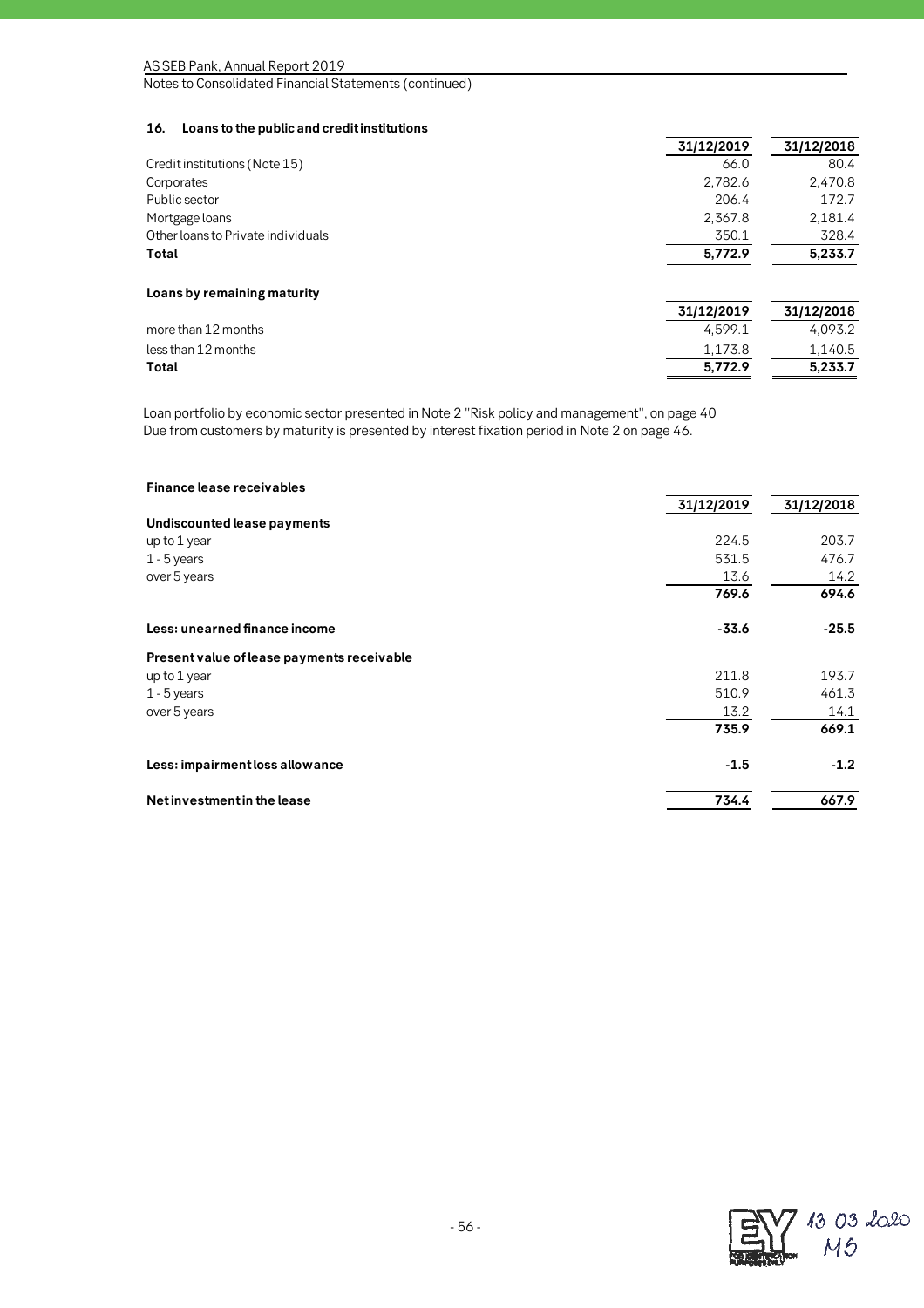### 16. Loans to the public and credit institutions

|  | 31/12/2019 | 31/12/2018 |
|---|---|---|
| Credit institutions (Note 15) | 66.0 | 80.4 |
| Corporates | 2,782.6 | 2,470.8 |
| Public sector | 206.4 | 172.7 |
| Mortgage loans | 2,367.8 | 2,181.4 |
| Other loans to Private individuals | 350.1 | 328.4 |
| **Total** | **5,772.9** | **5,233.7** |

**Loans by remaining maturity**

|  | 31/12/2019 | 31/12/2018 |
|---|---|---|
| more than 12 months | 4,599.1 | 4,093.2 |
| less than 12 months | 1,173.8 | 1,140.5 |
| **Total** | **5,772.9** | **5,233.7** |

Loan portfolio by economic sector presented in Note 2 "Risk policy and management", on page 40
Due from customers by maturity is presented by interest fixation period in Note 2 on page 46.

**Finance lease receivables**

|  | 31/12/2019 | 31/12/2018 |
|---|---|---|
| **Undiscounted lease payments** | | |
| up to 1 year | 224.5 | 203.7 |
| 1 - 5 years | 531.5 | 476.7 |
| over 5 years | 13.6 | 14.2 |
|  | **769.6** | **694.6** |
| **Less: unearned finance income** | **-33.6** | **-25.5** |
| **Present value of lease payments receivable** | | |
| up to 1 year | 211.8 | 193.7 |
| 1 - 5 years | 510.9 | 461.3 |
| over 5 years | 13.2 | 14.1 |
|  | **735.9** | **669.1** |
| **Less: impairment loss allowance** | **-1.5** | **-1.2** |
| **Net investment in the lease** | **734.4** | **667.9** |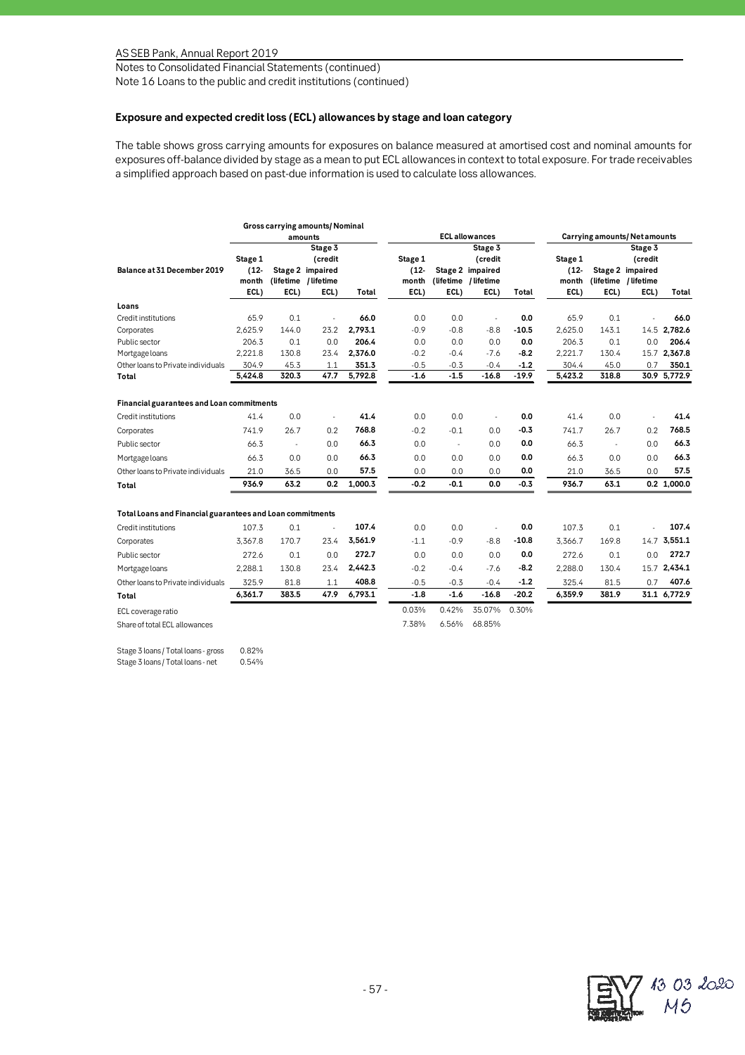Notes to Consolidated Financial Statements (continued)
Note 16 Loans to the public and credit institutions (continued)

### Exposure and expected credit loss (ECL) allowances by stage and loan category

The table shows gross carrying amounts for exposures on balance measured at amortised cost and nominal amounts for exposures off-balance divided by stage as a mean to put ECL allowances in context to total exposure. For trade receivables a simplified approach based on past-due information is used to calculate loss allowances.

| | Gross carrying amounts/ Nominal amounts | | | | ECL allowances | | | | Carrying amounts/ Net amounts | | | |
|---|---|---|---|---|---|---|---|---|---|---|---|---|
| **Balance at 31 December 2019** | **Stage 1 (12-month ECL)** | **Stage 2 (lifetime ECL)** | **Stage 3 (credit impaired / lifetime ECL)** | **Total** | **Stage 1 (12-month ECL)** | **Stage 2 (lifetime ECL)** | **Stage 3 (credit impaired / lifetime ECL)** | **Total** | **Stage 1 (12-month ECL)** | **Stage 2 (lifetime ECL)** | **Stage 3 (credit impaired / lifetime ECL)** | **Total** |
| **Loans** | | | | | | | | | | | | |
| Credit institutions | 65.9 | 0.1 | - | **66.0** | 0.0 | 0.0 | - | **0.0** | 65.9 | 0.1 | - | **66.0** |
| Corporates | 2,625.9 | 144.0 | 23.2 | **2,793.1** | -0.9 | -0.8 | -8.8 | **-10.5** | 2,625.0 | 143.1 | 14.5 | **2,782.6** |
| Public sector | 206.3 | 0.1 | 0.0 | **206.4** | 0.0 | 0.0 | 0.0 | **0.0** | 206.3 | 0.1 | 0.0 | **206.4** |
| Mortgage loans | 2,221.8 | 130.8 | 23.4 | **2,376.0** | -0.2 | -0.4 | -7.6 | **-8.2** | 2,221.7 | 130.4 | 15.7 | **2,367.8** |
| Other loans to Private individuals | 304.9 | 45.3 | 1.1 | **351.3** | -0.5 | -0.3 | -0.4 | **-1.2** | 304.4 | 45.0 | 0.7 | **350.1** |
| **Total** | **5,424.8** | **320.3** | **47.7** | **5,792.8** | **-1.6** | **-1.5** | **-16.8** | **-19.9** | **5,423.2** | **318.8** | **30.9** | **5,772.9** |
| **Financial guarantees and Loan commitments** | | | | | | | | | | | | |
| Credit institutions | 41.4 | 0.0 | - | **41.4** | 0.0 | 0.0 | - | **0.0** | 41.4 | 0.0 | - | **41.4** |
| Corporates | 741.9 | 26.7 | 0.2 | **768.8** | -0.2 | -0.1 | 0.0 | **-0.3** | 741.7 | 26.7 | 0.2 | **768.5** |
| Public sector | 66.3 | - | 0.0 | **66.3** | 0.0 | - | 0.0 | **0.0** | 66.3 | - | 0.0 | **66.3** |
| Mortgage loans | 66.3 | 0.0 | 0.0 | **66.3** | 0.0 | 0.0 | 0.0 | **0.0** | 66.3 | 0.0 | 0.0 | **66.3** |
| Other loans to Private individuals | 21.0 | 36.5 | 0.0 | **57.5** | 0.0 | 0.0 | 0.0 | **0.0** | 21.0 | 36.5 | 0.0 | **57.5** |
| **Total** | **936.9** | **63.2** | **0.2** | **1,000.3** | **-0.2** | **-0.1** | **0.0** | **-0.3** | **936.7** | **63.1** | **0.2** | **1,000.0** |
| **Total Loans and Financial guarantees and Loan commitments** | | | | | | | | | | | | |
| Credit institutions | 107.3 | 0.1 | - | **107.4** | 0.0 | 0.0 | - | **0.0** | 107.3 | 0.1 | - | **107.4** |
| Corporates | 3,367.8 | 170.7 | 23.4 | **3,561.9** | -1.1 | -0.9 | -8.8 | **-10.8** | 3,366.7 | 169.8 | 14.7 | **3,551.1** |
| Public sector | 272.6 | 0.1 | 0.0 | **272.7** | 0.0 | 0.0 | 0.0 | **0.0** | 272.6 | 0.1 | 0.0 | **272.7** |
| Mortgage loans | 2,288.1 | 130.8 | 23.4 | **2,442.3** | -0.2 | -0.4 | -7.6 | **-8.2** | 2,288.0 | 130.4 | 15.7 | **2,434.1** |
| Other loans to Private individuals | 325.9 | 81.8 | 1.1 | **408.8** | -0.5 | -0.3 | -0.4 | **-1.2** | 325.4 | 81.5 | 0.7 | **407.6** |
| **Total** | **6,361.7** | **383.5** | **47.9** | **6,793.1** | **-1.8** | **-1.6** | **-16.8** | **-20.2** | **6,359.9** | **381.9** | **31.1** | **6,772.9** |
| ECL coverage ratio | | | | | 0.03% | 0.42% | 35.07% | 0.30% | | | | |
| Share of total ECL allowances | | | | | 7.38% | 6.56% | 68.85% | | | | | |

| | |
|---|---|
| Stage 3 loans / Total loans - gross | 0.82% |
| Stage 3 loans / Total loans - net | 0.54% |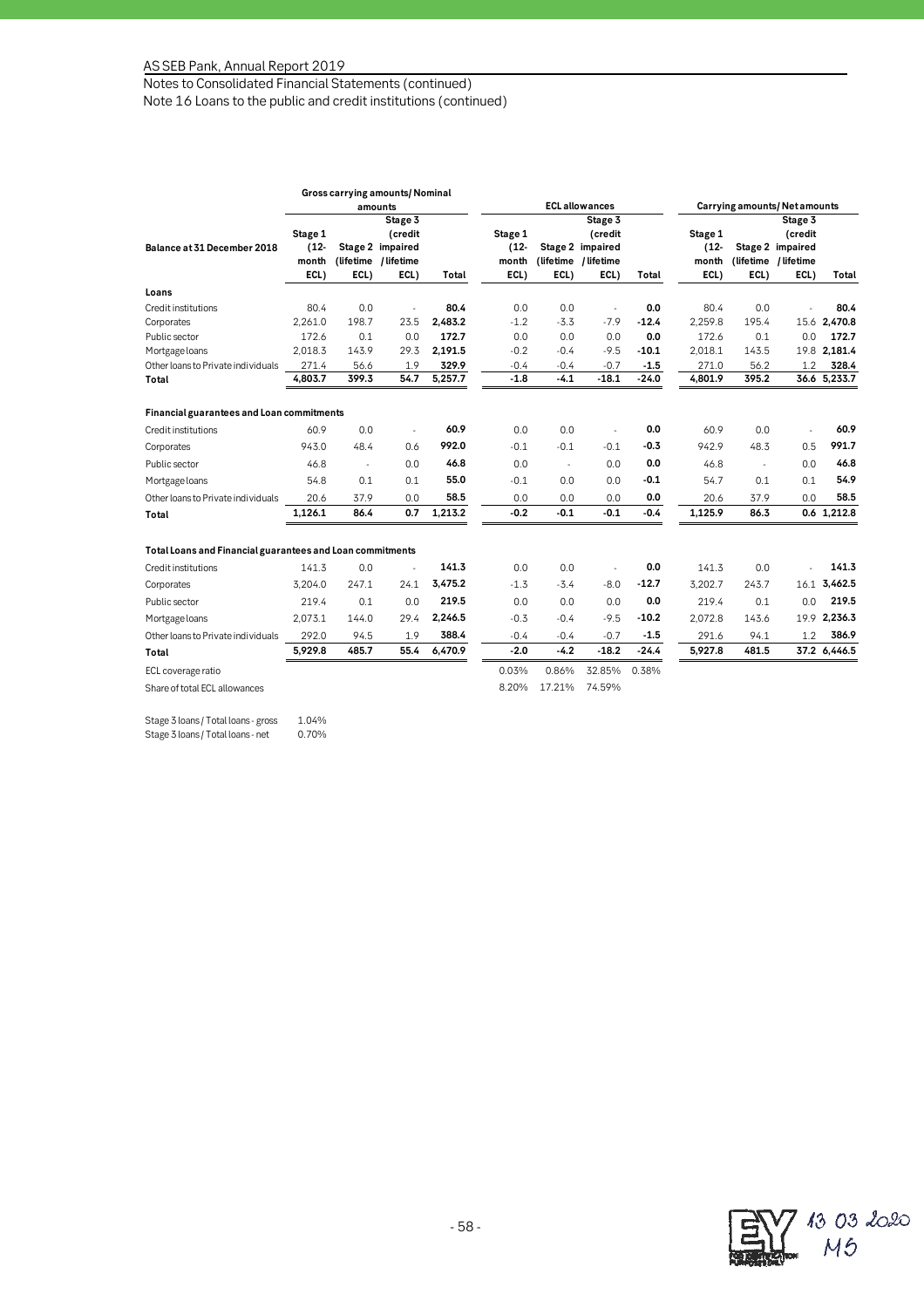Notes to Consolidated Financial Statements (continued)
Note 16 Loans to the public and credit institutions (continued)

| Balance at 31 December 2018 | Gross carrying amounts/ Nominal amounts | | | | ECL allowances | | | | Carrying amounts/ Net amounts | | | |
|---|---|---|---|---|---|---|---|---|---|---|---|---|
| | Stage 1 (12-month ECL) | Stage 2 (lifetime ECL) | Stage 3 (credit impaired / lifetime ECL) | Total | Stage 1 (12-month ECL) | Stage 2 (lifetime ECL) | Stage 3 (credit impaired / lifetime ECL) | Total | Stage 1 (12-month ECL) | Stage 2 (lifetime ECL) | Stage 3 (credit impaired / lifetime ECL) | Total |
| **Loans** | | | | | | | | | | | | |
| Credit institutions | 80.4 | 0.0 | - | **80.4** | 0.0 | 0.0 | - | **0.0** | 80.4 | 0.0 | - | **80.4** |
| Corporates | 2,261.0 | 198.7 | 23.5 | **2,483.2** | -1.2 | -3.3 | -7.9 | **-12.4** | 2,259.8 | 195.4 | 15.6 | **2,470.8** |
| Public sector | 172.6 | 0.1 | 0.0 | **172.7** | 0.0 | 0.0 | 0.0 | **0.0** | 172.6 | 0.1 | 0.0 | **172.7** |
| Mortgage loans | 2,018.3 | 143.9 | 29.3 | **2,191.5** | -0.2 | -0.4 | -9.5 | **-10.1** | 2,018.1 | 143.5 | 19.8 | **2,181.4** |
| Other loans to Private individuals | 271.4 | 56.6 | 1.9 | **329.9** | -0.4 | -0.4 | -0.7 | **-1.5** | 271.0 | 56.2 | 1.2 | **328.4** |
| **Total** | **4,803.7** | **399.3** | **54.7** | **5,257.7** | **-1.8** | **-4.1** | **-18.1** | **-24.0** | **4,801.9** | **395.2** | **36.6** | **5,233.7** |
| **Financial guarantees and Loan commitments** | | | | | | | | | | | | |
| Credit institutions | 60.9 | 0.0 | - | **60.9** | 0.0 | 0.0 | - | **0.0** | 60.9 | 0.0 | - | **60.9** |
| Corporates | 943.0 | 48.4 | 0.6 | **992.0** | -0.1 | -0.1 | -0.1 | **-0.3** | 942.9 | 48.3 | 0.5 | **991.7** |
| Public sector | 46.8 | - | 0.0 | **46.8** | 0.0 | - | 0.0 | **0.0** | 46.8 | - | 0.0 | **46.8** |
| Mortgage loans | 54.8 | 0.1 | 0.1 | **55.0** | -0.1 | 0.0 | 0.0 | **-0.1** | 54.7 | 0.1 | 0.1 | **54.9** |
| Other loans to Private individuals | 20.6 | 37.9 | 0.0 | **58.5** | 0.0 | 0.0 | 0.0 | **0.0** | 20.6 | 37.9 | 0.0 | **58.5** |
| **Total** | **1,126.1** | **86.4** | **0.7** | **1,213.2** | **-0.2** | **-0.1** | **-0.1** | **-0.4** | **1,125.9** | **86.3** | **0.6** | **1,212.8** |
| **Total Loans and Financial guarantees and Loan commitments** | | | | | | | | | | | | |
| Credit institutions | 141.3 | 0.0 | - | **141.3** | 0.0 | 0.0 | - | **0.0** | 141.3 | 0.0 | - | **141.3** |
| Corporates | 3,204.0 | 247.1 | 24.1 | **3,475.2** | -1.3 | -3.4 | -8.0 | **-12.7** | 3,202.7 | 243.7 | 16.1 | **3,462.5** |
| Public sector | 219.4 | 0.1 | 0.0 | **219.5** | 0.0 | 0.0 | 0.0 | **0.0** | 219.4 | 0.1 | 0.0 | **219.5** |
| Mortgage loans | 2,073.1 | 144.0 | 29.4 | **2,246.5** | -0.3 | -0.4 | -9.5 | **-10.2** | 2,072.8 | 143.6 | 19.9 | **2,236.3** |
| Other loans to Private individuals | 292.0 | 94.5 | 1.9 | **388.4** | -0.4 | -0.4 | -0.7 | **-1.5** | 291.6 | 94.1 | 1.2 | **386.9** |
| **Total** | **5,929.8** | **485.7** | **55.4** | **6,470.9** | **-2.0** | **-4.2** | **-18.2** | **-24.4** | **5,927.8** | **481.5** | **37.2** | **6,446.5** |
| ECL coverage ratio | | | | | 0.03% | 0.86% | 32.85% | 0.38% | | | | |
| Share of total ECL allowances | | | | | 8.20% | 17.21% | 74.59% | | | | | |

| | |
|---|---|
| Stage 3 loans / Total loans - gross | 1.04% |
| Stage 3 loans / Total loans - net | 0.70% |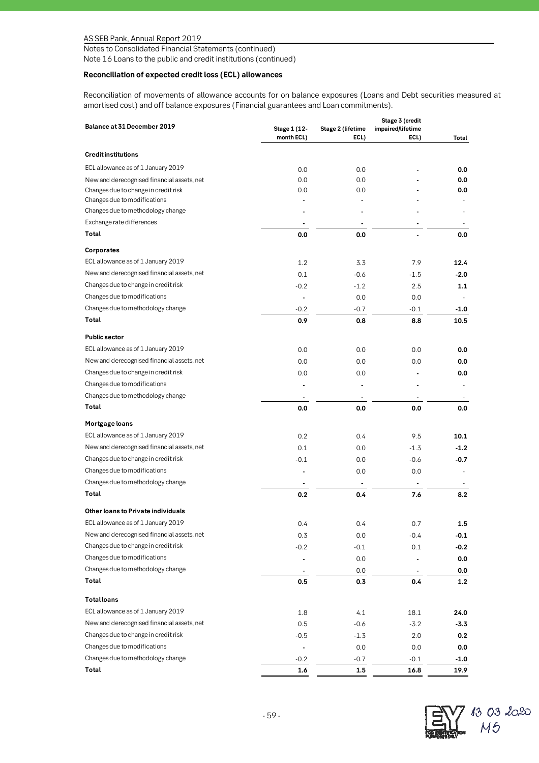Notes to Consolidated Financial Statements (continued)
Note 16 Loans to the public and credit institutions (continued)

### Reconciliation of expected credit loss (ECL) allowances

Reconciliation of movements of allowance accounts for on balance exposures (Loans and Debt securities measured at amortised cost) and off balance exposures (Financial guarantees and Loan commitments).

| Balance at 31 December 2019 | Stage 1 (12-month ECL) | Stage 2 (lifetime ECL) | Stage 3 (credit impaired/lifetime ECL) | Total |
|---|---|---|---|---|
| **Credit institutions** | | | | |
| ECL allowance as of 1 January 2019 | 0.0 | 0.0 | - | **0.0** |
| New and derecognised financial assets, net | 0.0 | 0.0 | - | **0.0** |
| Changes due to change in credit risk | 0.0 | 0.0 | - | **0.0** |
| Changes due to modifications | - | - | - | - |
| Changes due to methodology change | - | - | - | - |
| Exchange rate differences | - | - | - | - |
| **Total** | **0.0** | **0.0** | **-** | **0.0** |
| **Corporates** | | | | |
| ECL allowance as of 1 January 2019 | 1.2 | 3.3 | 7.9 | **12.4** |
| New and derecognised financial assets, net | 0.1 | -0.6 | -1.5 | **-2.0** |
| Changes due to change in credit risk | -0.2 | -1.2 | 2.5 | **1.1** |
| Changes due to modifications | - | 0.0 | 0.0 | - |
| Changes due to methodology change | -0.2 | -0.7 | -0.1 | **-1.0** |
| **Total** | **0.9** | **0.8** | **8.8** | **10.5** |
| **Public sector** | | | | |
| ECL allowance as of 1 January 2019 | 0.0 | 0.0 | 0.0 | **0.0** |
| New and derecognised financial assets, net | 0.0 | 0.0 | 0.0 | **0.0** |
| Changes due to change in credit risk | 0.0 | 0.0 | - | **0.0** |
| Changes due to modifications | - | - | - | - |
| Changes due to methodology change | - | - | - | - |
| **Total** | **0.0** | **0.0** | **0.0** | **0.0** |
| **Mortgage loans** | | | | |
| ECL allowance as of 1 January 2019 | 0.2 | 0.4 | 9.5 | **10.1** |
| New and derecognised financial assets, net | 0.1 | 0.0 | -1.3 | **-1.2** |
| Changes due to change in credit risk | -0.1 | 0.0 | -0.6 | **-0.7** |
| Changes due to modifications | - | 0.0 | 0.0 | - |
| Changes due to methodology change | - | - | - | - |
| **Total** | **0.2** | **0.4** | **7.6** | **8.2** |
| **Other loans to Private individuals** | | | | |
| ECL allowance as of 1 January 2019 | 0.4 | 0.4 | 0.7 | **1.5** |
| New and derecognised financial assets, net | 0.3 | 0.0 | -0.4 | **-0.1** |
| Changes due to change in credit risk | -0.2 | -0.1 | 0.1 | **-0.2** |
| Changes due to modifications | - | 0.0 | - | **0.0** |
| Changes due to methodology change | - | 0.0 | - | **0.0** |
| **Total** | **0.5** | **0.3** | **0.4** | **1.2** |
| **Total loans** | | | | |
| ECL allowance as of 1 January 2019 | 1.8 | 4.1 | 18.1 | **24.0** |
| New and derecognised financial assets, net | 0.5 | -0.6 | -3.2 | **-3.3** |
| Changes due to change in credit risk | -0.5 | -1.3 | 2.0 | **0.2** |
| Changes due to modifications | - | 0.0 | 0.0 | **0.0** |
| Changes due to methodology change | -0.2 | -0.7 | -0.1 | **-1.0** |
| **Total** | **1.6** | **1.5** | **16.8** | **19.9** |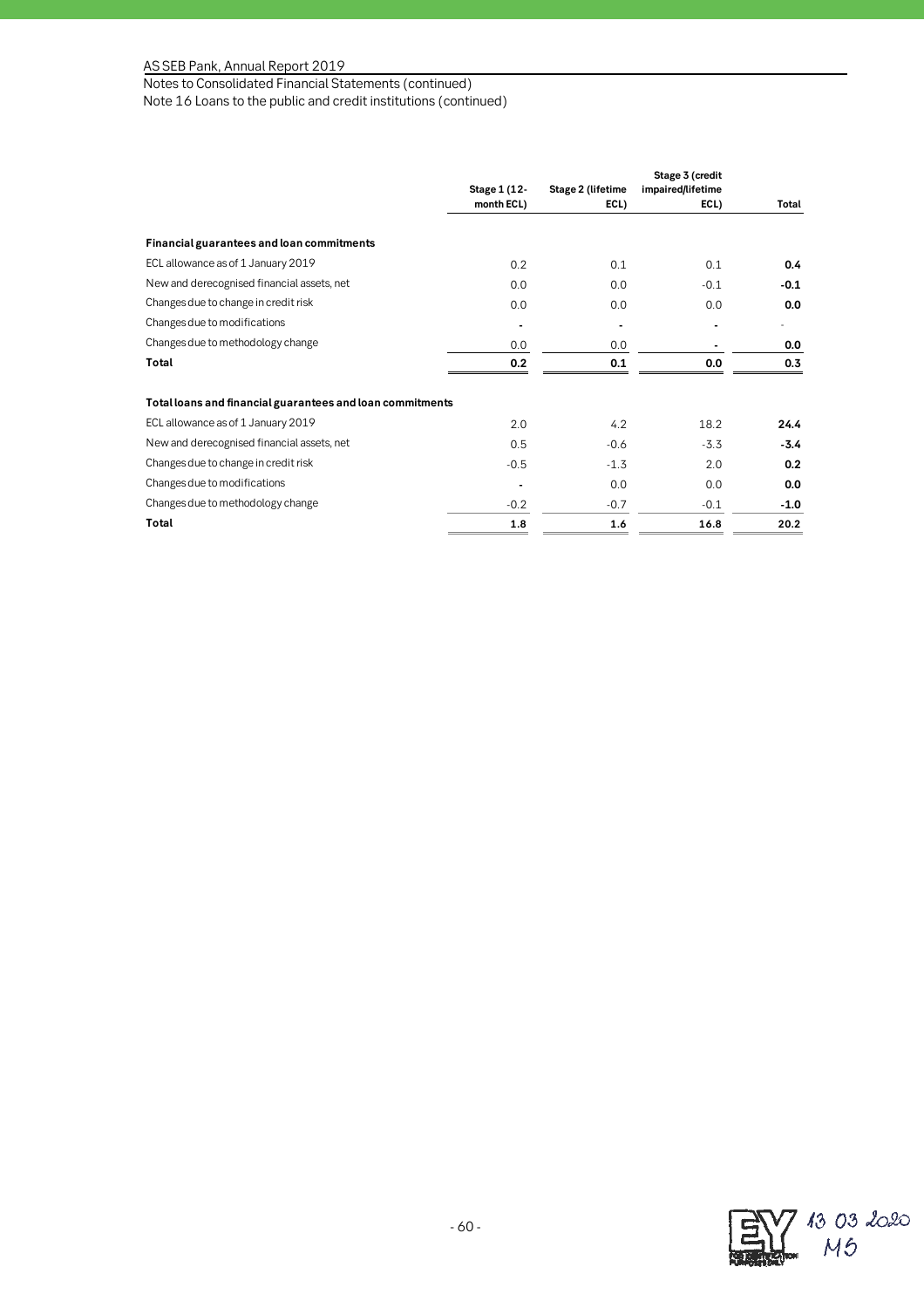Notes to Consolidated Financial Statements (continued)

Note 16 Loans to the public and credit institutions (continued)

| | Stage 1 (12-month ECL) | Stage 2 (lifetime ECL) | Stage 3 (credit impaired/lifetime ECL) | Total |
|---|---|---|---|---|
| **Financial guarantees and loan commitments** | | | | |
| ECL allowance as of 1 January 2019 | 0.2 | 0.1 | 0.1 | **0.4** |
| New and derecognised financial assets, net | 0.0 | 0.0 | -0.1 | **-0.1** |
| Changes due to change in credit risk | 0.0 | 0.0 | 0.0 | **0.0** |
| Changes due to modifications | - | - | - | - |
| Changes due to methodology change | 0.0 | 0.0 | - | **0.0** |
| **Total** | **0.2** | **0.1** | **0.0** | **0.3** |
| **Total loans and financial guarantees and loan commitments** | | | | |
| ECL allowance as of 1 January 2019 | 2.0 | 4.2 | 18.2 | **24.4** |
| New and derecognised financial assets, net | 0.5 | -0.6 | -3.3 | **-3.4** |
| Changes due to change in credit risk | -0.5 | -1.3 | 2.0 | **0.2** |
| Changes due to modifications | - | 0.0 | 0.0 | **0.0** |
| Changes due to methodology change | -0.2 | -0.7 | -0.1 | **-1.0** |
| **Total** | **1.8** | **1.6** | **16.8** | **20.2** |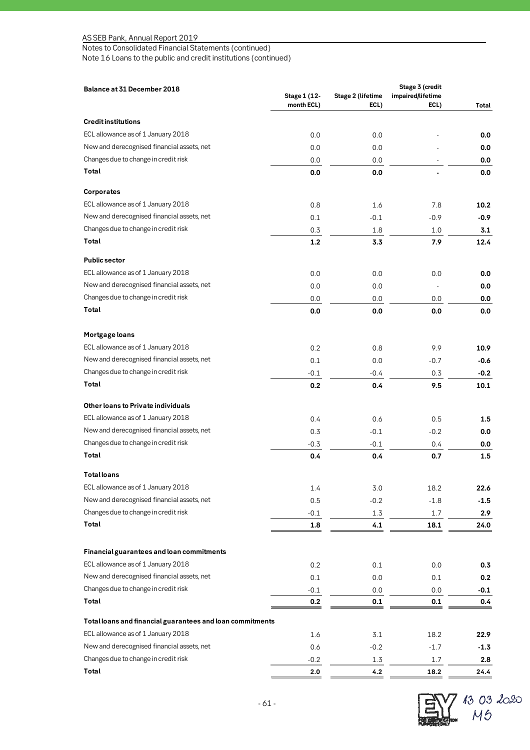Notes to Consolidated Financial Statements (continued)
Note 16 Loans to the public and credit institutions (continued)

| **Balance at 31 December 2018** | **Stage 1 (12-month ECL)** | **Stage 2 (lifetime ECL)** | **Stage 3 (credit impaired/lifetime ECL)** | **Total** |
|---|---|---|---|---|
| **Credit institutions** | | | | |
| ECL allowance as of 1 January 2018 | 0.0 | 0.0 | - | **0.0** |
| New and derecognised financial assets, net | 0.0 | 0.0 | - | **0.0** |
| Changes due to change in credit risk | 0.0 | 0.0 | - | **0.0** |
| **Total** | **0.0** | **0.0** | **-** | **0.0** |
| **Corporates** | | | | |
| ECL allowance as of 1 January 2018 | 0.8 | 1.6 | 7.8 | **10.2** |
| New and derecognised financial assets, net | 0.1 | -0.1 | -0.9 | **-0.9** |
| Changes due to change in credit risk | 0.3 | 1.8 | 1.0 | **3.1** |
| **Total** | **1.2** | **3.3** | **7.9** | **12.4** |
| **Public sector** | | | | |
| ECL allowance as of 1 January 2018 | 0.0 | 0.0 | 0.0 | **0.0** |
| New and derecognised financial assets, net | 0.0 | 0.0 | - | **0.0** |
| Changes due to change in credit risk | 0.0 | 0.0 | 0.0 | **0.0** |
| **Total** | **0.0** | **0.0** | **0.0** | **0.0** |
| **Mortgage loans** | | | | |
| ECL allowance as of 1 January 2018 | 0.2 | 0.8 | 9.9 | **10.9** |
| New and derecognised financial assets, net | 0.1 | 0.0 | -0.7 | **-0.6** |
| Changes due to change in credit risk | -0.1 | -0.4 | 0.3 | **-0.2** |
| **Total** | **0.2** | **0.4** | **9.5** | **10.1** |
| **Other loans to Private individuals** | | | | |
| ECL allowance as of 1 January 2018 | 0.4 | 0.6 | 0.5 | **1.5** |
| New and derecognised financial assets, net | 0.3 | -0.1 | -0.2 | **0.0** |
| Changes due to change in credit risk | -0.3 | -0.1 | 0.4 | **0.0** |
| **Total** | **0.4** | **0.4** | **0.7** | **1.5** |
| **Total loans** | | | | |
| ECL allowance as of 1 January 2018 | 1.4 | 3.0 | 18.2 | **22.6** |
| New and derecognised financial assets, net | 0.5 | -0.2 | -1.8 | **-1.5** |
| Changes due to change in credit risk | -0.1 | 1.3 | 1.7 | **2.9** |
| **Total** | **1.8** | **4.1** | **18.1** | **24.0** |
| **Financial guarantees and loan commitments** | | | | |
| ECL allowance as of 1 January 2018 | 0.2 | 0.1 | 0.0 | **0.3** |
| New and derecognised financial assets, net | 0.1 | 0.0 | 0.1 | **0.2** |
| Changes due to change in credit risk | -0.1 | 0.0 | 0.0 | **-0.1** |
| **Total** | **0.2** | **0.1** | **0.1** | **0.4** |
| **Total loans and financial guarantees and loan commitments** | | | | |
| ECL allowance as of 1 January 2018 | 1.6 | 3.1 | 18.2 | **22.9** |
| New and derecognised financial assets, net | 0.6 | -0.2 | -1.7 | **-1.3** |
| Changes due to change in credit risk | -0.2 | 1.3 | 1.7 | **2.8** |
| **Total** | **2.0** | **4.2** | **18.2** | **24.4** |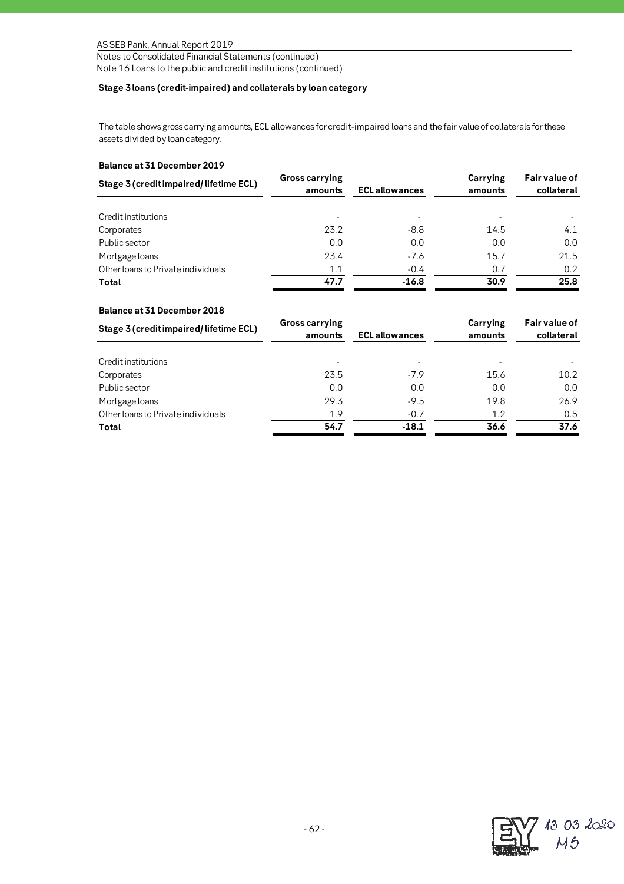Notes to Consolidated Financial Statements (continued)
Note 16 Loans to the public and credit institutions (continued)

**Stage 3 loans (credit-impaired) and collaterals by loan category**

The table shows gross carrying amounts, ECL allowances for credit-impaired loans and the fair value of collaterals for these assets divided by loan category.

**Balance at 31 December 2019**

| Stage 3 (credit impaired/ lifetime ECL) | Gross carrying amounts | ECL allowances | Carrying amounts | Fair value of collateral |
|---|---|---|---|---|
| Credit institutions | - | - | - | - |
| Corporates | 23.2 | -8.8 | 14.5 | 4.1 |
| Public sector | 0.0 | 0.0 | 0.0 | 0.0 |
| Mortgage loans | 23.4 | -7.6 | 15.7 | 21.5 |
| Other loans to Private individuals | 1.1 | -0.4 | 0.7 | 0.2 |
| **Total** | **47.7** | **-16.8** | **30.9** | **25.8** |

**Balance at 31 December 2018**

| Stage 3 (credit impaired/ lifetime ECL) | Gross carrying amounts | ECL allowances | Carrying amounts | Fair value of collateral |
|---|---|---|---|---|
| Credit institutions | - | - | - | - |
| Corporates | 23.5 | -7.9 | 15.6 | 10.2 |
| Public sector | 0.0 | 0.0 | 0.0 | 0.0 |
| Mortgage loans | 29.3 | -9.5 | 19.8 | 26.9 |
| Other loans to Private individuals | 1.9 | -0.7 | 1.2 | 0.5 |
| **Total** | **54.7** | **-18.1** | **36.6** | **37.6** |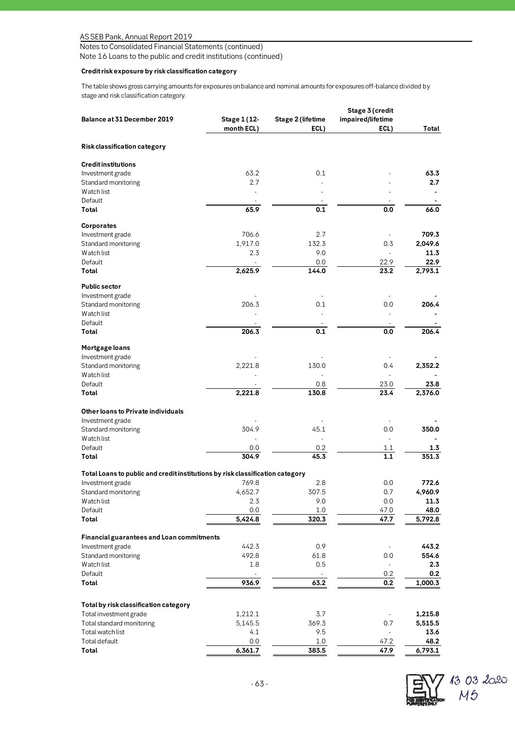Notes to Consolidated Financial Statements (continued)

Note 16 Loans to the public and credit institutions (continued)

**Credit risk exposure by risk classification category**

The table shows gross carrying amounts for exposures on balance and nominal amounts for exposures off-balance divided by stage and risk classification category.

| Balance at 31 December 2019 | Stage 1 (12-month ECL) | Stage 2 (lifetime ECL) | Stage 3 (credit impaired/lifetime ECL) | Total |
|---|---|---|---|---|
| **Risk classification category** | | | | |
| **Credit institutions** | | | | |
| Investment grade | 63.2 | 0.1 | - | **63.3** |
| Standard monitoring | 2.7 | - | - | **2.7** |
| Watch list | - | - | - | **-** |
| Default | - | - | - | **-** |
| **Total** | **65.9** | **0.1** | **0.0** | **66.0** |
| **Corporates** | | | | |
| Investment grade | 706.6 | 2.7 | - | **709.3** |
| Standard monitoring | 1,917.0 | 132.3 | 0.3 | **2,049.6** |
| Watch list | 2.3 | 9.0 | - | **11.3** |
| Default | - | 0.0 | 22.9 | **22.9** |
| **Total** | **2,625.9** | **144.0** | **23.2** | **2,793.1** |
| **Public sector** | | | | |
| Investment grade | - | - | - | **-** |
| Standard monitoring | 206.3 | 0.1 | 0.0 | **206.4** |
| Watch list | - | - | - | **-** |
| Default | - | - | - | **-** |
| **Total** | **206.3** | **0.1** | **0.0** | **206.4** |
| **Mortgage loans** | | | | |
| Investment grade | - | - | - | **-** |
| Standard monitoring | 2,221.8 | 130.0 | 0.4 | **2,352.2** |
| Watch list | - | - | - | **-** |
| Default | - | 0.8 | 23.0 | **23.8** |
| **Total** | **2,221.8** | **130.8** | **23.4** | **2,376.0** |
| **Other loans to Private individuals** | | | | |
| Investment grade | - | - | - | **-** |
| Standard monitoring | 304.9 | 45.1 | 0.0 | **350.0** |
| Watch list | - | - | - | **-** |
| Default | 0.0 | 0.2 | 1.1 | **1.3** |
| **Total** | **304.9** | **45.3** | **1.1** | **351.3** |
| **Total Loans to public and credit institutions by risk classification category** | | | | |
| Investment grade | 769.8 | 2.8 | 0.0 | **772.6** |
| Standard monitoring | 4,652.7 | 307.5 | 0.7 | **4,960.9** |
| Watch list | 2.3 | 9.0 | 0.0 | **11.3** |
| Default | 0.0 | 1.0 | 47.0 | **48.0** |
| **Total** | **5,424.8** | **320.3** | **47.7** | **5,792.8** |
| **Financial guarantees and Loan commitments** | | | | |
| Investment grade | 442.3 | 0.9 | - | **443.2** |
| Standard monitoring | 492.8 | 61.8 | 0.0 | **554.6** |
| Watch list | 1.8 | 0.5 | - | **2.3** |
| Default | - | - | 0.2 | **0.2** |
| **Total** | **936.9** | **63.2** | **0.2** | **1,000.3** |
| **Total by risk classification category** | | | | |
| Total investment grade | 1,212.1 | 3.7 | - | **1,215.8** |
| Total standard monitoring | 5,145.5 | 369.3 | 0.7 | **5,515.5** |
| Total watch list | 4.1 | 9.5 | - | **13.6** |
| Total default | 0.0 | 1.0 | 47.2 | **48.2** |
| **Total** | **6,361.7** | **383.5** | **47.9** | **6,793.1** |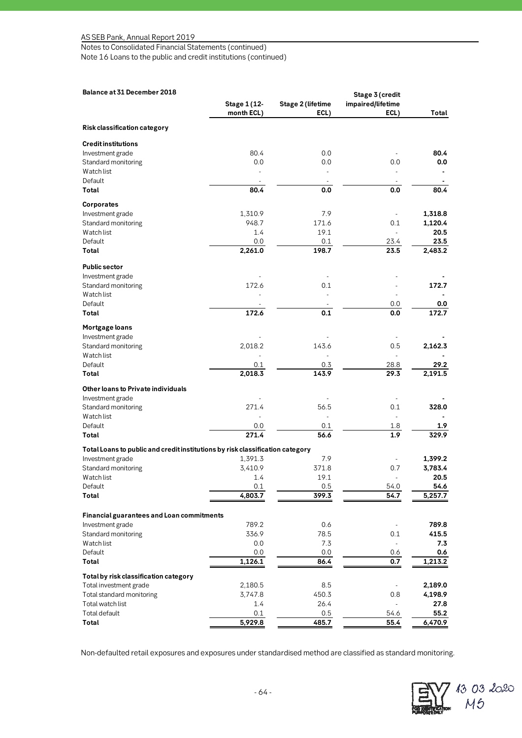Notes to Consolidated Financial Statements (continued)
Note 16 Loans to the public and credit institutions (continued)

| Balance at 31 December 2018 | Stage 1 (12-month ECL) | Stage 2 (lifetime ECL) | Stage 3 (credit impaired/lifetime ECL) | Total |
|---|---|---|---|---|
| **Risk classification category** | | | | |
| **Credit institutions** | | | | |
| Investment grade | 80.4 | 0.0 | - | **80.4** |
| Standard monitoring | 0.0 | 0.0 | 0.0 | **0.0** |
| Watch list | - | - | - | **-** |
| Default | - | - | - | **-** |
| **Total** | **80.4** | **0.0** | **0.0** | **80.4** |
| **Corporates** | | | | |
| Investment grade | 1,310.9 | 7.9 | - | **1,318.8** |
| Standard monitoring | 948.7 | 171.6 | 0.1 | **1,120.4** |
| Watch list | 1.4 | 19.1 | - | **20.5** |
| Default | 0.0 | 0.1 | 23.4 | **23.5** |
| **Total** | **2,261.0** | **198.7** | **23.5** | **2,483.2** |
| **Public sector** | | | | |
| Investment grade | - | - | - | **-** |
| Standard monitoring | 172.6 | 0.1 | - | **172.7** |
| Watch list | - | - | - | **-** |
| Default | - | - | 0.0 | **0.0** |
| **Total** | **172.6** | **0.1** | **0.0** | **172.7** |
| **Mortgage loans** | | | | |
| Investment grade | - | - | - | **-** |
| Standard monitoring | 2,018.2 | 143.6 | 0.5 | **2,162.3** |
| Watch list | - | - | - | **-** |
| Default | 0.1 | 0.3 | 28.8 | **29.2** |
| **Total** | **2,018.3** | **143.9** | **29.3** | **2,191.5** |
| **Other loans to Private individuals** | | | | |
| Investment grade | - | - | - | **-** |
| Standard monitoring | 271.4 | 56.5 | 0.1 | **328.0** |
| Watch list | - | - | - | **-** |
| Default | 0.0 | 0.1 | 1.8 | **1.9** |
| **Total** | **271.4** | **56.6** | **1.9** | **329.9** |
| **Total Loans to public and credit institutions by risk classification category** | | | | |
| Investment grade | 1,391.3 | 7.9 | - | **1,399.2** |
| Standard monitoring | 3,410.9 | 371.8 | 0.7 | **3,783.4** |
| Watch list | 1.4 | 19.1 | - | **20.5** |
| Default | 0.1 | 0.5 | 54.0 | **54.6** |
| **Total** | **4,803.7** | **399.3** | **54.7** | **5,257.7** |
| **Financial guarantees and Loan commitments** | | | | |
| Investment grade | 789.2 | 0.6 | - | **789.8** |
| Standard monitoring | 336.9 | 78.5 | 0.1 | **415.5** |
| Watch list | 0.0 | 7.3 | - | **7.3** |
| Default | 0.0 | 0.0 | 0.6 | **0.6** |
| **Total** | **1,126.1** | **86.4** | **0.7** | **1,213.2** |
| **Total by risk classification category** | | | | |
| Total investment grade | 2,180.5 | 8.5 | - | **2,189.0** |
| Total standard monitoring | 3,747.8 | 450.3 | 0.8 | **4,198.9** |
| Total watch list | 1.4 | 26.4 | - | **27.8** |
| Total default | 0.1 | 0.5 | 54.6 | **55.2** |
| **Total** | **5,929.8** | **485.7** | **55.4** | **6,470.9** |

Non-defaulted retail exposures and exposures under standardised method are classified as standard monitoring.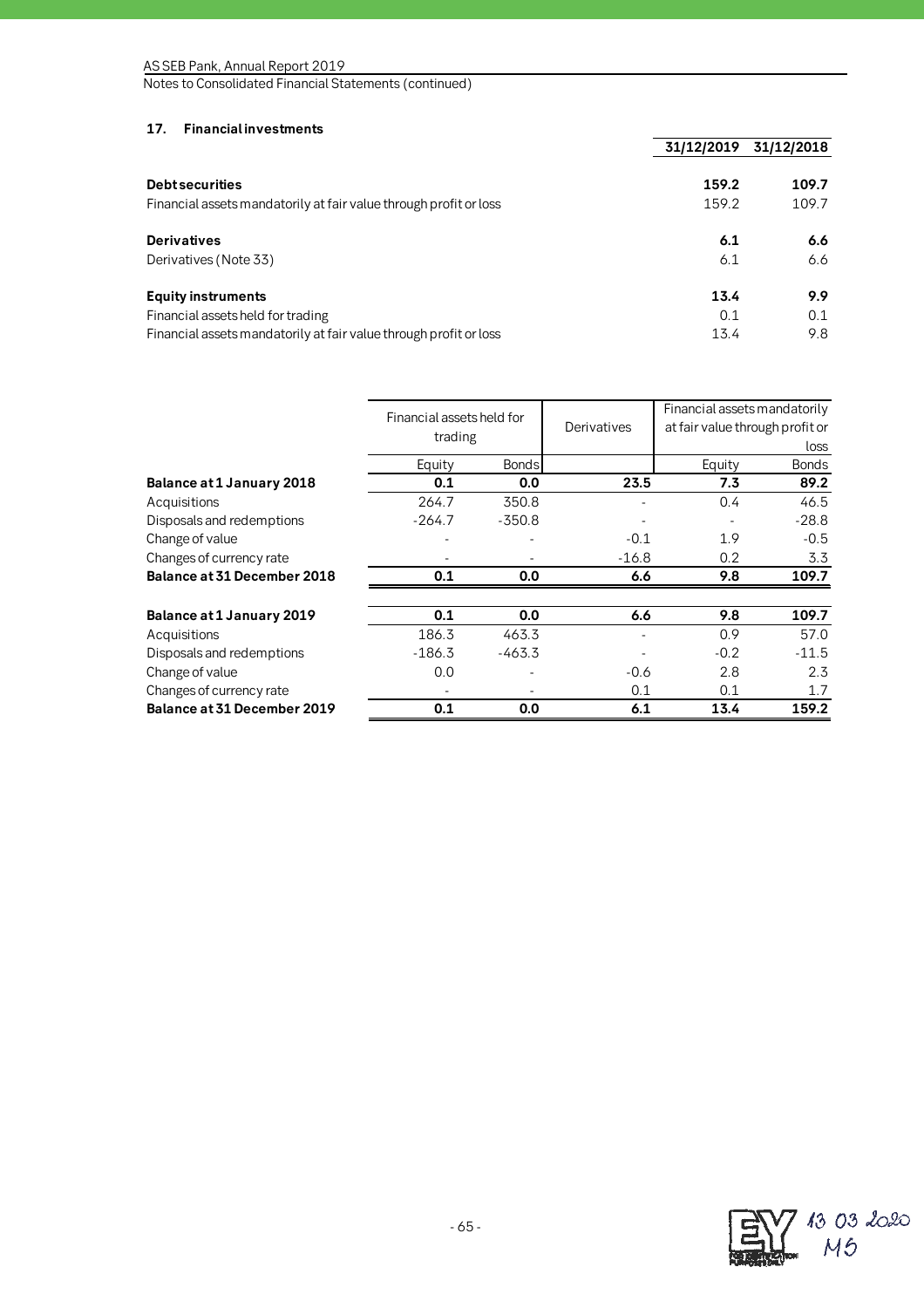## 17. Financial investments

| | 31/12/2019 | 31/12/2018 |
|---|---|---|
| **Debt securities** | **159.2** | **109.7** |
| Financial assets mandatorily at fair value through profit or loss | 159.2 | 109.7 |
| **Derivatives** | **6.1** | **6.6** |
| Derivatives (Note 33) | 6.1 | 6.6 |
| **Equity instruments** | **13.4** | **9.9** |
| Financial assets held for trading | 0.1 | 0.1 |
| Financial assets mandatorily at fair value through profit or loss | 13.4 | 9.8 |

| | Financial assets held for trading | | Derivatives | Financial assets mandatorily at fair value through profit or loss | |
|---|---|---|---|---|---|
| | Equity | Bonds | | Equity | Bonds |
| **Balance at 1 January 2018** | **0.1** | **0.0** | **23.5** | **7.3** | **89.2** |
| Acquisitions | 264.7 | 350.8 | - | 0.4 | 46.5 |
| Disposals and redemptions | -264.7 | -350.8 | - | - | -28.8 |
| Change of value | - | - | -0.1 | 1.9 | -0.5 |
| Changes of currency rate | - | - | -16.8 | 0.2 | 3.3 |
| **Balance at 31 December 2018** | **0.1** | **0.0** | **6.6** | **9.8** | **109.7** |
| | | | | | |
| **Balance at 1 January 2019** | **0.1** | **0.0** | **6.6** | **9.8** | **109.7** |
| Acquisitions | 186.3 | 463.3 | - | 0.9 | 57.0 |
| Disposals and redemptions | -186.3 | -463.3 | - | -0.2 | -11.5 |
| Change of value | 0.0 | - | -0.6 | 2.8 | 2.3 |
| Changes of currency rate | - | - | 0.1 | 0.1 | 1.7 |
| **Balance at 31 December 2019** | **0.1** | **0.0** | **6.1** | **13.4** | **159.2** |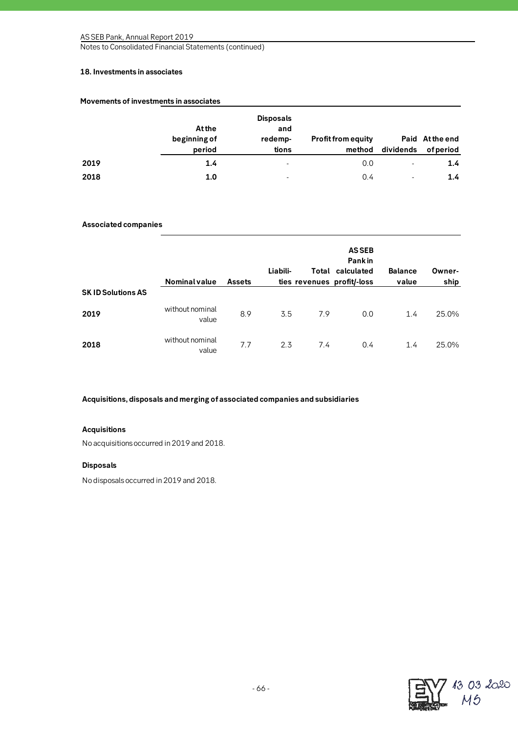## 18. Investments in associates

**Movements of investments in associates**

| | At the beginning of period | Disposals and redemp-tions | Profit from equity method | Paid dividends | At the end of period |
|---|---|---|---|---|---|
| **2019** | **1.4** | - | 0.0 | - | **1.4** |
| **2018** | **1.0** | - | 0.4 | - | **1.4** |

**Associated companies**

| | Nominal value | Assets | Liabili-ties | Total revenues | AS SEB Pank in calculated profit/-loss | Balance value | Owner-ship |
|---|---|---|---|---|---|---|---|
| **SK ID Solutions AS** | | | | | | | |
| **2019** | without nominal value | 8.9 | 3.5 | 7.9 | 0.0 | 1.4 | 25.0% |
| **2018** | without nominal value | 7.7 | 2.3 | 7.4 | 0.4 | 1.4 | 25.0% |

**Acquisitions, disposals and merging of associated companies and subsidiaries**

**Acquisitions**

No acquisitions occurred in 2019 and 2018.

**Disposals**

No disposals occurred in 2019 and 2018.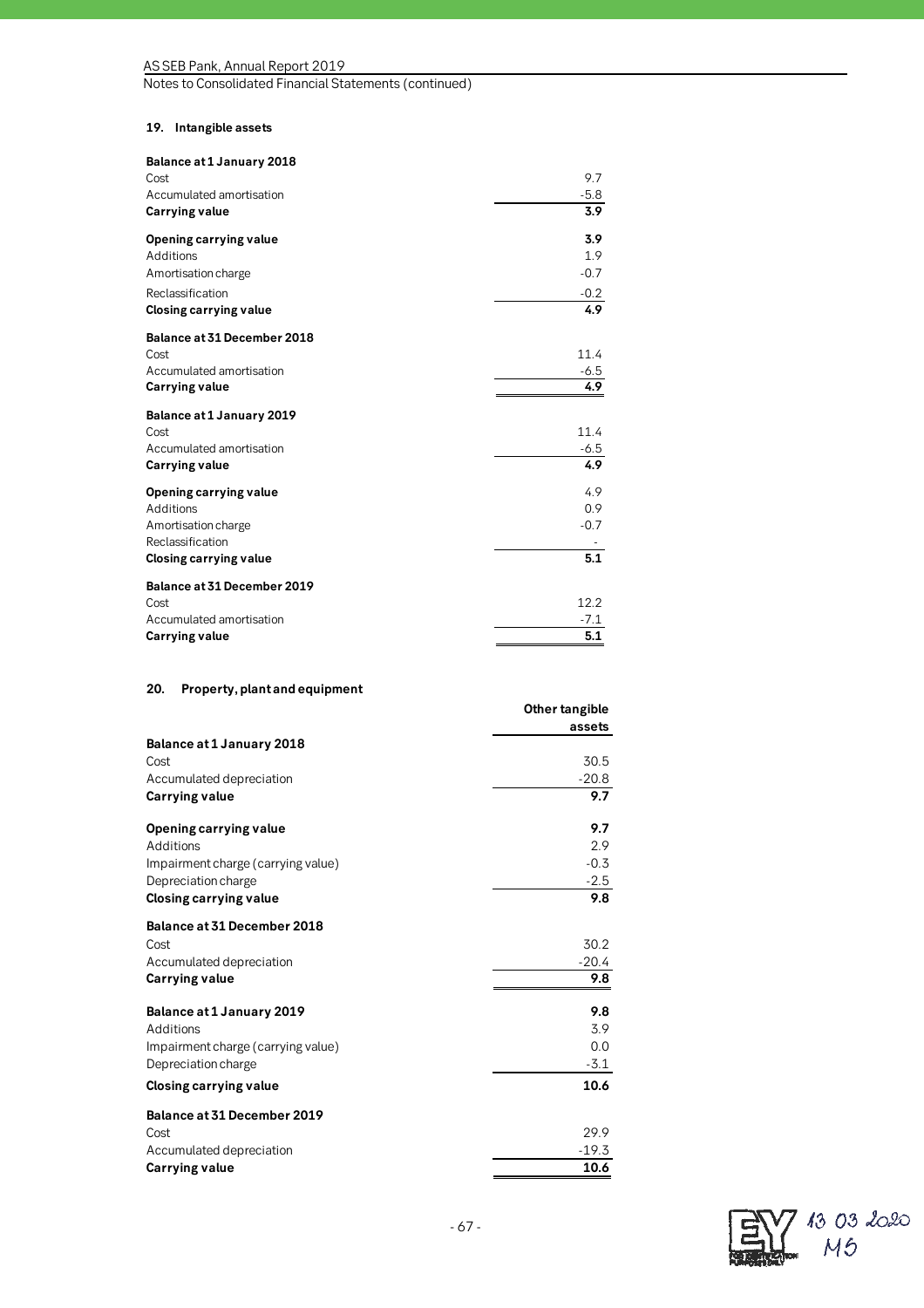## 19. Intangible assets

| | |
|---|---|
| **Balance at 1 January 2018** | |
| Cost | 9.7 |
| Accumulated amortisation | -5.8 |
| **Carrying value** | **3.9** |
| **Opening carrying value** | **3.9** |
| Additions | 1.9 |
| Amortisation charge | -0.7 |
| Reclassification | -0.2 |
| **Closing carrying value** | **4.9** |
| **Balance at 31 December 2018** | |
| Cost | 11.4 |
| Accumulated amortisation | -6.5 |
| **Carrying value** | **4.9** |
| **Balance at 1 January 2019** | |
| Cost | 11.4 |
| Accumulated amortisation | -6.5 |
| **Carrying value** | **4.9** |
| **Opening carrying value** | 4.9 |
| Additions | 0.9 |
| Amortisation charge | -0.7 |
| Reclassification | - |
| **Closing carrying value** | **5.1** |
| **Balance at 31 December 2019** | |
| Cost | 12.2 |
| Accumulated amortisation | -7.1 |
| **Carrying value** | **5.1** |

## 20. Property, plant and equipment

| | **Other tangible assets** |
|---|---|
| **Balance at 1 January 2018** | |
| Cost | 30.5 |
| Accumulated depreciation | -20.8 |
| **Carrying value** | **9.7** |
| **Opening carrying value** | **9.7** |
| Additions | 2.9 |
| Impairment charge (carrying value) | -0.3 |
| Depreciation charge | -2.5 |
| **Closing carrying value** | **9.8** |
| **Balance at 31 December 2018** | |
| Cost | 30.2 |
| Accumulated depreciation | -20.4 |
| **Carrying value** | **9.8** |
| **Balance at 1 January 2019** | **9.8** |
| Additions | 3.9 |
| Impairment charge (carrying value) | 0.0 |
| Depreciation charge | -3.1 |
| **Closing carrying value** | **10.6** |
| **Balance at 31 December 2019** | |
| Cost | 29.9 |
| Accumulated depreciation | -19.3 |
| **Carrying value** | **10.6** |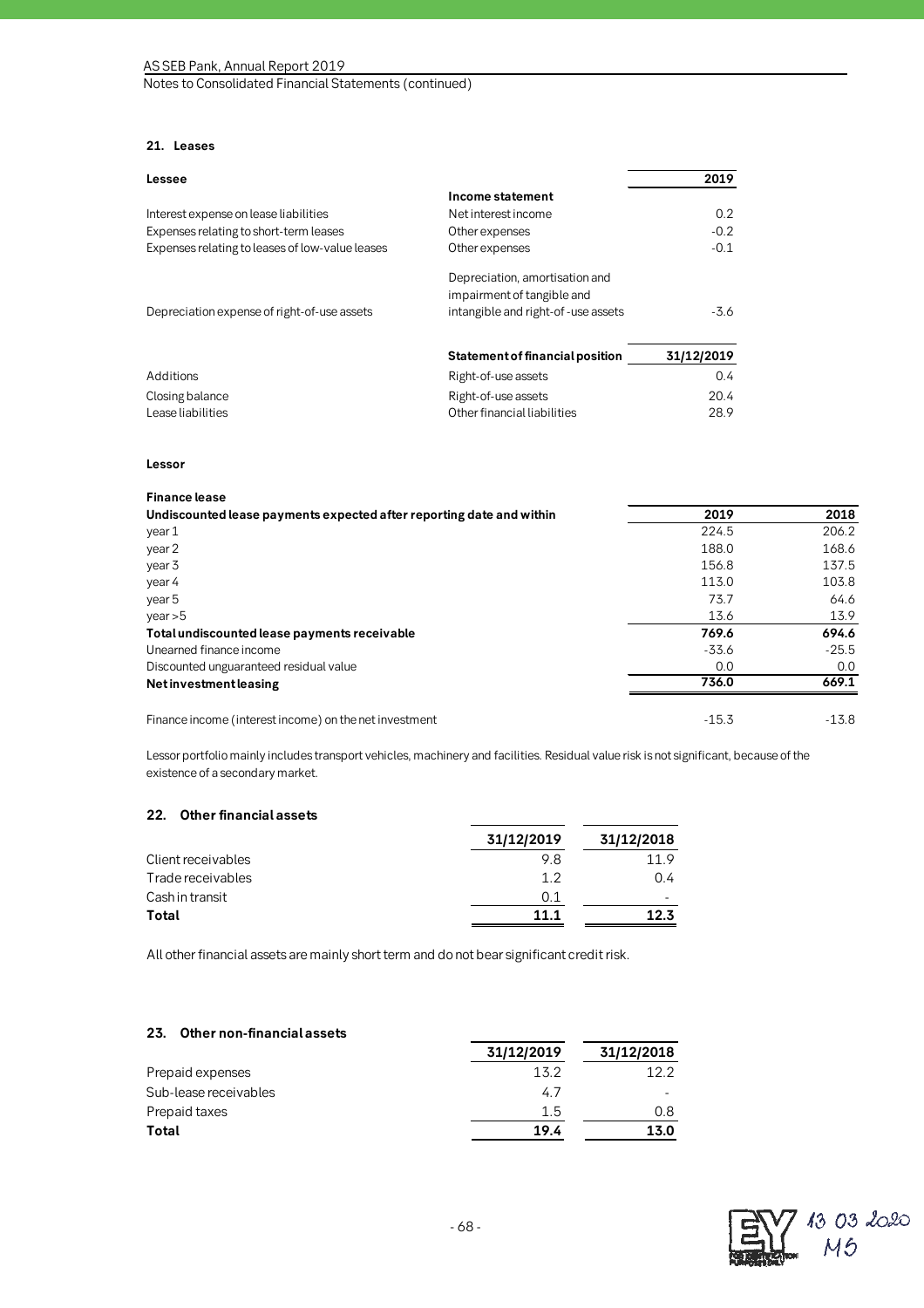## 21. Leases

**Lessee**

| | Income statement | 2019 |
|---|---|---|
| Interest expense on lease liabilities | Net interest income | 0.2 |
| Expenses relating to short-term leases | Other expenses | -0.2 |
| Expenses relating to leases of low-value leases | Other expenses | -0.1 |
| Depreciation expense of right-of-use assets | Depreciation, amortisation and impairment of tangible and intangible and right-of-use assets | -3.6 |
| | **Statement of financial position** | **31/12/2019** |
| Additions | Right-of-use assets | 0.4 |
| Closing balance | Right-of-use assets | 20.4 |
| Lease liabilities | Other financial liabilities | 28.9 |

**Lessor**

**Finance lease**

| **Undiscounted lease payments expected after reporting date and within** | **2019** | **2018** |
|---|---|---|
| year 1 | 224.5 | 206.2 |
| year 2 | 188.0 | 168.6 |
| year 3 | 156.8 | 137.5 |
| year 4 | 113.0 | 103.8 |
| year 5 | 73.7 | 64.6 |
| year >5 | 13.6 | 13.9 |
| **Total undiscounted lease payments receivable** | **769.6** | **694.6** |
| Unearned finance income | -33.6 | -25.5 |
| Discounted unguaranteed residual value | 0.0 | 0.0 |
| **Net investment leasing** | **736.0** | **669.1** |
| | | |
| Finance income (interest income) on the net investment | -15.3 | -13.8 |

Lessor portfolio mainly includes transport vehicles, machinery and facilities. Residual value risk is not significant, because of the existence of a secondary market.

## 22. Other financial assets

| | 31/12/2019 | 31/12/2018 |
|---|---|---|
| Client receivables | 9.8 | 11.9 |
| Trade receivables | 1.2 | 0.4 |
| Cash in transit | 0.1 | - |
| **Total** | **11.1** | **12.3** |

All other financial assets are mainly short term and do not bear significant credit risk.

## 23. Other non-financial assets

| | 31/12/2019 | 31/12/2018 |
|---|---|---|
| Prepaid expenses | 13.2 | 12.2 |
| Sub-lease receivables | 4.7 | - |
| Prepaid taxes | 1.5 | 0.8 |
| **Total** | **19.4** | **13.0** |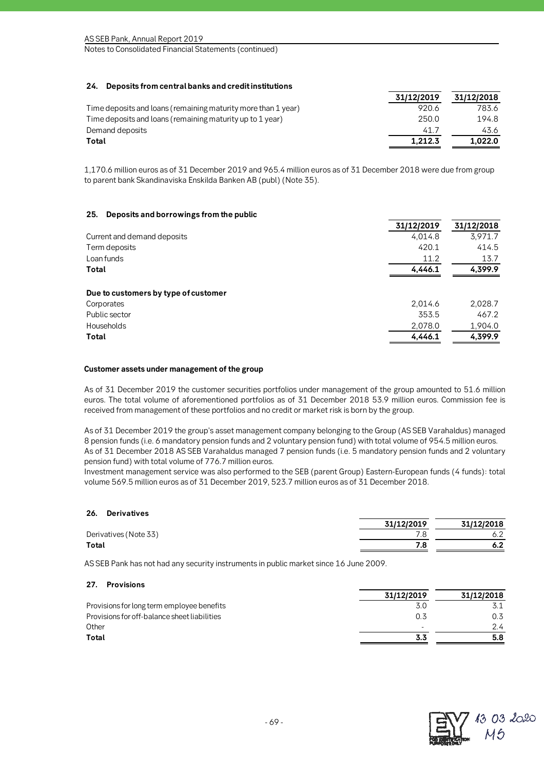## 24. Deposits from central banks and credit institutions

| | 31/12/2019 | 31/12/2018 |
|---|---|---|
| Time deposits and loans (remaining maturity more than 1 year) | 920.6 | 783.6 |
| Time deposits and loans (remaining maturity up to 1 year) | 250.0 | 194.8 |
| Demand deposits | 41.7 | 43.6 |
| **Total** | **1,212.3** | **1,022.0** |

1,170.6 million euros as of 31 December 2019 and 965.4 million euros as of 31 December 2018 were due from group to parent bank Skandinaviska Enskilda Banken AB (publ) (Note 35).

## 25. Deposits and borrowings from the public

| | 31/12/2019 | 31/12/2018 |
|---|---|---|
| Current and demand deposits | 4,014.8 | 3,971.7 |
| Term deposits | 420.1 | 414.5 |
| Loan funds | 11.2 | 13.7 |
| **Total** | **4,446.1** | **4,399.9** |
| | | |
| **Due to customers by type of customer** | | |
| Corporates | 2,014.6 | 2,028.7 |
| Public sector | 353.5 | 467.2 |
| Households | 2,078.0 | 1,904.0 |
| **Total** | **4,446.1** | **4,399.9** |

### Customer assets under management of the group

As of 31 December 2019 the customer securities portfolios under management of the group amounted to 51.6 million euros. The total volume of aforementioned portfolios as of 31 December 2018 53.9 million euros. Commission fee is received from management of these portfolios and no credit or market risk is born by the group.

As of 31 December 2019 the group's asset management company belonging to the Group (AS SEB Varahaldus) managed 8 pension funds (i.e. 6 mandatory pension funds and 2 voluntary pension fund) with total volume of 954.5 million euros. As of 31 December 2018 AS SEB Varahaldus managed 7 pension funds (i.e. 5 mandatory pension funds and 2 voluntary pension fund) with total volume of 776.7 million euros.
Investment management service was also performed to the SEB (parent Group) Eastern-European funds (4 funds): total volume 569.5 million euros as of 31 December 2019, 523.7 million euros as of 31 December 2018.

## 26. Derivatives

| | 31/12/2019 | 31/12/2018 |
|---|---|---|
| Derivatives (Note 33) | 7.8 | 6.2 |
| **Total** | **7.8** | **6.2** |

AS SEB Pank has not had any security instruments in public market since 16 June 2009.

## 27. Provisions

| | 31/12/2019 | 31/12/2018 |
|---|---|---|
| Provisions for long term employee benefits | 3.0 | 3.1 |
| Provisions for off-balance sheet liabilities | 0.3 | 0.3 |
| Other | - | 2.4 |
| **Total** | **3.3** | **5.8** |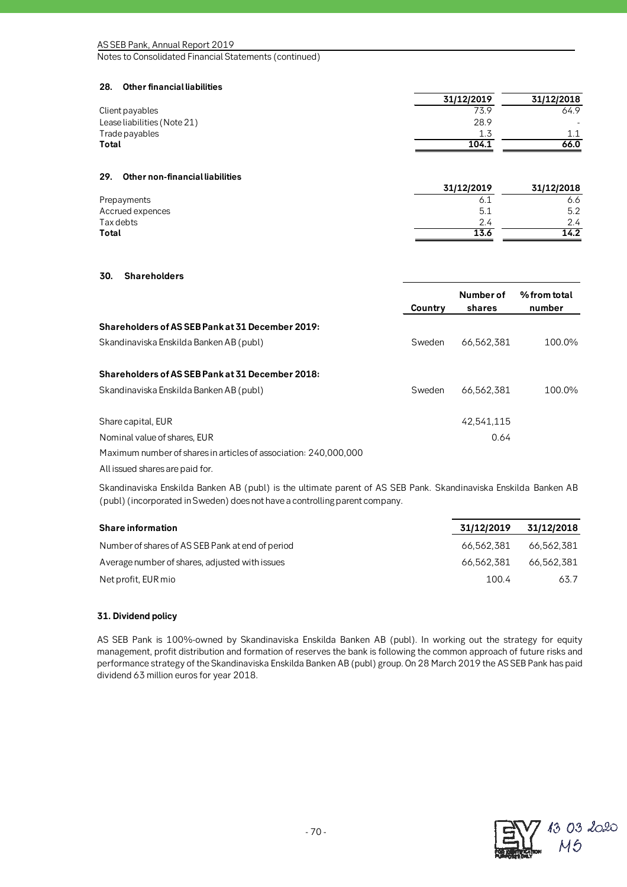## 28. Other financial liabilities

| | 31/12/2019 | 31/12/2018 |
|---|---|---|
| Client payables | 73.9 | 64.9 |
| Lease liabilities (Note 21) | 28.9 | - |
| Trade payables | 1.3 | 1.1 |
| **Total** | **104.1** | **66.0** |

## 29. Other non-financial liabilities

| | 31/12/2019 | 31/12/2018 |
|---|---|---|
| Prepayments | 6.1 | 6.6 |
| Accrued expences | 5.1 | 5.2 |
| Tax debts | 2.4 | 2.4 |
| **Total** | **13.6** | **14.2** |

## 30. Shareholders

| | Country | Number of shares | % from total number |
|---|---|---|---|
| **Shareholders of AS SEB Pank at 31 December 2019:** | | | |
| Skandinaviska Enskilda Banken AB (publ) | Sweden | 66,562,381 | 100.0% |
| **Shareholders of AS SEB Pank at 31 December 2018:** | | | |
| Skandinaviska Enskilda Banken AB (publ) | Sweden | 66,562,381 | 100.0% |
| Share capital, EUR | | 42,541,115 | |
| Nominal value of shares, EUR | | 0.64 | |

Maximum number of shares in articles of association: 240,000,000

All issued shares are paid for.

Skandinaviska Enskilda Banken AB (publ) is the ultimate parent of AS SEB Pank. Skandinaviska Enskilda Banken AB (publ) (incorporated in Sweden) does not have a controlling parent company.

| **Share information** | 31/12/2019 | 31/12/2018 |
|---|---|---|
| Number of shares of AS SEB Pank at end of period | 66,562,381 | 66,562,381 |
| Average number of shares, adjusted with issues | 66,562,381 | 66,562,381 |
| Net profit, EUR mio | 100.4 | 63.7 |

## 31. Dividend policy

AS SEB Pank is 100%-owned by Skandinaviska Enskilda Banken AB (publ). In working out the strategy for equity management, profit distribution and formation of reserves the bank is following the common approach of future risks and performance strategy of the Skandinaviska Enskilda Banken AB (publ) group. On 28 March 2019 the AS SEB Pank has paid dividend 63 million euros for year 2018.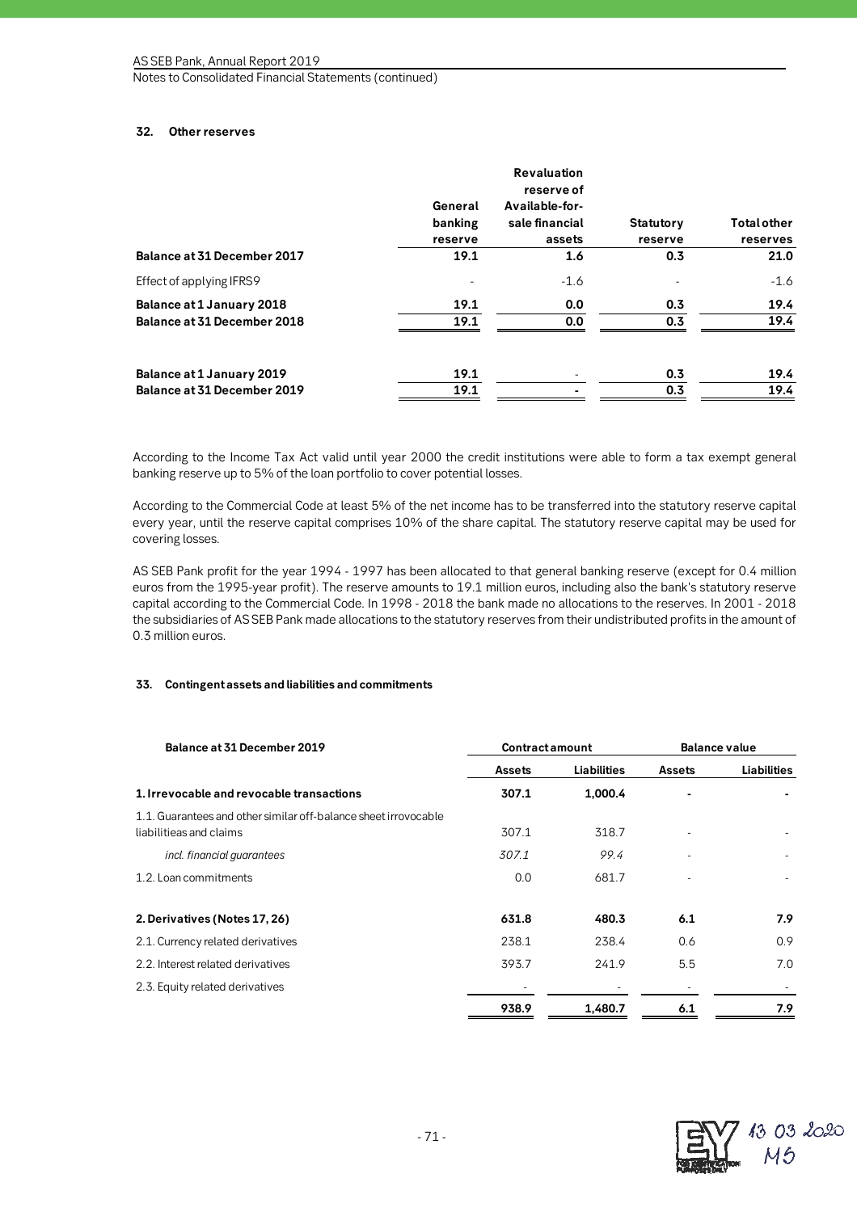### 32. Other reserves

| | General banking reserve | Revaluation reserve of Available-for-sale financial assets | Statutory reserve | Total other reserves |
|---|---|---|---|---|
| **Balance at 31 December 2017** | **19.1** | **1.6** | **0.3** | **21.0** |
| Effect of applying IFRS9 | - | -1.6 | - | -1.6 |
| **Balance at 1 January 2018** | **19.1** | **0.0** | **0.3** | **19.4** |
| **Balance at 31 December 2018** | **19.1** | **0.0** | **0.3** | **19.4** |
| | | | | |
| **Balance at 1 January 2019** | **19.1** | - | **0.3** | **19.4** |
| **Balance at 31 December 2019** | **19.1** | **-** | **0.3** | **19.4** |

According to the Income Tax Act valid until year 2000 the credit institutions were able to form a tax exempt general banking reserve up to 5% of the loan portfolio to cover potential losses.

According to the Commercial Code at least 5% of the net income has to be transferred into the statutory reserve capital every year, until the reserve capital comprises 10% of the share capital. The statutory reserve capital may be used for covering losses.

AS SEB Pank profit for the year 1994 - 1997 has been allocated to that general banking reserve (except for 0.4 million euros from the 1995-year profit). The reserve amounts to 19.1 million euros, including also the bank's statutory reserve capital according to the Commercial Code. In 1998 - 2018 the bank made no allocations to the reserves. In 2001 - 2018 the subsidiaries of AS SEB Pank made allocations to the statutory reserves from their undistributed profits in the amount of 0.3 million euros.

### 33. Contingent assets and liabilities and commitments

| Balance at 31 December 2019 | Contract amount | | Balance value | |
|---|---|---|---|---|
| | Assets | Liabilities | Assets | Liabilities |
| **1. Irrevocable and revocable transactions** | **307.1** | **1,000.4** | **-** | **-** |
| 1.1. Guarantees and other similar off-balance sheet irrovocable liabilitieas and claims | 307.1 | 318.7 | - | - |
| *incl. financial guarantees* | *307.1* | *99.4* | - | - |
| 1.2. Loan commitments | 0.0 | 681.7 | - | - |
| | | | | |
| **2. Derivatives (Notes 17, 26)** | **631.8** | **480.3** | **6.1** | **7.9** |
| 2.1. Currency related derivatives | 238.1 | 238.4 | 0.6 | 0.9 |
| 2.2. Interest related derivatives | 393.7 | 241.9 | 5.5 | 7.0 |
| 2.3. Equity related derivatives | - | - | - | - |
| | **938.9** | **1,480.7** | **6.1** | **7.9** |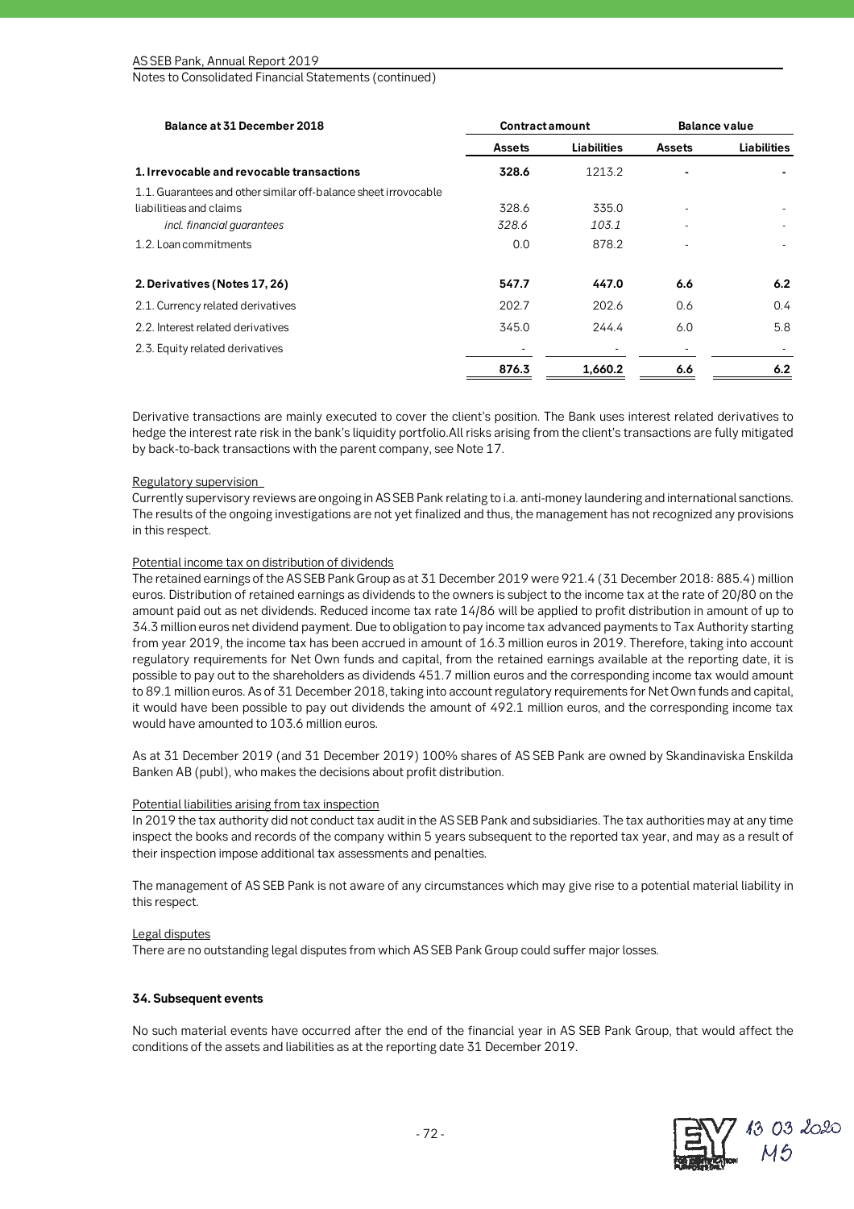| Balance at 31 December 2018 | Contract amount | | Balance value | |
|---|---|---|---|---|
| | **Assets** | **Liabilities** | **Assets** | **Liabilities** |
| **1. Irrevocable and revocable transactions** | **328.6** | 1213.2 | **-** | **-** |
| 1.1. Guarantees and other similar off-balance sheet irrovocable liabilitieas and claims | 328.6 | 335.0 | - | - |
| *incl. financial guarantees* | *328.6* | *103.1* | - | - |
| 1.2. Loan commitments | 0.0 | 878.2 | - | - |
| **2. Derivatives (Notes 17, 26)** | **547.7** | **447.0** | **6.6** | **6.2** |
| 2.1. Currency related derivatives | 202.7 | 202.6 | 0.6 | 0.4 |
| 2.2. Interest related derivatives | 345.0 | 244.4 | 6.0 | 5.8 |
| 2.3. Equity related derivatives | - | - | - | - |
| | **876.3** | **1,660.2** | **6.6** | **6.2** |

Derivative transactions are mainly executed to cover the client's position. The Bank uses interest related derivatives to hedge the interest rate risk in the bank's liquidity portfolio.All risks arising from the client's transactions are fully mitigated by back-to-back transactions with the parent company, see Note 17.

Regulatory supervision

Currently supervisory reviews are ongoing in AS SEB Pank relating to i.a. anti-money laundering and international sanctions. The results of the ongoing investigations are not yet finalized and thus, the management has not recognized any provisions in this respect.

Potential income tax on distribution of dividends

The retained earnings of the AS SEB Pank Group as at 31 December 2019 were 921.4 (31 December 2018: 885.4) million euros. Distribution of retained earnings as dividends to the owners is subject to the income tax at the rate of 20/80 on the amount paid out as net dividends. Reduced income tax rate 14/86 will be applied to profit distribution in amount of up to 34.3 million euros net dividend payment. Due to obligation to pay income tax advanced payments to Tax Authority starting from year 2019, the income tax has been accrued in amount of 16.3 million euros in 2019. Therefore, taking into account regulatory requirements for Net Own funds and capital, from the retained earnings available at the reporting date, it is possible to pay out to the shareholders as dividends 451.7 million euros and the corresponding income tax would amount to 89.1 million euros. As of 31 December 2018, taking into account regulatory requirements for Net Own funds and capital, it would have been possible to pay out dividends the amount of 492.1 million euros, and the corresponding income tax would have amounted to 103.6 million euros.

As at 31 December 2019 (and 31 December 2019) 100% shares of AS SEB Pank are owned by Skandinaviska Enskilda Banken AB (publ), who makes the decisions about profit distribution.

Potential liabilities arising from tax inspection

In 2019 the tax authority did not conduct tax audit in the AS SEB Pank and subsidiaries. The tax authorities may at any time inspect the books and records of the company within 5 years subsequent to the reported tax year, and may as a result of their inspection impose additional tax assessments and penalties.

The management of AS SEB Pank is not aware of any circumstances which may give rise to a potential material liability in this respect.

Legal disputes

There are no outstanding legal disputes from which AS SEB Pank Group could suffer major losses.

### 34. Subsequent events

No such material events have occurred after the end of the financial year in AS SEB Pank Group, that would affect the conditions of the assets and liabilities as at the reporting date 31 December 2019.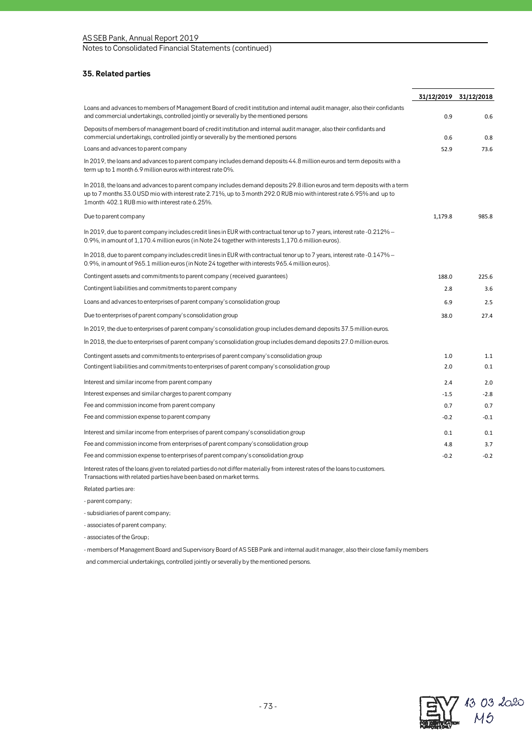## 35. Related parties

| | 31/12/2019 | 31/12/2018 |
|---|---|---|
| Loans and advances to members of Management Board of credit institution and internal audit manager, also their confidants and commercial undertakings, controlled jointly or severally by the mentioned persons | 0.9 | 0.6 |
| Deposits of members of management board of credit institution and internal audit manager, also their confidants and commercial undertakings, controlled jointly or severally by the mentioned persons | 0.6 | 0.8 |
| Loans and advances to parent company | 52.9 | 73.6 |
| In 2019, the loans and advances to parent company includes demand deposits 44.8 million euros and term deposits with a term up to 1 month 6.9 million euros with interest rate 0%. | | |
| In 2018, the loans and advances to parent company includes demand deposits 29.8 illion euros and term deposits with a term up to 7 months 33.0 USD mio with interest rate 2.71%, up to 3 month 292.0 RUB mio with interest rate 6.95% and up to 1month 402.1 RUB mio with interest rate 6.25%. | | |
| Due to parent company | 1,179.8 | 985.8 |
| In 2019, due to parent company includes credit lines in EUR with contractual tenor up to 7 years, interest rate -0.212% – 0.9%, in amount of 1,170.4 million euros (in Note 24 together with interests 1,170.6 million euros). | | |
| In 2018, due to parent company includes credit lines in EUR with contractual tenor up to 7 years, interest rate -0.147% – 0.9%, in amount of 965.1 million euros (in Note 24 together with interests 965.4 million euros). | | |
| Contingent assets and commitments to parent company (received guarantees) | 188.0 | 225.6 |
| Contingent liabilities and commitments to parent company | 2.8 | 3.6 |
| Loans and advances to enterprises of parent company's consolidation group | 6.9 | 2.5 |
| Due to enterprises of parent company's consolidation group | 38.0 | 27.4 |
| In 2019, the due to enterprises of parent company's consolidation group includes demand deposits 37.5 million euros. | | |
| In 2018, the due to enterprises of parent company's consolidation group includes demand deposits 27.0 million euros. | | |
| Contingent assets and commitments to enterprises of parent company's consolidation group | 1.0 | 1.1 |
| Contingent liabilities and commitments to enterprises of parent company's consolidation group | 2.0 | 0.1 |
| Interest and similar income from parent company | 2.4 | 2.0 |
| Interest expenses and similar charges to parent company | -1.5 | -2.8 |
| Fee and commission income from parent company | 0.7 | 0.7 |
| Fee and commission expense to parent company | -0.2 | -0.1 |
| Interest and similar income from enterprises of parent company's consolidation group | 0.1 | 0.1 |
| Fee and commission income from enterprises of parent company's consolidation group | 4.8 | 3.7 |
| Fee and commission expense to enterprises of parent company's consolidation group | -0.2 | -0.2 |

Interest rates of the loans given to related parties do not differ materially from interest rates of the loans to customers. Transactions with related parties have been based on market terms.

Related parties are:

- parent company;
- subsidiaries of parent company;
- associates of parent company;
- associates of the Group;
- members of Management Board and Supervisory Board of AS SEB Pank and internal audit manager, also their close family members and commercial undertakings, controlled jointly or severally by the mentioned persons.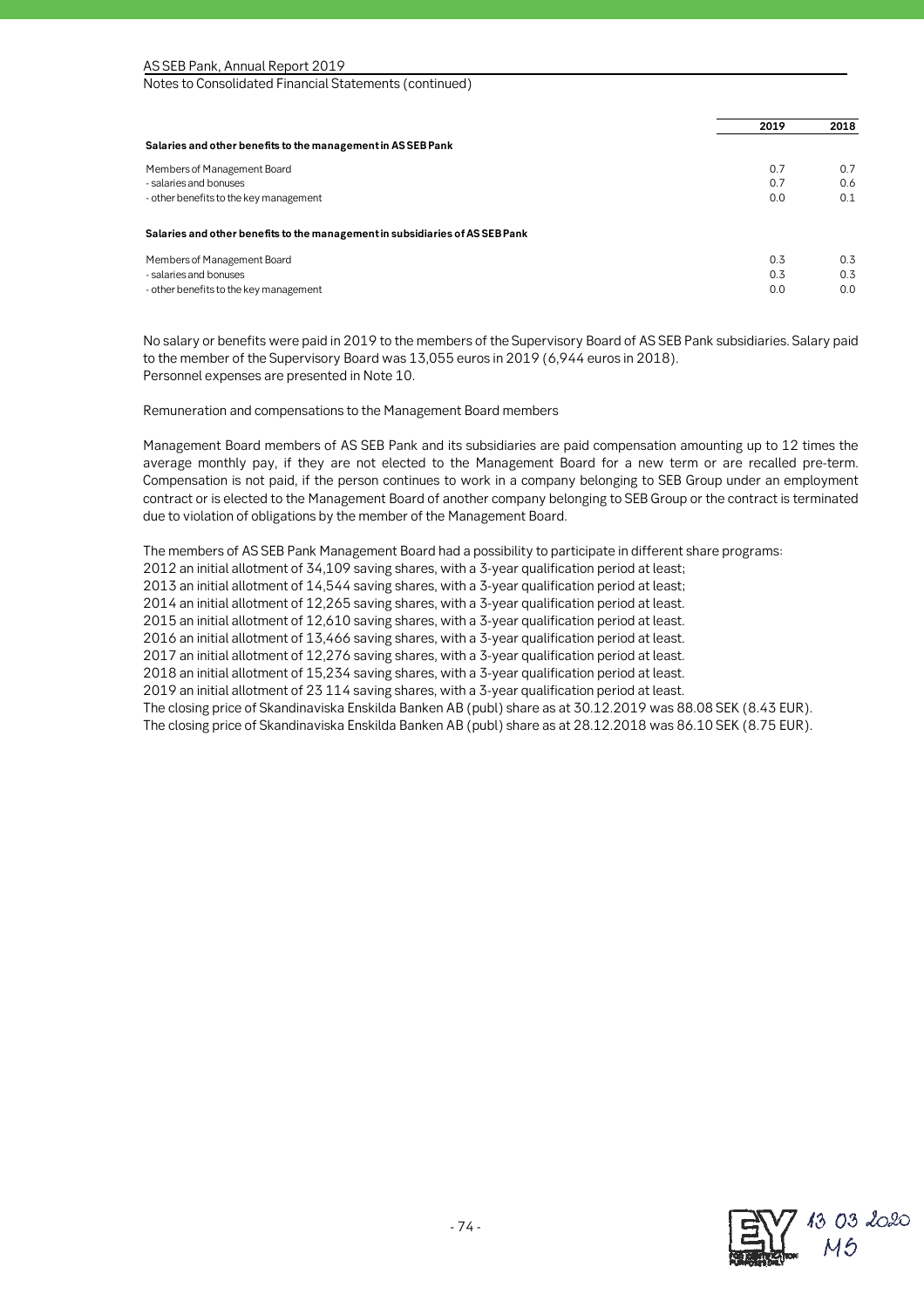| | 2019 | 2018 |
|---|---|---|
| **Salaries and other benefits to the management in AS SEB Pank** | | |
| Members of Management Board | 0.7 | 0.7 |
| - salaries and bonuses | 0.7 | 0.6 |
| - other benefits to the key management | 0.0 | 0.1 |
| **Salaries and other benefits to the management in subsidiaries of AS SEB Pank** | | |
| Members of Management Board | 0.3 | 0.3 |
| - salaries and bonuses | 0.3 | 0.3 |
| - other benefits to the key management | 0.0 | 0.0 |

No salary or benefits were paid in 2019 to the members of the Supervisory Board of AS SEB Pank subsidiaries. Salary paid to the member of the Supervisory Board was 13,055 euros in 2019 (6,944 euros in 2018).
Personnel expenses are presented in Note 10.

Remuneration and compensations to the Management Board members

Management Board members of AS SEB Pank and its subsidiaries are paid compensation amounting up to 12 times the average monthly pay, if they are not elected to the Management Board for a new term or are recalled pre-term. Compensation is not paid, if the person continues to work in a company belonging to SEB Group under an employment contract or is elected to the Management Board of another company belonging to SEB Group or the contract is terminated due to violation of obligations by the member of the Management Board.

The members of AS SEB Pank Management Board had a possibility to participate in different share programs:
2012 an initial allotment of 34,109 saving shares, with a 3-year qualification period at least;
2013 an initial allotment of 14,544 saving shares, with a 3-year qualification period at least;
2014 an initial allotment of 12,265 saving shares, with a 3-year qualification period at least.
2015 an initial allotment of 12,610 saving shares, with a 3-year qualification period at least.
2016 an initial allotment of 13,466 saving shares, with a 3-year qualification period at least.
2017 an initial allotment of 12,276 saving shares, with a 3-year qualification period at least.
2018 an initial allotment of 15,234 saving shares, with a 3-year qualification period at least.
2019 an initial allotment of 23 114 saving shares, with a 3-year qualification period at least.
The closing price of Skandinaviska Enskilda Banken AB (publ) share as at 30.12.2019 was 88.08 SEK (8.43 EUR).
The closing price of Skandinaviska Enskilda Banken AB (publ) share as at 28.12.2018 was 86.10 SEK (8.75 EUR).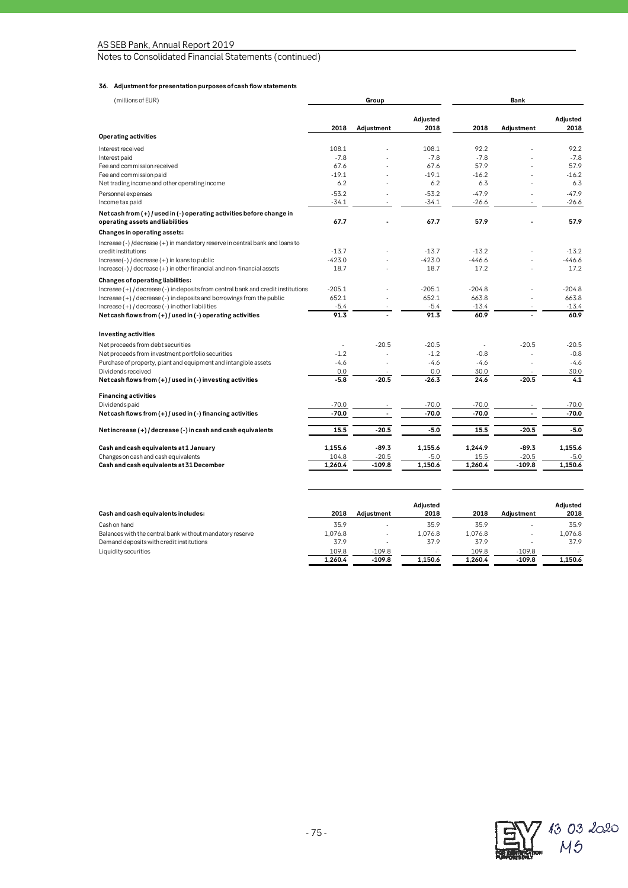### 36. Adjustment for presentation purposes of cash flow statements

| (millions of EUR) | Group | | | Bank | | |
|---|---|---|---|---|---|---|
| | 2018 | Adjustment | Adjusted 2018 | 2018 | Adjustment | Adjusted 2018 |
| **Operating activities** | | | | | | |
| Interest received | 108.1 | - | 108.1 | 92.2 | - | 92.2 |
| Interest paid | -7.8 | - | -7.8 | -7.8 | - | -7.8 |
| Fee and commission received | 67.6 | - | 67.6 | 57.9 | - | 57.9 |
| Fee and commission paid | -19.1 | - | -19.1 | -16.2 | - | -16.2 |
| Net trading income and other operating income | 6.2 | - | 6.2 | 6.3 | - | 6.3 |
| Personnel expenses | -53.2 | - | -53.2 | -47.9 | - | -47.9 |
| Income tax paid | -34.1 | - | -34.1 | -26.6 | - | -26.6 |
| **Net cash from (+) / used in (-) operating activities before change in operating assets and liabilities** | **67.7** | **-** | **67.7** | **57.9** | **-** | **57.9** |
| **Changes in operating assets:** | | | | | | |
| Increase (-) /decrease (+) in mandatory reserve in central bank and loans to credit institutions | -13.7 | - | -13.7 | -13.2 | - | -13.2 |
| Increase(-) / decrease (+) in loans to public | -423.0 | - | -423.0 | -446.6 | - | -446.6 |
| Increase(-) / decrease (+) in other financial and non-financial assets | 18.7 | - | 18.7 | 17.2 | - | 17.2 |
| **Changes of operating liabilities:** | | | | | | |
| Increase (+) / decrease (-) in deposits from central bank and credit institutions | -205.1 | - | -205.1 | -204.8 | - | -204.8 |
| Increase (+) / decrease (-) in deposits and borrowings from the public | 652.1 | - | 652.1 | 663.8 | - | 663.8 |
| Increase (+) / decrease (-) in other liabilities | -5.4 | - | -5.4 | -13.4 | - | -13.4 |
| **Net cash flows from (+) / used in (-) operating activities** | **91.3** | **-** | **91.3** | **60.9** | **-** | **60.9** |
| **Investing activities** | | | | | | |
| Net proceeds from debt securities | - | -20.5 | -20.5 | - | -20.5 | -20.5 |
| Net proceeds from investment portfolio securities | -1.2 | - | -1.2 | -0.8 | - | -0.8 |
| Purchase of property, plant and equipment and intangible assets | -4.6 | - | -4.6 | -4.6 | - | -4.6 |
| Dividends received | 0.0 | - | 0.0 | 30.0 | - | 30.0 |
| **Net cash flows from (+) / used in (-) investing activities** | **-5.8** | **-20.5** | **-26.3** | **24.6** | **-20.5** | **4.1** |
| **Financing activities** | | | | | | |
| Dividends paid | -70.0 | - | -70.0 | -70.0 | - | -70.0 |
| **Net cash flows from (+) / used in (-) financing activities** | **-70.0** | **-** | **-70.0** | **-70.0** | **-** | **-70.0** |
| **Net increase (+) / decrease (-) in cash and cash equivalents** | **15.5** | **-20.5** | **-5.0** | **15.5** | **-20.5** | **-5.0** |
| **Cash and cash equivalents at 1 January** | **1,155.6** | **-89.3** | **1,155.6** | **1,244.9** | **-89.3** | **1,155.6** |
| Changes on cash and cash equivalents | 104.8 | -20.5 | -5.0 | 15.5 | -20.5 | -5.0 |
| **Cash and cash equivalents at 31 December** | **1,260.4** | **-109.8** | **1,150.6** | **1,260.4** | **-109.8** | **1,150.6** |

| Cash and cash equivalents includes: | 2018 | Adjustment | Adjusted 2018 | 2018 | Adjustment | Adjusted 2018 |
|---|---|---|---|---|---|---|
| Cash on hand | 35.9 | - | 35.9 | 35.9 | - | 35.9 |
| Balances with the central bank without mandatory reserve | 1,076.8 | - | 1,076.8 | 1,076.8 | - | 1,076.8 |
| Demand deposits with credit institutions | 37.9 | - | 37.9 | 37.9 | - | 37.9 |
| Liquidity securities | 109.8 | -109.8 | - | 109.8 | -109.8 | - |
| | **1,260.4** | **-109.8** | **1,150.6** | **1,260.4** | **-109.8** | **1,150.6** |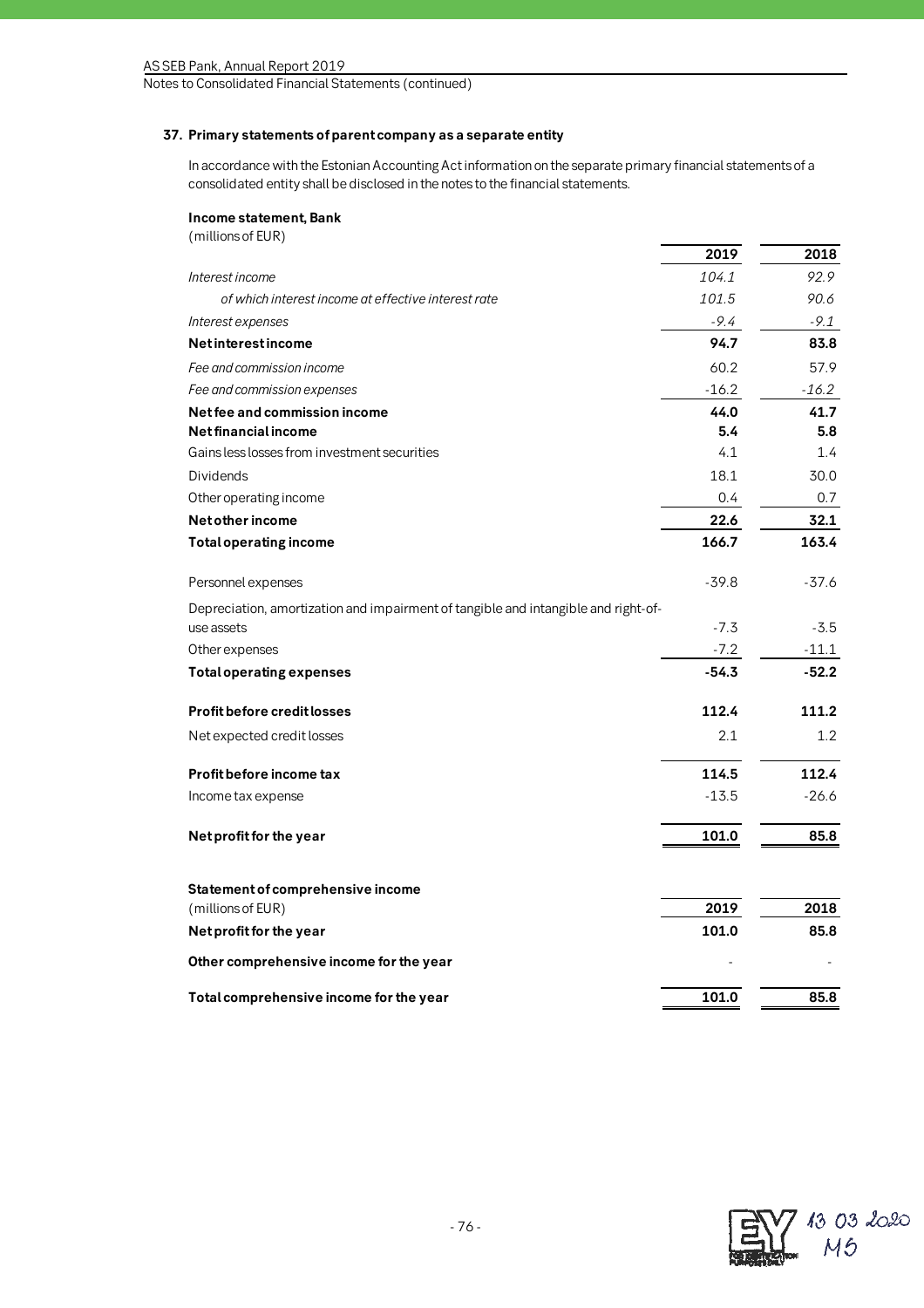## 37. Primary statements of parent company as a separate entity

In accordance with the Estonian Accounting Act information on the separate primary financial statements of a consolidated entity shall be disclosed in the notes to the financial statements.

### Income statement, Bank

(millions of EUR)

| | 2019 | 2018 |
|---|---|---|
| *Interest income* | *104.1* | *92.9* |
| *of which interest income at effective interest rate* | *101.5* | *90.6* |
| *Interest expenses* | *-9.4* | *-9.1* |
| **Net interest income** | **94.7** | **83.8** |
| *Fee and commission income* | 60.2 | 57.9 |
| *Fee and commission expenses* | -16.2 | *-16.2* |
| **Net fee and commission income** | **44.0** | **41.7** |
| **Net financial income** | **5.4** | **5.8** |
| Gains less losses from investment securities | 4.1 | 1.4 |
| Dividends | 18.1 | 30.0 |
| Other operating income | 0.4 | 0.7 |
| **Net other income** | **22.6** | **32.1** |
| **Total operating income** | **166.7** | **163.4** |
| Personnel expenses | -39.8 | -37.6 |
| Depreciation, amortization and impairment of tangible and intangible and right-of-use assets | -7.3 | -3.5 |
| Other expenses | -7.2 | -11.1 |
| **Total operating expenses** | **-54.3** | **-52.2** |
| **Profit before credit losses** | **112.4** | **111.2** |
| Net expected credit losses | 2.1 | 1.2 |
| **Profit before income tax** | **114.5** | **112.4** |
| Income tax expense | -13.5 | -26.6 |
| **Net profit for the year** | **101.0** | **85.8** |

### Statement of comprehensive income

| (millions of EUR) | 2019 | 2018 |
|---|---|---|
| **Net profit for the year** | **101.0** | **85.8** |
| **Other comprehensive income for the year** | - | - |
| **Total comprehensive income for the year** | **101.0** | **85.8** |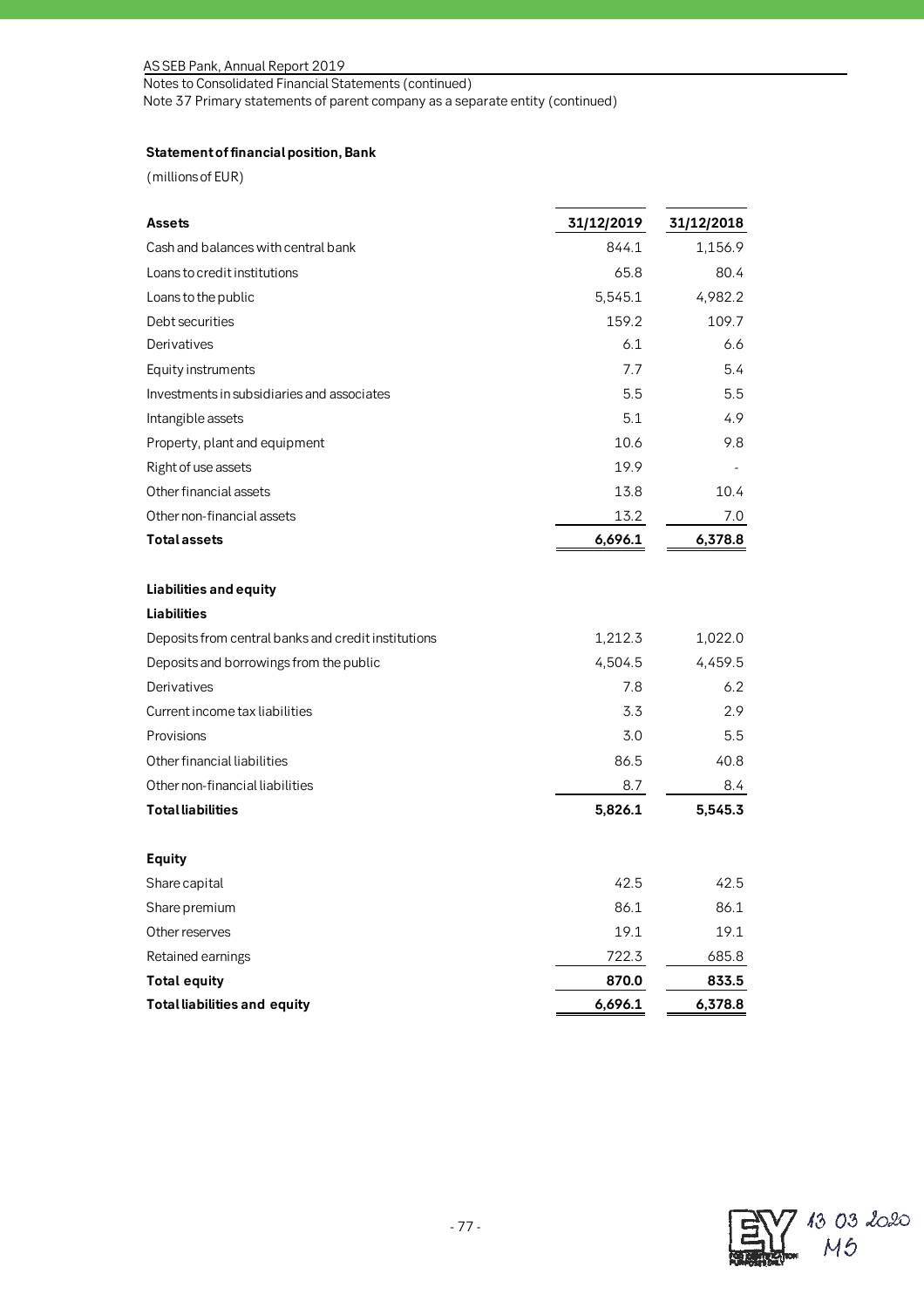Notes to Consolidated Financial Statements (continued)

Note 37 Primary statements of parent company as a separate entity (continued)

### Statement of financial position, Bank

(millions of EUR)

| Assets | 31/12/2019 | 31/12/2018 |
|---|---|---|
| Cash and balances with central bank | 844.1 | 1,156.9 |
| Loans to credit institutions | 65.8 | 80.4 |
| Loans to the public | 5,545.1 | 4,982.2 |
| Debt securities | 159.2 | 109.7 |
| Derivatives | 6.1 | 6.6 |
| Equity instruments | 7.7 | 5.4 |
| Investments in subsidiaries and associates | 5.5 | 5.5 |
| Intangible assets | 5.1 | 4.9 |
| Property, plant and equipment | 10.6 | 9.8 |
| Right of use assets | 19.9 | - |
| Other financial assets | 13.8 | 10.4 |
| Other non-financial assets | 13.2 | 7.0 |
| **Total assets** | **6,696.1** | **6,378.8** |
| | | |
| **Liabilities and equity** | | |
| **Liabilities** | | |
| Deposits from central banks and credit institutions | 1,212.3 | 1,022.0 |
| Deposits and borrowings from the public | 4,504.5 | 4,459.5 |
| Derivatives | 7.8 | 6.2 |
| Current income tax liabilities | 3.3 | 2.9 |
| Provisions | 3.0 | 5.5 |
| Other financial liabilities | 86.5 | 40.8 |
| Other non-financial liabilities | 8.7 | 8.4 |
| **Total liabilities** | **5,826.1** | **5,545.3** |
| | | |
| **Equity** | | |
| Share capital | 42.5 | 42.5 |
| Share premium | 86.1 | 86.1 |
| Other reserves | 19.1 | 19.1 |
| Retained earnings | 722.3 | 685.8 |
| **Total equity** | **870.0** | **833.5** |
| **Total liabilities and equity** | **6,696.1** | **6,378.8** |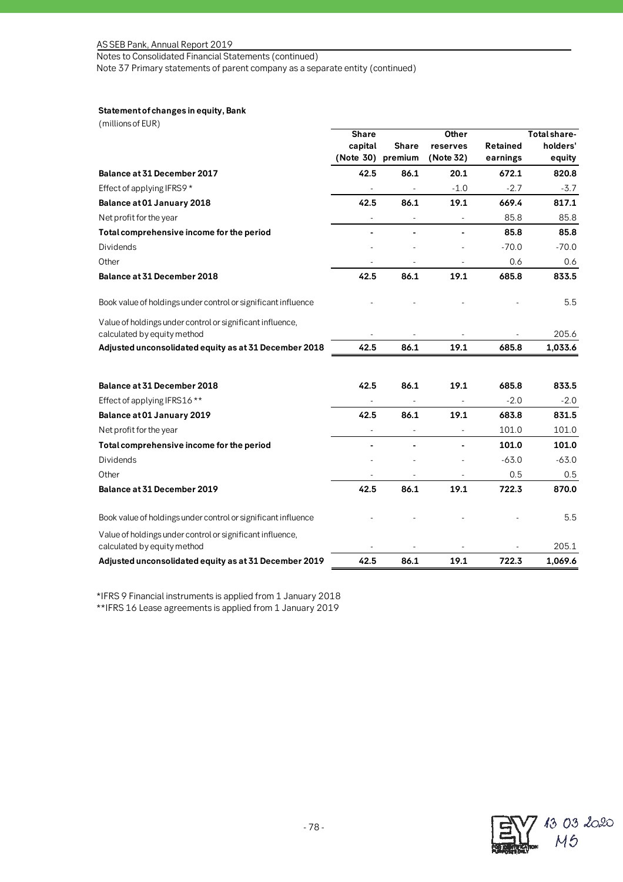Notes to Consolidated Financial Statements (continued)
Note 37 Primary statements of parent company as a separate entity (continued)

### Statement of changes in equity, Bank

(millions of EUR)

| | Share capital (Note 30) | Share premium | Other reserves (Note 32) | Retained earnings | Total share-holders' equity |
|---|---|---|---|---|---|
| **Balance at 31 December 2017** | **42.5** | **86.1** | **20.1** | **672.1** | **820.8** |
| Effect of applying IFRS9 * | - | - | -1.0 | -2.7 | -3.7 |
| **Balance at 01 January 2018** | **42.5** | **86.1** | **19.1** | **669.4** | **817.1** |
| Net profit for the year | - | - | - | 85.8 | 85.8 |
| **Total comprehensive income for the period** | **-** | **-** | **-** | **85.8** | **85.8** |
| Dividends | - | - | - | -70.0 | -70.0 |
| Other | - | - | - | 0.6 | 0.6 |
| **Balance at 31 December 2018** | **42.5** | **86.1** | **19.1** | **685.8** | **833.5** |
| Book value of holdings under control or significant influence | - | - | - | - | 5.5 |
| Value of holdings under control or significant influence, calculated by equity method | - | - | - | - | 205.6 |
| **Adjusted unconsolidated equity as at 31 December 2018** | **42.5** | **86.1** | **19.1** | **685.8** | **1,033.6** |
| | | | | | |
| **Balance at 31 December 2018** | **42.5** | **86.1** | **19.1** | **685.8** | **833.5** |
| Effect of applying IFRS16 ** | - | - | - | -2.0 | -2.0 |
| **Balance at 01 January 2019** | **42.5** | **86.1** | **19.1** | **683.8** | **831.5** |
| Net profit for the year | - | - | - | 101.0 | 101.0 |
| **Total comprehensive income for the period** | **-** | **-** | **-** | **101.0** | **101.0** |
| Dividends | - | - | - | -63.0 | -63.0 |
| Other | - | - | - | 0.5 | 0.5 |
| **Balance at 31 December 2019** | **42.5** | **86.1** | **19.1** | **722.3** | **870.0** |
| Book value of holdings under control or significant influence | - | - | - | - | 5.5 |
| Value of holdings under control or significant influence, calculated by equity method | - | - | - | - | 205.1 |
| **Adjusted unconsolidated equity as at 31 December 2019** | **42.5** | **86.1** | **19.1** | **722.3** | **1,069.6** |

*IFRS 9 Financial instruments is applied from 1 January 2018
**IFRS 16 Lease agreements is applied from 1 January 2019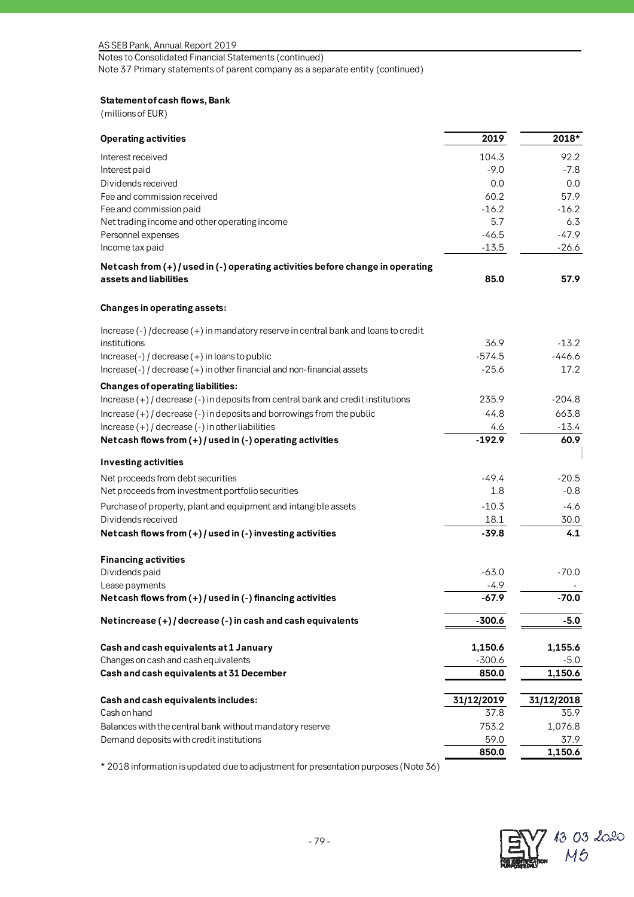Notes to Consolidated Financial Statements (continued)

Note 37 Primary statements of parent company as a separate entity (continued)

### Statement of cash flows, Bank

(millions of EUR)

| Operating activities | 2019 | 2018* |
|---|---|---|
| Interest received | 104.3 | 92.2 |
| Interest paid | -9.0 | -7.8 |
| Dividends received | 0.0 | 0.0 |
| Fee and commission received | 60.2 | 57.9 |
| Fee and commission paid | -16.2 | -16.2 |
| Net trading income and other operating income | 5.7 | 6.3 |
| Personnel expenses | -46.5 | -47.9 |
| Income tax paid | -13.5 | -26.6 |
| **Net cash from (+) / used in (-) operating activities before change in operating assets and liabilities** | **85.0** | **57.9** |
| **Changes in operating assets:** | | |
| Increase (-) /decrease (+) in mandatory reserve in central bank and loans to credit institutions | 36.9 | -13.2 |
| Increase(-) / decrease (+) in loans to public | -574.5 | -446.6 |
| Increase(-) / decrease (+) in other financial and non-financial assets | -25.6 | 17.2 |
| **Changes of operating liabilities:** | | |
| Increase (+) / decrease (-) in deposits from central bank and credit institutions | 235.9 | -204.8 |
| Increase (+) / decrease (-) in deposits and borrowings from the public | 44.8 | 663.8 |
| Increase (+) / decrease (-) in other liabilities | 4.6 | -13.4 |
| **Net cash flows from (+) / used in (-) operating activities** | **-192.9** | **60.9** |
| **Investing activities** | | |
| Net proceeds from debt securities | -49.4 | -20.5 |
| Net proceeds from investment portfolio securities | 1.8 | -0.8 |
| Purchase of property, plant and equipment and intangible assets | -10.3 | -4.6 |
| Dividends received | 18.1 | 30.0 |
| **Net cash flows from (+) / used in (-) investing activities** | **-39.8** | **4.1** |
| **Financing activities** | | |
| Dividends paid | -63.0 | -70.0 |
| Lease payments | -4.9 | - |
| **Net cash flows from (+) / used in (-) financing activities** | **-67.9** | **-70.0** |
| **Net increase (+) / decrease (-) in cash and cash equivalents** | **-300.6** | **-5.0** |
| **Cash and cash equivalents at 1 January** | **1,150.6** | **1,155.6** |
| Changes on cash and cash equivalents | -300.6 | -5.0 |
| **Cash and cash equivalents at 31 December** | **850.0** | **1,150.6** |

| Cash and cash equivalents includes: | 31/12/2019 | 31/12/2018 |
|---|---|---|
| Cash on hand | 37.8 | 35.9 |
| Balances with the central bank without mandatory reserve | 753.2 | 1,076.8 |
| Demand deposits with credit institutions | 59.0 | 37.9 |
| | **850.0** | **1,150.6** |

* 2018 information is updated due to adjustment for presentation purposes (Note 36)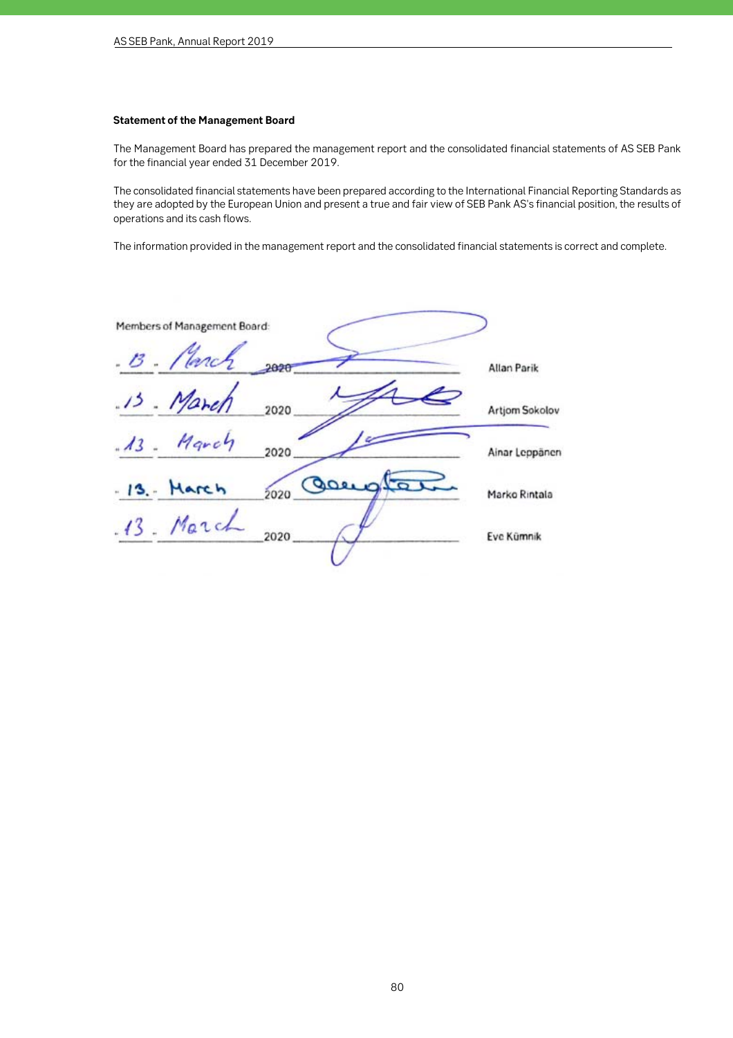**Statement of the Management Board**

The Management Board has prepared the management report and the consolidated financial statements of AS SEB Pank for the financial year ended 31 December 2019.

The consolidated financial statements have been prepared according to the International Financial Reporting Standards as they are adopted by the European Union and present a true and fair view of SEB Pank AS's financial position, the results of operations and its cash flows.

The information provided in the management report and the consolidated financial statements is correct and complete.

Members of Management Board:

| Date | Signature | Name |
|---|---|---|
| 13 March 2020 | | Allan Parik |
| 13 March 2020 | | Artjom Sokolov |
| 13 March 2020 | | Ainar Leppänen |
| 13 March 2020 | | Marko Rintala |
| 13 March 2020 | | Eve Kümnik |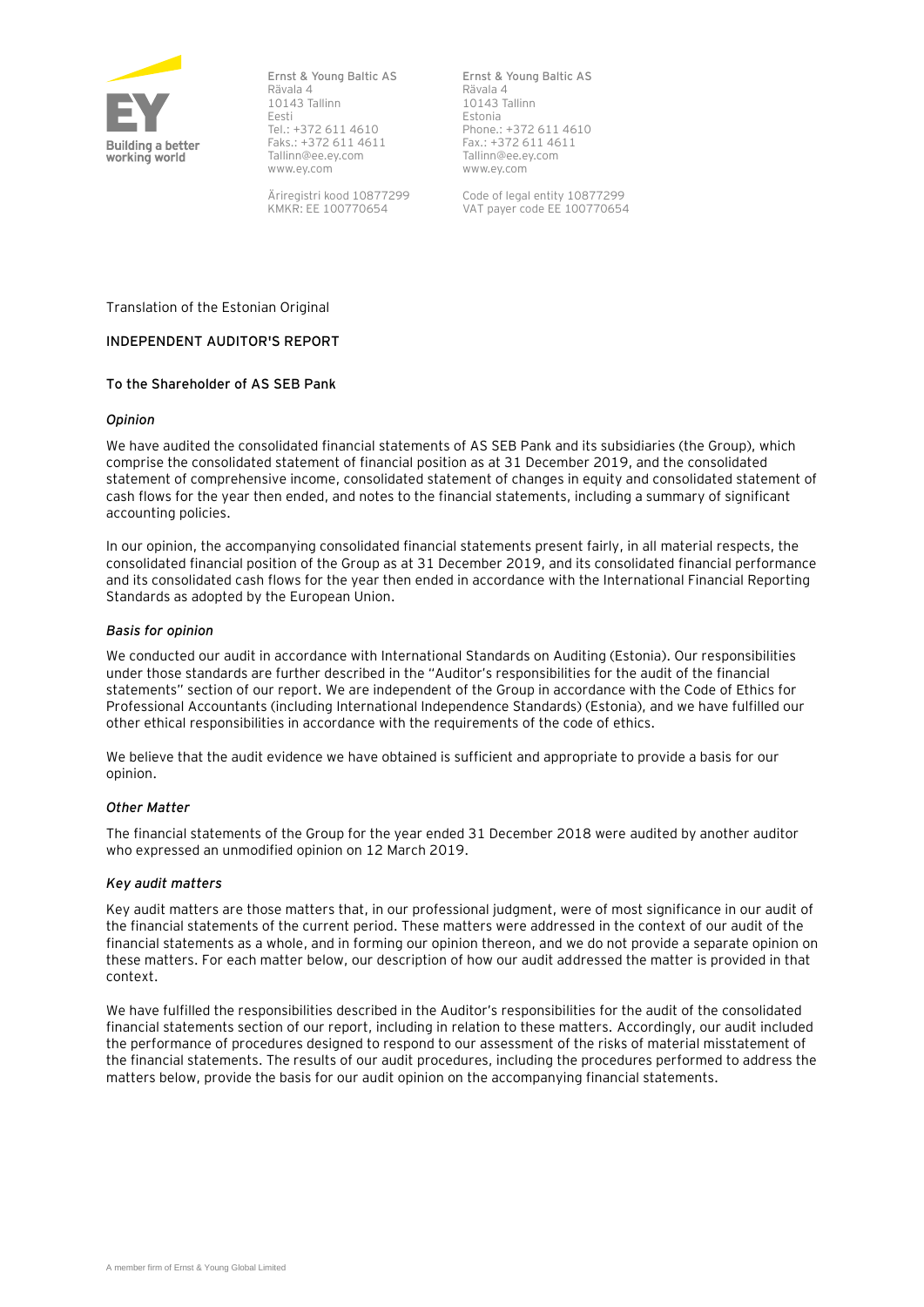Ernst & Young Baltic AS
Rävala 4
10143 Tallinn
Eesti
Tel.: +372 611 4610
Faks.: +372 611 4611
Tallinn@ee.ey.com
www.ey.com

Äriregistri kood 10877299
KMKR: EE 100770654

Ernst & Young Baltic AS
Rävala 4
10143 Tallinn
Estonia
Phone.: +372 611 4610
Fax.: +372 611 4611
Tallinn@ee.ey.com
www.ey.com

Code of legal entity 10877299
VAT payer code EE 100770654

Translation of the Estonian Original

## INDEPENDENT AUDITOR'S REPORT

**To the Shareholder of AS SEB Pank**

### *Opinion*

We have audited the consolidated financial statements of AS SEB Pank and its subsidiaries (the Group), which comprise the consolidated statement of financial position as at 31 December 2019, and the consolidated statement of comprehensive income, consolidated statement of changes in equity and consolidated statement of cash flows for the year then ended, and notes to the financial statements, including a summary of significant accounting policies.

In our opinion, the accompanying consolidated financial statements present fairly, in all material respects, the consolidated financial position of the Group as at 31 December 2019, and its consolidated financial performance and its consolidated cash flows for the year then ended in accordance with the International Financial Reporting Standards as adopted by the European Union.

### *Basis for opinion*

We conducted our audit in accordance with International Standards on Auditing (Estonia). Our responsibilities under those standards are further described in the "Auditor's responsibilities for the audit of the financial statements" section of our report. We are independent of the Group in accordance with the Code of Ethics for Professional Accountants (including International Independence Standards) (Estonia), and we have fulfilled our other ethical responsibilities in accordance with the requirements of the code of ethics.

We believe that the audit evidence we have obtained is sufficient and appropriate to provide a basis for our opinion.

### *Other Matter*

The financial statements of the Group for the year ended 31 December 2018 were audited by another auditor who expressed an unmodified opinion on 12 March 2019.

### *Key audit matters*

Key audit matters are those matters that, in our professional judgment, were of most significance in our audit of the financial statements of the current period. These matters were addressed in the context of our audit of the financial statements as a whole, and in forming our opinion thereon, and we do not provide a separate opinion on these matters. For each matter below, our description of how our audit addressed the matter is provided in that context.

We have fulfilled the responsibilities described in the Auditor's responsibilities for the audit of the consolidated financial statements section of our report, including in relation to these matters. Accordingly, our audit included the performance of procedures designed to respond to our assessment of the risks of material misstatement of the financial statements. The results of our audit procedures, including the procedures performed to address the matters below, provide the basis for our audit opinion on the accompanying financial statements.

A member firm of Ernst & Young Global Limited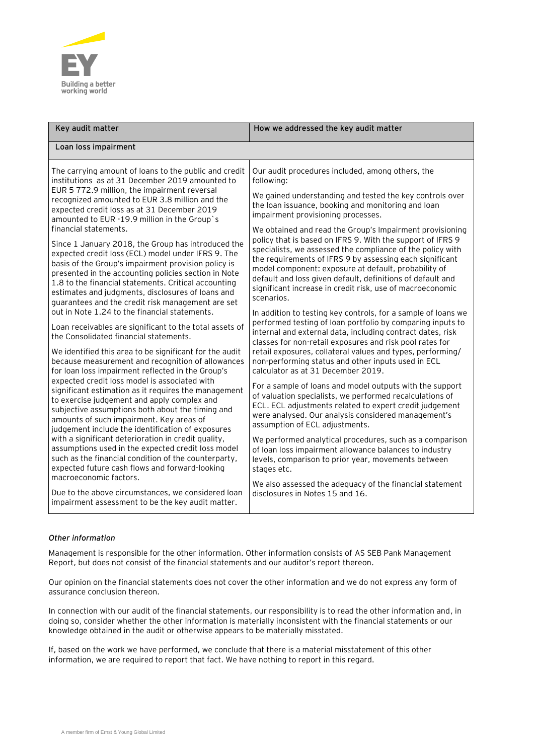| Key audit matter | How we addressed the key audit matter |
| --- | --- |
| **Loan loss impairment** | |
| The carrying amount of loans to the public and credit institutions as at 31 December 2019 amounted to EUR 5 772.9 million, the impairment reversal recognized amounted to EUR 3.8 million and the expected credit loss as at 31 December 2019 amounted to EUR -19.9 million in the Group`s financial statements.<br><br>Since 1 January 2018, the Group has introduced the expected credit loss (ECL) model under IFRS 9. The basis of the Group's impairment provision policy is presented in the accounting policies section in Note 1.8 to the financial statements. Critical accounting estimates and judgments, disclosures of loans and guarantees and the credit risk management are set out in Note 1.24 to the financial statements.<br><br>Loan receivables are significant to the total assets of the Consolidated financial statements.<br><br>We identified this area to be significant for the audit because measurement and recognition of allowances for loan loss impairment reflected in the Group's expected credit loss model is associated with significant estimation as it requires the management to exercise judgement and apply complex and subjective assumptions both about the timing and amounts of such impairment. Key areas of judgement include the identification of exposures with a significant deterioration in credit quality, assumptions used in the expected credit loss model such as the financial condition of the counterparty, expected future cash flows and forward-looking macroeconomic factors.<br><br>Due to the above circumstances, we considered loan impairment assessment to be the key audit matter. | Our audit procedures included, among others, the following:<br><br>We gained understanding and tested the key controls over the loan issuance, booking and monitoring and loan impairment provisioning processes.<br><br>We obtained and read the Group's Impairment provisioning policy that is based on IFRS 9. With the support of IFRS 9 specialists, we assessed the compliance of the policy with the requirements of IFRS 9 by assessing each significant model component: exposure at default, probability of default and loss given default, definitions of default and significant increase in credit risk, use of macroeconomic scenarios.<br><br>In addition to testing key controls, for a sample of loans we performed testing of loan portfolio by comparing inputs to internal and external data, including contract dates, risk classes for non-retail exposures and risk pool rates for retail exposures, collateral values and types, performing/ non-performing status and other inputs used in ECL calculator as at 31 December 2019.<br><br>For a sample of loans and model outputs with the support of valuation specialists, we performed recalculations of ECL. ECL adjustments related to expert credit judgement were analysed. Our analysis considered management's assumption of ECL adjustments.<br><br>We performed analytical procedures, such as a comparison of loan loss impairment allowance balances to industry levels, comparison to prior year, movements between stages etc.<br><br>We also assessed the adequacy of the financial statement disclosures in Notes 15 and 16. |

***Other information***

Management is responsible for the other information. Other information consists of AS SEB Pank Management Report, but does not consist of the financial statements and our auditor's report thereon.

Our opinion on the financial statements does not cover the other information and we do not express any form of assurance conclusion thereon.

In connection with our audit of the financial statements, our responsibility is to read the other information and, in doing so, consider whether the other information is materially inconsistent with the financial statements or our knowledge obtained in the audit or otherwise appears to be materially misstated.

If, based on the work we have performed, we conclude that there is a material misstatement of this other information, we are required to report that fact. We have nothing to report in this regard.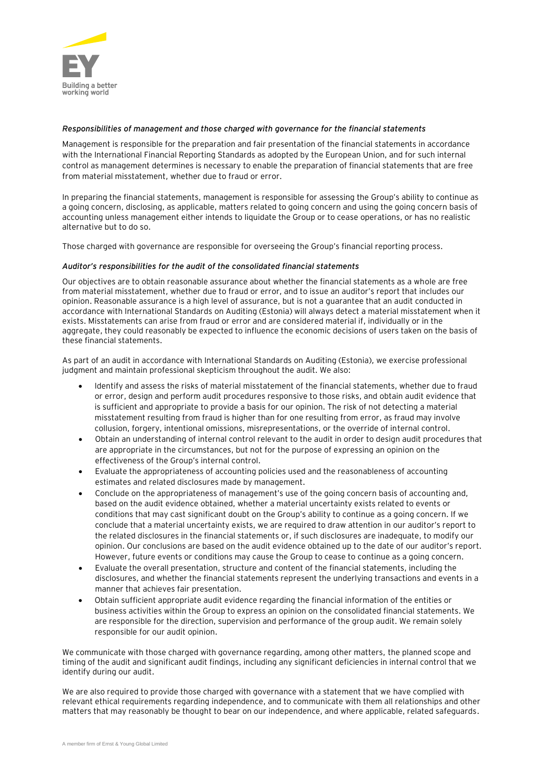### *Responsibilities of management and those charged with governance for the financial statements*

Management is responsible for the preparation and fair presentation of the financial statements in accordance with the International Financial Reporting Standards as adopted by the European Union, and for such internal control as management determines is necessary to enable the preparation of financial statements that are free from material misstatement, whether due to fraud or error.

In preparing the financial statements, management is responsible for assessing the Group's ability to continue as a going concern, disclosing, as applicable, matters related to going concern and using the going concern basis of accounting unless management either intends to liquidate the Group or to cease operations, or has no realistic alternative but to do so.

Those charged with governance are responsible for overseeing the Group's financial reporting process.

### *Auditor's responsibilities for the audit of the consolidated financial statements*

Our objectives are to obtain reasonable assurance about whether the financial statements as a whole are free from material misstatement, whether due to fraud or error, and to issue an auditor's report that includes our opinion. Reasonable assurance is a high level of assurance, but is not a guarantee that an audit conducted in accordance with International Standards on Auditing (Estonia) will always detect a material misstatement when it exists. Misstatements can arise from fraud or error and are considered material if, individually or in the aggregate, they could reasonably be expected to influence the economic decisions of users taken on the basis of these financial statements.

As part of an audit in accordance with International Standards on Auditing (Estonia), we exercise professional judgment and maintain professional skepticism throughout the audit. We also:

- Identify and assess the risks of material misstatement of the financial statements, whether due to fraud or error, design and perform audit procedures responsive to those risks, and obtain audit evidence that is sufficient and appropriate to provide a basis for our opinion. The risk of not detecting a material misstatement resulting from fraud is higher than for one resulting from error, as fraud may involve collusion, forgery, intentional omissions, misrepresentations, or the override of internal control.
- Obtain an understanding of internal control relevant to the audit in order to design audit procedures that are appropriate in the circumstances, but not for the purpose of expressing an opinion on the effectiveness of the Group's internal control.
- Evaluate the appropriateness of accounting policies used and the reasonableness of accounting estimates and related disclosures made by management.
- Conclude on the appropriateness of management's use of the going concern basis of accounting and, based on the audit evidence obtained, whether a material uncertainty exists related to events or conditions that may cast significant doubt on the Group's ability to continue as a going concern. If we conclude that a material uncertainty exists, we are required to draw attention in our auditor's report to the related disclosures in the financial statements or, if such disclosures are inadequate, to modify our opinion. Our conclusions are based on the audit evidence obtained up to the date of our auditor's report. However, future events or conditions may cause the Group to cease to continue as a going concern.
- Evaluate the overall presentation, structure and content of the financial statements, including the disclosures, and whether the financial statements represent the underlying transactions and events in a manner that achieves fair presentation.
- Obtain sufficient appropriate audit evidence regarding the financial information of the entities or business activities within the Group to express an opinion on the consolidated financial statements. We are responsible for the direction, supervision and performance of the group audit. We remain solely responsible for our audit opinion.

We communicate with those charged with governance regarding, among other matters, the planned scope and timing of the audit and significant audit findings, including any significant deficiencies in internal control that we identify during our audit.

We are also required to provide those charged with governance with a statement that we have complied with relevant ethical requirements regarding independence, and to communicate with them all relationships and other matters that may reasonably be thought to bear on our independence, and where applicable, related safeguards.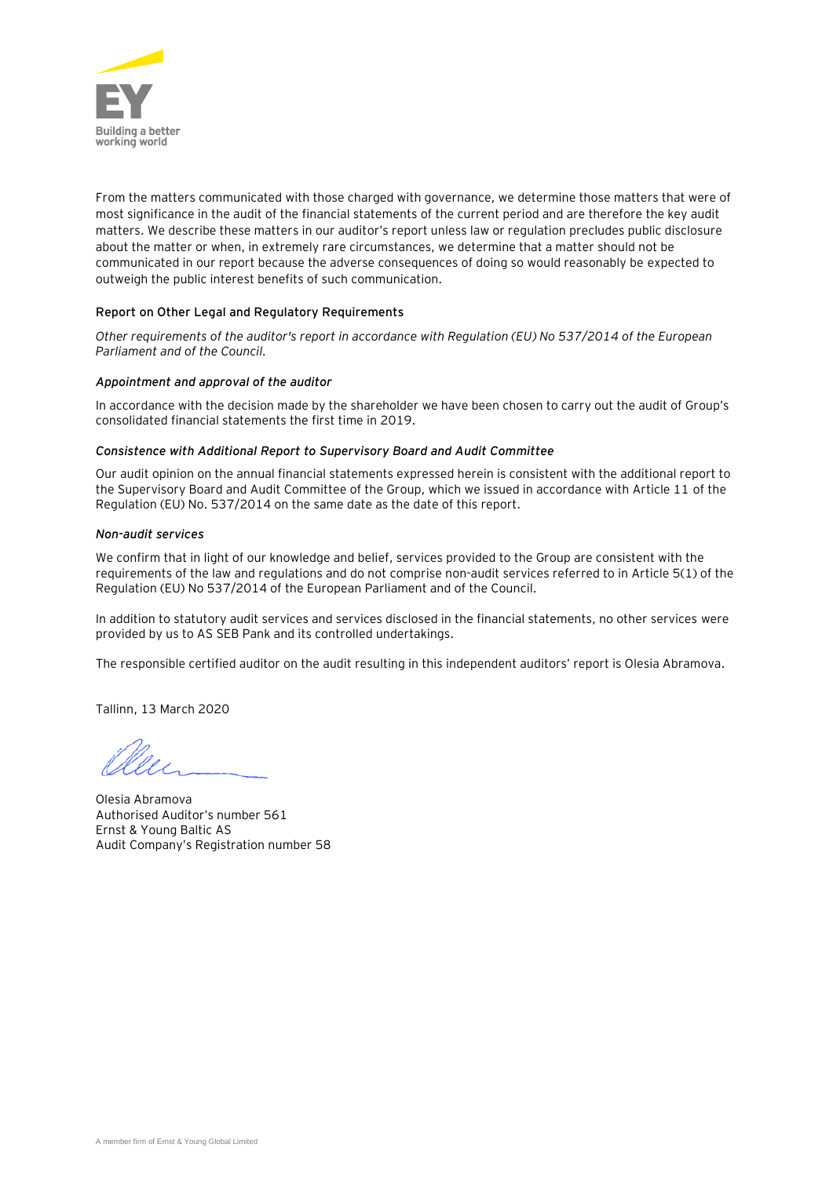From the matters communicated with those charged with governance, we determine those matters that were of most significance in the audit of the financial statements of the current period and are therefore the key audit matters. We describe these matters in our auditor's report unless law or regulation precludes public disclosure about the matter or when, in extremely rare circumstances, we determine that a matter should not be communicated in our report because the adverse consequences of doing so would reasonably be expected to outweigh the public interest benefits of such communication.

### Report on Other Legal and Regulatory Requirements

*Other requirements of the auditor's report in accordance with Regulation (EU) No 537/2014 of the European Parliament and of the Council.*

#### *Appointment and approval of the auditor*

In accordance with the decision made by the shareholder we have been chosen to carry out the audit of Group's consolidated financial statements the first time in 2019.

#### *Consistence with Additional Report to Supervisory Board and Audit Committee*

Our audit opinion on the annual financial statements expressed herein is consistent with the additional report to the Supervisory Board and Audit Committee of the Group, which we issued in accordance with Article 11 of the Regulation (EU) No. 537/2014 on the same date as the date of this report.

#### *Non-audit services*

We confirm that in light of our knowledge and belief, services provided to the Group are consistent with the requirements of the law and regulations and do not comprise non-audit services referred to in Article 5(1) of the Regulation (EU) No 537/2014 of the European Parliament and of the Council.

In addition to statutory audit services and services disclosed in the financial statements, no other services were provided by us to AS SEB Pank and its controlled undertakings.

The responsible certified auditor on the audit resulting in this independent auditors' report is Olesia Abramova.

Tallinn, 13 March 2020

Olesia Abramova
Authorised Auditor's number 561
Ernst & Young Baltic AS
Audit Company's Registration number 58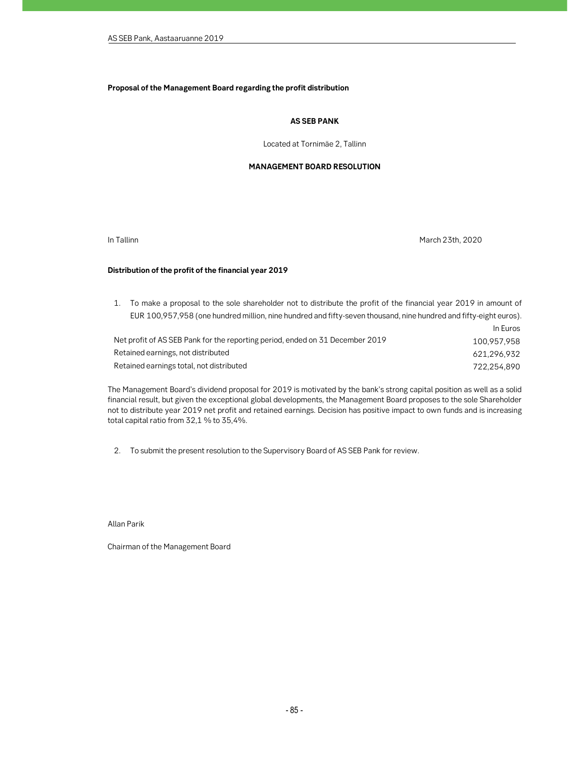**Proposal of the Management Board regarding the profit distribution**

**AS SEB PANK**

Located at Tornimäe 2, Tallinn

**MANAGEMENT BOARD RESOLUTION**

In Tallinn

March 23th, 2020

**Distribution of the profit of the financial year 2019**

1. To make a proposal to the sole shareholder not to distribute the profit of the financial year 2019 in amount of EUR 100,957,958 (one hundred million, nine hundred and fifty-seven thousand, nine hundred and fifty-eight euros).

| | In Euros |
|---|---|
| Net profit of AS SEB Pank for the reporting period, ended on 31 December 2019 | 100,957,958 |
| Retained earnings, not distributed | 621,296,932 |
| Retained earnings total, not distributed | 722,254,890 |

The Management Board's dividend proposal for 2019 is motivated by the bank's strong capital position as well as a solid financial result, but given the exceptional global developments, the Management Board proposes to the sole Shareholder not to distribute year 2019 net profit and retained earnings. Decision has positive impact to own funds and is increasing total capital ratio from 32,1 % to 35,4%.

2. To submit the present resolution to the Supervisory Board of AS SEB Pank for review.

Allan Parik

Chairman of the Management Board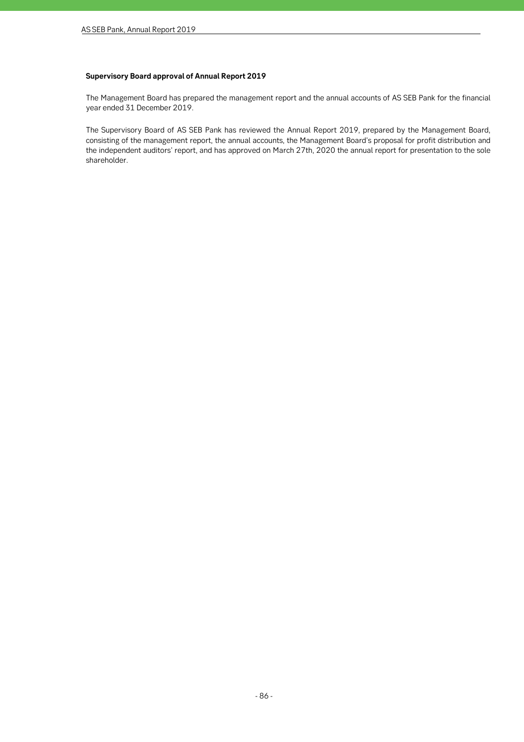**Supervisory Board approval of Annual Report 2019**

The Management Board has prepared the management report and the annual accounts of AS SEB Pank for the financial year ended 31 December 2019.

The Supervisory Board of AS SEB Pank has reviewed the Annual Report 2019, prepared by the Management Board, consisting of the management report, the annual accounts, the Management Board's proposal for profit distribution and the independent auditors' report, and has approved on March 27th, 2020 the annual report for presentation to the sole shareholder.